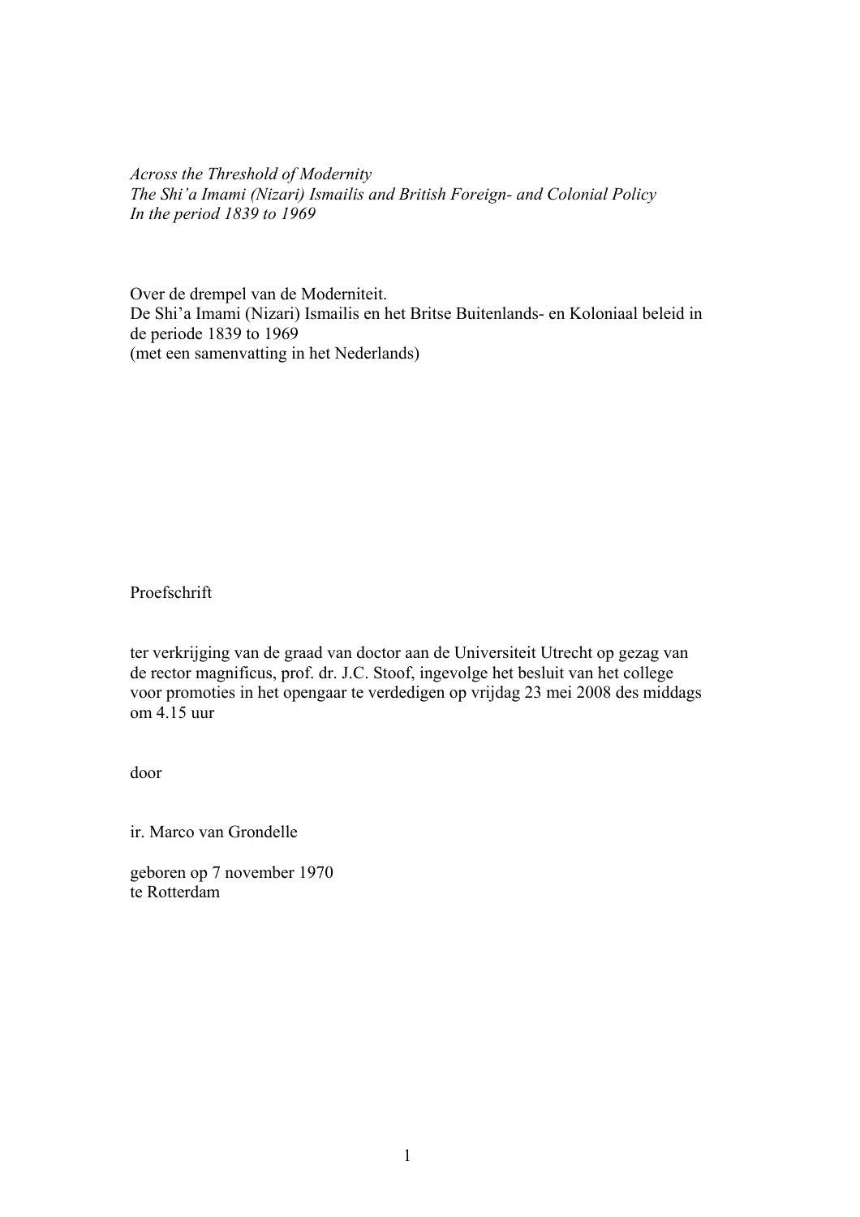*Across the Threshold of Modernity*
*The Shi'a Imami (Nizari) Ismailis and British Foreign- and Colonial Policy*
*In the period 1839 to 1969*

Over de drempel van de Moderniteit.
De Shi'a Imami (Nizari) Ismailis en het Britse Buitenlands- en Koloniaal beleid in de periode 1839 to 1969
(met een samenvatting in het Nederlands)

Proefschrift

ter verkrijging van de graad van doctor aan de Universiteit Utrecht op gezag van de rector magnificus, prof. dr. J.C. Stoof, ingevolge het besluit van het college voor promoties in het opengaar te verdedigen op vrijdag 23 mei 2008 des middags om 4.15 uur

door

ir. Marco van Grondelle

geboren op 7 november 1970
te Rotterdam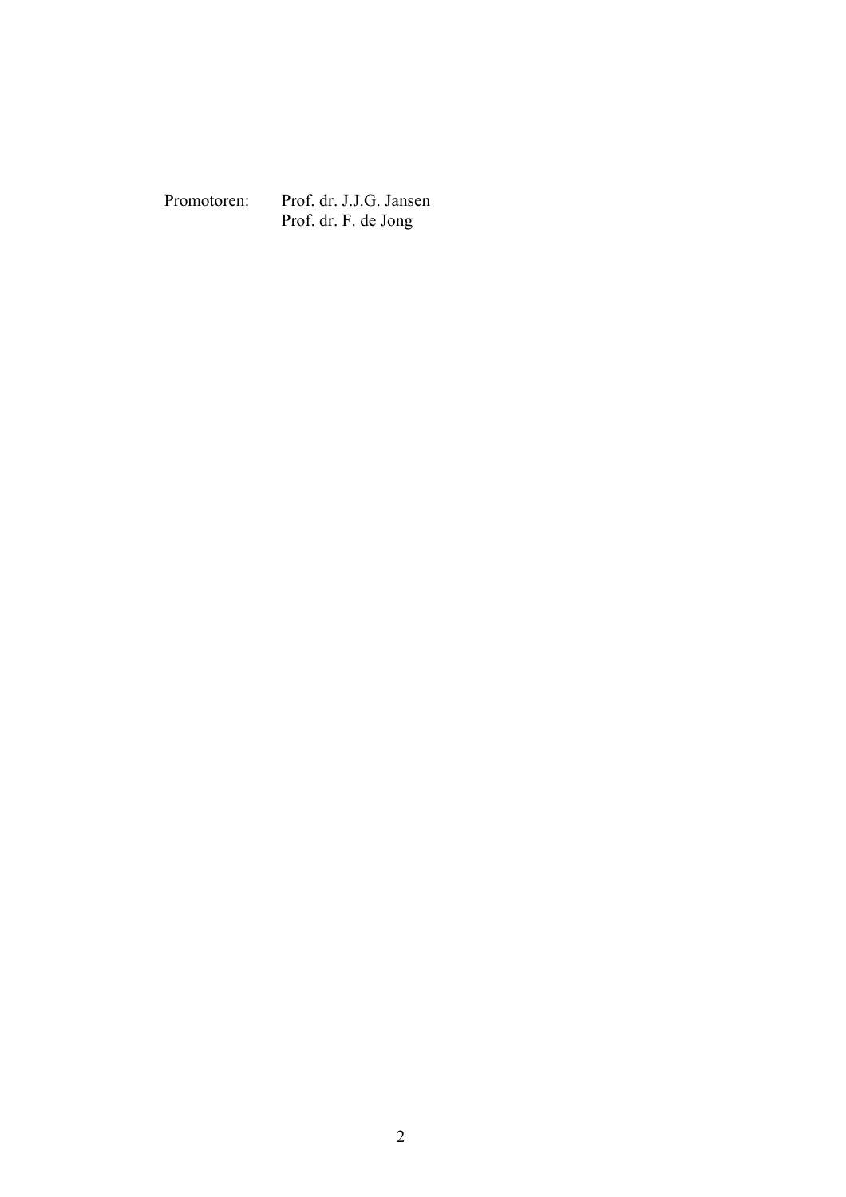| Promotoren: | Prof. dr. J.J.G. Jansen |
| --- | --- |
| | Prof. dr. F. de Jong |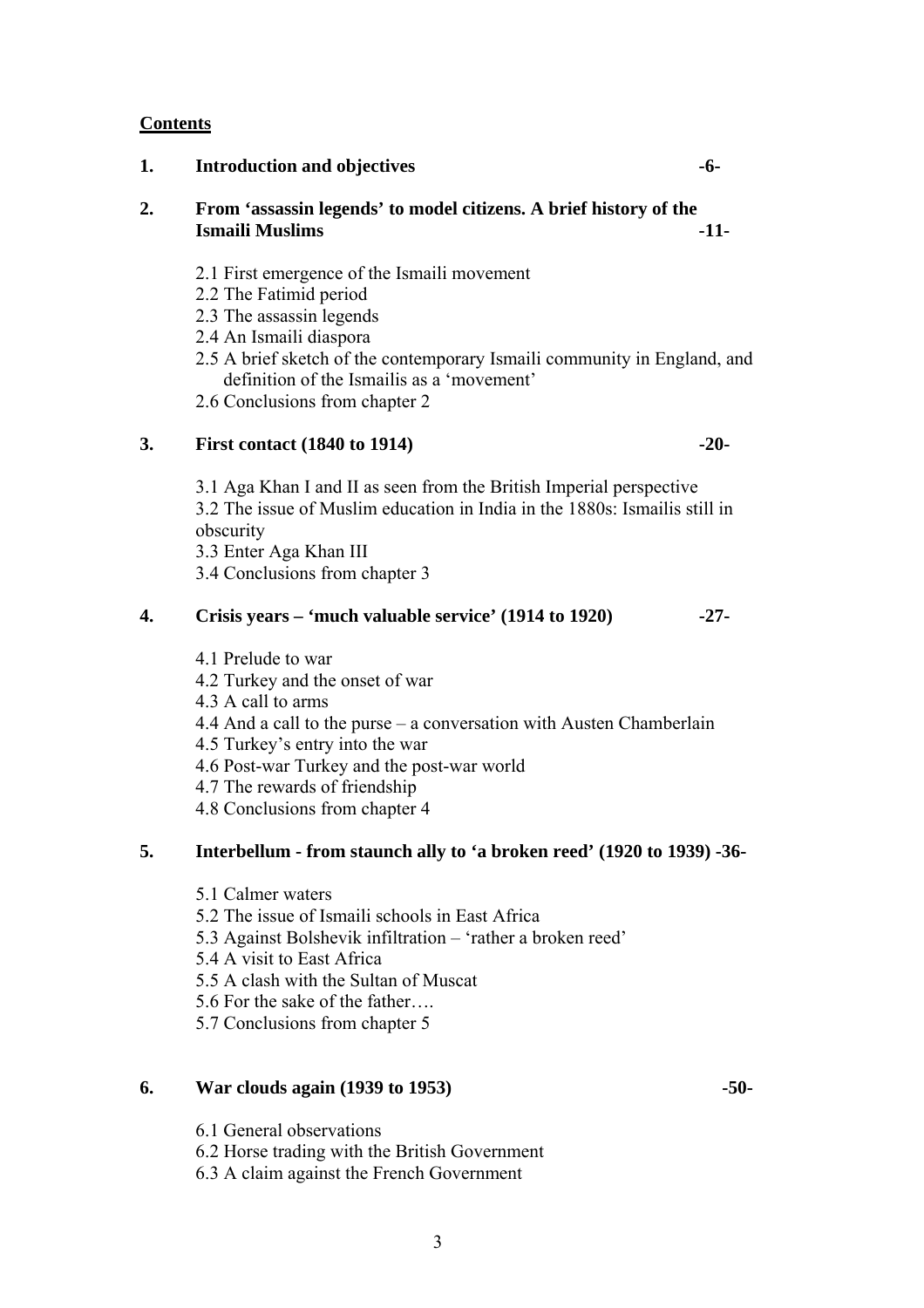**Contents**

| | | |
|---|---|---|
| **1.** | **Introduction and objectives** | **-6-** |
| **2.** | **From 'assassin legends' to model citizens. A brief history of the Ismaili Muslims** | **-11-** |

- 2.1 First emergence of the Ismaili movement
- 2.2 The Fatimid period
- 2.3 The assassin legends
- 2.4 An Ismaili diaspora
- 2.5 A brief sketch of the contemporary Ismaili community in England, and definition of the Ismailis as a 'movement'
- 2.6 Conclusions from chapter 2

**3. First contact (1840 to 1914) -20-**

- 3.1 Aga Khan I and II as seen from the British Imperial perspective
- 3.2 The issue of Muslim education in India in the 1880s: Ismailis still in obscurity
- 3.3 Enter Aga Khan III
- 3.4 Conclusions from chapter 3

**4. Crisis years – 'much valuable service' (1914 to 1920) -27-**

- 4.1 Prelude to war
- 4.2 Turkey and the onset of war
- 4.3 A call to arms
- 4.4 And a call to the purse – a conversation with Austen Chamberlain
- 4.5 Turkey's entry into the war
- 4.6 Post-war Turkey and the post-war world
- 4.7 The rewards of friendship
- 4.8 Conclusions from chapter 4

**5. Interbellum - from staunch ally to 'a broken reed' (1920 to 1939) -36-**

- 5.1 Calmer waters
- 5.2 The issue of Ismaili schools in East Africa
- 5.3 Against Bolshevik infiltration – 'rather a broken reed'
- 5.4 A visit to East Africa
- 5.5 A clash with the Sultan of Muscat
- 5.6 For the sake of the father….
- 5.7 Conclusions from chapter 5

**6. War clouds again (1939 to 1953) -50-**

- 6.1 General observations
- 6.2 Horse trading with the British Government
- 6.3 A claim against the French Government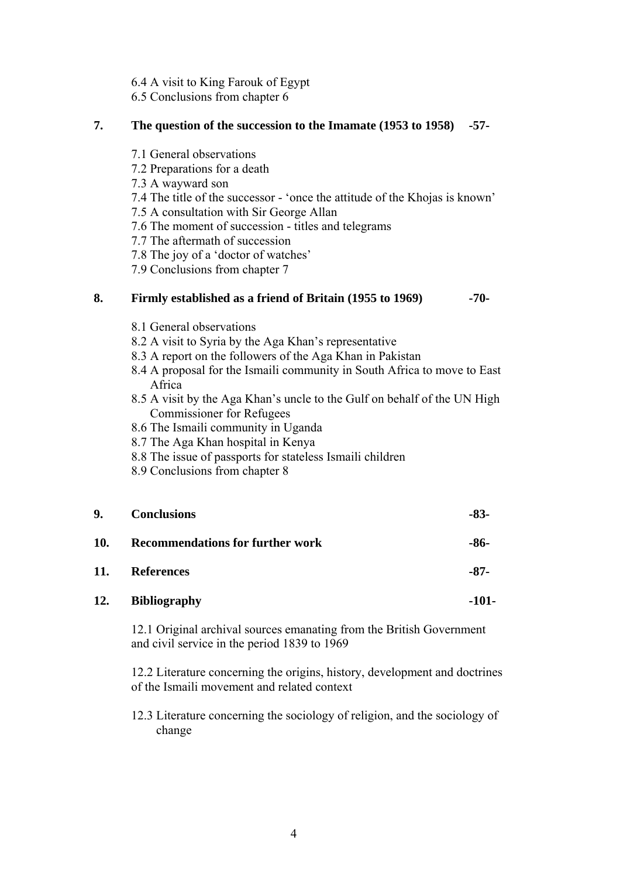6.4 A visit to King Farouk of Egypt
6.5 Conclusions from chapter 6

**7. The question of the succession to the Imamate (1953 to 1958) -57-**

7.1 General observations
7.2 Preparations for a death
7.3 A wayward son
7.4 The title of the successor - 'once the attitude of the Khojas is known'
7.5 A consultation with Sir George Allan
7.6 The moment of succession - titles and telegrams
7.7 The aftermath of succession
7.8 The joy of a 'doctor of watches'
7.9 Conclusions from chapter 7

**8. Firmly established as a friend of Britain (1955 to 1969) -70-**

8.1 General observations
8.2 A visit to Syria by the Aga Khan's representative
8.3 A report on the followers of the Aga Khan in Pakistan
8.4 A proposal for the Ismaili community in South Africa to move to East Africa
8.5 A visit by the Aga Khan's uncle to the Gulf on behalf of the UN High Commissioner for Refugees
8.6 The Ismaili community in Uganda
8.7 The Aga Khan hospital in Kenya
8.8 The issue of passports for stateless Ismaili children
8.9 Conclusions from chapter 8

**9. Conclusions -83-**

**10. Recommendations for further work -86-**

**11. References -87-**

**12. Bibliography -101-**

12.1 Original archival sources emanating from the British Government and civil service in the period 1839 to 1969

12.2 Literature concerning the origins, history, development and doctrines of the Ismaili movement and related context

12.3 Literature concerning the sociology of religion, and the sociology of change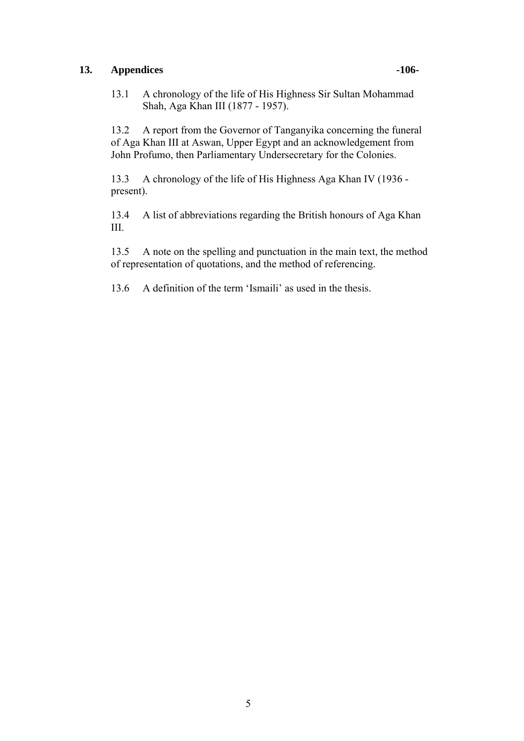**13. Appendices -106-**

13.1 A chronology of the life of His Highness Sir Sultan Mohammad Shah, Aga Khan III (1877 - 1957).

13.2 A report from the Governor of Tanganyika concerning the funeral of Aga Khan III at Aswan, Upper Egypt and an acknowledgement from John Profumo, then Parliamentary Undersecretary for the Colonies.

13.3 A chronology of the life of His Highness Aga Khan IV (1936 - present).

13.4 A list of abbreviations regarding the British honours of Aga Khan III.

13.5 A note on the spelling and punctuation in the main text, the method of representation of quotations, and the method of referencing.

13.6 A definition of the term 'Ismaili' as used in the thesis.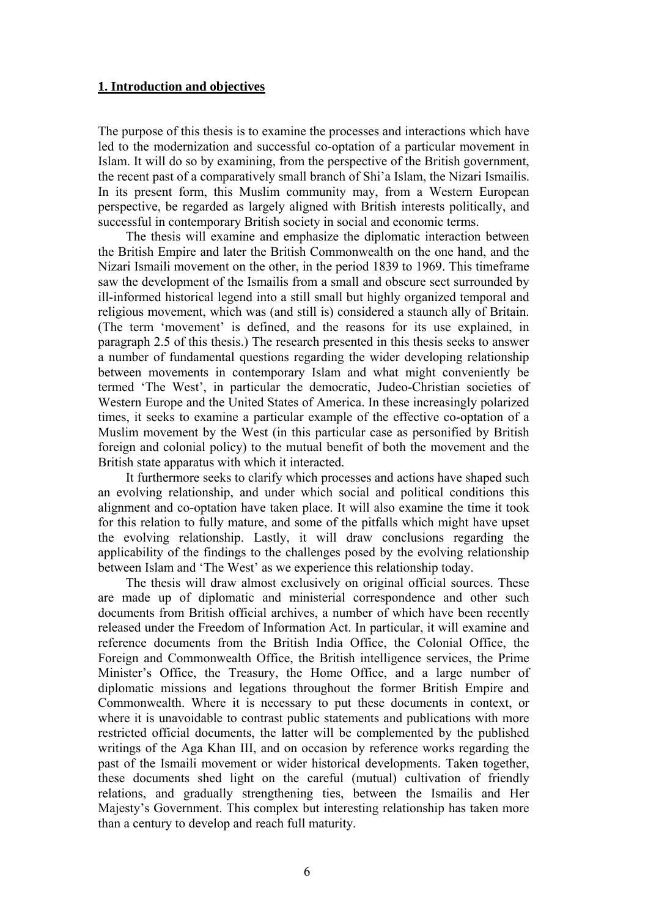## 1. Introduction and objectives

The purpose of this thesis is to examine the processes and interactions which have led to the modernization and successful co-optation of a particular movement in Islam. It will do so by examining, from the perspective of the British government, the recent past of a comparatively small branch of Shi'a Islam, the Nizari Ismailis. In its present form, this Muslim community may, from a Western European perspective, be regarded as largely aligned with British interests politically, and successful in contemporary British society in social and economic terms.

The thesis will examine and emphasize the diplomatic interaction between the British Empire and later the British Commonwealth on the one hand, and the Nizari Ismaili movement on the other, in the period 1839 to 1969. This timeframe saw the development of the Ismailis from a small and obscure sect surrounded by ill-informed historical legend into a still small but highly organized temporal and religious movement, which was (and still is) considered a staunch ally of Britain. (The term 'movement' is defined, and the reasons for its use explained, in paragraph 2.5 of this thesis.) The research presented in this thesis seeks to answer a number of fundamental questions regarding the wider developing relationship between movements in contemporary Islam and what might conveniently be termed 'The West', in particular the democratic, Judeo-Christian societies of Western Europe and the United States of America. In these increasingly polarized times, it seeks to examine a particular example of the effective co-optation of a Muslim movement by the West (in this particular case as personified by British foreign and colonial policy) to the mutual benefit of both the movement and the British state apparatus with which it interacted.

It furthermore seeks to clarify which processes and actions have shaped such an evolving relationship, and under which social and political conditions this alignment and co-optation have taken place. It will also examine the time it took for this relation to fully mature, and some of the pitfalls which might have upset the evolving relationship. Lastly, it will draw conclusions regarding the applicability of the findings to the challenges posed by the evolving relationship between Islam and 'The West' as we experience this relationship today.

The thesis will draw almost exclusively on original official sources. These are made up of diplomatic and ministerial correspondence and other such documents from British official archives, a number of which have been recently released under the Freedom of Information Act. In particular, it will examine and reference documents from the British India Office, the Colonial Office, the Foreign and Commonwealth Office, the British intelligence services, the Prime Minister's Office, the Treasury, the Home Office, and a large number of diplomatic missions and legations throughout the former British Empire and Commonwealth. Where it is necessary to put these documents in context, or where it is unavoidable to contrast public statements and publications with more restricted official documents, the latter will be complemented by the published writings of the Aga Khan III, and on occasion by reference works regarding the past of the Ismaili movement or wider historical developments. Taken together, these documents shed light on the careful (mutual) cultivation of friendly relations, and gradually strengthening ties, between the Ismailis and Her Majesty's Government. This complex but interesting relationship has taken more than a century to develop and reach full maturity.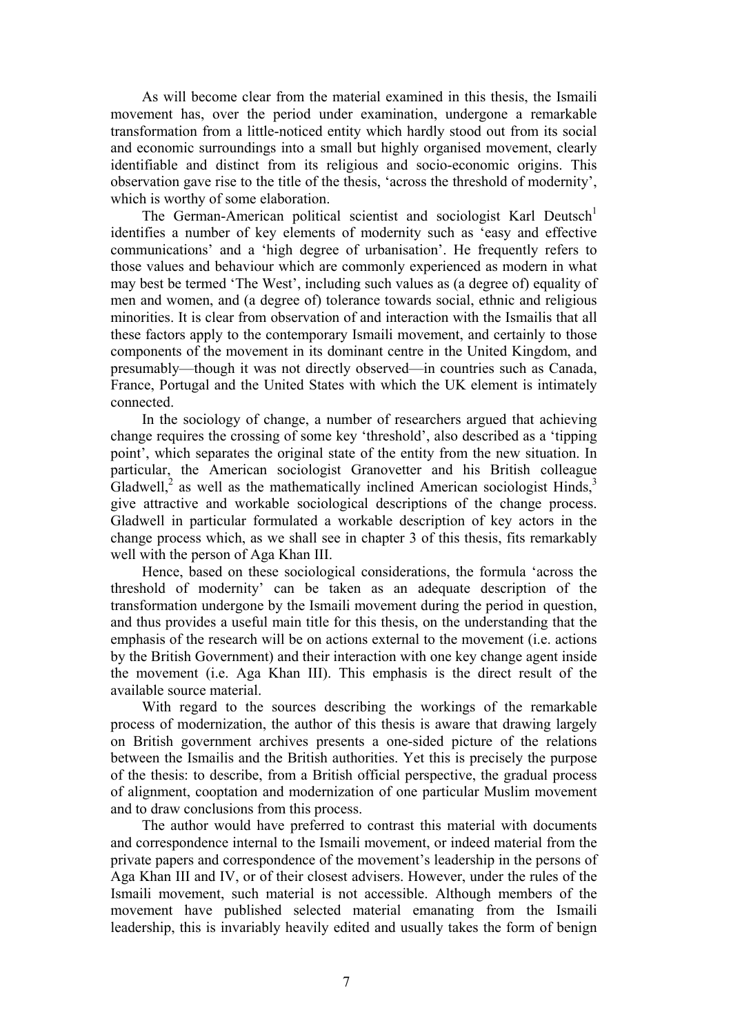As will become clear from the material examined in this thesis, the Ismaili movement has, over the period under examination, undergone a remarkable transformation from a little-noticed entity which hardly stood out from its social and economic surroundings into a small but highly organised movement, clearly identifiable and distinct from its religious and socio-economic origins. This observation gave rise to the title of the thesis, 'across the threshold of modernity', which is worthy of some elaboration.

The German-American political scientist and sociologist Karl Deutsch[1] identifies a number of key elements of modernity such as 'easy and effective communications' and a 'high degree of urbanisation'. He frequently refers to those values and behaviour which are commonly experienced as modern in what may best be termed 'The West', including such values as (a degree of) equality of men and women, and (a degree of) tolerance towards social, ethnic and religious minorities. It is clear from observation of and interaction with the Ismailis that all these factors apply to the contemporary Ismaili movement, and certainly to those components of the movement in its dominant centre in the United Kingdom, and presumably—though it was not directly observed—in countries such as Canada, France, Portugal and the United States with which the UK element is intimately connected.

In the sociology of change, a number of researchers argued that achieving change requires the crossing of some key 'threshold', also described as a 'tipping point', which separates the original state of the entity from the new situation. In particular, the American sociologist Granovetter and his British colleague Gladwell,[2] as well as the mathematically inclined American sociologist Hinds,[3] give attractive and workable sociological descriptions of the change process. Gladwell in particular formulated a workable description of key actors in the change process which, as we shall see in chapter 3 of this thesis, fits remarkably well with the person of Aga Khan III.

Hence, based on these sociological considerations, the formula 'across the threshold of modernity' can be taken as an adequate description of the transformation undergone by the Ismaili movement during the period in question, and thus provides a useful main title for this thesis, on the understanding that the emphasis of the research will be on actions external to the movement (i.e. actions by the British Government) and their interaction with one key change agent inside the movement (i.e. Aga Khan III). This emphasis is the direct result of the available source material.

With regard to the sources describing the workings of the remarkable process of modernization, the author of this thesis is aware that drawing largely on British government archives presents a one-sided picture of the relations between the Ismailis and the British authorities. Yet this is precisely the purpose of the thesis: to describe, from a British official perspective, the gradual process of alignment, cooptation and modernization of one particular Muslim movement and to draw conclusions from this process.

The author would have preferred to contrast this material with documents and correspondence internal to the Ismaili movement, or indeed material from the private papers and correspondence of the movement's leadership in the persons of Aga Khan III and IV, or of their closest advisers. However, under the rules of the Ismaili movement, such material is not accessible. Although members of the movement have published selected material emanating from the Ismaili leadership, this is invariably heavily edited and usually takes the form of benign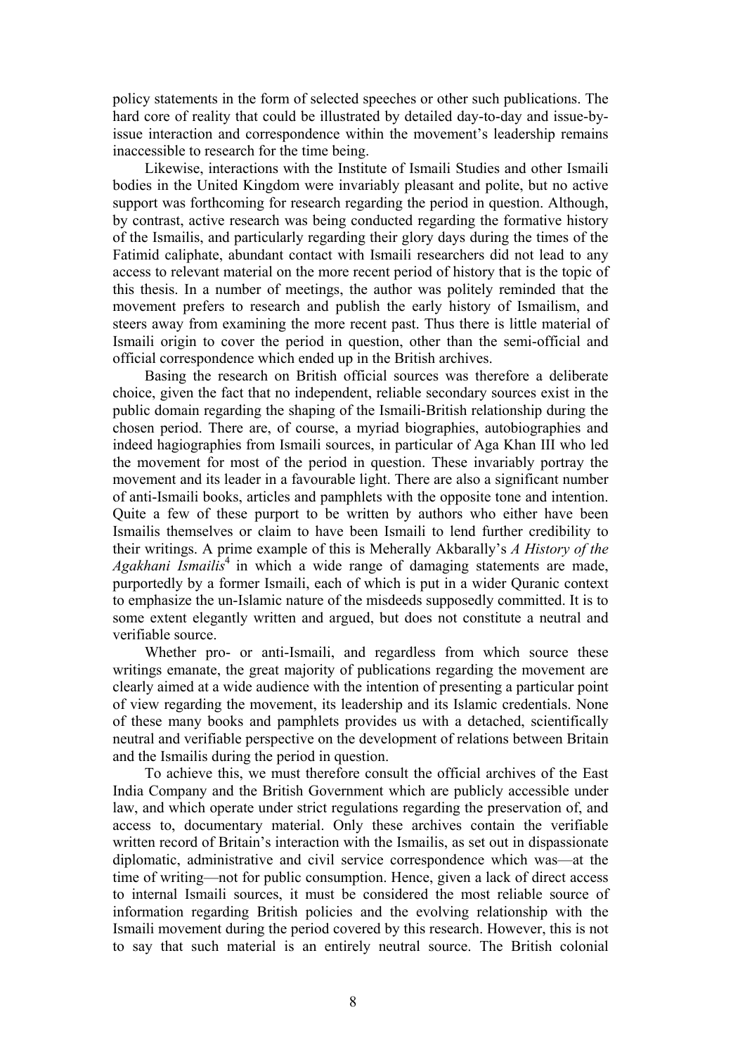policy statements in the form of selected speeches or other such publications. The hard core of reality that could be illustrated by detailed day-to-day and issue-by-issue interaction and correspondence within the movement's leadership remains inaccessible to research for the time being.

Likewise, interactions with the Institute of Ismaili Studies and other Ismaili bodies in the United Kingdom were invariably pleasant and polite, but no active support was forthcoming for research regarding the period in question. Although, by contrast, active research was being conducted regarding the formative history of the Ismailis, and particularly regarding their glory days during the times of the Fatimid caliphate, abundant contact with Ismaili researchers did not lead to any access to relevant material on the more recent period of history that is the topic of this thesis. In a number of meetings, the author was politely reminded that the movement prefers to research and publish the early history of Ismailism, and steers away from examining the more recent past. Thus there is little material of Ismaili origin to cover the period in question, other than the semi-official and official correspondence which ended up in the British archives.

Basing the research on British official sources was therefore a deliberate choice, given the fact that no independent, reliable secondary sources exist in the public domain regarding the shaping of the Ismaili-British relationship during the chosen period. There are, of course, a myriad biographies, autobiographies and indeed hagiographies from Ismaili sources, in particular of Aga Khan III who led the movement for most of the period in question. These invariably portray the movement and its leader in a favourable light. There are also a significant number of anti-Ismaili books, articles and pamphlets with the opposite tone and intention. Quite a few of these purport to be written by authors who either have been Ismailis themselves or claim to have been Ismaili to lend further credibility to their writings. A prime example of this is Meherally Akbarally's *A History of the Agakhani Ismailis*[4] in which a wide range of damaging statements are made, purportedly by a former Ismaili, each of which is put in a wider Quranic context to emphasize the un-Islamic nature of the misdeeds supposedly committed. It is to some extent elegantly written and argued, but does not constitute a neutral and verifiable source.

Whether pro- or anti-Ismaili, and regardless from which source these writings emanate, the great majority of publications regarding the movement are clearly aimed at a wide audience with the intention of presenting a particular point of view regarding the movement, its leadership and its Islamic credentials. None of these many books and pamphlets provides us with a detached, scientifically neutral and verifiable perspective on the development of relations between Britain and the Ismailis during the period in question.

To achieve this, we must therefore consult the official archives of the East India Company and the British Government which are publicly accessible under law, and which operate under strict regulations regarding the preservation of, and access to, documentary material. Only these archives contain the verifiable written record of Britain's interaction with the Ismailis, as set out in dispassionate diplomatic, administrative and civil service correspondence which was—at the time of writing—not for public consumption. Hence, given a lack of direct access to internal Ismaili sources, it must be considered the most reliable source of information regarding British policies and the evolving relationship with the Ismaili movement during the period covered by this research. However, this is not to say that such material is an entirely neutral source. The British colonial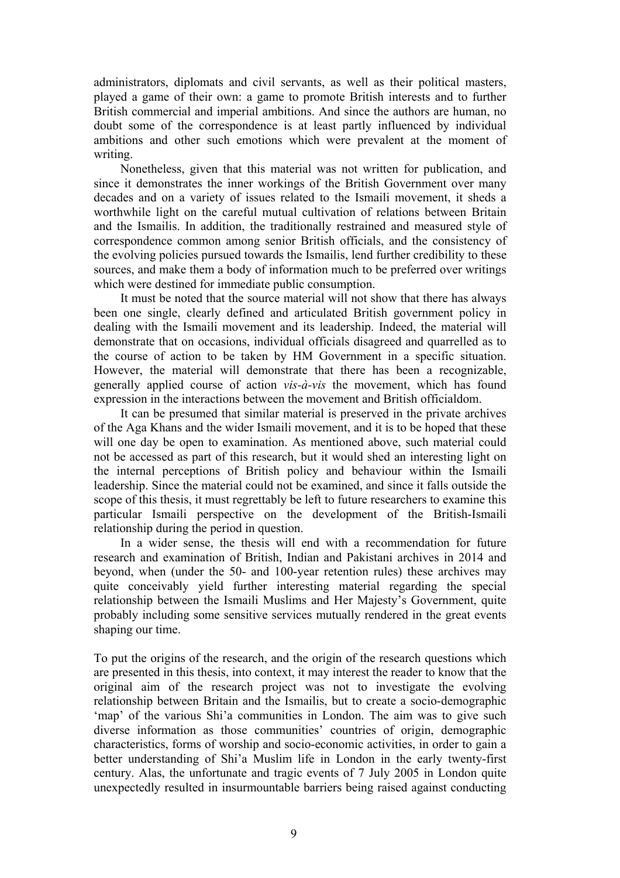administrators, diplomats and civil servants, as well as their political masters, played a game of their own: a game to promote British interests and to further British commercial and imperial ambitions. And since the authors are human, no doubt some of the correspondence is at least partly influenced by individual ambitions and other such emotions which were prevalent at the moment of writing.

Nonetheless, given that this material was not written for publication, and since it demonstrates the inner workings of the British Government over many decades and on a variety of issues related to the Ismaili movement, it sheds a worthwhile light on the careful mutual cultivation of relations between Britain and the Ismailis. In addition, the traditionally restrained and measured style of correspondence common among senior British officials, and the consistency of the evolving policies pursued towards the Ismailis, lend further credibility to these sources, and make them a body of information much to be preferred over writings which were destined for immediate public consumption.

It must be noted that the source material will not show that there has always been one single, clearly defined and articulated British government policy in dealing with the Ismaili movement and its leadership. Indeed, the material will demonstrate that on occasions, individual officials disagreed and quarrelled as to the course of action to be taken by HM Government in a specific situation. However, the material will demonstrate that there has been a recognizable, generally applied course of action *vis-à-vis* the movement, which has found expression in the interactions between the movement and British officialdom.

It can be presumed that similar material is preserved in the private archives of the Aga Khans and the wider Ismaili movement, and it is to be hoped that these will one day be open to examination. As mentioned above, such material could not be accessed as part of this research, but it would shed an interesting light on the internal perceptions of British policy and behaviour within the Ismaili leadership. Since the material could not be examined, and since it falls outside the scope of this thesis, it must regrettably be left to future researchers to examine this particular Ismaili perspective on the development of the British-Ismaili relationship during the period in question.

In a wider sense, the thesis will end with a recommendation for future research and examination of British, Indian and Pakistani archives in 2014 and beyond, when (under the 50- and 100-year retention rules) these archives may quite conceivably yield further interesting material regarding the special relationship between the Ismaili Muslims and Her Majesty's Government, quite probably including some sensitive services mutually rendered in the great events shaping our time.

To put the origins of the research, and the origin of the research questions which are presented in this thesis, into context, it may interest the reader to know that the original aim of the research project was not to investigate the evolving relationship between Britain and the Ismailis, but to create a socio-demographic 'map' of the various Shi'a communities in London. The aim was to give such diverse information as those communities' countries of origin, demographic characteristics, forms of worship and socio-economic activities, in order to gain a better understanding of Shi'a Muslim life in London in the early twenty-first century. Alas, the unfortunate and tragic events of 7 July 2005 in London quite unexpectedly resulted in insurmountable barriers being raised against conducting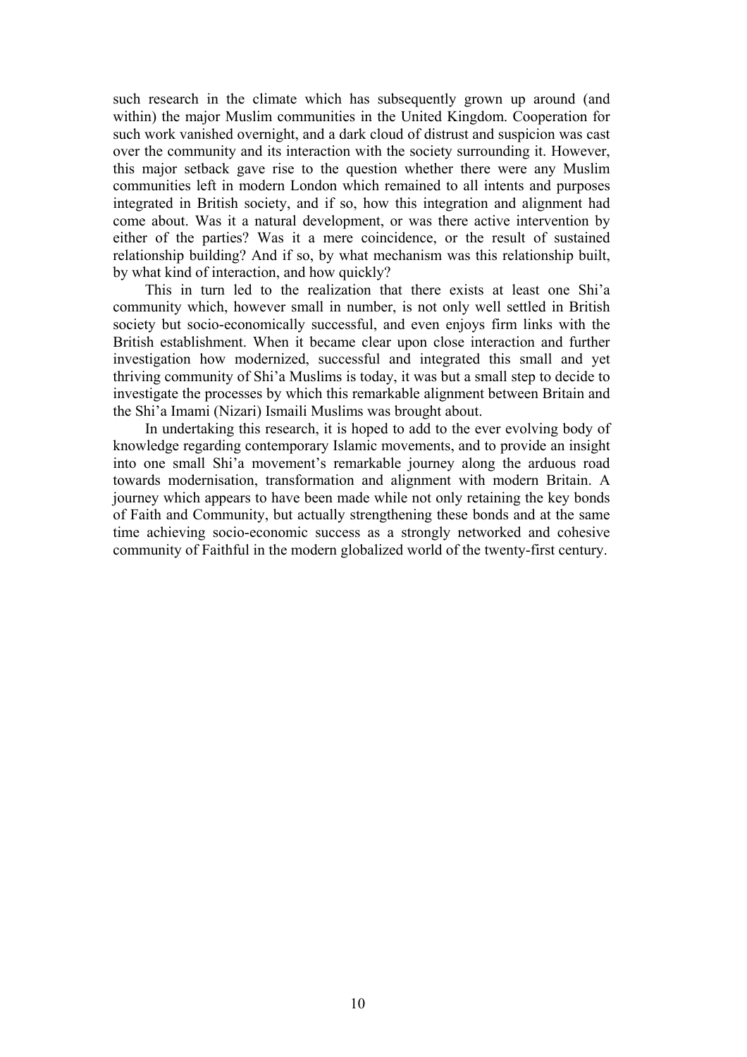such research in the climate which has subsequently grown up around (and within) the major Muslim communities in the United Kingdom. Cooperation for such work vanished overnight, and a dark cloud of distrust and suspicion was cast over the community and its interaction with the society surrounding it. However, this major setback gave rise to the question whether there were any Muslim communities left in modern London which remained to all intents and purposes integrated in British society, and if so, how this integration and alignment had come about. Was it a natural development, or was there active intervention by either of the parties? Was it a mere coincidence, or the result of sustained relationship building? And if so, by what mechanism was this relationship built, by what kind of interaction, and how quickly?

This in turn led to the realization that there exists at least one Shi'a community which, however small in number, is not only well settled in British society but socio-economically successful, and even enjoys firm links with the British establishment. When it became clear upon close interaction and further investigation how modernized, successful and integrated this small and yet thriving community of Shi'a Muslims is today, it was but a small step to decide to investigate the processes by which this remarkable alignment between Britain and the Shi'a Imami (Nizari) Ismaili Muslims was brought about.

In undertaking this research, it is hoped to add to the ever evolving body of knowledge regarding contemporary Islamic movements, and to provide an insight into one small Shi'a movement's remarkable journey along the arduous road towards modernisation, transformation and alignment with modern Britain. A journey which appears to have been made while not only retaining the key bonds of Faith and Community, but actually strengthening these bonds and at the same time achieving socio-economic success as a strongly networked and cohesive community of Faithful in the modern globalized world of the twenty-first century.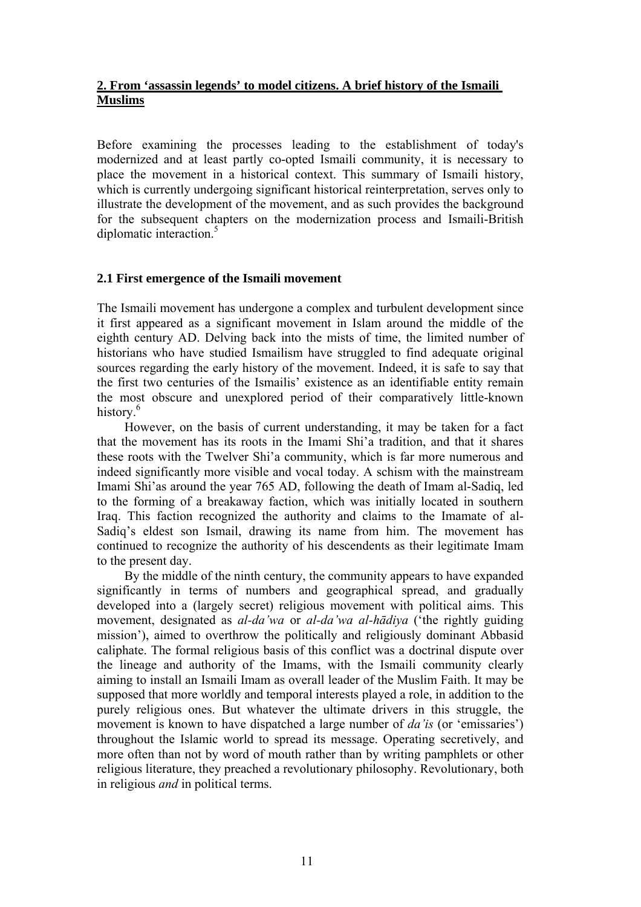## 2. From 'assassin legends' to model citizens. A brief history of the Ismaili Muslims

Before examining the processes leading to the establishment of today's modernized and at least partly co-opted Ismaili community, it is necessary to place the movement in a historical context. This summary of Ismaili history, which is currently undergoing significant historical reinterpretation, serves only to illustrate the development of the movement, and as such provides the background for the subsequent chapters on the modernization process and Ismaili-British diplomatic interaction.[5]

### 2.1 First emergence of the Ismaili movement

The Ismaili movement has undergone a complex and turbulent development since it first appeared as a significant movement in Islam around the middle of the eighth century AD. Delving back into the mists of time, the limited number of historians who have studied Ismailism have struggled to find adequate original sources regarding the early history of the movement. Indeed, it is safe to say that the first two centuries of the Ismailis' existence as an identifiable entity remain the most obscure and unexplored period of their comparatively little-known history.[6]

However, on the basis of current understanding, it may be taken for a fact that the movement has its roots in the Imami Shi'a tradition, and that it shares these roots with the Twelver Shi'a community, which is far more numerous and indeed significantly more visible and vocal today. A schism with the mainstream Imami Shi'as around the year 765 AD, following the death of Imam al-Sadiq, led to the forming of a breakaway faction, which was initially located in southern Iraq. This faction recognized the authority and claims to the Imamate of al-Sadiq's eldest son Ismail, drawing its name from him. The movement has continued to recognize the authority of his descendents as their legitimate Imam to the present day.

By the middle of the ninth century, the community appears to have expanded significantly in terms of numbers and geographical spread, and gradually developed into a (largely secret) religious movement with political aims. This movement, designated as *al-da'wa* or *al-da'wa al-hādiya* ('the rightly guiding mission'), aimed to overthrow the politically and religiously dominant Abbasid caliphate. The formal religious basis of this conflict was a doctrinal dispute over the lineage and authority of the Imams, with the Ismaili community clearly aiming to install an Ismaili Imam as overall leader of the Muslim Faith. It may be supposed that more worldly and temporal interests played a role, in addition to the purely religious ones. But whatever the ultimate drivers in this struggle, the movement is known to have dispatched a large number of *da'is* (or 'emissaries') throughout the Islamic world to spread its message. Operating secretively, and more often than not by word of mouth rather than by writing pamphlets or other religious literature, they preached a revolutionary philosophy. Revolutionary, both in religious *and* in political terms.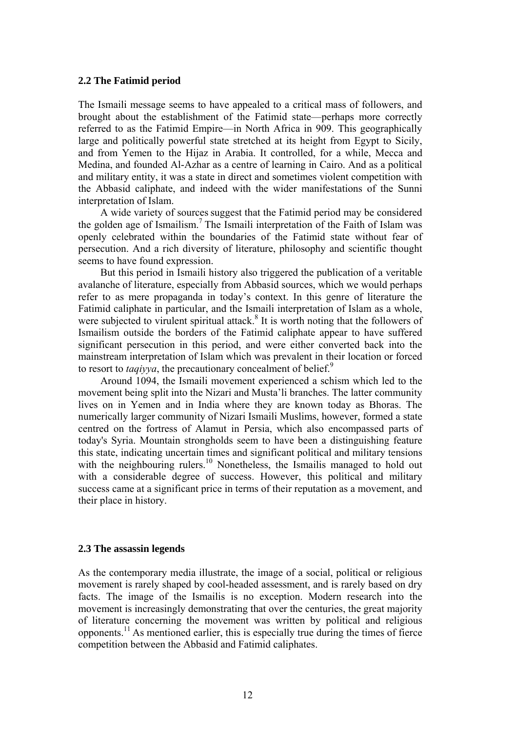## 2.2 The Fatimid period

The Ismaili message seems to have appealed to a critical mass of followers, and brought about the establishment of the Fatimid state—perhaps more correctly referred to as the Fatimid Empire—in North Africa in 909. This geographically large and politically powerful state stretched at its height from Egypt to Sicily, and from Yemen to the Hijaz in Arabia. It controlled, for a while, Mecca and Medina, and founded Al-Azhar as a centre of learning in Cairo. And as a political and military entity, it was a state in direct and sometimes violent competition with the Abbasid caliphate, and indeed with the wider manifestations of the Sunni interpretation of Islam.

A wide variety of sources suggest that the Fatimid period may be considered the golden age of Ismailism.[7] The Ismaili interpretation of the Faith of Islam was openly celebrated within the boundaries of the Fatimid state without fear of persecution. And a rich diversity of literature, philosophy and scientific thought seems to have found expression.

But this period in Ismaili history also triggered the publication of a veritable avalanche of literature, especially from Abbasid sources, which we would perhaps refer to as mere propaganda in today's context. In this genre of literature the Fatimid caliphate in particular, and the Ismaili interpretation of Islam as a whole, were subjected to virulent spiritual attack.[8] It is worth noting that the followers of Ismailism outside the borders of the Fatimid caliphate appear to have suffered significant persecution in this period, and were either converted back into the mainstream interpretation of Islam which was prevalent in their location or forced to resort to *taqiyya*, the precautionary concealment of belief.[9]

Around 1094, the Ismaili movement experienced a schism which led to the movement being split into the Nizari and Musta'li branches. The latter community lives on in Yemen and in India where they are known today as Bhoras. The numerically larger community of Nizari Ismaili Muslims, however, formed a state centred on the fortress of Alamut in Persia, which also encompassed parts of today's Syria. Mountain strongholds seem to have been a distinguishing feature this state, indicating uncertain times and significant political and military tensions with the neighbouring rulers.[10] Nonetheless, the Ismailis managed to hold out with a considerable degree of success. However, this political and military success came at a significant price in terms of their reputation as a movement, and their place in history.

## 2.3 The assassin legends

As the contemporary media illustrate, the image of a social, political or religious movement is rarely shaped by cool-headed assessment, and is rarely based on dry facts. The image of the Ismailis is no exception. Modern research into the movement is increasingly demonstrating that over the centuries, the great majority of literature concerning the movement was written by political and religious opponents.[11] As mentioned earlier, this is especially true during the times of fierce competition between the Abbasid and Fatimid caliphates.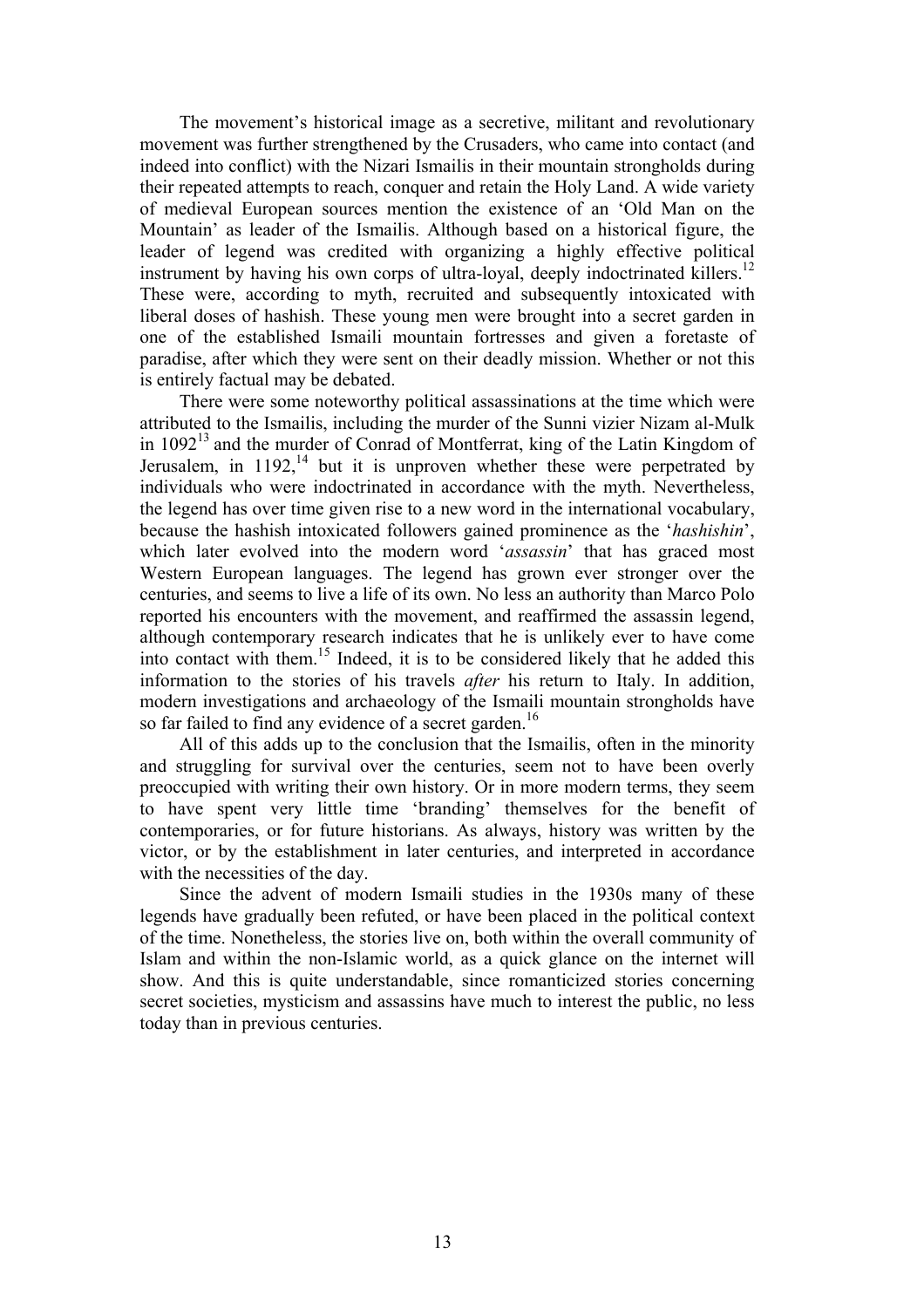The movement's historical image as a secretive, militant and revolutionary movement was further strengthened by the Crusaders, who came into contact (and indeed into conflict) with the Nizari Ismailis in their mountain strongholds during their repeated attempts to reach, conquer and retain the Holy Land. A wide variety of medieval European sources mention the existence of an 'Old Man on the Mountain' as leader of the Ismailis. Although based on a historical figure, the leader of legend was credited with organizing a highly effective political instrument by having his own corps of ultra-loyal, deeply indoctrinated killers.[12] These were, according to myth, recruited and subsequently intoxicated with liberal doses of hashish. These young men were brought into a secret garden in one of the established Ismaili mountain fortresses and given a foretaste of paradise, after which they were sent on their deadly mission. Whether or not this is entirely factual may be debated.

There were some noteworthy political assassinations at the time which were attributed to the Ismailis, including the murder of the Sunni vizier Nizam al-Mulk in 1092[13] and the murder of Conrad of Montferrat, king of the Latin Kingdom of Jerusalem, in 1192,[14] but it is unproven whether these were perpetrated by individuals who were indoctrinated in accordance with the myth. Nevertheless, the legend has over time given rise to a new word in the international vocabulary, because the hashish intoxicated followers gained prominence as the '*hashishin*', which later evolved into the modern word '*assassin*' that has graced most Western European languages. The legend has grown ever stronger over the centuries, and seems to live a life of its own. No less an authority than Marco Polo reported his encounters with the movement, and reaffirmed the assassin legend, although contemporary research indicates that he is unlikely ever to have come into contact with them.[15] Indeed, it is to be considered likely that he added this information to the stories of his travels *after* his return to Italy. In addition, modern investigations and archaeology of the Ismaili mountain strongholds have so far failed to find any evidence of a secret garden.[16]

All of this adds up to the conclusion that the Ismailis, often in the minority and struggling for survival over the centuries, seem not to have been overly preoccupied with writing their own history. Or in more modern terms, they seem to have spent very little time 'branding' themselves for the benefit of contemporaries, or for future historians. As always, history was written by the victor, or by the establishment in later centuries, and interpreted in accordance with the necessities of the day.

Since the advent of modern Ismaili studies in the 1930s many of these legends have gradually been refuted, or have been placed in the political context of the time. Nonetheless, the stories live on, both within the overall community of Islam and within the non-Islamic world, as a quick glance on the internet will show. And this is quite understandable, since romanticized stories concerning secret societies, mysticism and assassins have much to interest the public, no less today than in previous centuries.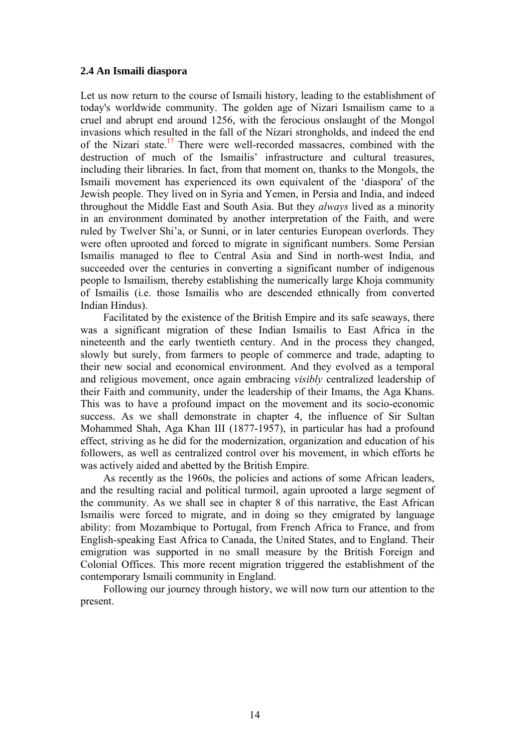### 2.4 An Ismaili diaspora

Let us now return to the course of Ismaili history, leading to the establishment of today's worldwide community. The golden age of Nizari Ismailism came to a cruel and abrupt end around 1256, with the ferocious onslaught of the Mongol invasions which resulted in the fall of the Nizari strongholds, and indeed the end of the Nizari state.[17] There were well-recorded massacres, combined with the destruction of much of the Ismailis' infrastructure and cultural treasures, including their libraries. In fact, from that moment on, thanks to the Mongols, the Ismaili movement has experienced its own equivalent of the 'diaspora' of the Jewish people. They lived on in Syria and Yemen, in Persia and India, and indeed throughout the Middle East and South Asia. But they *always* lived as a minority in an environment dominated by another interpretation of the Faith, and were ruled by Twelver Shi'a, or Sunni, or in later centuries European overlords. They were often uprooted and forced to migrate in significant numbers. Some Persian Ismailis managed to flee to Central Asia and Sind in north-west India, and succeeded over the centuries in converting a significant number of indigenous people to Ismailism, thereby establishing the numerically large Khoja community of Ismailis (i.e. those Ismailis who are descended ethnically from converted Indian Hindus).

Facilitated by the existence of the British Empire and its safe seaways, there was a significant migration of these Indian Ismailis to East Africa in the nineteenth and the early twentieth century. And in the process they changed, slowly but surely, from farmers to people of commerce and trade, adapting to their new social and economical environment. And they evolved as a temporal and religious movement, once again embracing *visibly* centralized leadership of their Faith and community, under the leadership of their Imams, the Aga Khans. This was to have a profound impact on the movement and its socio-economic success. As we shall demonstrate in chapter 4, the influence of Sir Sultan Mohammed Shah, Aga Khan III (1877-1957), in particular has had a profound effect, striving as he did for the modernization, organization and education of his followers, as well as centralized control over his movement, in which efforts he was actively aided and abetted by the British Empire.

As recently as the 1960s, the policies and actions of some African leaders, and the resulting racial and political turmoil, again uprooted a large segment of the community. As we shall see in chapter 8 of this narrative, the East African Ismailis were forced to migrate, and in doing so they emigrated by language ability: from Mozambique to Portugal, from French Africa to France, and from English-speaking East Africa to Canada, the United States, and to England. Their emigration was supported in no small measure by the British Foreign and Colonial Offices. This more recent migration triggered the establishment of the contemporary Ismaili community in England.

Following our journey through history, we will now turn our attention to the present.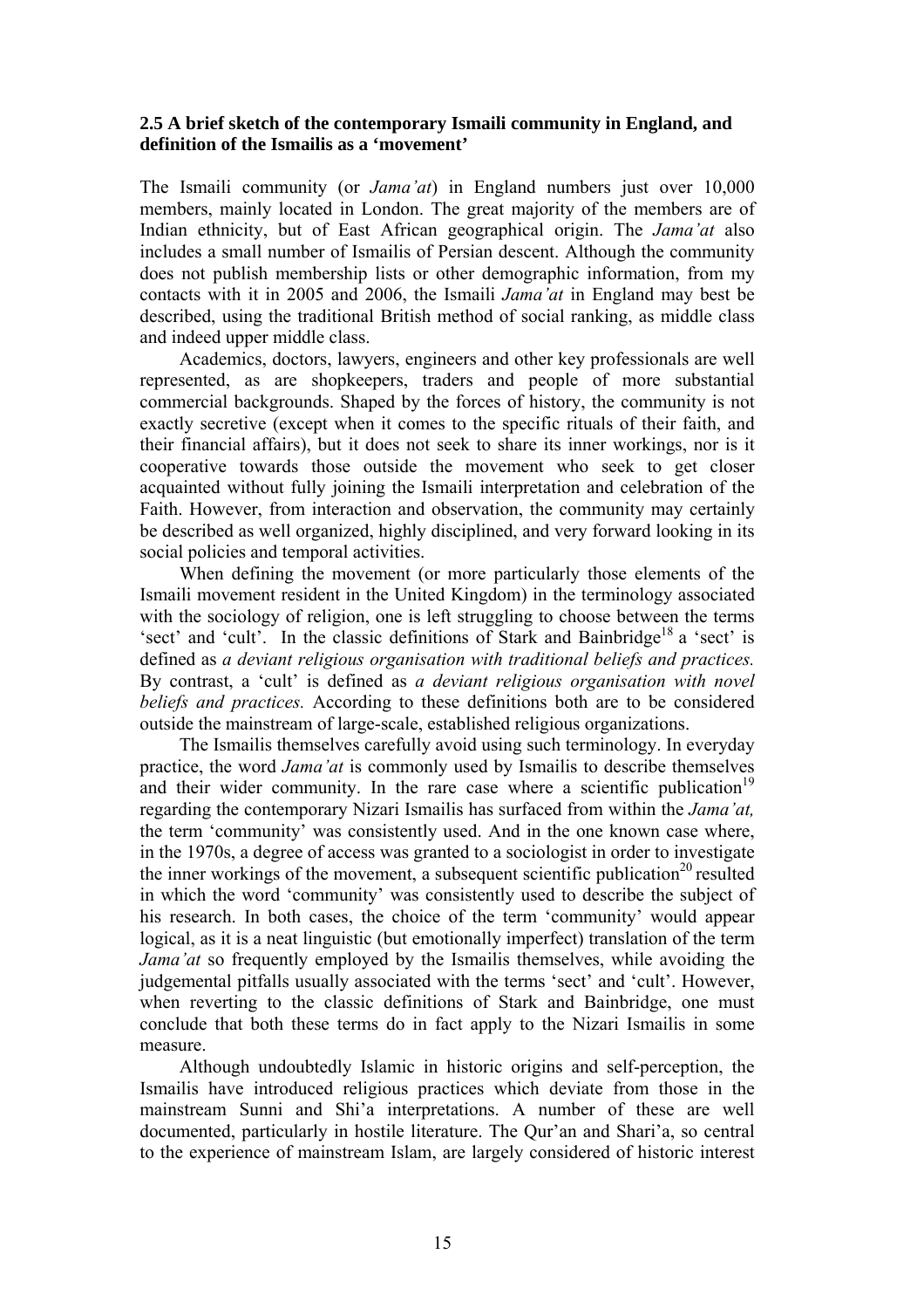### 2.5 A brief sketch of the contemporary Ismaili community in England, and definition of the Ismailis as a 'movement'

The Ismaili community (or *Jama'at*) in England numbers just over 10,000 members, mainly located in London. The great majority of the members are of Indian ethnicity, but of East African geographical origin. The *Jama'at* also includes a small number of Ismailis of Persian descent. Although the community does not publish membership lists or other demographic information, from my contacts with it in 2005 and 2006, the Ismaili *Jama'at* in England may best be described, using the traditional British method of social ranking, as middle class and indeed upper middle class.

Academics, doctors, lawyers, engineers and other key professionals are well represented, as are shopkeepers, traders and people of more substantial commercial backgrounds. Shaped by the forces of history, the community is not exactly secretive (except when it comes to the specific rituals of their faith, and their financial affairs), but it does not seek to share its inner workings, nor is it cooperative towards those outside the movement who seek to get closer acquainted without fully joining the Ismaili interpretation and celebration of the Faith. However, from interaction and observation, the community may certainly be described as well organized, highly disciplined, and very forward looking in its social policies and temporal activities.

When defining the movement (or more particularly those elements of the Ismaili movement resident in the United Kingdom) in the terminology associated with the sociology of religion, one is left struggling to choose between the terms 'sect' and 'cult'. In the classic definitions of Stark and Bainbridge[18] a 'sect' is defined as *a deviant religious organisation with traditional beliefs and practices.* By contrast, a 'cult' is defined as *a deviant religious organisation with novel beliefs and practices.* According to these definitions both are to be considered outside the mainstream of large-scale, established religious organizations.

The Ismailis themselves carefully avoid using such terminology. In everyday practice, the word *Jama'at* is commonly used by Ismailis to describe themselves and their wider community. In the rare case where a scientific publication[19] regarding the contemporary Nizari Ismailis has surfaced from within the *Jama'at,* the term 'community' was consistently used. And in the one known case where, in the 1970s, a degree of access was granted to a sociologist in order to investigate the inner workings of the movement, a subsequent scientific publication[20] resulted in which the word 'community' was consistently used to describe the subject of his research. In both cases, the choice of the term 'community' would appear logical, as it is a neat linguistic (but emotionally imperfect) translation of the term *Jama'at* so frequently employed by the Ismailis themselves, while avoiding the judgemental pitfalls usually associated with the terms 'sect' and 'cult'. However, when reverting to the classic definitions of Stark and Bainbridge, one must conclude that both these terms do in fact apply to the Nizari Ismailis in some measure.

Although undoubtedly Islamic in historic origins and self-perception, the Ismailis have introduced religious practices which deviate from those in the mainstream Sunni and Shi'a interpretations. A number of these are well documented, particularly in hostile literature. The Qur'an and Shari'a, so central to the experience of mainstream Islam, are largely considered of historic interest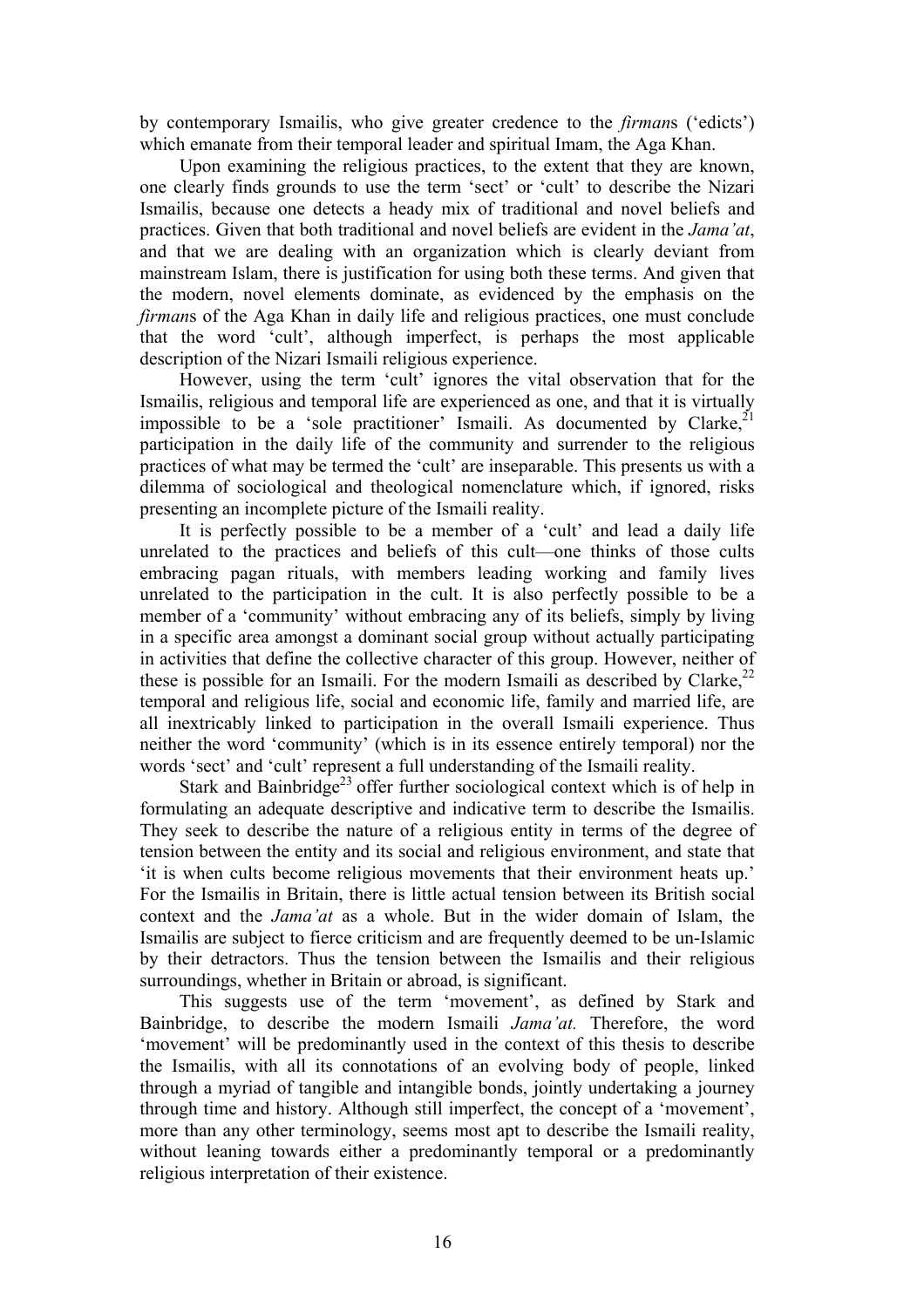by contemporary Ismailis, who give greater credence to the *firman*s ('edicts') which emanate from their temporal leader and spiritual Imam, the Aga Khan.

Upon examining the religious practices, to the extent that they are known, one clearly finds grounds to use the term 'sect' or 'cult' to describe the Nizari Ismailis, because one detects a heady mix of traditional and novel beliefs and practices. Given that both traditional and novel beliefs are evident in the *Jama'at*, and that we are dealing with an organization which is clearly deviant from mainstream Islam, there is justification for using both these terms. And given that the modern, novel elements dominate, as evidenced by the emphasis on the *firman*s of the Aga Khan in daily life and religious practices, one must conclude that the word 'cult', although imperfect, is perhaps the most applicable description of the Nizari Ismaili religious experience.

However, using the term 'cult' ignores the vital observation that for the Ismailis, religious and temporal life are experienced as one, and that it is virtually impossible to be a 'sole practitioner' Ismaili. As documented by Clarke,[21] participation in the daily life of the community and surrender to the religious practices of what may be termed the 'cult' are inseparable. This presents us with a dilemma of sociological and theological nomenclature which, if ignored, risks presenting an incomplete picture of the Ismaili reality.

It is perfectly possible to be a member of a 'cult' and lead a daily life unrelated to the practices and beliefs of this cult—one thinks of those cults embracing pagan rituals, with members leading working and family lives unrelated to the participation in the cult. It is also perfectly possible to be a member of a 'community' without embracing any of its beliefs, simply by living in a specific area amongst a dominant social group without actually participating in activities that define the collective character of this group. However, neither of these is possible for an Ismaili. For the modern Ismaili as described by Clarke,[22] temporal and religious life, social and economic life, family and married life, are all inextricably linked to participation in the overall Ismaili experience. Thus neither the word 'community' (which is in its essence entirely temporal) nor the words 'sect' and 'cult' represent a full understanding of the Ismaili reality.

Stark and Bainbridge[23] offer further sociological context which is of help in formulating an adequate descriptive and indicative term to describe the Ismailis. They seek to describe the nature of a religious entity in terms of the degree of tension between the entity and its social and religious environment, and state that 'it is when cults become religious movements that their environment heats up.' For the Ismailis in Britain, there is little actual tension between its British social context and the *Jama'at* as a whole. But in the wider domain of Islam, the Ismailis are subject to fierce criticism and are frequently deemed to be un-Islamic by their detractors. Thus the tension between the Ismailis and their religious surroundings, whether in Britain or abroad, is significant.

This suggests use of the term 'movement', as defined by Stark and Bainbridge, to describe the modern Ismaili *Jama'at.* Therefore, the word 'movement' will be predominantly used in the context of this thesis to describe the Ismailis, with all its connotations of an evolving body of people, linked through a myriad of tangible and intangible bonds, jointly undertaking a journey through time and history. Although still imperfect, the concept of a 'movement', more than any other terminology, seems most apt to describe the Ismaili reality, without leaning towards either a predominantly temporal or a predominantly religious interpretation of their existence.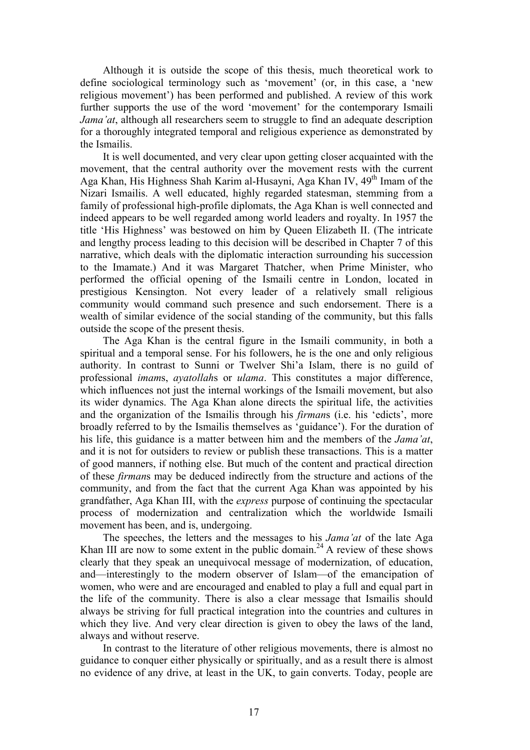Although it is outside the scope of this thesis, much theoretical work to define sociological terminology such as 'movement' (or, in this case, a 'new religious movement') has been performed and published. A review of this work further supports the use of the word 'movement' for the contemporary Ismaili *Jama'at*, although all researchers seem to struggle to find an adequate description for a thoroughly integrated temporal and religious experience as demonstrated by the Ismailis.

It is well documented, and very clear upon getting closer acquainted with the movement, that the central authority over the movement rests with the current Aga Khan, His Highness Shah Karim al-Husayni, Aga Khan IV, 49th Imam of the Nizari Ismailis. A well educated, highly regarded statesman, stemming from a family of professional high-profile diplomats, the Aga Khan is well connected and indeed appears to be well regarded among world leaders and royalty. In 1957 the title 'His Highness' was bestowed on him by Queen Elizabeth II. (The intricate and lengthy process leading to this decision will be described in Chapter 7 of this narrative, which deals with the diplomatic interaction surrounding his succession to the Imamate.) And it was Margaret Thatcher, when Prime Minister, who performed the official opening of the Ismaili centre in London, located in prestigious Kensington. Not every leader of a relatively small religious community would command such presence and such endorsement. There is a wealth of similar evidence of the social standing of the community, but this falls outside the scope of the present thesis.

The Aga Khan is the central figure in the Ismaili community, in both a spiritual and a temporal sense. For his followers, he is the one and only religious authority. In contrast to Sunni or Twelver Shi'a Islam, there is no guild of professional *imam*s, *ayatollah*s or *ulama*. This constitutes a major difference, which influences not just the internal workings of the Ismaili movement, but also its wider dynamics. The Aga Khan alone directs the spiritual life, the activities and the organization of the Ismailis through his *firman*s (i.e. his 'edicts', more broadly referred to by the Ismailis themselves as 'guidance'). For the duration of his life, this guidance is a matter between him and the members of the *Jama'at*, and it is not for outsiders to review or publish these transactions. This is a matter of good manners, if nothing else. But much of the content and practical direction of these *firman*s may be deduced indirectly from the structure and actions of the community, and from the fact that the current Aga Khan was appointed by his grandfather, Aga Khan III, with the *express* purpose of continuing the spectacular process of modernization and centralization which the worldwide Ismaili movement has been, and is, undergoing.

The speeches, the letters and the messages to his *Jama'at* of the late Aga Khan III are now to some extent in the public domain.[24] A review of these shows clearly that they speak an unequivocal message of modernization, of education, and—interestingly to the modern observer of Islam—of the emancipation of women, who were and are encouraged and enabled to play a full and equal part in the life of the community. There is also a clear message that Ismailis should always be striving for full practical integration into the countries and cultures in which they live. And very clear direction is given to obey the laws of the land, always and without reserve.

In contrast to the literature of other religious movements, there is almost no guidance to conquer either physically or spiritually, and as a result there is almost no evidence of any drive, at least in the UK, to gain converts. Today, people are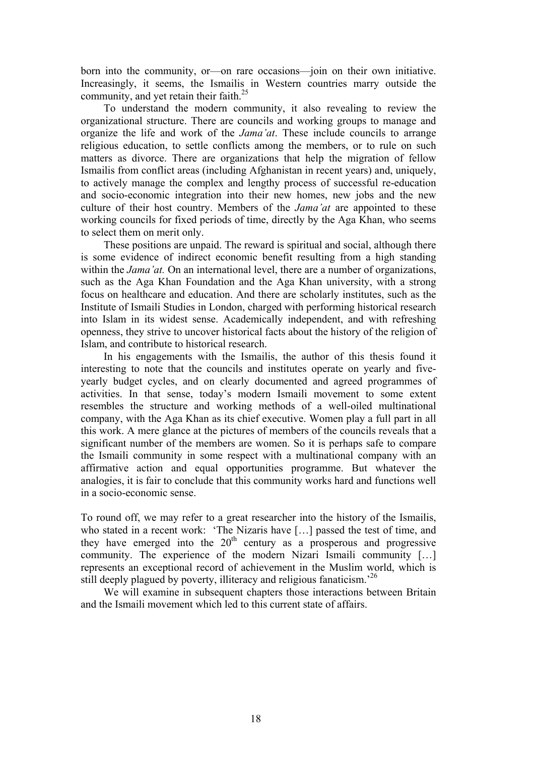born into the community, or—on rare occasions—join on their own initiative. Increasingly, it seems, the Ismailis in Western countries marry outside the community, and yet retain their faith.[25]

To understand the modern community, it also revealing to review the organizational structure. There are councils and working groups to manage and organize the life and work of the *Jama'at*. These include councils to arrange religious education, to settle conflicts among the members, or to rule on such matters as divorce. There are organizations that help the migration of fellow Ismailis from conflict areas (including Afghanistan in recent years) and, uniquely, to actively manage the complex and lengthy process of successful re-education and socio-economic integration into their new homes, new jobs and the new culture of their host country. Members of the *Jama'at* are appointed to these working councils for fixed periods of time, directly by the Aga Khan, who seems to select them on merit only.

These positions are unpaid. The reward is spiritual and social, although there is some evidence of indirect economic benefit resulting from a high standing within the *Jama'at.* On an international level, there are a number of organizations, such as the Aga Khan Foundation and the Aga Khan university, with a strong focus on healthcare and education. And there are scholarly institutes, such as the Institute of Ismaili Studies in London, charged with performing historical research into Islam in its widest sense. Academically independent, and with refreshing openness, they strive to uncover historical facts about the history of the religion of Islam, and contribute to historical research.

In his engagements with the Ismailis, the author of this thesis found it interesting to note that the councils and institutes operate on yearly and five-yearly budget cycles, and on clearly documented and agreed programmes of activities. In that sense, today's modern Ismaili movement to some extent resembles the structure and working methods of a well-oiled multinational company, with the Aga Khan as its chief executive. Women play a full part in all this work. A mere glance at the pictures of members of the councils reveals that a significant number of the members are women. So it is perhaps safe to compare the Ismaili community in some respect with a multinational company with an affirmative action and equal opportunities programme. But whatever the analogies, it is fair to conclude that this community works hard and functions well in a socio-economic sense.

To round off, we may refer to a great researcher into the history of the Ismailis, who stated in a recent work: 'The Nizaris have […] passed the test of time, and they have emerged into the 20th century as a prosperous and progressive community. The experience of the modern Nizari Ismaili community […] represents an exceptional record of achievement in the Muslim world, which is still deeply plagued by poverty, illiteracy and religious fanaticism.'[26]

We will examine in subsequent chapters those interactions between Britain and the Ismaili movement which led to this current state of affairs.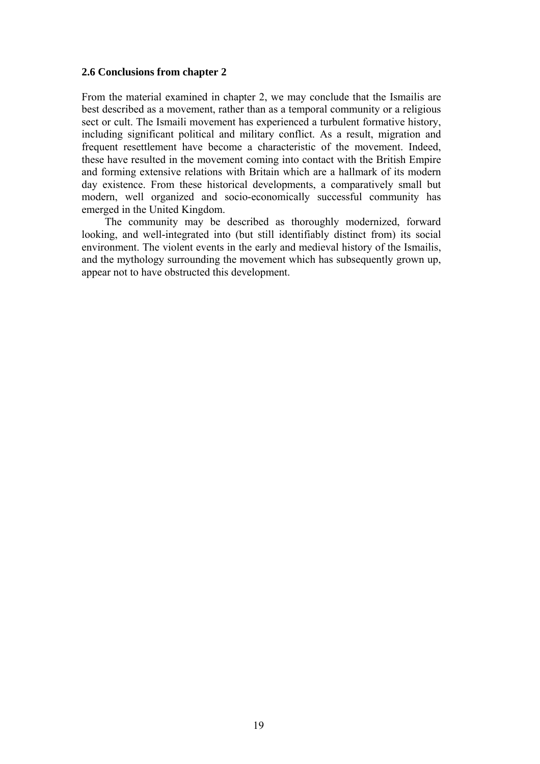### 2.6 Conclusions from chapter 2

From the material examined in chapter 2, we may conclude that the Ismailis are best described as a movement, rather than as a temporal community or a religious sect or cult. The Ismaili movement has experienced a turbulent formative history, including significant political and military conflict. As a result, migration and frequent resettlement have become a characteristic of the movement. Indeed, these have resulted in the movement coming into contact with the British Empire and forming extensive relations with Britain which are a hallmark of its modern day existence. From these historical developments, a comparatively small but modern, well organized and socio-economically successful community has emerged in the United Kingdom.

The community may be described as thoroughly modernized, forward looking, and well-integrated into (but still identifiably distinct from) its social environment. The violent events in the early and medieval history of the Ismailis, and the mythology surrounding the movement which has subsequently grown up, appear not to have obstructed this development.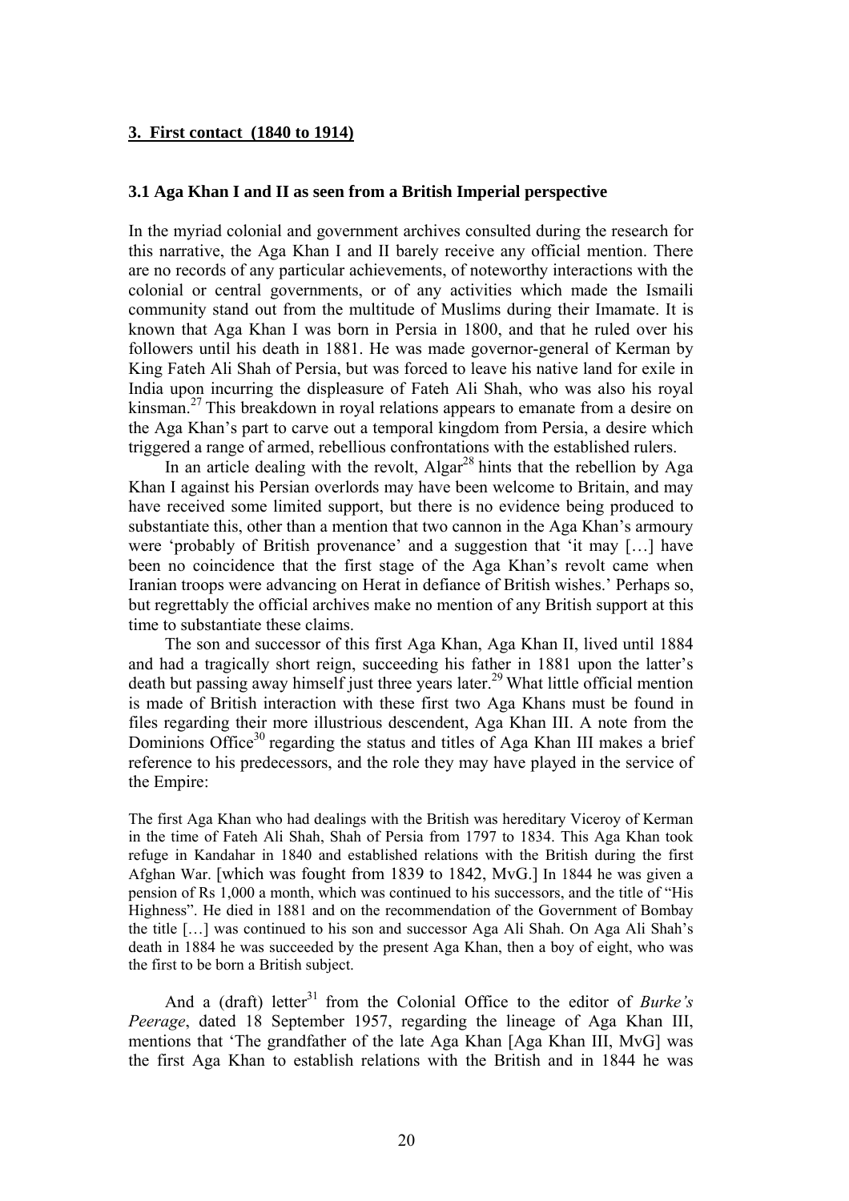## 3. First contact (1840 to 1914)

### 3.1 Aga Khan I and II as seen from a British Imperial perspective

In the myriad colonial and government archives consulted during the research for this narrative, the Aga Khan I and II barely receive any official mention. There are no records of any particular achievements, of noteworthy interactions with the colonial or central governments, or of any activities which made the Ismaili community stand out from the multitude of Muslims during their Imamate. It is known that Aga Khan I was born in Persia in 1800, and that he ruled over his followers until his death in 1881. He was made governor-general of Kerman by King Fateh Ali Shah of Persia, but was forced to leave his native land for exile in India upon incurring the displeasure of Fateh Ali Shah, who was also his royal kinsman.[27] This breakdown in royal relations appears to emanate from a desire on the Aga Khan's part to carve out a temporal kingdom from Persia, a desire which triggered a range of armed, rebellious confrontations with the established rulers.

In an article dealing with the revolt, Algar[28] hints that the rebellion by Aga Khan I against his Persian overlords may have been welcome to Britain, and may have received some limited support, but there is no evidence being produced to substantiate this, other than a mention that two cannon in the Aga Khan's armoury were 'probably of British provenance' and a suggestion that 'it may […] have been no coincidence that the first stage of the Aga Khan's revolt came when Iranian troops were advancing on Herat in defiance of British wishes.' Perhaps so, but regrettably the official archives make no mention of any British support at this time to substantiate these claims.

The son and successor of this first Aga Khan, Aga Khan II, lived until 1884 and had a tragically short reign, succeeding his father in 1881 upon the latter's death but passing away himself just three years later.[29] What little official mention is made of British interaction with these first two Aga Khans must be found in files regarding their more illustrious descendent, Aga Khan III. A note from the Dominions Office[30] regarding the status and titles of Aga Khan III makes a brief reference to his predecessors, and the role they may have played in the service of the Empire:

> The first Aga Khan who had dealings with the British was hereditary Viceroy of Kerman in the time of Fateh Ali Shah, Shah of Persia from 1797 to 1834. This Aga Khan took refuge in Kandahar in 1840 and established relations with the British during the first Afghan War. [which was fought from 1839 to 1842, MvG.] In 1844 he was given a pension of Rs 1,000 a month, which was continued to his successors, and the title of "His Highness". He died in 1881 and on the recommendation of the Government of Bombay the title […] was continued to his son and successor Aga Ali Shah. On Aga Ali Shah's death in 1884 he was succeeded by the present Aga Khan, then a boy of eight, who was the first to be born a British subject.

And a (draft) letter[31] from the Colonial Office to the editor of *Burke's Peerage*, dated 18 September 1957, regarding the lineage of Aga Khan III, mentions that 'The grandfather of the late Aga Khan [Aga Khan III, MvG] was the first Aga Khan to establish relations with the British and in 1844 he was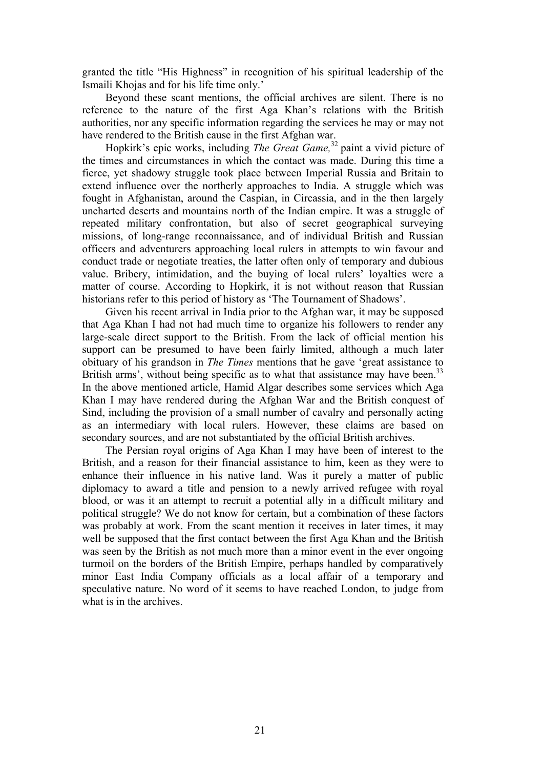granted the title "His Highness" in recognition of his spiritual leadership of the Ismaili Khojas and for his life time only.'

Beyond these scant mentions, the official archives are silent. There is no reference to the nature of the first Aga Khan's relations with the British authorities, nor any specific information regarding the services he may or may not have rendered to the British cause in the first Afghan war.

Hopkirk's epic works, including *The Great Game,*[32] paint a vivid picture of the times and circumstances in which the contact was made. During this time a fierce, yet shadowy struggle took place between Imperial Russia and Britain to extend influence over the northerly approaches to India. A struggle which was fought in Afghanistan, around the Caspian, in Circassia, and in the then largely uncharted deserts and mountains north of the Indian empire. It was a struggle of repeated military confrontation, but also of secret geographical surveying missions, of long-range reconnaissance, and of individual British and Russian officers and adventurers approaching local rulers in attempts to win favour and conduct trade or negotiate treaties, the latter often only of temporary and dubious value. Bribery, intimidation, and the buying of local rulers' loyalties were a matter of course. According to Hopkirk, it is not without reason that Russian historians refer to this period of history as 'The Tournament of Shadows'.

Given his recent arrival in India prior to the Afghan war, it may be supposed that Aga Khan I had not had much time to organize his followers to render any large-scale direct support to the British. From the lack of official mention his support can be presumed to have been fairly limited, although a much later obituary of his grandson in *The Times* mentions that he gave 'great assistance to British arms', without being specific as to what that assistance may have been.[33] In the above mentioned article, Hamid Algar describes some services which Aga Khan I may have rendered during the Afghan War and the British conquest of Sind, including the provision of a small number of cavalry and personally acting as an intermediary with local rulers. However, these claims are based on secondary sources, and are not substantiated by the official British archives.

The Persian royal origins of Aga Khan I may have been of interest to the British, and a reason for their financial assistance to him, keen as they were to enhance their influence in his native land. Was it purely a matter of public diplomacy to award a title and pension to a newly arrived refugee with royal blood, or was it an attempt to recruit a potential ally in a difficult military and political struggle? We do not know for certain, but a combination of these factors was probably at work. From the scant mention it receives in later times, it may well be supposed that the first contact between the first Aga Khan and the British was seen by the British as not much more than a minor event in the ever ongoing turmoil on the borders of the British Empire, perhaps handled by comparatively minor East India Company officials as a local affair of a temporary and speculative nature. No word of it seems to have reached London, to judge from what is in the archives.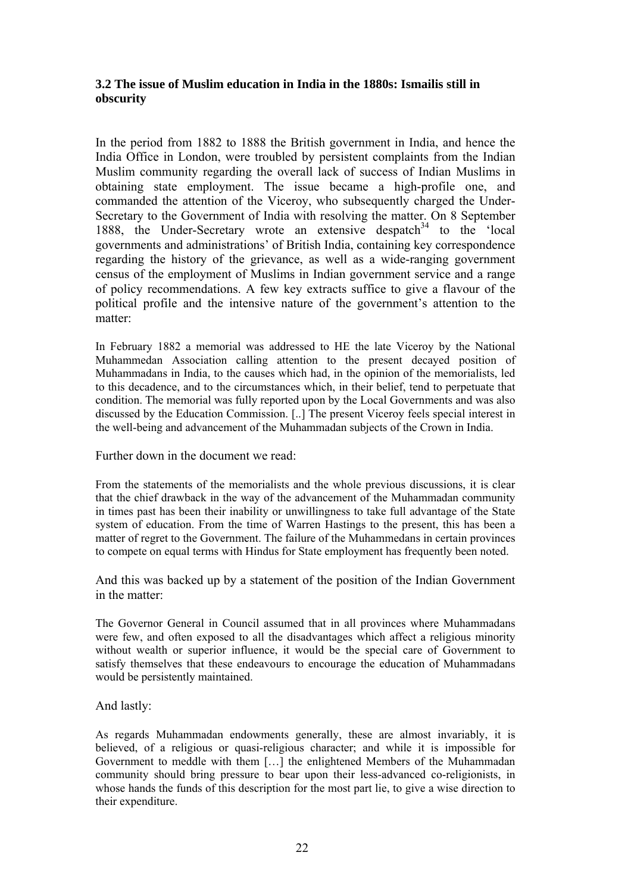### 3.2 The issue of Muslim education in India in the 1880s: Ismailis still in obscurity

In the period from 1882 to 1888 the British government in India, and hence the India Office in London, were troubled by persistent complaints from the Indian Muslim community regarding the overall lack of success of Indian Muslims in obtaining state employment. The issue became a high-profile one, and commanded the attention of the Viceroy, who subsequently charged the Under-Secretary to the Government of India with resolving the matter. On 8 September 1888, the Under-Secretary wrote an extensive despatch[34] to the 'local governments and administrations' of British India, containing key correspondence regarding the history of the grievance, as well as a wide-ranging government census of the employment of Muslims in Indian government service and a range of policy recommendations. A few key extracts suffice to give a flavour of the political profile and the intensive nature of the government's attention to the matter:

> In February 1882 a memorial was addressed to HE the late Viceroy by the National Muhammedan Association calling attention to the present decayed position of Muhammadans in India, to the causes which had, in the opinion of the memorialists, led to this decadence, and to the circumstances which, in their belief, tend to perpetuate that condition. The memorial was fully reported upon by the Local Governments and was also discussed by the Education Commission. [..] The present Viceroy feels special interest in the well-being and advancement of the Muhammadan subjects of the Crown in India.

Further down in the document we read:

> From the statements of the memorialists and the whole previous discussions, it is clear that the chief drawback in the way of the advancement of the Muhammadan community in times past has been their inability or unwillingness to take full advantage of the State system of education. From the time of Warren Hastings to the present, this has been a matter of regret to the Government. The failure of the Muhammedans in certain provinces to compete on equal terms with Hindus for State employment has frequently been noted.

And this was backed up by a statement of the position of the Indian Government in the matter:

> The Governor General in Council assumed that in all provinces where Muhammadans were few, and often exposed to all the disadvantages which affect a religious minority without wealth or superior influence, it would be the special care of Government to satisfy themselves that these endeavours to encourage the education of Muhammadans would be persistently maintained.

And lastly:

> As regards Muhammadan endowments generally, these are almost invariably, it is believed, of a religious or quasi-religious character; and while it is impossible for Government to meddle with them […] the enlightened Members of the Muhammadan community should bring pressure to bear upon their less-advanced co-religionists, in whose hands the funds of this description for the most part lie, to give a wise direction to their expenditure.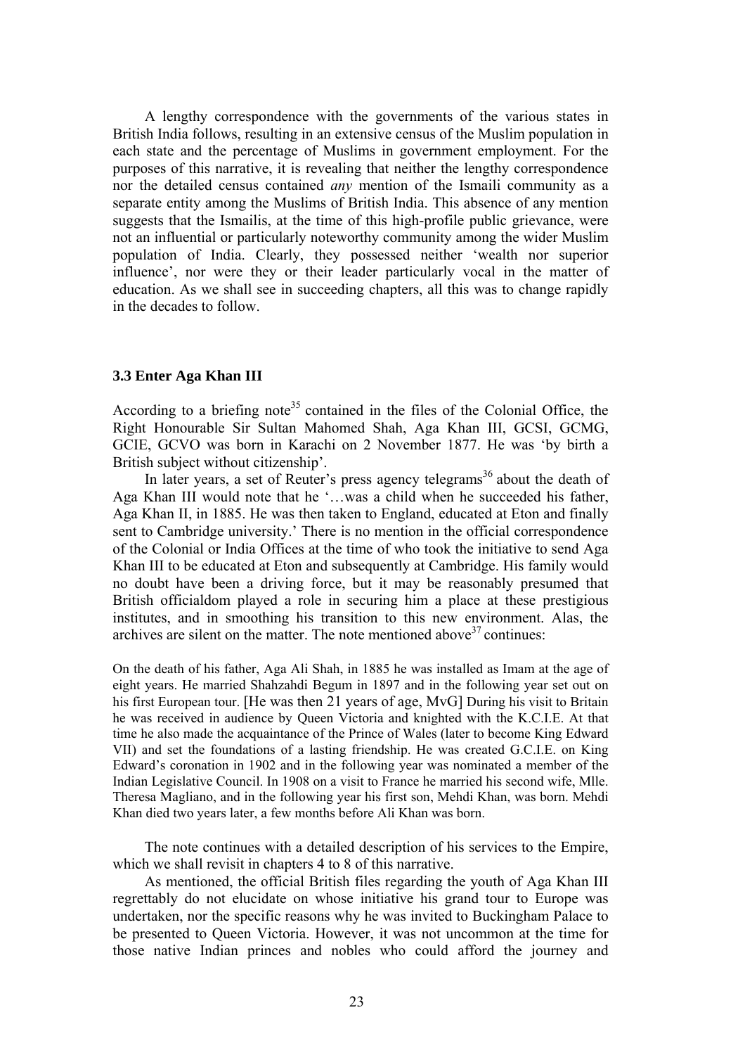A lengthy correspondence with the governments of the various states in British India follows, resulting in an extensive census of the Muslim population in each state and the percentage of Muslims in government employment. For the purposes of this narrative, it is revealing that neither the lengthy correspondence nor the detailed census contained *any* mention of the Ismaili community as a separate entity among the Muslims of British India. This absence of any mention suggests that the Ismailis, at the time of this high-profile public grievance, were not an influential or particularly noteworthy community among the wider Muslim population of India. Clearly, they possessed neither 'wealth nor superior influence', nor were they or their leader particularly vocal in the matter of education. As we shall see in succeeding chapters, all this was to change rapidly in the decades to follow.

### 3.3 Enter Aga Khan III

According to a briefing note[35] contained in the files of the Colonial Office, the Right Honourable Sir Sultan Mahomed Shah, Aga Khan III, GCSI, GCMG, GCIE, GCVO was born in Karachi on 2 November 1877. He was 'by birth a British subject without citizenship'.

In later years, a set of Reuter's press agency telegrams[36] about the death of Aga Khan III would note that he '…was a child when he succeeded his father, Aga Khan II, in 1885. He was then taken to England, educated at Eton and finally sent to Cambridge university.' There is no mention in the official correspondence of the Colonial or India Offices at the time of who took the initiative to send Aga Khan III to be educated at Eton and subsequently at Cambridge. His family would no doubt have been a driving force, but it may be reasonably presumed that British officialdom played a role in securing him a place at these prestigious institutes, and in smoothing his transition to this new environment. Alas, the archives are silent on the matter. The note mentioned above[37] continues:

> On the death of his father, Aga Ali Shah, in 1885 he was installed as Imam at the age of eight years. He married Shahzahdi Begum in 1897 and in the following year set out on his first European tour. [He was then 21 years of age, MvG] During his visit to Britain he was received in audience by Queen Victoria and knighted with the K.C.I.E. At that time he also made the acquaintance of the Prince of Wales (later to become King Edward VII) and set the foundations of a lasting friendship. He was created G.C.I.E. on King Edward's coronation in 1902 and in the following year was nominated a member of the Indian Legislative Council. In 1908 on a visit to France he married his second wife, Mlle. Theresa Magliano, and in the following year his first son, Mehdi Khan, was born. Mehdi Khan died two years later, a few months before Ali Khan was born.

The note continues with a detailed description of his services to the Empire, which we shall revisit in chapters 4 to 8 of this narrative.

As mentioned, the official British files regarding the youth of Aga Khan III regrettably do not elucidate on whose initiative his grand tour to Europe was undertaken, nor the specific reasons why he was invited to Buckingham Palace to be presented to Queen Victoria. However, it was not uncommon at the time for those native Indian princes and nobles who could afford the journey and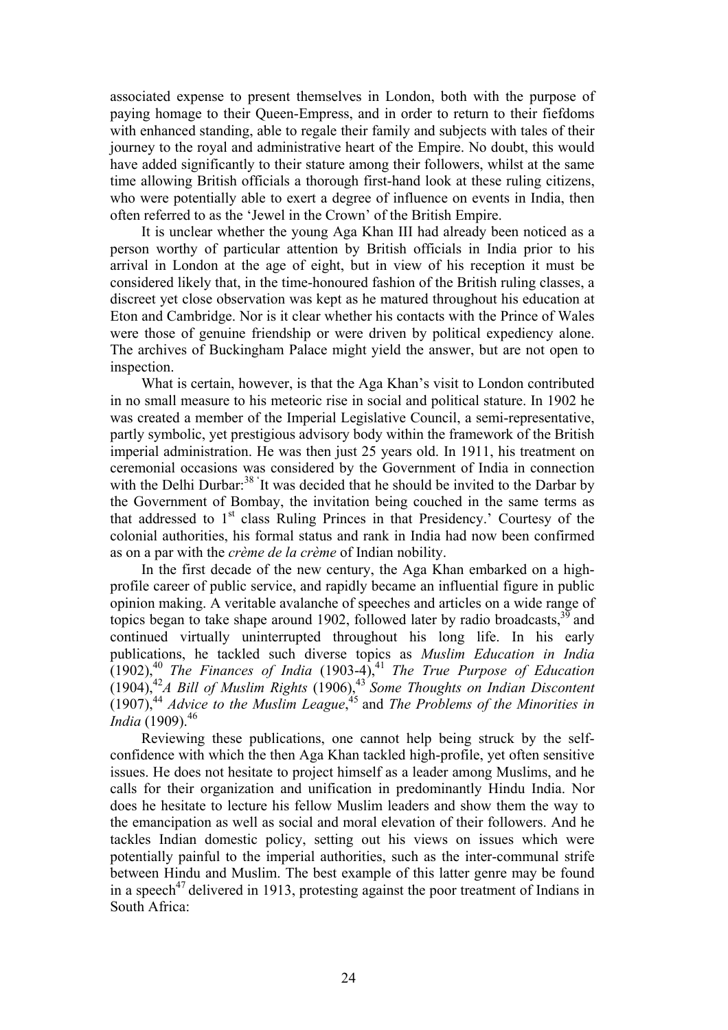associated expense to present themselves in London, both with the purpose of paying homage to their Queen-Empress, and in order to return to their fiefdoms with enhanced standing, able to regale their family and subjects with tales of their journey to the royal and administrative heart of the Empire. No doubt, this would have added significantly to their stature among their followers, whilst at the same time allowing British officials a thorough first-hand look at these ruling citizens, who were potentially able to exert a degree of influence on events in India, then often referred to as the 'Jewel in the Crown' of the British Empire.

It is unclear whether the young Aga Khan III had already been noticed as a person worthy of particular attention by British officials in India prior to his arrival in London at the age of eight, but in view of his reception it must be considered likely that, in the time-honoured fashion of the British ruling classes, a discreet yet close observation was kept as he matured throughout his education at Eton and Cambridge. Nor is it clear whether his contacts with the Prince of Wales were those of genuine friendship or were driven by political expediency alone. The archives of Buckingham Palace might yield the answer, but are not open to inspection.

What is certain, however, is that the Aga Khan's visit to London contributed in no small measure to his meteoric rise in social and political stature. In 1902 he was created a member of the Imperial Legislative Council, a semi-representative, partly symbolic, yet prestigious advisory body within the framework of the British imperial administration. He was then just 25 years old. In 1911, his treatment on ceremonial occasions was considered by the Government of India in connection with the Delhi Durbar:[38] 'It was decided that he should be invited to the Darbar by the Government of Bombay, the invitation being couched in the same terms as that addressed to 1st class Ruling Princes in that Presidency.' Courtesy of the colonial authorities, his formal status and rank in India had now been confirmed as on a par with the *crème de la crème* of Indian nobility.

In the first decade of the new century, the Aga Khan embarked on a high-profile career of public service, and rapidly became an influential figure in public opinion making. A veritable avalanche of speeches and articles on a wide range of topics began to take shape around 1902, followed later by radio broadcasts,[39] and continued virtually uninterrupted throughout his long life. In his early publications, he tackled such diverse topics as *Muslim Education in India* (1902),[40] *The Finances of India* (1903-4),[41] *The True Purpose of Education* (1904),[42] *A Bill of Muslim Rights* (1906),[43] *Some Thoughts on Indian Discontent* (1907),[44] *Advice to the Muslim League*,[45] and *The Problems of the Minorities in India* (1909).[46]

Reviewing these publications, one cannot help being struck by the self-confidence with which the then Aga Khan tackled high-profile, yet often sensitive issues. He does not hesitate to project himself as a leader among Muslims, and he calls for their organization and unification in predominantly Hindu India. Nor does he hesitate to lecture his fellow Muslim leaders and show them the way to the emancipation as well as social and moral elevation of their followers. And he tackles Indian domestic policy, setting out his views on issues which were potentially painful to the imperial authorities, such as the inter-communal strife between Hindu and Muslim. The best example of this latter genre may be found in a speech[47] delivered in 1913, protesting against the poor treatment of Indians in South Africa: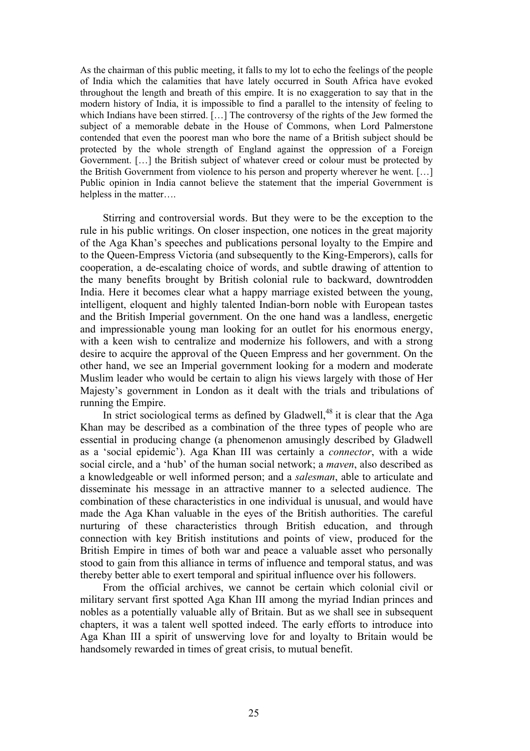> As the chairman of this public meeting, it falls to my lot to echo the feelings of the people of India which the calamities that have lately occurred in South Africa have evoked throughout the length and breath of this empire. It is no exaggeration to say that in the modern history of India, it is impossible to find a parallel to the intensity of feeling to which Indians have been stirred. […] The controversy of the rights of the Jew formed the subject of a memorable debate in the House of Commons, when Lord Palmerstone contended that even the poorest man who bore the name of a British subject should be protected by the whole strength of England against the oppression of a Foreign Government. […] the British subject of whatever creed or colour must be protected by the British Government from violence to his person and property wherever he went. […] Public opinion in India cannot believe the statement that the imperial Government is helpless in the matter….

Stirring and controversial words. But they were to be the exception to the rule in his public writings. On closer inspection, one notices in the great majority of the Aga Khan's speeches and publications personal loyalty to the Empire and to the Queen-Empress Victoria (and subsequently to the King-Emperors), calls for cooperation, a de-escalating choice of words, and subtle drawing of attention to the many benefits brought by British colonial rule to backward, downtrodden India. Here it becomes clear what a happy marriage existed between the young, intelligent, eloquent and highly talented Indian-born noble with European tastes and the British Imperial government. On the one hand was a landless, energetic and impressionable young man looking for an outlet for his enormous energy, with a keen wish to centralize and modernize his followers, and with a strong desire to acquire the approval of the Queen Empress and her government. On the other hand, we see an Imperial government looking for a modern and moderate Muslim leader who would be certain to align his views largely with those of Her Majesty's government in London as it dealt with the trials and tribulations of running the Empire.

In strict sociological terms as defined by Gladwell,[48] it is clear that the Aga Khan may be described as a combination of the three types of people who are essential in producing change (a phenomenon amusingly described by Gladwell as a 'social epidemic'). Aga Khan III was certainly a *connector*, with a wide social circle, and a 'hub' of the human social network; a *maven*, also described as a knowledgeable or well informed person; and a *salesman*, able to articulate and disseminate his message in an attractive manner to a selected audience. The combination of these characteristics in one individual is unusual, and would have made the Aga Khan valuable in the eyes of the British authorities. The careful nurturing of these characteristics through British education, and through connection with key British institutions and points of view, produced for the British Empire in times of both war and peace a valuable asset who personally stood to gain from this alliance in terms of influence and temporal status, and was thereby better able to exert temporal and spiritual influence over his followers.

From the official archives, we cannot be certain which colonial civil or military servant first spotted Aga Khan III among the myriad Indian princes and nobles as a potentially valuable ally of Britain. But as we shall see in subsequent chapters, it was a talent well spotted indeed. The early efforts to introduce into Aga Khan III a spirit of unswerving love for and loyalty to Britain would be handsomely rewarded in times of great crisis, to mutual benefit.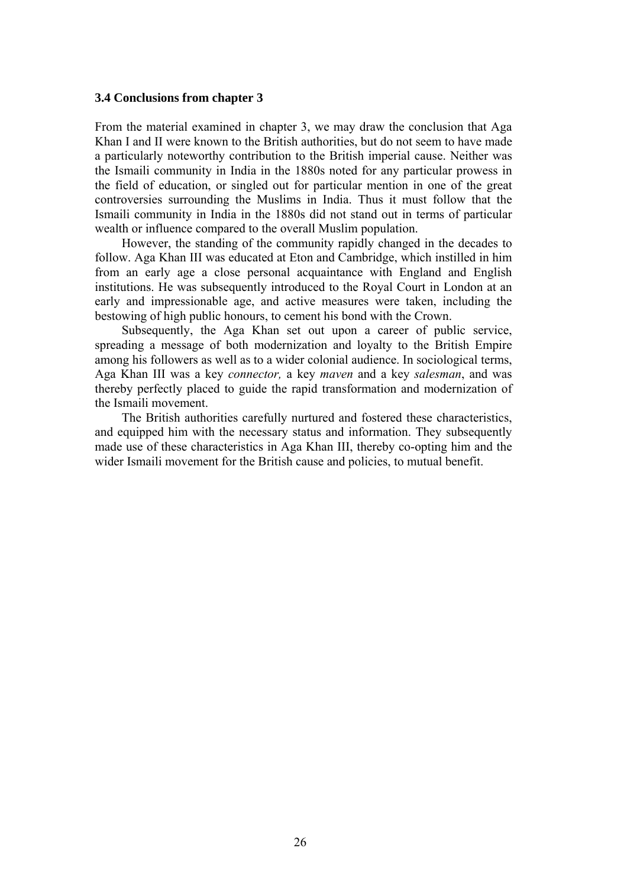### 3.4 Conclusions from chapter 3

From the material examined in chapter 3, we may draw the conclusion that Aga Khan I and II were known to the British authorities, but do not seem to have made a particularly noteworthy contribution to the British imperial cause. Neither was the Ismaili community in India in the 1880s noted for any particular prowess in the field of education, or singled out for particular mention in one of the great controversies surrounding the Muslims in India. Thus it must follow that the Ismaili community in India in the 1880s did not stand out in terms of particular wealth or influence compared to the overall Muslim population.

However, the standing of the community rapidly changed in the decades to follow. Aga Khan III was educated at Eton and Cambridge, which instilled in him from an early age a close personal acquaintance with England and English institutions. He was subsequently introduced to the Royal Court in London at an early and impressionable age, and active measures were taken, including the bestowing of high public honours, to cement his bond with the Crown.

Subsequently, the Aga Khan set out upon a career of public service, spreading a message of both modernization and loyalty to the British Empire among his followers as well as to a wider colonial audience. In sociological terms, Aga Khan III was a key *connector,* a key *maven* and a key *salesman*, and was thereby perfectly placed to guide the rapid transformation and modernization of the Ismaili movement.

The British authorities carefully nurtured and fostered these characteristics, and equipped him with the necessary status and information. They subsequently made use of these characteristics in Aga Khan III, thereby co-opting him and the wider Ismaili movement for the British cause and policies, to mutual benefit.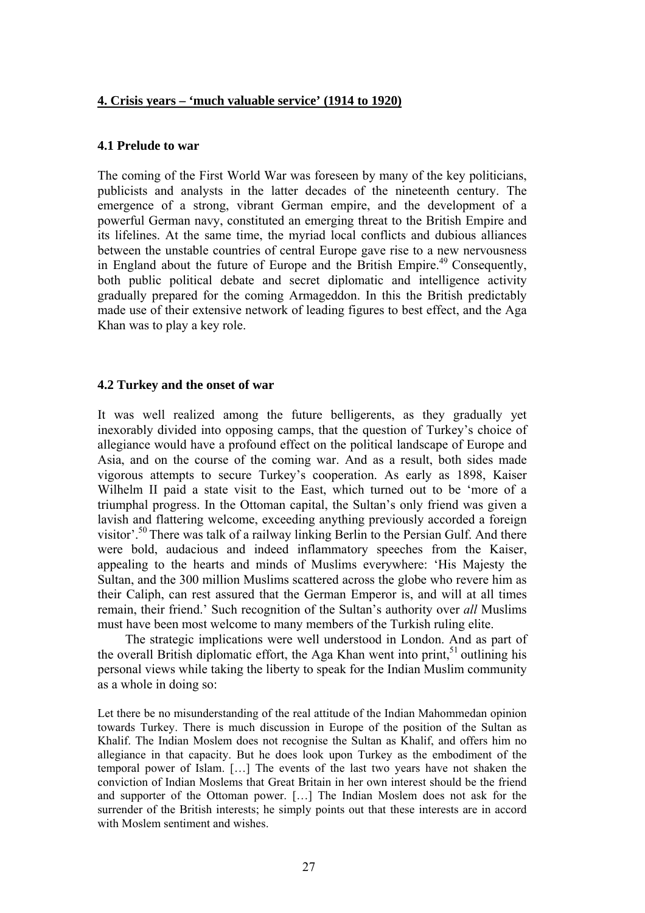## 4. Crisis years – 'much valuable service' (1914 to 1920)

### 4.1 Prelude to war

The coming of the First World War was foreseen by many of the key politicians, publicists and analysts in the latter decades of the nineteenth century. The emergence of a strong, vibrant German empire, and the development of a powerful German navy, constituted an emerging threat to the British Empire and its lifelines. At the same time, the myriad local conflicts and dubious alliances between the unstable countries of central Europe gave rise to a new nervousness in England about the future of Europe and the British Empire.[49] Consequently, both public political debate and secret diplomatic and intelligence activity gradually prepared for the coming Armageddon. In this the British predictably made use of their extensive network of leading figures to best effect, and the Aga Khan was to play a key role.

### 4.2 Turkey and the onset of war

It was well realized among the future belligerents, as they gradually yet inexorably divided into opposing camps, that the question of Turkey's choice of allegiance would have a profound effect on the political landscape of Europe and Asia, and on the course of the coming war. And as a result, both sides made vigorous attempts to secure Turkey's cooperation. As early as 1898, Kaiser Wilhelm II paid a state visit to the East, which turned out to be 'more of a triumphal progress. In the Ottoman capital, the Sultan's only friend was given a lavish and flattering welcome, exceeding anything previously accorded a foreign visitor'.[50] There was talk of a railway linking Berlin to the Persian Gulf. And there were bold, audacious and indeed inflammatory speeches from the Kaiser, appealing to the hearts and minds of Muslims everywhere: 'His Majesty the Sultan, and the 300 million Muslims scattered across the globe who revere him as their Caliph, can rest assured that the German Emperor is, and will at all times remain, their friend.' Such recognition of the Sultan's authority over *all* Muslims must have been most welcome to many members of the Turkish ruling elite.

The strategic implications were well understood in London. And as part of the overall British diplomatic effort, the Aga Khan went into print,[51] outlining his personal views while taking the liberty to speak for the Indian Muslim community as a whole in doing so:

> Let there be no misunderstanding of the real attitude of the Indian Mahommedan opinion towards Turkey. There is much discussion in Europe of the position of the Sultan as Khalif. The Indian Moslem does not recognise the Sultan as Khalif, and offers him no allegiance in that capacity. But he does look upon Turkey as the embodiment of the temporal power of Islam. […] The events of the last two years have not shaken the conviction of Indian Moslems that Great Britain in her own interest should be the friend and supporter of the Ottoman power. […] The Indian Moslem does not ask for the surrender of the British interests; he simply points out that these interests are in accord with Moslem sentiment and wishes.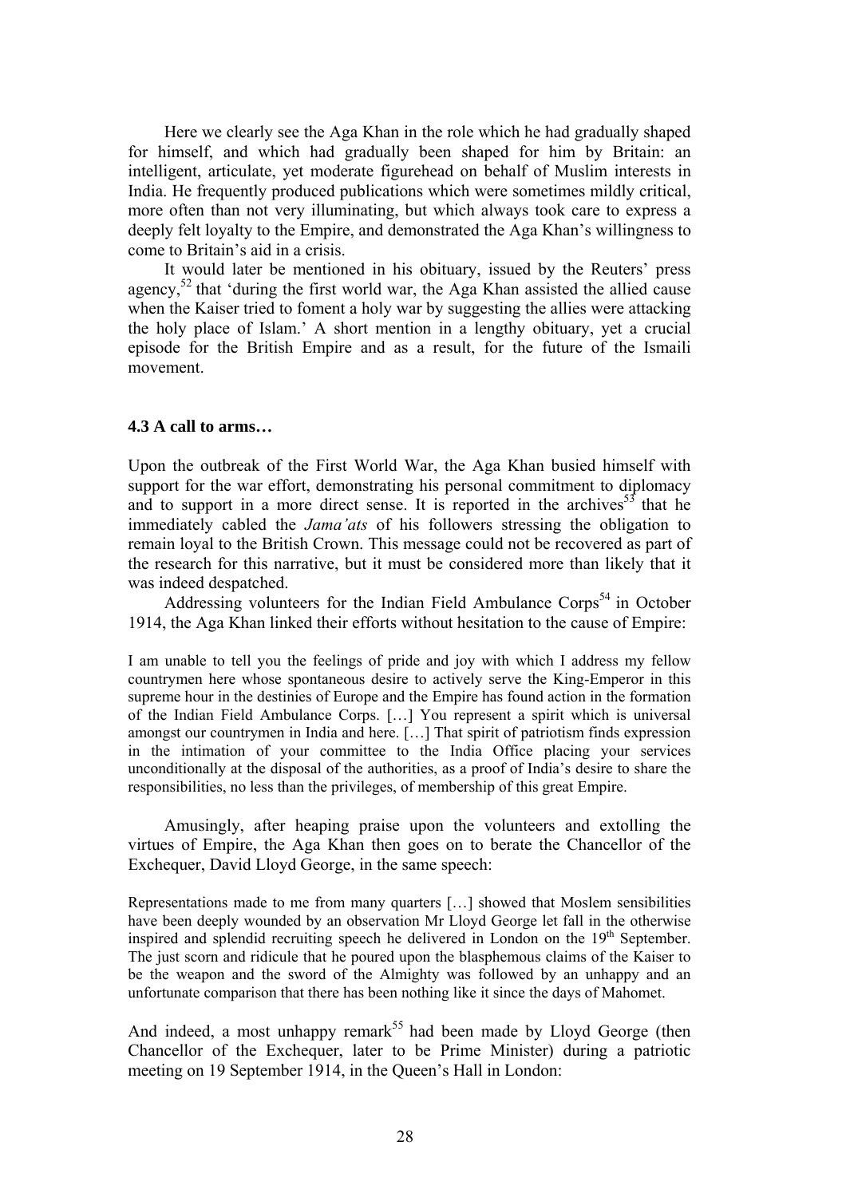Here we clearly see the Aga Khan in the role which he had gradually shaped for himself, and which had gradually been shaped for him by Britain: an intelligent, articulate, yet moderate figurehead on behalf of Muslim interests in India. He frequently produced publications which were sometimes mildly critical, more often than not very illuminating, but which always took care to express a deeply felt loyalty to the Empire, and demonstrated the Aga Khan's willingness to come to Britain's aid in a crisis.

It would later be mentioned in his obituary, issued by the Reuters' press agency,[52] that 'during the first world war, the Aga Khan assisted the allied cause when the Kaiser tried to foment a holy war by suggesting the allies were attacking the holy place of Islam.' A short mention in a lengthy obituary, yet a crucial episode for the British Empire and as a result, for the future of the Ismaili movement.

### 4.3 A call to arms…

Upon the outbreak of the First World War, the Aga Khan busied himself with support for the war effort, demonstrating his personal commitment to diplomacy and to support in a more direct sense. It is reported in the archives[53] that he immediately cabled the *Jama'ats* of his followers stressing the obligation to remain loyal to the British Crown. This message could not be recovered as part of the research for this narrative, but it must be considered more than likely that it was indeed despatched.

Addressing volunteers for the Indian Field Ambulance Corps[54] in October 1914, the Aga Khan linked their efforts without hesitation to the cause of Empire:

> I am unable to tell you the feelings of pride and joy with which I address my fellow countrymen here whose spontaneous desire to actively serve the King-Emperor in this supreme hour in the destinies of Europe and the Empire has found action in the formation of the Indian Field Ambulance Corps. […] You represent a spirit which is universal amongst our countrymen in India and here. […] That spirit of patriotism finds expression in the intimation of your committee to the India Office placing your services unconditionally at the disposal of the authorities, as a proof of India's desire to share the responsibilities, no less than the privileges, of membership of this great Empire.

Amusingly, after heaping praise upon the volunteers and extolling the virtues of Empire, the Aga Khan then goes on to berate the Chancellor of the Exchequer, David Lloyd George, in the same speech:

> Representations made to me from many quarters […] showed that Moslem sensibilities have been deeply wounded by an observation Mr Lloyd George let fall in the otherwise inspired and splendid recruiting speech he delivered in London on the 19th September. The just scorn and ridicule that he poured upon the blasphemous claims of the Kaiser to be the weapon and the sword of the Almighty was followed by an unhappy and an unfortunate comparison that there has been nothing like it since the days of Mahomet.

And indeed, a most unhappy remark[55] had been made by Lloyd George (then Chancellor of the Exchequer, later to be Prime Minister) during a patriotic meeting on 19 September 1914, in the Queen's Hall in London: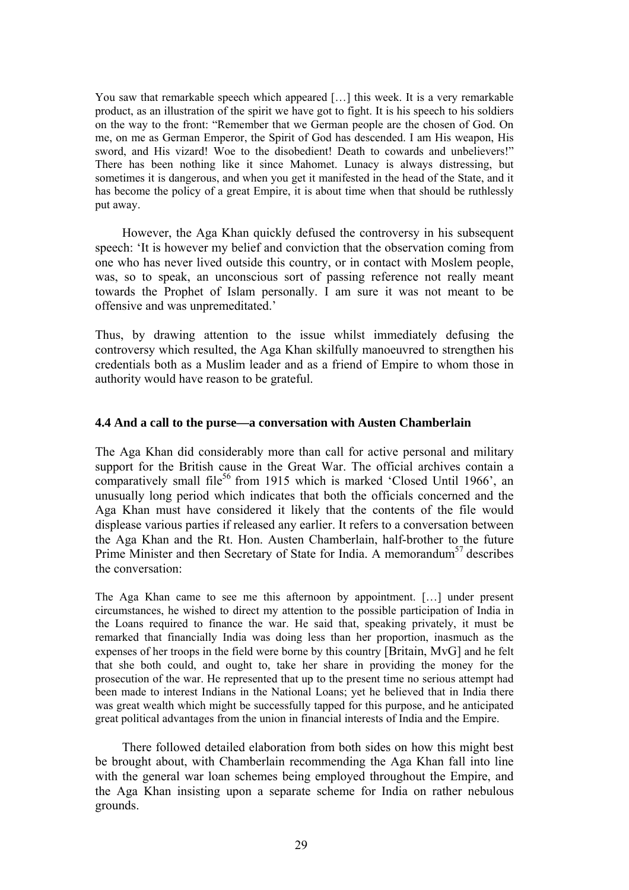> You saw that remarkable speech which appeared […] this week. It is a very remarkable product, as an illustration of the spirit we have got to fight. It is his speech to his soldiers on the way to the front: "Remember that we German people are the chosen of God. On me, on me as German Emperor, the Spirit of God has descended. I am His weapon, His sword, and His vizard! Woe to the disobedient! Death to cowards and unbelievers!" There has been nothing like it since Mahomet. Lunacy is always distressing, but sometimes it is dangerous, and when you get it manifested in the head of the State, and it has become the policy of a great Empire, it is about time when that should be ruthlessly put away.

However, the Aga Khan quickly defused the controversy in his subsequent speech: 'It is however my belief and conviction that the observation coming from one who has never lived outside this country, or in contact with Moslem people, was, so to speak, an unconscious sort of passing reference not really meant towards the Prophet of Islam personally. I am sure it was not meant to be offensive and was unpremeditated.'

Thus, by drawing attention to the issue whilst immediately defusing the controversy which resulted, the Aga Khan skilfully manoeuvred to strengthen his credentials both as a Muslim leader and as a friend of Empire to whom those in authority would have reason to be grateful.

### 4.4 And a call to the purse—a conversation with Austen Chamberlain

The Aga Khan did considerably more than call for active personal and military support for the British cause in the Great War. The official archives contain a comparatively small file[56] from 1915 which is marked 'Closed Until 1966', an unusually long period which indicates that both the officials concerned and the Aga Khan must have considered it likely that the contents of the file would displease various parties if released any earlier. It refers to a conversation between the Aga Khan and the Rt. Hon. Austen Chamberlain, half-brother to the future Prime Minister and then Secretary of State for India. A memorandum[57] describes the conversation:

> The Aga Khan came to see me this afternoon by appointment. […] under present circumstances, he wished to direct my attention to the possible participation of India in the Loans required to finance the war. He said that, speaking privately, it must be remarked that financially India was doing less than her proportion, inasmuch as the expenses of her troops in the field were borne by this country [Britain, MvG] and he felt that she both could, and ought to, take her share in providing the money for the prosecution of the war. He represented that up to the present time no serious attempt had been made to interest Indians in the National Loans; yet he believed that in India there was great wealth which might be successfully tapped for this purpose, and he anticipated great political advantages from the union in financial interests of India and the Empire.

There followed detailed elaboration from both sides on how this might best be brought about, with Chamberlain recommending the Aga Khan fall into line with the general war loan schemes being employed throughout the Empire, and the Aga Khan insisting upon a separate scheme for India on rather nebulous grounds.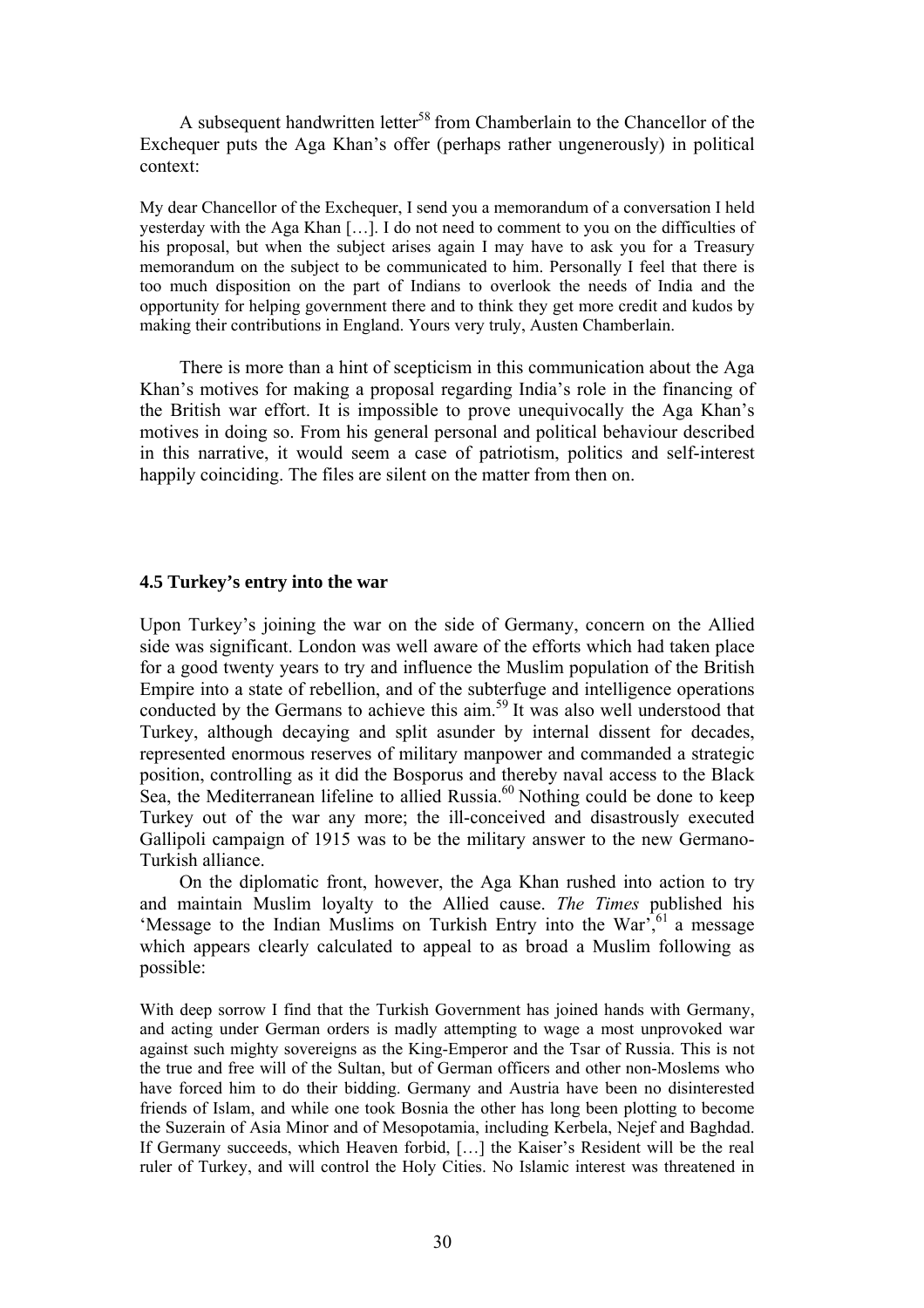A subsequent handwritten letter[58] from Chamberlain to the Chancellor of the Exchequer puts the Aga Khan's offer (perhaps rather ungenerously) in political context:

> My dear Chancellor of the Exchequer, I send you a memorandum of a conversation I held yesterday with the Aga Khan […]. I do not need to comment to you on the difficulties of his proposal, but when the subject arises again I may have to ask you for a Treasury memorandum on the subject to be communicated to him. Personally I feel that there is too much disposition on the part of Indians to overlook the needs of India and the opportunity for helping government there and to think they get more credit and kudos by making their contributions in England. Yours very truly, Austen Chamberlain.

There is more than a hint of scepticism in this communication about the Aga Khan's motives for making a proposal regarding India's role in the financing of the British war effort. It is impossible to prove unequivocally the Aga Khan's motives in doing so. From his general personal and political behaviour described in this narrative, it would seem a case of patriotism, politics and self-interest happily coinciding. The files are silent on the matter from then on.

### 4.5 Turkey's entry into the war

Upon Turkey's joining the war on the side of Germany, concern on the Allied side was significant. London was well aware of the efforts which had taken place for a good twenty years to try and influence the Muslim population of the British Empire into a state of rebellion, and of the subterfuge and intelligence operations conducted by the Germans to achieve this aim.[59] It was also well understood that Turkey, although decaying and split asunder by internal dissent for decades, represented enormous reserves of military manpower and commanded a strategic position, controlling as it did the Bosporus and thereby naval access to the Black Sea, the Mediterranean lifeline to allied Russia.[60] Nothing could be done to keep Turkey out of the war any more; the ill-conceived and disastrously executed Gallipoli campaign of 1915 was to be the military answer to the new Germano-Turkish alliance.

On the diplomatic front, however, the Aga Khan rushed into action to try and maintain Muslim loyalty to the Allied cause. *The Times* published his 'Message to the Indian Muslims on Turkish Entry into the War',[61] a message which appears clearly calculated to appeal to as broad a Muslim following as possible:

> With deep sorrow I find that the Turkish Government has joined hands with Germany, and acting under German orders is madly attempting to wage a most unprovoked war against such mighty sovereigns as the King-Emperor and the Tsar of Russia. This is not the true and free will of the Sultan, but of German officers and other non-Moslems who have forced him to do their bidding. Germany and Austria have been no disinterested friends of Islam, and while one took Bosnia the other has long been plotting to become the Suzerain of Asia Minor and of Mesopotamia, including Kerbela, Nejef and Baghdad. If Germany succeeds, which Heaven forbid, […] the Kaiser's Resident will be the real ruler of Turkey, and will control the Holy Cities. No Islamic interest was threatened in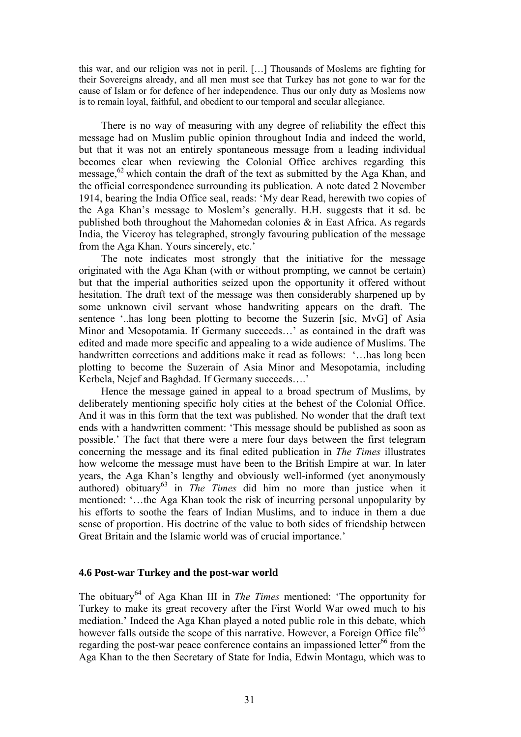this war, and our religion was not in peril. […] Thousands of Moslems are fighting for their Sovereigns already, and all men must see that Turkey has not gone to war for the cause of Islam or for defence of her independence. Thus our only duty as Moslems now is to remain loyal, faithful, and obedient to our temporal and secular allegiance.

There is no way of measuring with any degree of reliability the effect this message had on Muslim public opinion throughout India and indeed the world, but that it was not an entirely spontaneous message from a leading individual becomes clear when reviewing the Colonial Office archives regarding this message,[62] which contain the draft of the text as submitted by the Aga Khan, and the official correspondence surrounding its publication. A note dated 2 November 1914, bearing the India Office seal, reads: 'My dear Read, herewith two copies of the Aga Khan's message to Moslem's generally. H.H. suggests that it sd. be published both throughout the Mahomedan colonies & in East Africa. As regards India, the Viceroy has telegraphed, strongly favouring publication of the message from the Aga Khan. Yours sincerely, etc.'

The note indicates most strongly that the initiative for the message originated with the Aga Khan (with or without prompting, we cannot be certain) but that the imperial authorities seized upon the opportunity it offered without hesitation. The draft text of the message was then considerably sharpened up by some unknown civil servant whose handwriting appears on the draft. The sentence '..has long been plotting to become the Suzerin [sic, MvG] of Asia Minor and Mesopotamia. If Germany succeeds…' as contained in the draft was edited and made more specific and appealing to a wide audience of Muslims. The handwritten corrections and additions make it read as follows: '…has long been plotting to become the Suzerain of Asia Minor and Mesopotamia, including Kerbela, Nejef and Baghdad. If Germany succeeds….'

Hence the message gained in appeal to a broad spectrum of Muslims, by deliberately mentioning specific holy cities at the behest of the Colonial Office. And it was in this form that the text was published. No wonder that the draft text ends with a handwritten comment: 'This message should be published as soon as possible.' The fact that there were a mere four days between the first telegram concerning the message and its final edited publication in *The Times* illustrates how welcome the message must have been to the British Empire at war. In later years, the Aga Khan's lengthy and obviously well-informed (yet anonymously authored) obituary[63] in *The Times* did him no more than justice when it mentioned: '…the Aga Khan took the risk of incurring personal unpopularity by his efforts to soothe the fears of Indian Muslims, and to induce in them a due sense of proportion. His doctrine of the value to both sides of friendship between Great Britain and the Islamic world was of crucial importance.'

### 4.6 Post-war Turkey and the post-war world

The obituary[64] of Aga Khan III in *The Times* mentioned: 'The opportunity for Turkey to make its great recovery after the First World War owed much to his mediation.' Indeed the Aga Khan played a noted public role in this debate, which however falls outside the scope of this narrative. However, a Foreign Office file[65] regarding the post-war peace conference contains an impassioned letter[66] from the Aga Khan to the then Secretary of State for India, Edwin Montagu, which was to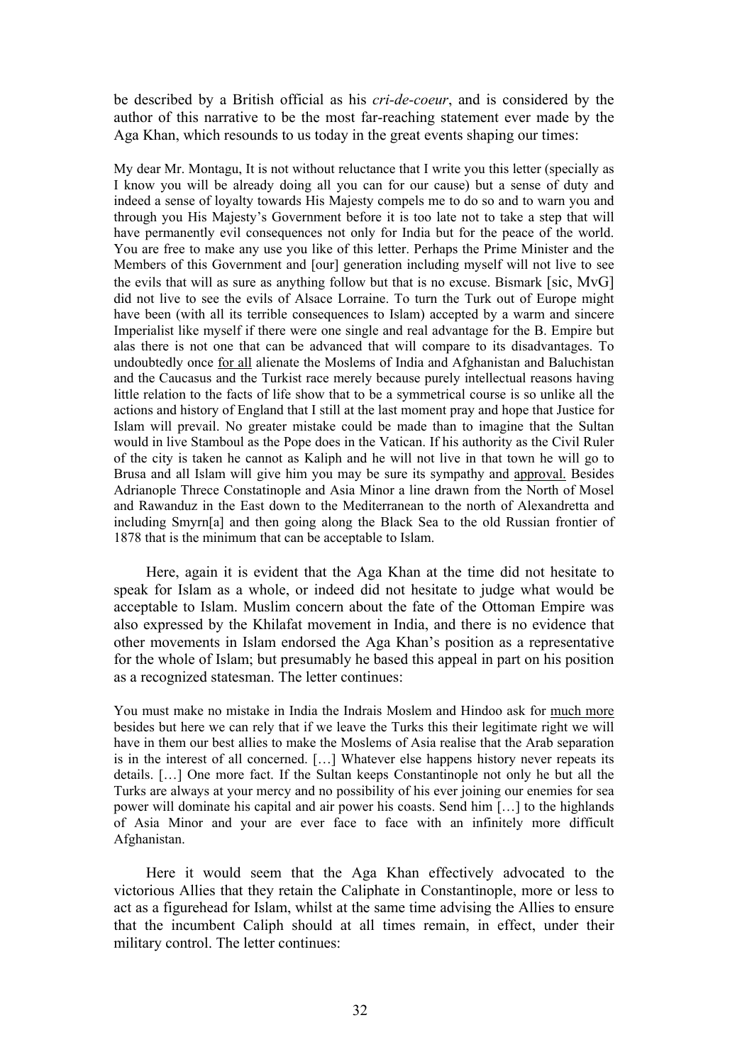be described by a British official as his *cri-de-coeur*, and is considered by the author of this narrative to be the most far-reaching statement ever made by the Aga Khan, which resounds to us today in the great events shaping our times:

> My dear Mr. Montagu, It is not without reluctance that I write you this letter (specially as I know you will be already doing all you can for our cause) but a sense of duty and indeed a sense of loyalty towards His Majesty compels me to do so and to warn you and through you His Majesty's Government before it is too late not to take a step that will have permanently evil consequences not only for India but for the peace of the world. You are free to make any use you like of this letter. Perhaps the Prime Minister and the Members of this Government and [our] generation including myself will not live to see the evils that will as sure as anything follow but that is no excuse. Bismark [sic, MvG] did not live to see the evils of Alsace Lorraine. To turn the Turk out of Europe might have been (with all its terrible consequences to Islam) accepted by a warm and sincere Imperialist like myself if there were one single and real advantage for the B. Empire but alas there is not one that can be advanced that will compare to its disadvantages. To undoubtedly once <u>for all</u> alienate the Moslems of India and Afghanistan and Baluchistan and the Caucasus and the Turkist race merely because purely intellectual reasons having little relation to the facts of life show that to be a symmetrical course is so unlike all the actions and history of England that I still at the last moment pray and hope that Justice for Islam will prevail. No greater mistake could be made than to imagine that the Sultan would in live Stamboul as the Pope does in the Vatican. If his authority as the Civil Ruler of the city is taken he cannot as Kaliph and he will not live in that town he will go to Brusa and all Islam will give him you may be sure its sympathy and <u>approval.</u> Besides Adrianople Threce Constatinople and Asia Minor a line drawn from the North of Mosel and Rawanduz in the East down to the Mediterranean to the north of Alexandretta and including Smyrn[a] and then going along the Black Sea to the old Russian frontier of 1878 that is the minimum that can be acceptable to Islam.

Here, again it is evident that the Aga Khan at the time did not hesitate to speak for Islam as a whole, or indeed did not hesitate to judge what would be acceptable to Islam. Muslim concern about the fate of the Ottoman Empire was also expressed by the Khilafat movement in India, and there is no evidence that other movements in Islam endorsed the Aga Khan's position as a representative for the whole of Islam; but presumably he based this appeal in part on his position as a recognized statesman. The letter continues:

> You must make no mistake in India the Indrais Moslem and Hindoo ask for <u>much more</u> besides but here we can rely that if we leave the Turks this their legitimate right we will have in them our best allies to make the Moslems of Asia realise that the Arab separation is in the interest of all concerned. […] Whatever else happens history never repeats its details. […] One more fact. If the Sultan keeps Constantinople not only he but all the Turks are always at your mercy and no possibility of his ever joining our enemies for sea power will dominate his capital and air power his coasts. Send him […] to the highlands of Asia Minor and your are ever face to face with an infinitely more difficult Afghanistan.

Here it would seem that the Aga Khan effectively advocated to the victorious Allies that they retain the Caliphate in Constantinople, more or less to act as a figurehead for Islam, whilst at the same time advising the Allies to ensure that the incumbent Caliph should at all times remain, in effect, under their military control. The letter continues: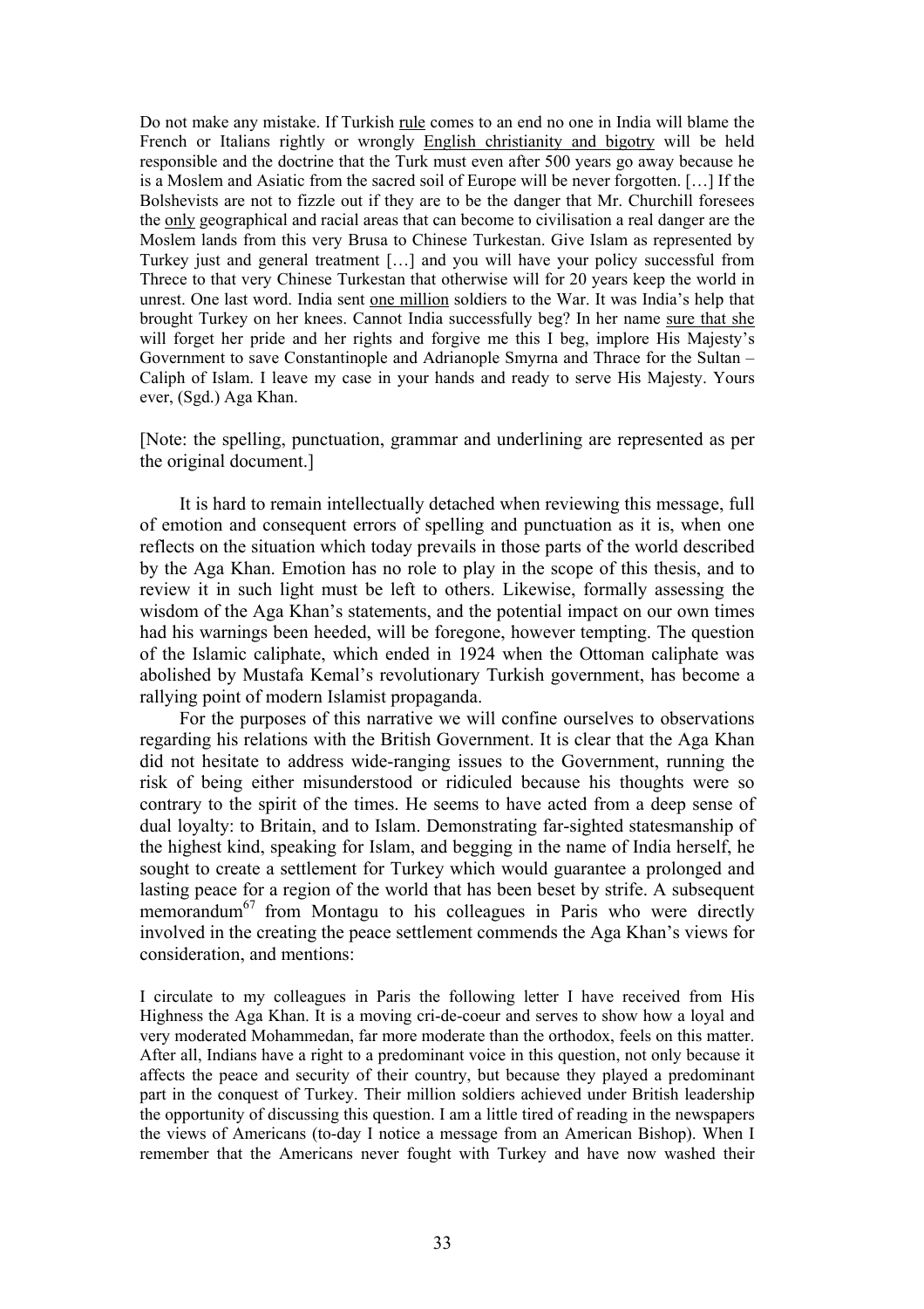> Do not make any mistake. If Turkish <u>rule</u> comes to an end no one in India will blame the French or Italians rightly or wrongly <u>English christianity and bigotry</u> will be held responsible and the doctrine that the Turk must even after 500 years go away because he is a Moslem and Asiatic from the sacred soil of Europe will be never forgotten. […] If the Bolshevists are not to fizzle out if they are to be the danger that Mr. Churchill foresees the <u>only</u> geographical and racial areas that can become to civilisation a real danger are the Moslem lands from this very Brusa to Chinese Turkestan. Give Islam as represented by Turkey just and general treatment […] and you will have your policy successful from Threce to that very Chinese Turkestan that otherwise will for 20 years keep the world in unrest. One last word. India sent <u>one million</u> soldiers to the War. It was India's help that brought Turkey on her knees. Cannot India successfully beg? In her name <u>sure that she</u> will forget her pride and her rights and forgive me this I beg, implore His Majesty's Government to save Constantinople and Adrianople Smyrna and Thrace for the Sultan – Caliph of Islam. I leave my case in your hands and ready to serve His Majesty. Yours ever, (Sgd.) Aga Khan.

[Note: the spelling, punctuation, grammar and underlining are represented as per the original document.]

It is hard to remain intellectually detached when reviewing this message, full of emotion and consequent errors of spelling and punctuation as it is, when one reflects on the situation which today prevails in those parts of the world described by the Aga Khan. Emotion has no role to play in the scope of this thesis, and to review it in such light must be left to others. Likewise, formally assessing the wisdom of the Aga Khan's statements, and the potential impact on our own times had his warnings been heeded, will be foregone, however tempting. The question of the Islamic caliphate, which ended in 1924 when the Ottoman caliphate was abolished by Mustafa Kemal's revolutionary Turkish government, has become a rallying point of modern Islamist propaganda.

For the purposes of this narrative we will confine ourselves to observations regarding his relations with the British Government. It is clear that the Aga Khan did not hesitate to address wide-ranging issues to the Government, running the risk of being either misunderstood or ridiculed because his thoughts were so contrary to the spirit of the times. He seems to have acted from a deep sense of dual loyalty: to Britain, and to Islam. Demonstrating far-sighted statesmanship of the highest kind, speaking for Islam, and begging in the name of India herself, he sought to create a settlement for Turkey which would guarantee a prolonged and lasting peace for a region of the world that has been beset by strife. A subsequent memorandum[67] from Montagu to his colleagues in Paris who were directly involved in the creating the peace settlement commends the Aga Khan's views for consideration, and mentions:

> I circulate to my colleagues in Paris the following letter I have received from His Highness the Aga Khan. It is a moving cri-de-coeur and serves to show how a loyal and very moderated Mohammedan, far more moderate than the orthodox, feels on this matter. After all, Indians have a right to a predominant voice in this question, not only because it affects the peace and security of their country, but because they played a predominant part in the conquest of Turkey. Their million soldiers achieved under British leadership the opportunity of discussing this question. I am a little tired of reading in the newspapers the views of Americans (to-day I notice a message from an American Bishop). When I remember that the Americans never fought with Turkey and have now washed their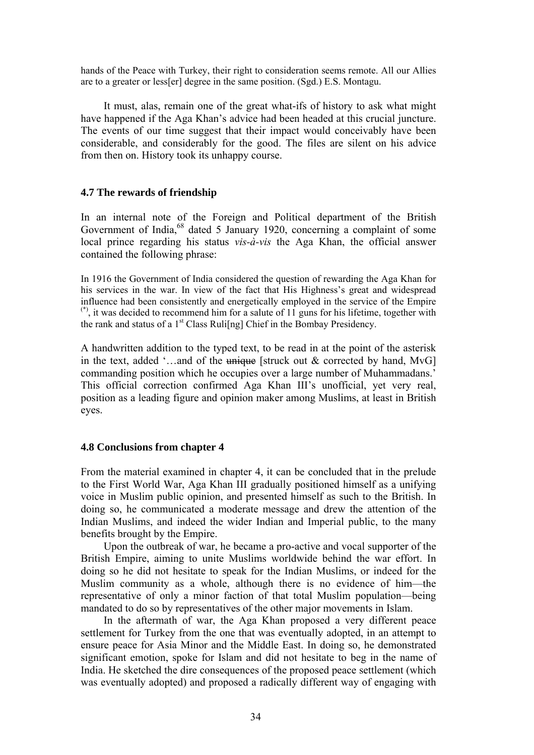hands of the Peace with Turkey, their right to consideration seems remote. All our Allies are to a greater or less[er] degree in the same position. (Sgd.) E.S. Montagu.

It must, alas, remain one of the great what-ifs of history to ask what might have happened if the Aga Khan's advice had been headed at this crucial juncture. The events of our time suggest that their impact would conceivably have been considerable, and considerably for the good. The files are silent on his advice from then on. History took its unhappy course.

### 4.7 The rewards of friendship

In an internal note of the Foreign and Political department of the British Government of India,[68] dated 5 January 1920, concerning a complaint of some local prince regarding his status *vis-à-vis* the Aga Khan, the official answer contained the following phrase:

> In 1916 the Government of India considered the question of rewarding the Aga Khan for his services in the war. In view of the fact that His Highness's great and widespread influence had been consistently and energetically employed in the service of the Empire (*), it was decided to recommend him for a salute of 11 guns for his lifetime, together with the rank and status of a 1st Class Ruli[ng] Chief in the Bombay Presidency.

A handwritten addition to the typed text, to be read in at the point of the asterisk in the text, added '…and of the ~~unique~~ [struck out & corrected by hand, MvG] commanding position which he occupies over a large number of Muhammadans.' This official correction confirmed Aga Khan III's unofficial, yet very real, position as a leading figure and opinion maker among Muslims, at least in British eyes.

### 4.8 Conclusions from chapter 4

From the material examined in chapter 4, it can be concluded that in the prelude to the First World War, Aga Khan III gradually positioned himself as a unifying voice in Muslim public opinion, and presented himself as such to the British. In doing so, he communicated a moderate message and drew the attention of the Indian Muslims, and indeed the wider Indian and Imperial public, to the many benefits brought by the Empire.

Upon the outbreak of war, he became a pro-active and vocal supporter of the British Empire, aiming to unite Muslims worldwide behind the war effort. In doing so he did not hesitate to speak for the Indian Muslims, or indeed for the Muslim community as a whole, although there is no evidence of him—the representative of only a minor faction of that total Muslim population—being mandated to do so by representatives of the other major movements in Islam.

In the aftermath of war, the Aga Khan proposed a very different peace settlement for Turkey from the one that was eventually adopted, in an attempt to ensure peace for Asia Minor and the Middle East. In doing so, he demonstrated significant emotion, spoke for Islam and did not hesitate to beg in the name of India. He sketched the dire consequences of the proposed peace settlement (which was eventually adopted) and proposed a radically different way of engaging with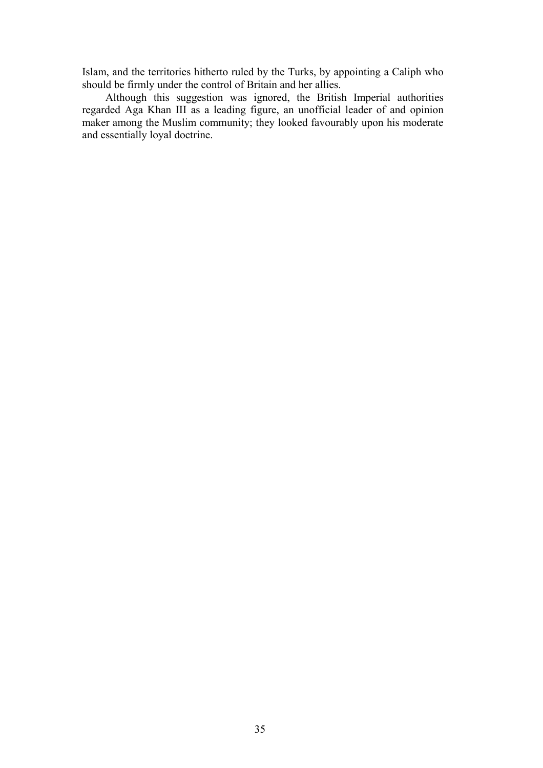Islam, and the territories hitherto ruled by the Turks, by appointing a Caliph who should be firmly under the control of Britain and her allies.

Although this suggestion was ignored, the British Imperial authorities regarded Aga Khan III as a leading figure, an unofficial leader of and opinion maker among the Muslim community; they looked favourably upon his moderate and essentially loyal doctrine.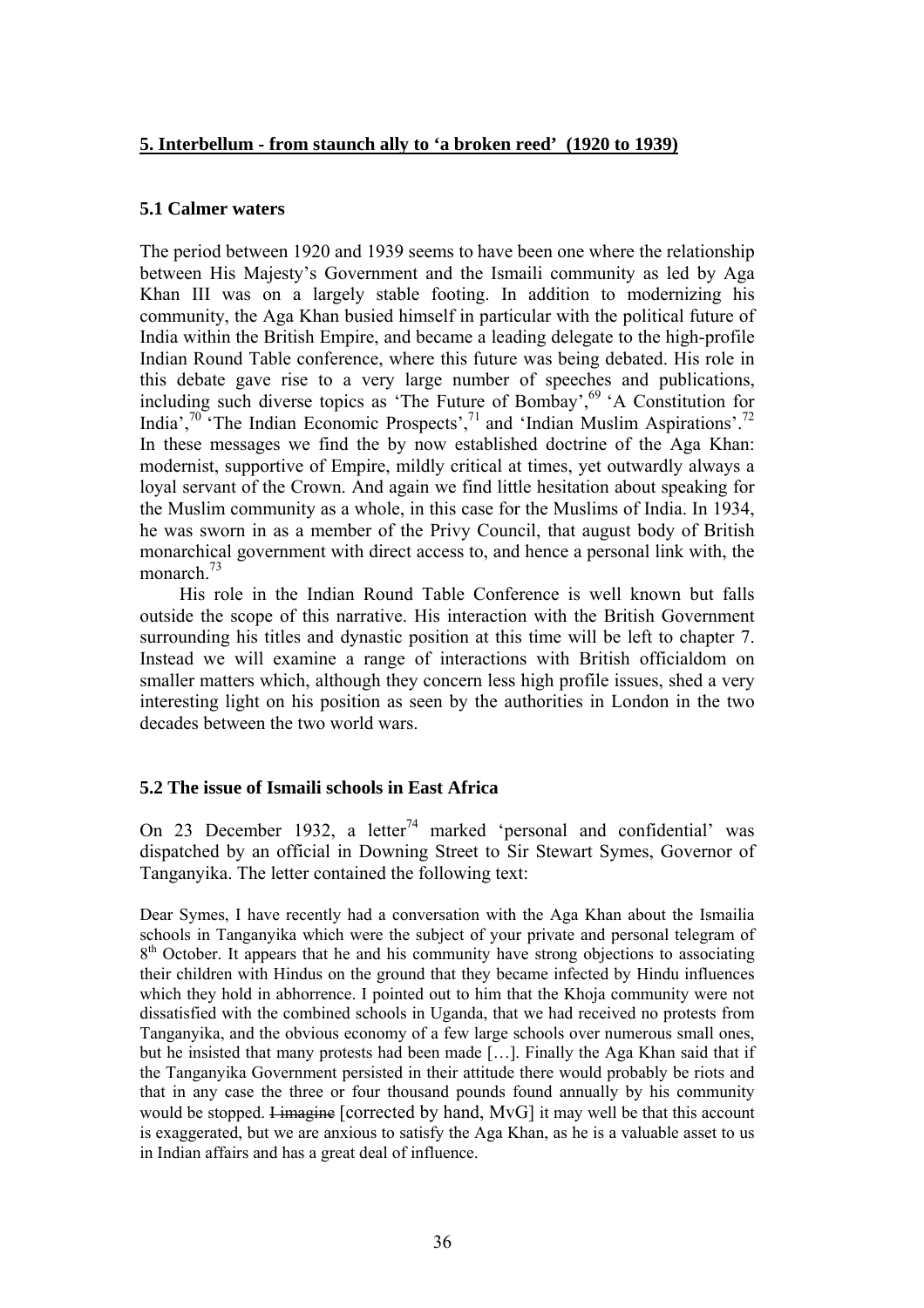## 5. Interbellum - from staunch ally to 'a broken reed' (1920 to 1939)

### 5.1 Calmer waters

The period between 1920 and 1939 seems to have been one where the relationship between His Majesty's Government and the Ismaili community as led by Aga Khan III was on a largely stable footing. In addition to modernizing his community, the Aga Khan busied himself in particular with the political future of India within the British Empire, and became a leading delegate to the high-profile Indian Round Table conference, where this future was being debated. His role in this debate gave rise to a very large number of speeches and publications, including such diverse topics as 'The Future of Bombay',[69] 'A Constitution for India',[70] 'The Indian Economic Prospects',[71] and 'Indian Muslim Aspirations'.[72] In these messages we find the by now established doctrine of the Aga Khan: modernist, supportive of Empire, mildly critical at times, yet outwardly always a loyal servant of the Crown. And again we find little hesitation about speaking for the Muslim community as a whole, in this case for the Muslims of India. In 1934, he was sworn in as a member of the Privy Council, that august body of British monarchical government with direct access to, and hence a personal link with, the monarch.[73]

His role in the Indian Round Table Conference is well known but falls outside the scope of this narrative. His interaction with the British Government surrounding his titles and dynastic position at this time will be left to chapter 7. Instead we will examine a range of interactions with British officialdom on smaller matters which, although they concern less high profile issues, shed a very interesting light on his position as seen by the authorities in London in the two decades between the two world wars.

### 5.2 The issue of Ismaili schools in East Africa

On 23 December 1932, a letter[74] marked 'personal and confidential' was dispatched by an official in Downing Street to Sir Stewart Symes, Governor of Tanganyika. The letter contained the following text:

Dear Symes, I have recently had a conversation with the Aga Khan about the Ismailia schools in Tanganyika which were the subject of your private and personal telegram of 8th October. It appears that he and his community have strong objections to associating their children with Hindus on the ground that they became infected by Hindu influences which they hold in abhorrence. I pointed out to him that the Khoja community were not dissatisfied with the combined schools in Uganda, that we had received no protests from Tanganyika, and the obvious economy of a few large schools over numerous small ones, but he insisted that many protests had been made […]. Finally the Aga Khan said that if the Tanganyika Government persisted in their attitude there would probably be riots and that in any case the three or four thousand pounds found annually by his community would be stopped. ~~I imagine~~ [corrected by hand, MvG] it may well be that this account is exaggerated, but we are anxious to satisfy the Aga Khan, as he is a valuable asset to us in Indian affairs and has a great deal of influence.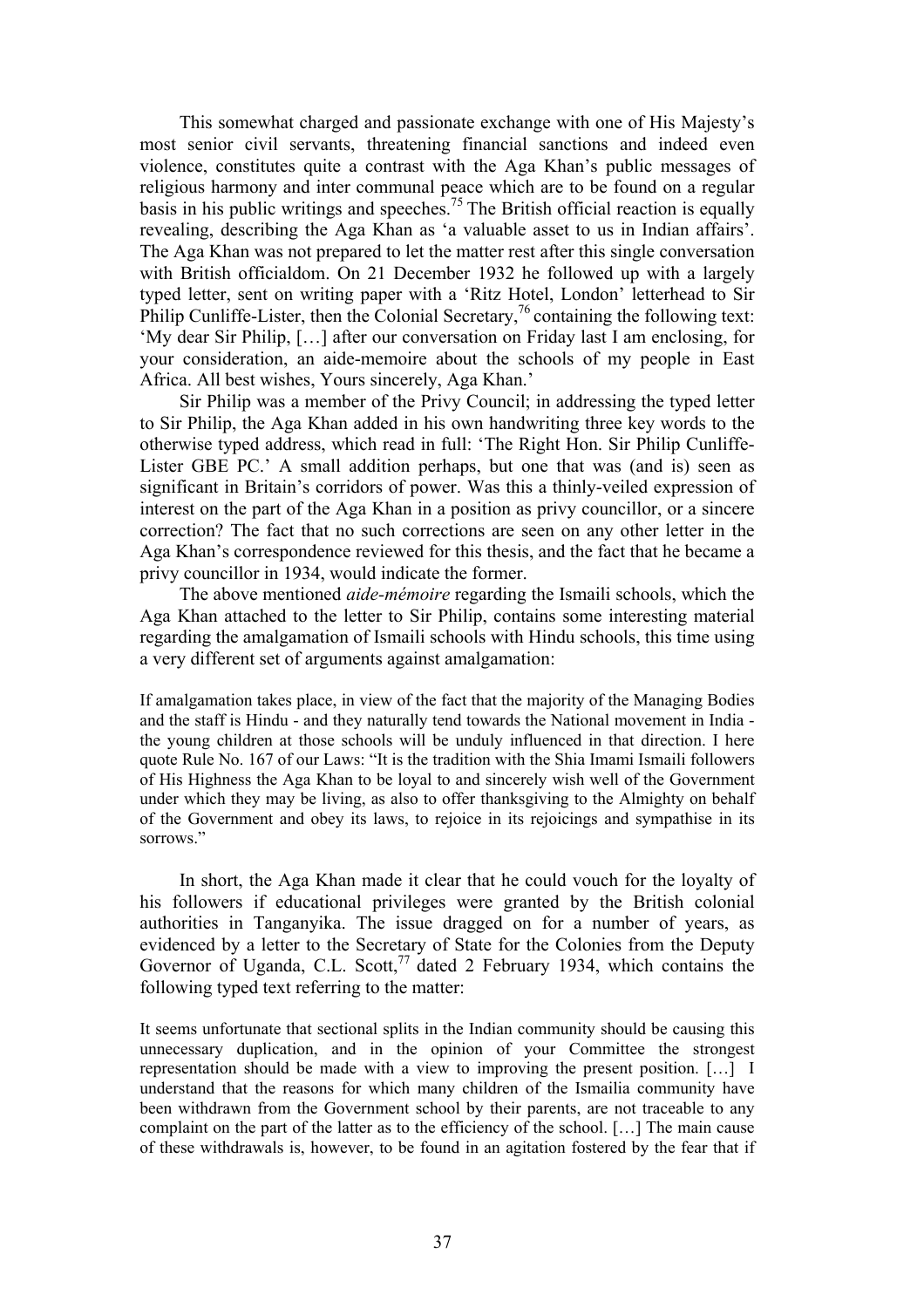This somewhat charged and passionate exchange with one of His Majesty's most senior civil servants, threatening financial sanctions and indeed even violence, constitutes quite a contrast with the Aga Khan's public messages of religious harmony and inter communal peace which are to be found on a regular basis in his public writings and speeches.[75] The British official reaction is equally revealing, describing the Aga Khan as 'a valuable asset to us in Indian affairs'. The Aga Khan was not prepared to let the matter rest after this single conversation with British officialdom. On 21 December 1932 he followed up with a largely typed letter, sent on writing paper with a 'Ritz Hotel, London' letterhead to Sir Philip Cunliffe-Lister, then the Colonial Secretary,[76] containing the following text: 'My dear Sir Philip, […] after our conversation on Friday last I am enclosing, for your consideration, an aide-memoire about the schools of my people in East Africa. All best wishes, Yours sincerely, Aga Khan.'

Sir Philip was a member of the Privy Council; in addressing the typed letter to Sir Philip, the Aga Khan added in his own handwriting three key words to the otherwise typed address, which read in full: 'The Right Hon. Sir Philip Cunliffe-Lister GBE PC.' A small addition perhaps, but one that was (and is) seen as significant in Britain's corridors of power. Was this a thinly-veiled expression of interest on the part of the Aga Khan in a position as privy councillor, or a sincere correction? The fact that no such corrections are seen on any other letter in the Aga Khan's correspondence reviewed for this thesis, and the fact that he became a privy councillor in 1934, would indicate the former.

The above mentioned *aide-mémoire* regarding the Ismaili schools, which the Aga Khan attached to the letter to Sir Philip, contains some interesting material regarding the amalgamation of Ismaili schools with Hindu schools, this time using a very different set of arguments against amalgamation:

> If amalgamation takes place, in view of the fact that the majority of the Managing Bodies and the staff is Hindu - and they naturally tend towards the National movement in India - the young children at those schools will be unduly influenced in that direction. I here quote Rule No. 167 of our Laws: "It is the tradition with the Shia Imami Ismaili followers of His Highness the Aga Khan to be loyal to and sincerely wish well of the Government under which they may be living, as also to offer thanksgiving to the Almighty on behalf of the Government and obey its laws, to rejoice in its rejoicings and sympathise in its sorrows."

In short, the Aga Khan made it clear that he could vouch for the loyalty of his followers if educational privileges were granted by the British colonial authorities in Tanganyika. The issue dragged on for a number of years, as evidenced by a letter to the Secretary of State for the Colonies from the Deputy Governor of Uganda, C.L. Scott,[77] dated 2 February 1934, which contains the following typed text referring to the matter:

> It seems unfortunate that sectional splits in the Indian community should be causing this unnecessary duplication, and in the opinion of your Committee the strongest representation should be made with a view to improving the present position. […] I understand that the reasons for which many children of the Ismailia community have been withdrawn from the Government school by their parents, are not traceable to any complaint on the part of the latter as to the efficiency of the school. […] The main cause of these withdrawals is, however, to be found in an agitation fostered by the fear that if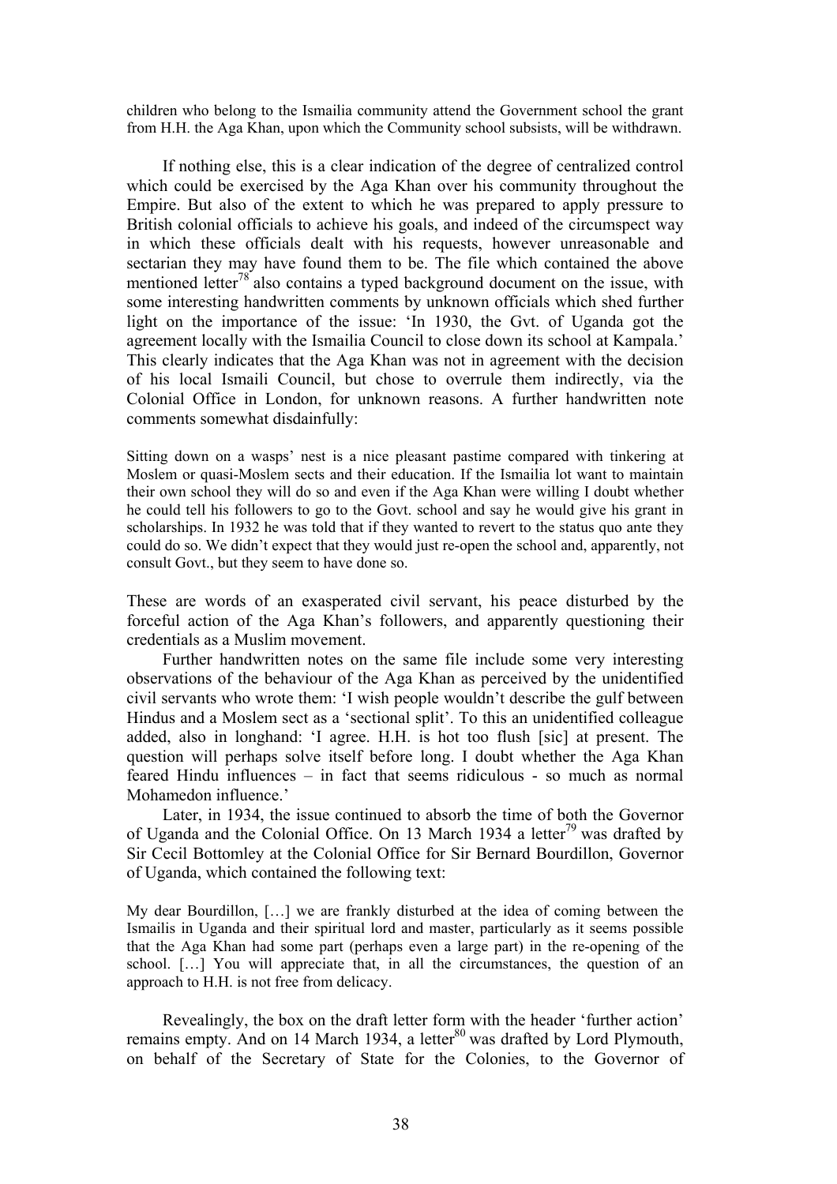children who belong to the Ismailia community attend the Government school the grant from H.H. the Aga Khan, upon which the Community school subsists, will be withdrawn.

If nothing else, this is a clear indication of the degree of centralized control which could be exercised by the Aga Khan over his community throughout the Empire. But also of the extent to which he was prepared to apply pressure to British colonial officials to achieve his goals, and indeed of the circumspect way in which these officials dealt with his requests, however unreasonable and sectarian they may have found them to be. The file which contained the above mentioned letter[78] also contains a typed background document on the issue, with some interesting handwritten comments by unknown officials which shed further light on the importance of the issue: 'In 1930, the Gvt. of Uganda got the agreement locally with the Ismailia Council to close down its school at Kampala.' This clearly indicates that the Aga Khan was not in agreement with the decision of his local Ismaili Council, but chose to overrule them indirectly, via the Colonial Office in London, for unknown reasons. A further handwritten note comments somewhat disdainfully:

> Sitting down on a wasps' nest is a nice pleasant pastime compared with tinkering at Moslem or quasi-Moslem sects and their education. If the Ismailia lot want to maintain their own school they will do so and even if the Aga Khan were willing I doubt whether he could tell his followers to go to the Govt. school and say he would give his grant in scholarships. In 1932 he was told that if they wanted to revert to the status quo ante they could do so. We didn't expect that they would just re-open the school and, apparently, not consult Govt., but they seem to have done so.

These are words of an exasperated civil servant, his peace disturbed by the forceful action of the Aga Khan's followers, and apparently questioning their credentials as a Muslim movement.

Further handwritten notes on the same file include some very interesting observations of the behaviour of the Aga Khan as perceived by the unidentified civil servants who wrote them: 'I wish people wouldn't describe the gulf between Hindus and a Moslem sect as a 'sectional split'. To this an unidentified colleague added, also in longhand: 'I agree. H.H. is hot too flush [sic] at present. The question will perhaps solve itself before long. I doubt whether the Aga Khan feared Hindu influences – in fact that seems ridiculous - so much as normal Mohamedon influence.'

Later, in 1934, the issue continued to absorb the time of both the Governor of Uganda and the Colonial Office. On 13 March 1934 a letter[79] was drafted by Sir Cecil Bottomley at the Colonial Office for Sir Bernard Bourdillon, Governor of Uganda, which contained the following text:

> My dear Bourdillon, […] we are frankly disturbed at the idea of coming between the Ismailis in Uganda and their spiritual lord and master, particularly as it seems possible that the Aga Khan had some part (perhaps even a large part) in the re-opening of the school. […] You will appreciate that, in all the circumstances, the question of an approach to H.H. is not free from delicacy.

Revealingly, the box on the draft letter form with the header 'further action' remains empty. And on 14 March 1934, a letter[80] was drafted by Lord Plymouth, on behalf of the Secretary of State for the Colonies, to the Governor of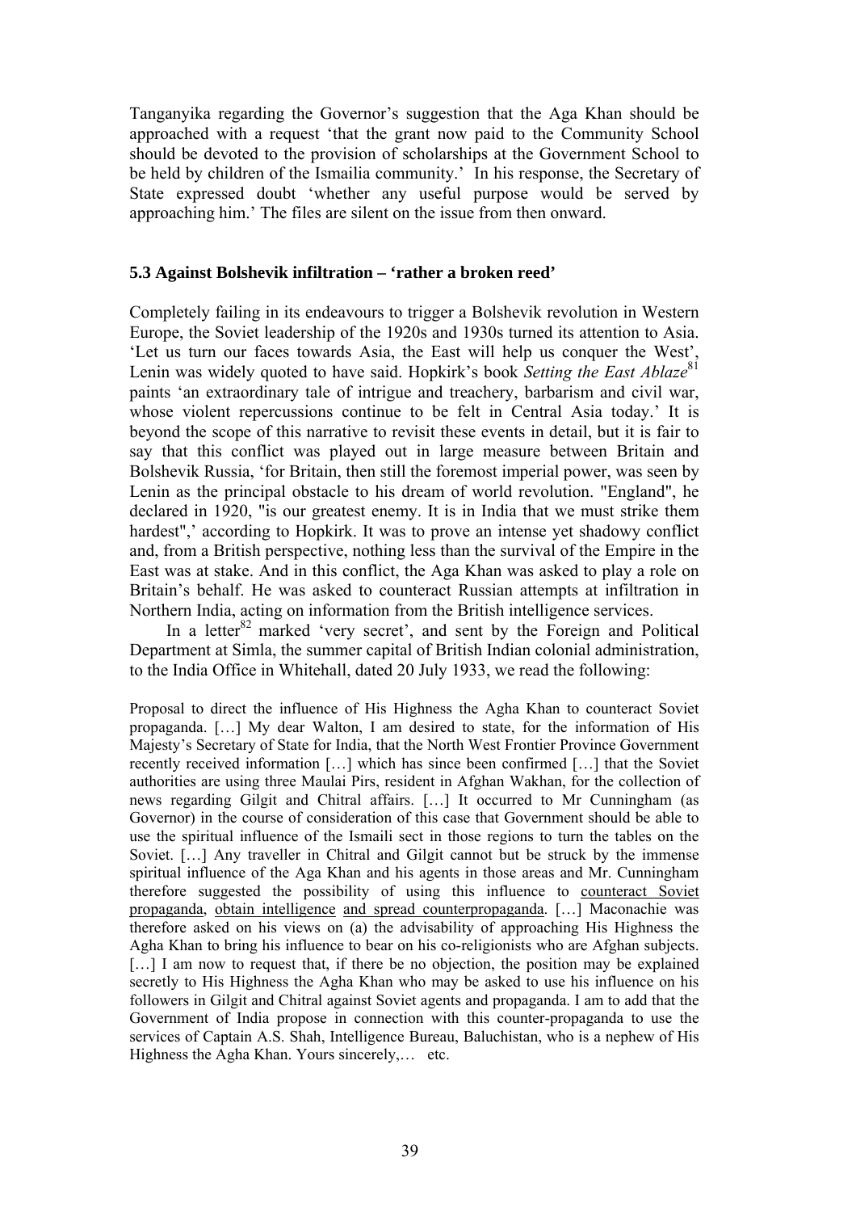Tanganyika regarding the Governor's suggestion that the Aga Khan should be approached with a request 'that the grant now paid to the Community School should be devoted to the provision of scholarships at the Government School to be held by children of the Ismailia community.' In his response, the Secretary of State expressed doubt 'whether any useful purpose would be served by approaching him.' The files are silent on the issue from then onward.

### 5.3 Against Bolshevik infiltration – 'rather a broken reed'

Completely failing in its endeavours to trigger a Bolshevik revolution in Western Europe, the Soviet leadership of the 1920s and 1930s turned its attention to Asia. 'Let us turn our faces towards Asia, the East will help us conquer the West', Lenin was widely quoted to have said. Hopkirk's book *Setting the East Ablaze*[81] paints 'an extraordinary tale of intrigue and treachery, barbarism and civil war, whose violent repercussions continue to be felt in Central Asia today.' It is beyond the scope of this narrative to revisit these events in detail, but it is fair to say that this conflict was played out in large measure between Britain and Bolshevik Russia, 'for Britain, then still the foremost imperial power, was seen by Lenin as the principal obstacle to his dream of world revolution. "England", he declared in 1920, "is our greatest enemy. It is in India that we must strike them hardest",' according to Hopkirk. It was to prove an intense yet shadowy conflict and, from a British perspective, nothing less than the survival of the Empire in the East was at stake. And in this conflict, the Aga Khan was asked to play a role on Britain's behalf. He was asked to counteract Russian attempts at infiltration in Northern India, acting on information from the British intelligence services.

In a letter[82] marked 'very secret', and sent by the Foreign and Political Department at Simla, the summer capital of British Indian colonial administration, to the India Office in Whitehall, dated 20 July 1933, we read the following:

> Proposal to direct the influence of His Highness the Agha Khan to counteract Soviet propaganda. […] My dear Walton, I am desired to state, for the information of His Majesty's Secretary of State for India, that the North West Frontier Province Government recently received information […] which has since been confirmed […] that the Soviet authorities are using three Maulai Pirs, resident in Afghan Wakhan, for the collection of news regarding Gilgit and Chitral affairs. […] It occurred to Mr Cunningham (as Governor) in the course of consideration of this case that Government should be able to use the spiritual influence of the Ismaili sect in those regions to turn the tables on the Soviet. […] Any traveller in Chitral and Gilgit cannot but be struck by the immense spiritual influence of the Aga Khan and his agents in those areas and Mr. Cunningham therefore suggested the possibility of using this influence to <u>counteract Soviet propaganda</u>, <u>obtain intelligence</u> <u>and spread counterpropaganda</u>. […] Maconachie was therefore asked on his views on (a) the advisability of approaching His Highness the Agha Khan to bring his influence to bear on his co-religionists who are Afghan subjects. […] I am now to request that, if there be no objection, the position may be explained secretly to His Highness the Agha Khan who may be asked to use his influence on his followers in Gilgit and Chitral against Soviet agents and propaganda. I am to add that the Government of India propose in connection with this counter-propaganda to use the services of Captain A.S. Shah, Intelligence Bureau, Baluchistan, who is a nephew of His Highness the Agha Khan. Yours sincerely,… etc.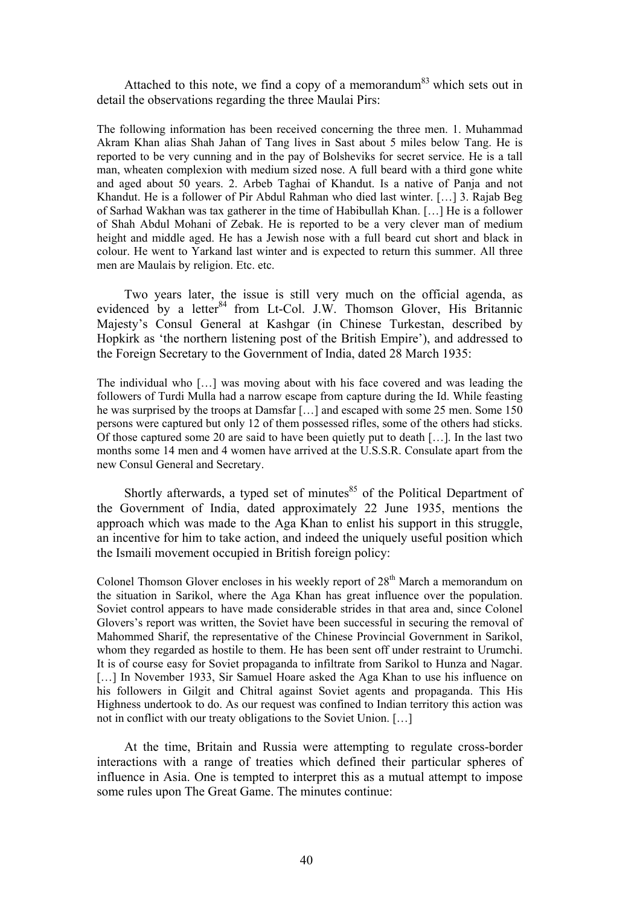Attached to this note, we find a copy of a memorandum[83] which sets out in detail the observations regarding the three Maulai Pirs:

> The following information has been received concerning the three men. 1. Muhammad Akram Khan alias Shah Jahan of Tang lives in Sast about 5 miles below Tang. He is reported to be very cunning and in the pay of Bolsheviks for secret service. He is a tall man, wheaten complexion with medium sized nose. A full beard with a third gone white and aged about 50 years. 2. Arbeb Taghai of Khandut. Is a native of Panja and not Khandut. He is a follower of Pir Abdul Rahman who died last winter. […] 3. Rajab Beg of Sarhad Wakhan was tax gatherer in the time of Habibullah Khan. […] He is a follower of Shah Abdul Mohani of Zebak. He is reported to be a very clever man of medium height and middle aged. He has a Jewish nose with a full beard cut short and black in colour. He went to Yarkand last winter and is expected to return this summer. All three men are Maulais by religion. Etc. etc.

Two years later, the issue is still very much on the official agenda, as evidenced by a letter[84] from Lt-Col. J.W. Thomson Glover, His Britannic Majesty's Consul General at Kashgar (in Chinese Turkestan, described by Hopkirk as 'the northern listening post of the British Empire'), and addressed to the Foreign Secretary to the Government of India, dated 28 March 1935:

> The individual who […] was moving about with his face covered and was leading the followers of Turdi Mulla had a narrow escape from capture during the Id. While feasting he was surprised by the troops at Damsfar […] and escaped with some 25 men. Some 150 persons were captured but only 12 of them possessed rifles, some of the others had sticks. Of those captured some 20 are said to have been quietly put to death […]. In the last two months some 14 men and 4 women have arrived at the U.S.S.R. Consulate apart from the new Consul General and Secretary.

Shortly afterwards, a typed set of minutes[85] of the Political Department of the Government of India, dated approximately 22 June 1935, mentions the approach which was made to the Aga Khan to enlist his support in this struggle, an incentive for him to take action, and indeed the uniquely useful position which the Ismaili movement occupied in British foreign policy:

> Colonel Thomson Glover encloses in his weekly report of 28th March a memorandum on the situation in Sarikol, where the Aga Khan has great influence over the population. Soviet control appears to have made considerable strides in that area and, since Colonel Glovers's report was written, the Soviet have been successful in securing the removal of Mahommed Sharif, the representative of the Chinese Provincial Government in Sarikol, whom they regarded as hostile to them. He has been sent off under restraint to Urumchi. It is of course easy for Soviet propaganda to infiltrate from Sarikol to Hunza and Nagar. […] In November 1933, Sir Samuel Hoare asked the Aga Khan to use his influence on his followers in Gilgit and Chitral against Soviet agents and propaganda. This His Highness undertook to do. As our request was confined to Indian territory this action was not in conflict with our treaty obligations to the Soviet Union. […]

At the time, Britain and Russia were attempting to regulate cross-border interactions with a range of treaties which defined their particular spheres of influence in Asia. One is tempted to interpret this as a mutual attempt to impose some rules upon The Great Game. The minutes continue: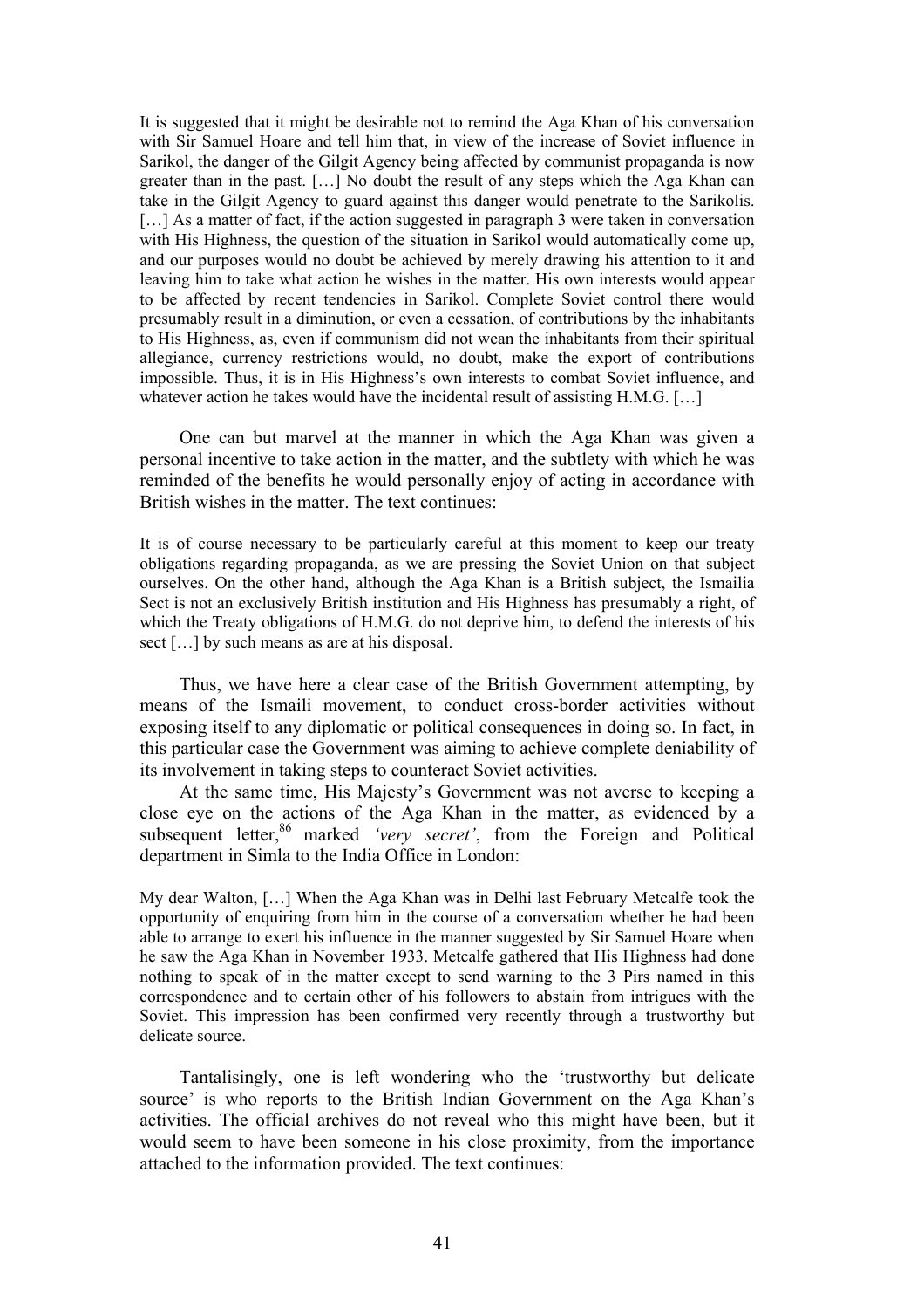> It is suggested that it might be desirable not to remind the Aga Khan of his conversation with Sir Samuel Hoare and tell him that, in view of the increase of Soviet influence in Sarikol, the danger of the Gilgit Agency being affected by communist propaganda is now greater than in the past. […] No doubt the result of any steps which the Aga Khan can take in the Gilgit Agency to guard against this danger would penetrate to the Sarikolis. […] As a matter of fact, if the action suggested in paragraph 3 were taken in conversation with His Highness, the question of the situation in Sarikol would automatically come up, and our purposes would no doubt be achieved by merely drawing his attention to it and leaving him to take what action he wishes in the matter. His own interests would appear to be affected by recent tendencies in Sarikol. Complete Soviet control there would presumably result in a diminution, or even a cessation, of contributions by the inhabitants to His Highness, as, even if communism did not wean the inhabitants from their spiritual allegiance, currency restrictions would, no doubt, make the export of contributions impossible. Thus, it is in His Highness's own interests to combat Soviet influence, and whatever action he takes would have the incidental result of assisting H.M.G. […]

One can but marvel at the manner in which the Aga Khan was given a personal incentive to take action in the matter, and the subtlety with which he was reminded of the benefits he would personally enjoy of acting in accordance with British wishes in the matter. The text continues:

> It is of course necessary to be particularly careful at this moment to keep our treaty obligations regarding propaganda, as we are pressing the Soviet Union on that subject ourselves. On the other hand, although the Aga Khan is a British subject, the Ismailia Sect is not an exclusively British institution and His Highness has presumably a right, of which the Treaty obligations of H.M.G. do not deprive him, to defend the interests of his sect […] by such means as are at his disposal.

Thus, we have here a clear case of the British Government attempting, by means of the Ismaili movement, to conduct cross-border activities without exposing itself to any diplomatic or political consequences in doing so. In fact, in this particular case the Government was aiming to achieve complete deniability of its involvement in taking steps to counteract Soviet activities.

At the same time, His Majesty's Government was not averse to keeping a close eye on the actions of the Aga Khan in the matter, as evidenced by a subsequent letter,[86] marked *'very secret'*, from the Foreign and Political department in Simla to the India Office in London:

> My dear Walton, […] When the Aga Khan was in Delhi last February Metcalfe took the opportunity of enquiring from him in the course of a conversation whether he had been able to arrange to exert his influence in the manner suggested by Sir Samuel Hoare when he saw the Aga Khan in November 1933. Metcalfe gathered that His Highness had done nothing to speak of in the matter except to send warning to the 3 Pirs named in this correspondence and to certain other of his followers to abstain from intrigues with the Soviet. This impression has been confirmed very recently through a trustworthy but delicate source.

Tantalisingly, one is left wondering who the 'trustworthy but delicate source' is who reports to the British Indian Government on the Aga Khan's activities. The official archives do not reveal who this might have been, but it would seem to have been someone in his close proximity, from the importance attached to the information provided. The text continues: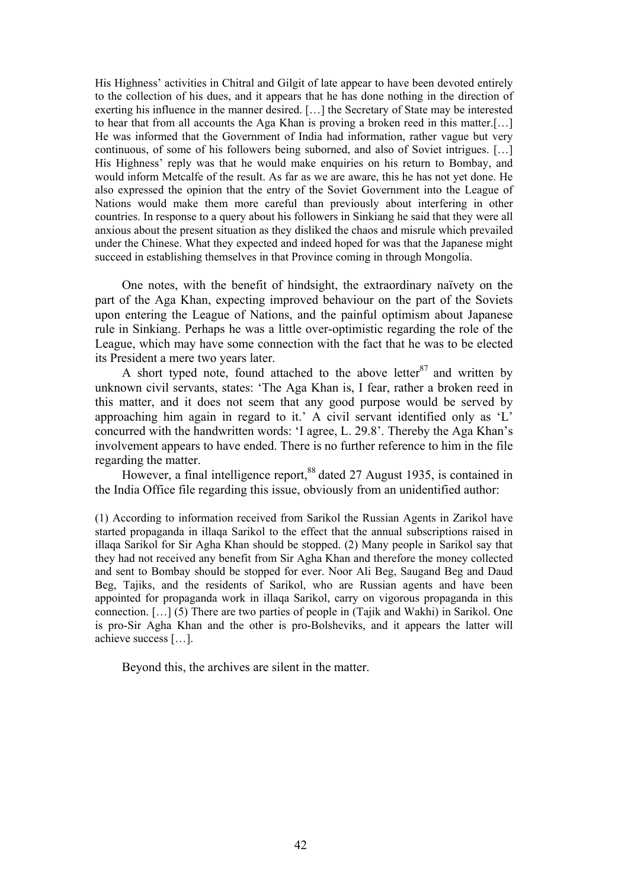> His Highness' activities in Chitral and Gilgit of late appear to have been devoted entirely to the collection of his dues, and it appears that he has done nothing in the direction of exerting his influence in the manner desired. […] the Secretary of State may be interested to hear that from all accounts the Aga Khan is proving a broken reed in this matter.[…] He was informed that the Government of India had information, rather vague but very continuous, of some of his followers being suborned, and also of Soviet intrigues. […] His Highness' reply was that he would make enquiries on his return to Bombay, and would inform Metcalfe of the result. As far as we are aware, this he has not yet done. He also expressed the opinion that the entry of the Soviet Government into the League of Nations would make them more careful than previously about interfering in other countries. In response to a query about his followers in Sinkiang he said that they were all anxious about the present situation as they disliked the chaos and misrule which prevailed under the Chinese. What they expected and indeed hoped for was that the Japanese might succeed in establishing themselves in that Province coming in through Mongolia.

One notes, with the benefit of hindsight, the extraordinary naïvety on the part of the Aga Khan, expecting improved behaviour on the part of the Soviets upon entering the League of Nations, and the painful optimism about Japanese rule in Sinkiang. Perhaps he was a little over-optimistic regarding the role of the League, which may have some connection with the fact that he was to be elected its President a mere two years later.

A short typed note, found attached to the above letter[87] and written by unknown civil servants, states: 'The Aga Khan is, I fear, rather a broken reed in this matter, and it does not seem that any good purpose would be served by approaching him again in regard to it.' A civil servant identified only as 'L' concurred with the handwritten words: 'I agree, L. 29.8'. Thereby the Aga Khan's involvement appears to have ended. There is no further reference to him in the file regarding the matter.

However, a final intelligence report,[88] dated 27 August 1935, is contained in the India Office file regarding this issue, obviously from an unidentified author:

> (1) According to information received from Sarikol the Russian Agents in Zarikol have started propaganda in illaqa Sarikol to the effect that the annual subscriptions raised in illaqa Sarikol for Sir Agha Khan should be stopped. (2) Many people in Sarikol say that they had not received any benefit from Sir Agha Khan and therefore the money collected and sent to Bombay should be stopped for ever. Noor Ali Beg, Saugand Beg and Daud Beg, Tajiks, and the residents of Sarikol, who are Russian agents and have been appointed for propaganda work in illaqa Sarikol, carry on vigorous propaganda in this connection. […] (5) There are two parties of people in (Tajik and Wakhi) in Sarikol. One is pro-Sir Agha Khan and the other is pro-Bolsheviks, and it appears the latter will achieve success […].

Beyond this, the archives are silent in the matter.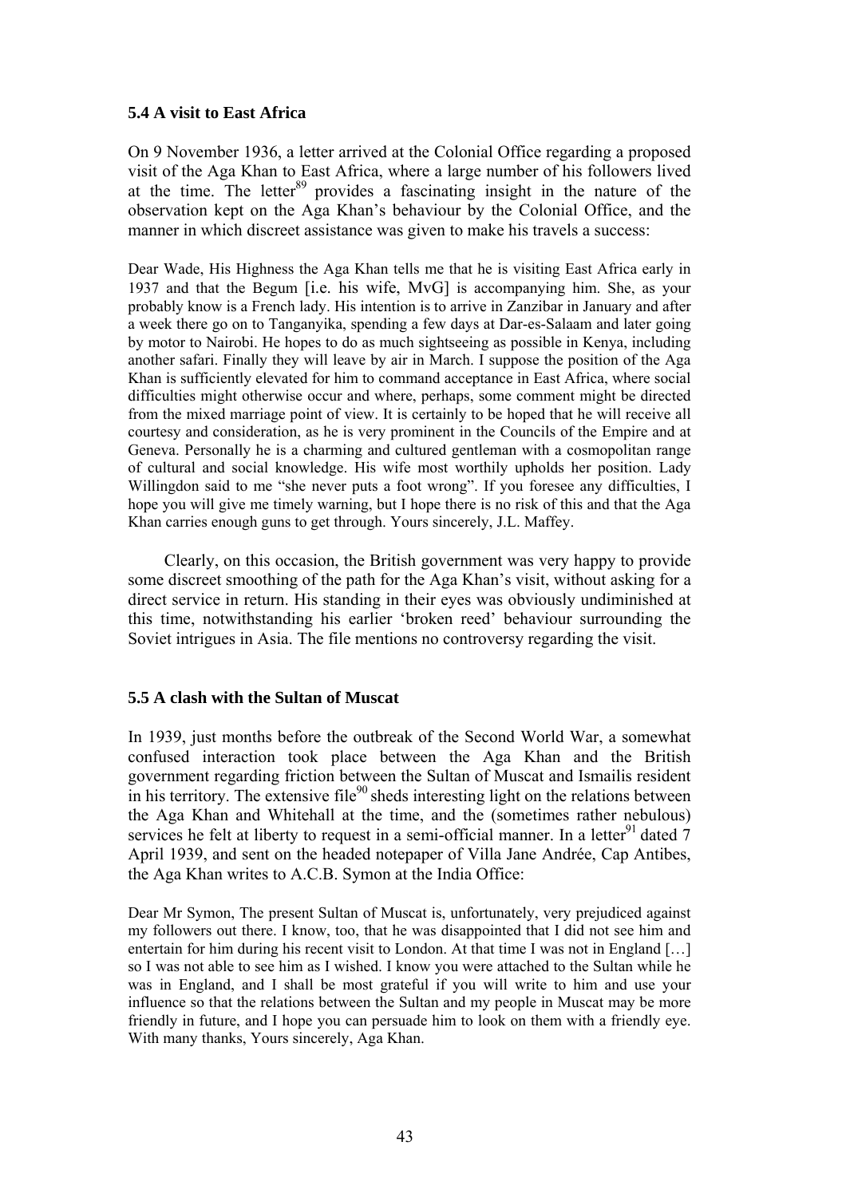### 5.4 A visit to East Africa

On 9 November 1936, a letter arrived at the Colonial Office regarding a proposed visit of the Aga Khan to East Africa, where a large number of his followers lived at the time. The letter[89] provides a fascinating insight in the nature of the observation kept on the Aga Khan's behaviour by the Colonial Office, and the manner in which discreet assistance was given to make his travels a success:

> Dear Wade, His Highness the Aga Khan tells me that he is visiting East Africa early in 1937 and that the Begum [i.e. his wife, MvG] is accompanying him. She, as your probably know is a French lady. His intention is to arrive in Zanzibar in January and after a week there go on to Tanganyika, spending a few days at Dar-es-Salaam and later going by motor to Nairobi. He hopes to do as much sightseeing as possible in Kenya, including another safari. Finally they will leave by air in March. I suppose the position of the Aga Khan is sufficiently elevated for him to command acceptance in East Africa, where social difficulties might otherwise occur and where, perhaps, some comment might be directed from the mixed marriage point of view. It is certainly to be hoped that he will receive all courtesy and consideration, as he is very prominent in the Councils of the Empire and at Geneva. Personally he is a charming and cultured gentleman with a cosmopolitan range of cultural and social knowledge. His wife most worthily upholds her position. Lady Willingdon said to me "she never puts a foot wrong". If you foresee any difficulties, I hope you will give me timely warning, but I hope there is no risk of this and that the Aga Khan carries enough guns to get through. Yours sincerely, J.L. Maffey.

Clearly, on this occasion, the British government was very happy to provide some discreet smoothing of the path for the Aga Khan's visit, without asking for a direct service in return. His standing in their eyes was obviously undiminished at this time, notwithstanding his earlier 'broken reed' behaviour surrounding the Soviet intrigues in Asia. The file mentions no controversy regarding the visit.

### 5.5 A clash with the Sultan of Muscat

In 1939, just months before the outbreak of the Second World War, a somewhat confused interaction took place between the Aga Khan and the British government regarding friction between the Sultan of Muscat and Ismailis resident in his territory. The extensive file[90] sheds interesting light on the relations between the Aga Khan and Whitehall at the time, and the (sometimes rather nebulous) services he felt at liberty to request in a semi-official manner. In a letter[91] dated 7 April 1939, and sent on the headed notepaper of Villa Jane Andrée, Cap Antibes, the Aga Khan writes to A.C.B. Symon at the India Office:

> Dear Mr Symon, The present Sultan of Muscat is, unfortunately, very prejudiced against my followers out there. I know, too, that he was disappointed that I did not see him and entertain for him during his recent visit to London. At that time I was not in England […] so I was not able to see him as I wished. I know you were attached to the Sultan while he was in England, and I shall be most grateful if you will write to him and use your influence so that the relations between the Sultan and my people in Muscat may be more friendly in future, and I hope you can persuade him to look on them with a friendly eye. With many thanks, Yours sincerely, Aga Khan.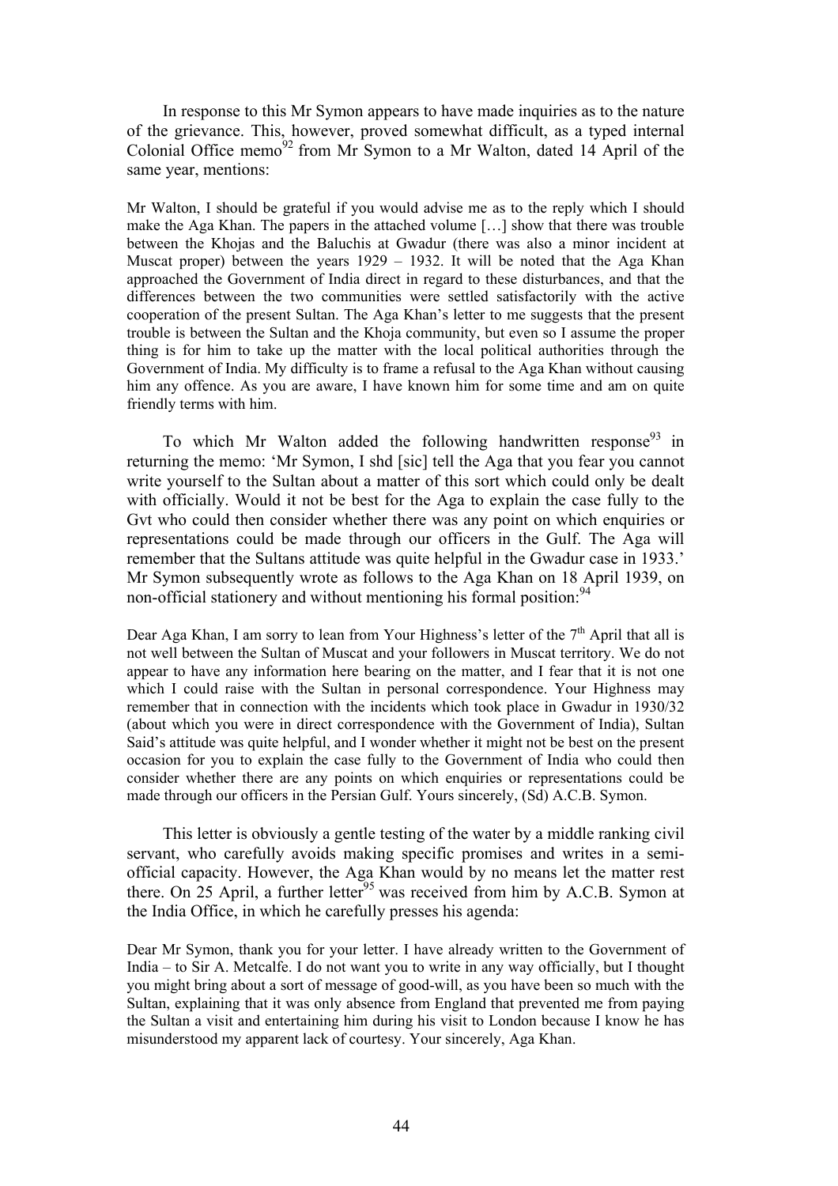In response to this Mr Symon appears to have made inquiries as to the nature of the grievance. This, however, proved somewhat difficult, as a typed internal Colonial Office memo[92] from Mr Symon to a Mr Walton, dated 14 April of the same year, mentions:

> Mr Walton, I should be grateful if you would advise me as to the reply which I should make the Aga Khan. The papers in the attached volume […] show that there was trouble between the Khojas and the Baluchis at Gwadur (there was also a minor incident at Muscat proper) between the years 1929 – 1932. It will be noted that the Aga Khan approached the Government of India direct in regard to these disturbances, and that the differences between the two communities were settled satisfactorily with the active cooperation of the present Sultan. The Aga Khan's letter to me suggests that the present trouble is between the Sultan and the Khoja community, but even so I assume the proper thing is for him to take up the matter with the local political authorities through the Government of India. My difficulty is to frame a refusal to the Aga Khan without causing him any offence. As you are aware, I have known him for some time and am on quite friendly terms with him.

To which Mr Walton added the following handwritten response[93] in returning the memo: 'Mr Symon, I shd [sic] tell the Aga that you fear you cannot write yourself to the Sultan about a matter of this sort which could only be dealt with officially. Would it not be best for the Aga to explain the case fully to the Gvt who could then consider whether there was any point on which enquiries or representations could be made through our officers in the Gulf. The Aga will remember that the Sultans attitude was quite helpful in the Gwadur case in 1933.' Mr Symon subsequently wrote as follows to the Aga Khan on 18 April 1939, on non-official stationery and without mentioning his formal position:[94]

> Dear Aga Khan, I am sorry to lean from Your Highness's letter of the 7th April that all is not well between the Sultan of Muscat and your followers in Muscat territory. We do not appear to have any information here bearing on the matter, and I fear that it is not one which I could raise with the Sultan in personal correspondence. Your Highness may remember that in connection with the incidents which took place in Gwadur in 1930/32 (about which you were in direct correspondence with the Government of India), Sultan Said's attitude was quite helpful, and I wonder whether it might not be best on the present occasion for you to explain the case fully to the Government of India who could then consider whether there are any points on which enquiries or representations could be made through our officers in the Persian Gulf. Yours sincerely, (Sd) A.C.B. Symon.

This letter is obviously a gentle testing of the water by a middle ranking civil servant, who carefully avoids making specific promises and writes in a semi-official capacity. However, the Aga Khan would by no means let the matter rest there. On 25 April, a further letter[95] was received from him by A.C.B. Symon at the India Office, in which he carefully presses his agenda:

> Dear Mr Symon, thank you for your letter. I have already written to the Government of India – to Sir A. Metcalfe. I do not want you to write in any way officially, but I thought you might bring about a sort of message of good-will, as you have been so much with the Sultan, explaining that it was only absence from England that prevented me from paying the Sultan a visit and entertaining him during his visit to London because I know he has misunderstood my apparent lack of courtesy. Your sincerely, Aga Khan.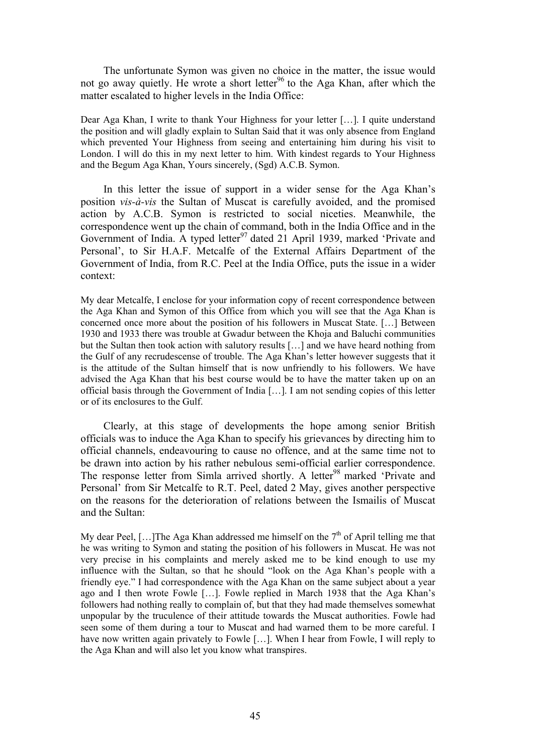The unfortunate Symon was given no choice in the matter, the issue would not go away quietly. He wrote a short letter[96] to the Aga Khan, after which the matter escalated to higher levels in the India Office:

> Dear Aga Khan, I write to thank Your Highness for your letter […]. I quite understand the position and will gladly explain to Sultan Said that it was only absence from England which prevented Your Highness from seeing and entertaining him during his visit to London. I will do this in my next letter to him. With kindest regards to Your Highness and the Begum Aga Khan, Yours sincerely, (Sgd) A.C.B. Symon.

In this letter the issue of support in a wider sense for the Aga Khan's position *vis-à-vis* the Sultan of Muscat is carefully avoided, and the promised action by A.C.B. Symon is restricted to social niceties. Meanwhile, the correspondence went up the chain of command, both in the India Office and in the Government of India. A typed letter[97] dated 21 April 1939, marked 'Private and Personal', to Sir H.A.F. Metcalfe of the External Affairs Department of the Government of India, from R.C. Peel at the India Office, puts the issue in a wider context:

> My dear Metcalfe, I enclose for your information copy of recent correspondence between the Aga Khan and Symon of this Office from which you will see that the Aga Khan is concerned once more about the position of his followers in Muscat State. […] Between 1930 and 1933 there was trouble at Gwadur between the Khoja and Baluchi communities but the Sultan then took action with salutory results […] and we have heard nothing from the Gulf of any recrudescense of trouble. The Aga Khan's letter however suggests that it is the attitude of the Sultan himself that is now unfriendly to his followers. We have advised the Aga Khan that his best course would be to have the matter taken up on an official basis through the Government of India […]. I am not sending copies of this letter or of its enclosures to the Gulf.

Clearly, at this stage of developments the hope among senior British officials was to induce the Aga Khan to specify his grievances by directing him to official channels, endeavouring to cause no offence, and at the same time not to be drawn into action by his rather nebulous semi-official earlier correspondence. The response letter from Simla arrived shortly. A letter[98] marked 'Private and Personal' from Sir Metcalfe to R.T. Peel, dated 2 May, gives another perspective on the reasons for the deterioration of relations between the Ismailis of Muscat and the Sultan:

> My dear Peel, […]The Aga Khan addressed me himself on the 7th of April telling me that he was writing to Symon and stating the position of his followers in Muscat. He was not very precise in his complaints and merely asked me to be kind enough to use my influence with the Sultan, so that he should "look on the Aga Khan's people with a friendly eye." I had correspondence with the Aga Khan on the same subject about a year ago and I then wrote Fowle […]. Fowle replied in March 1938 that the Aga Khan's followers had nothing really to complain of, but that they had made themselves somewhat unpopular by the truculence of their attitude towards the Muscat authorities. Fowle had seen some of them during a tour to Muscat and had warned them to be more careful. I have now written again privately to Fowle […]. When I hear from Fowle, I will reply to the Aga Khan and will also let you know what transpires.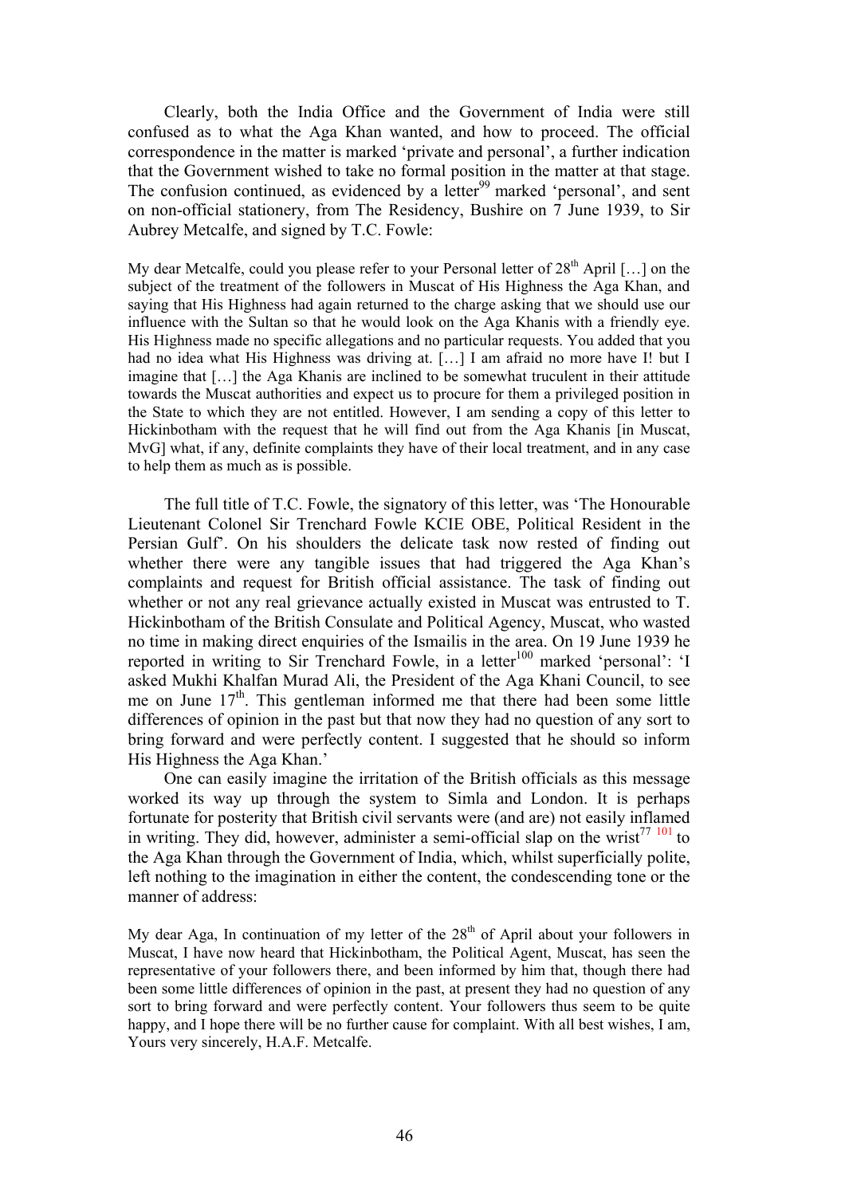Clearly, both the India Office and the Government of India were still confused as to what the Aga Khan wanted, and how to proceed. The official correspondence in the matter is marked 'private and personal', a further indication that the Government wished to take no formal position in the matter at that stage. The confusion continued, as evidenced by a letter[99] marked 'personal', and sent on non-official stationery, from The Residency, Bushire on 7 June 1939, to Sir Aubrey Metcalfe, and signed by T.C. Fowle:

> My dear Metcalfe, could you please refer to your Personal letter of 28th April […] on the subject of the treatment of the followers in Muscat of His Highness the Aga Khan, and saying that His Highness had again returned to the charge asking that we should use our influence with the Sultan so that he would look on the Aga Khanis with a friendly eye. His Highness made no specific allegations and no particular requests. You added that you had no idea what His Highness was driving at. […] I am afraid no more have I! but I imagine that […] the Aga Khanis are inclined to be somewhat truculent in their attitude towards the Muscat authorities and expect us to procure for them a privileged position in the State to which they are not entitled. However, I am sending a copy of this letter to Hickinbotham with the request that he will find out from the Aga Khanis [in Muscat, MvG] what, if any, definite complaints they have of their local treatment, and in any case to help them as much as is possible.

The full title of T.C. Fowle, the signatory of this letter, was 'The Honourable Lieutenant Colonel Sir Trenchard Fowle KCIE OBE, Political Resident in the Persian Gulf'. On his shoulders the delicate task now rested of finding out whether there were any tangible issues that had triggered the Aga Khan's complaints and request for British official assistance. The task of finding out whether or not any real grievance actually existed in Muscat was entrusted to T. Hickinbotham of the British Consulate and Political Agency, Muscat, who wasted no time in making direct enquiries of the Ismailis in the area. On 19 June 1939 he reported in writing to Sir Trenchard Fowle, in a letter[100] marked 'personal': 'I asked Mukhi Khalfan Murad Ali, the President of the Aga Khani Council, to see me on June 17th. This gentleman informed me that there had been some little differences of opinion in the past but that now they had no question of any sort to bring forward and were perfectly content. I suggested that he should so inform His Highness the Aga Khan.'

One can easily imagine the irritation of the British officials as this message worked its way up through the system to Simla and London. It is perhaps fortunate for posterity that British civil servants were (and are) not easily inflamed in writing. They did, however, administer a semi-official slap on the wrist[77] [101] to the Aga Khan through the Government of India, which, whilst superficially polite, left nothing to the imagination in either the content, the condescending tone or the manner of address:

> My dear Aga, In continuation of my letter of the 28th of April about your followers in Muscat, I have now heard that Hickinbotham, the Political Agent, Muscat, has seen the representative of your followers there, and been informed by him that, though there had been some little differences of opinion in the past, at present they had no question of any sort to bring forward and were perfectly content. Your followers thus seem to be quite happy, and I hope there will be no further cause for complaint. With all best wishes, I am, Yours very sincerely, H.A.F. Metcalfe.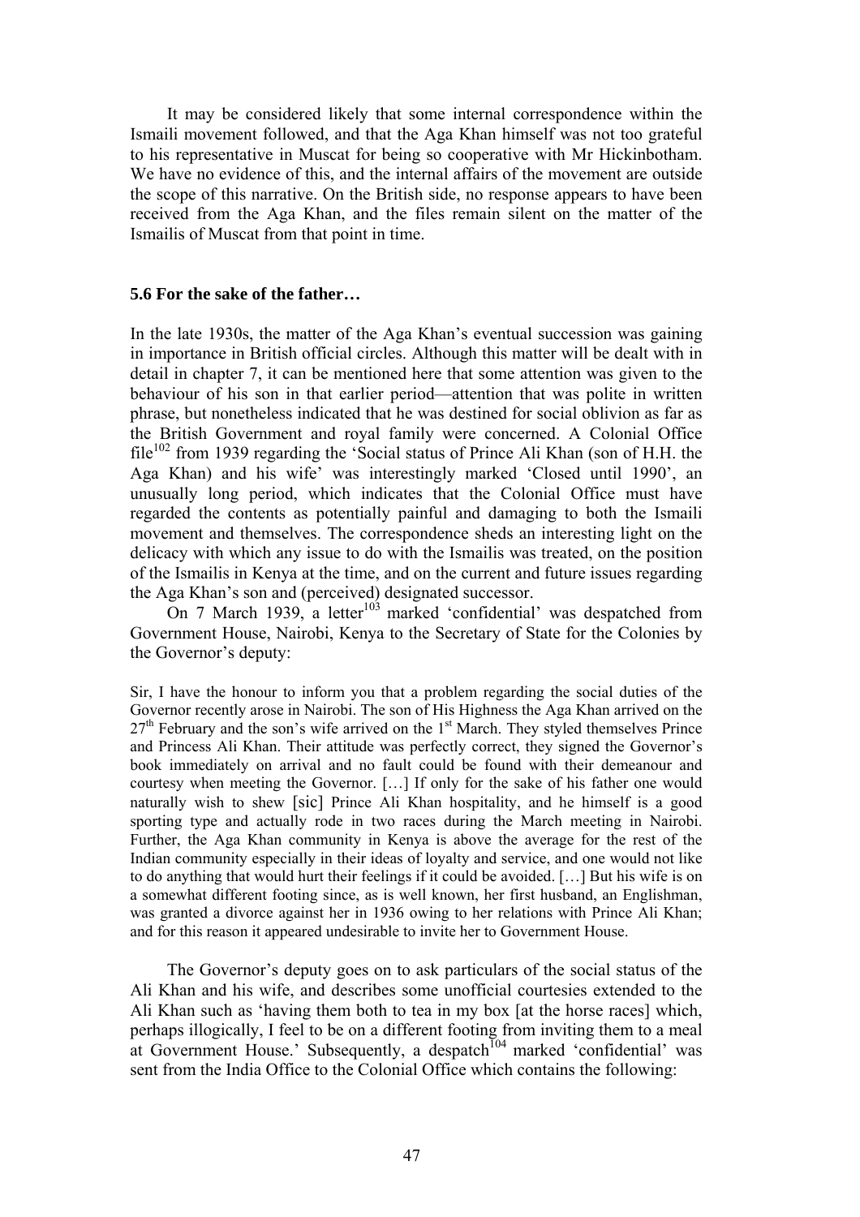It may be considered likely that some internal correspondence within the Ismaili movement followed, and that the Aga Khan himself was not too grateful to his representative in Muscat for being so cooperative with Mr Hickinbotham. We have no evidence of this, and the internal affairs of the movement are outside the scope of this narrative. On the British side, no response appears to have been received from the Aga Khan, and the files remain silent on the matter of the Ismailis of Muscat from that point in time.

### 5.6 For the sake of the father…

In the late 1930s, the matter of the Aga Khan's eventual succession was gaining in importance in British official circles. Although this matter will be dealt with in detail in chapter 7, it can be mentioned here that some attention was given to the behaviour of his son in that earlier period—attention that was polite in written phrase, but nonetheless indicated that he was destined for social oblivion as far as the British Government and royal family were concerned. A Colonial Office file[102] from 1939 regarding the 'Social status of Prince Ali Khan (son of H.H. the Aga Khan) and his wife' was interestingly marked 'Closed until 1990', an unusually long period, which indicates that the Colonial Office must have regarded the contents as potentially painful and damaging to both the Ismaili movement and themselves. The correspondence sheds an interesting light on the delicacy with which any issue to do with the Ismailis was treated, on the position of the Ismailis in Kenya at the time, and on the current and future issues regarding the Aga Khan's son and (perceived) designated successor.

On 7 March 1939, a letter[103] marked 'confidential' was despatched from Government House, Nairobi, Kenya to the Secretary of State for the Colonies by the Governor's deputy:

> Sir, I have the honour to inform you that a problem regarding the social duties of the Governor recently arose in Nairobi. The son of His Highness the Aga Khan arrived on the 27th February and the son's wife arrived on the 1st March. They styled themselves Prince and Princess Ali Khan. Their attitude was perfectly correct, they signed the Governor's book immediately on arrival and no fault could be found with their demeanour and courtesy when meeting the Governor. […] If only for the sake of his father one would naturally wish to shew [sic] Prince Ali Khan hospitality, and he himself is a good sporting type and actually rode in two races during the March meeting in Nairobi. Further, the Aga Khan community in Kenya is above the average for the rest of the Indian community especially in their ideas of loyalty and service, and one would not like to do anything that would hurt their feelings if it could be avoided. […] But his wife is on a somewhat different footing since, as is well known, her first husband, an Englishman, was granted a divorce against her in 1936 owing to her relations with Prince Ali Khan; and for this reason it appeared undesirable to invite her to Government House.

The Governor's deputy goes on to ask particulars of the social status of the Ali Khan and his wife, and describes some unofficial courtesies extended to the Ali Khan such as 'having them both to tea in my box [at the horse races] which, perhaps illogically, I feel to be on a different footing from inviting them to a meal at Government House.' Subsequently, a despatch[104] marked 'confidential' was sent from the India Office to the Colonial Office which contains the following: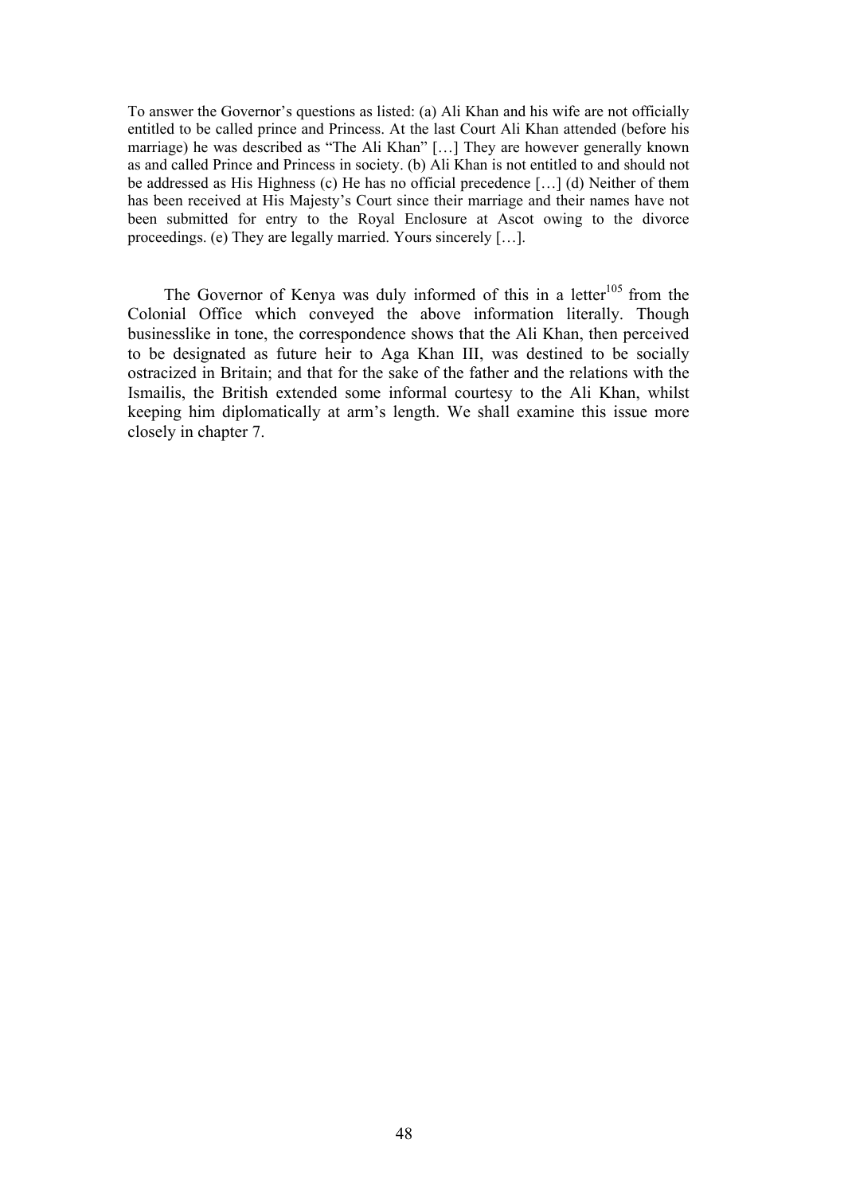> To answer the Governor's questions as listed: (a) Ali Khan and his wife are not officially entitled to be called prince and Princess. At the last Court Ali Khan attended (before his marriage) he was described as "The Ali Khan" […] They are however generally known as and called Prince and Princess in society. (b) Ali Khan is not entitled to and should not be addressed as His Highness (c) He has no official precedence […] (d) Neither of them has been received at His Majesty's Court since their marriage and their names have not been submitted for entry to the Royal Enclosure at Ascot owing to the divorce proceedings. (e) They are legally married. Yours sincerely […].

The Governor of Kenya was duly informed of this in a letter[105] from the Colonial Office which conveyed the above information literally. Though businesslike in tone, the correspondence shows that the Ali Khan, then perceived to be designated as future heir to Aga Khan III, was destined to be socially ostracized in Britain; and that for the sake of the father and the relations with the Ismailis, the British extended some informal courtesy to the Ali Khan, whilst keeping him diplomatically at arm's length. We shall examine this issue more closely in chapter 7.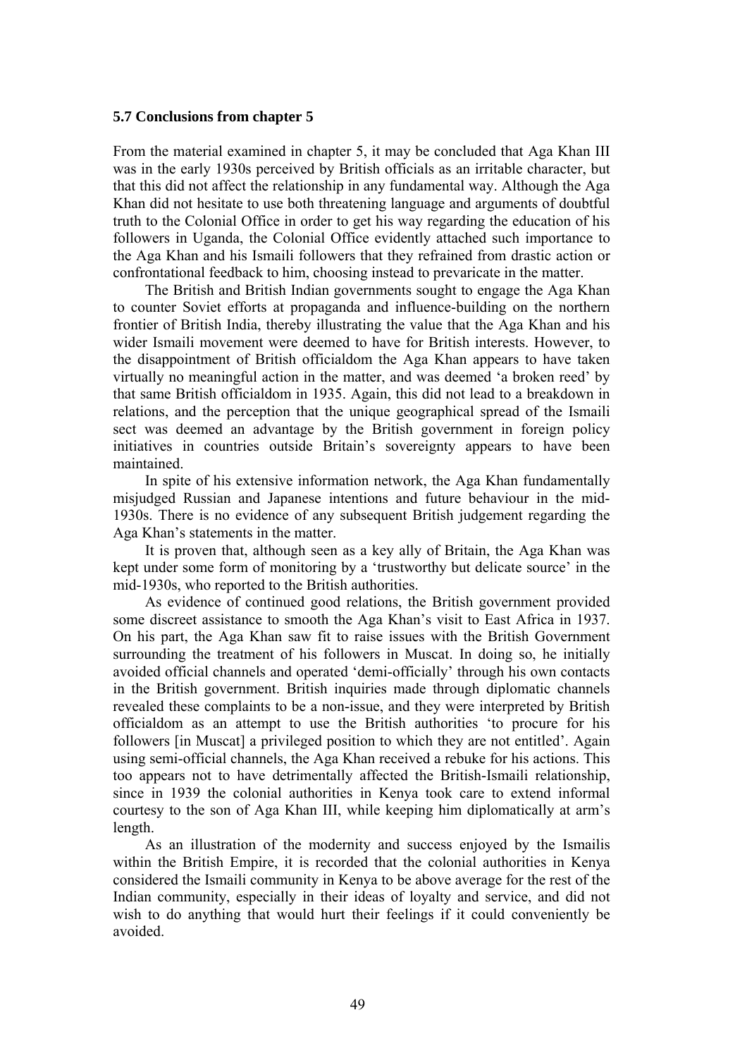### 5.7 Conclusions from chapter 5

From the material examined in chapter 5, it may be concluded that Aga Khan III was in the early 1930s perceived by British officials as an irritable character, but that this did not affect the relationship in any fundamental way. Although the Aga Khan did not hesitate to use both threatening language and arguments of doubtful truth to the Colonial Office in order to get his way regarding the education of his followers in Uganda, the Colonial Office evidently attached such importance to the Aga Khan and his Ismaili followers that they refrained from drastic action or confrontational feedback to him, choosing instead to prevaricate in the matter.

The British and British Indian governments sought to engage the Aga Khan to counter Soviet efforts at propaganda and influence-building on the northern frontier of British India, thereby illustrating the value that the Aga Khan and his wider Ismaili movement were deemed to have for British interests. However, to the disappointment of British officialdom the Aga Khan appears to have taken virtually no meaningful action in the matter, and was deemed 'a broken reed' by that same British officialdom in 1935. Again, this did not lead to a breakdown in relations, and the perception that the unique geographical spread of the Ismaili sect was deemed an advantage by the British government in foreign policy initiatives in countries outside Britain's sovereignty appears to have been maintained.

In spite of his extensive information network, the Aga Khan fundamentally misjudged Russian and Japanese intentions and future behaviour in the mid-1930s. There is no evidence of any subsequent British judgement regarding the Aga Khan's statements in the matter.

It is proven that, although seen as a key ally of Britain, the Aga Khan was kept under some form of monitoring by a 'trustworthy but delicate source' in the mid-1930s, who reported to the British authorities.

As evidence of continued good relations, the British government provided some discreet assistance to smooth the Aga Khan's visit to East Africa in 1937. On his part, the Aga Khan saw fit to raise issues with the British Government surrounding the treatment of his followers in Muscat. In doing so, he initially avoided official channels and operated 'demi-officially' through his own contacts in the British government. British inquiries made through diplomatic channels revealed these complaints to be a non-issue, and they were interpreted by British officialdom as an attempt to use the British authorities 'to procure for his followers [in Muscat] a privileged position to which they are not entitled'. Again using semi-official channels, the Aga Khan received a rebuke for his actions. This too appears not to have detrimentally affected the British-Ismaili relationship, since in 1939 the colonial authorities in Kenya took care to extend informal courtesy to the son of Aga Khan III, while keeping him diplomatically at arm's length.

As an illustration of the modernity and success enjoyed by the Ismailis within the British Empire, it is recorded that the colonial authorities in Kenya considered the Ismaili community in Kenya to be above average for the rest of the Indian community, especially in their ideas of loyalty and service, and did not wish to do anything that would hurt their feelings if it could conveniently be avoided.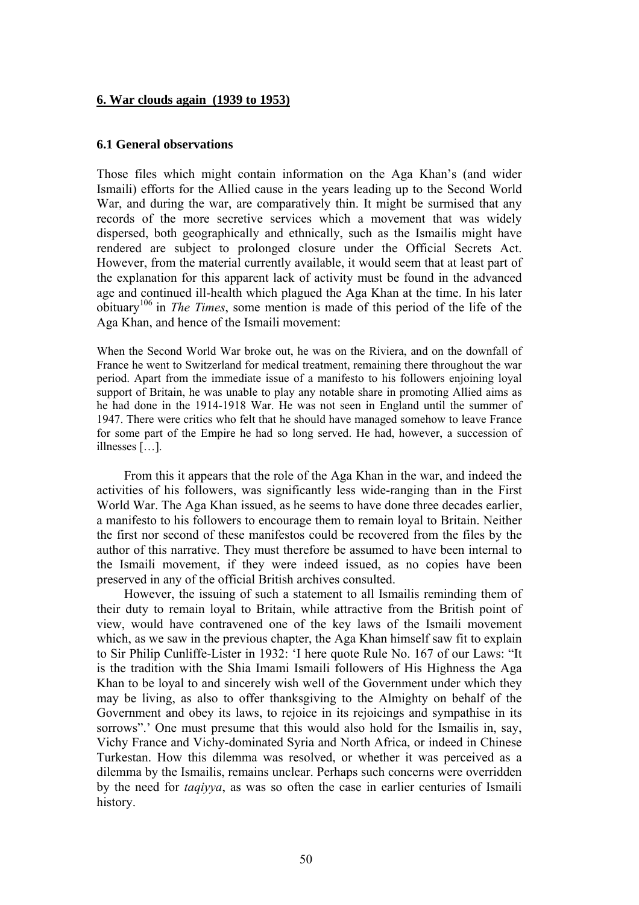## 6. War clouds again (1939 to 1953)

### 6.1 General observations

Those files which might contain information on the Aga Khan's (and wider Ismaili) efforts for the Allied cause in the years leading up to the Second World War, and during the war, are comparatively thin. It might be surmised that any records of the more secretive services which a movement that was widely dispersed, both geographically and ethnically, such as the Ismailis might have rendered are subject to prolonged closure under the Official Secrets Act. However, from the material currently available, it would seem that at least part of the explanation for this apparent lack of activity must be found in the advanced age and continued ill-health which plagued the Aga Khan at the time. In his later obituary[106] in *The Times*, some mention is made of this period of the life of the Aga Khan, and hence of the Ismaili movement:

> When the Second World War broke out, he was on the Riviera, and on the downfall of France he went to Switzerland for medical treatment, remaining there throughout the war period. Apart from the immediate issue of a manifesto to his followers enjoining loyal support of Britain, he was unable to play any notable share in promoting Allied aims as he had done in the 1914-1918 War. He was not seen in England until the summer of 1947. There were critics who felt that he should have managed somehow to leave France for some part of the Empire he had so long served. He had, however, a succession of illnesses […].

From this it appears that the role of the Aga Khan in the war, and indeed the activities of his followers, was significantly less wide-ranging than in the First World War. The Aga Khan issued, as he seems to have done three decades earlier, a manifesto to his followers to encourage them to remain loyal to Britain. Neither the first nor second of these manifestos could be recovered from the files by the author of this narrative. They must therefore be assumed to have been internal to the Ismaili movement, if they were indeed issued, as no copies have been preserved in any of the official British archives consulted.

However, the issuing of such a statement to all Ismailis reminding them of their duty to remain loyal to Britain, while attractive from the British point of view, would have contravened one of the key laws of the Ismaili movement which, as we saw in the previous chapter, the Aga Khan himself saw fit to explain to Sir Philip Cunliffe-Lister in 1932: 'I here quote Rule No. 167 of our Laws: "It is the tradition with the Shia Imami Ismaili followers of His Highness the Aga Khan to be loyal to and sincerely wish well of the Government under which they may be living, as also to offer thanksgiving to the Almighty on behalf of the Government and obey its laws, to rejoice in its rejoicings and sympathise in its sorrows".' One must presume that this would also hold for the Ismailis in, say, Vichy France and Vichy-dominated Syria and North Africa, or indeed in Chinese Turkestan. How this dilemma was resolved, or whether it was perceived as a dilemma by the Ismailis, remains unclear. Perhaps such concerns were overridden by the need for *taqiyya*, as was so often the case in earlier centuries of Ismaili history.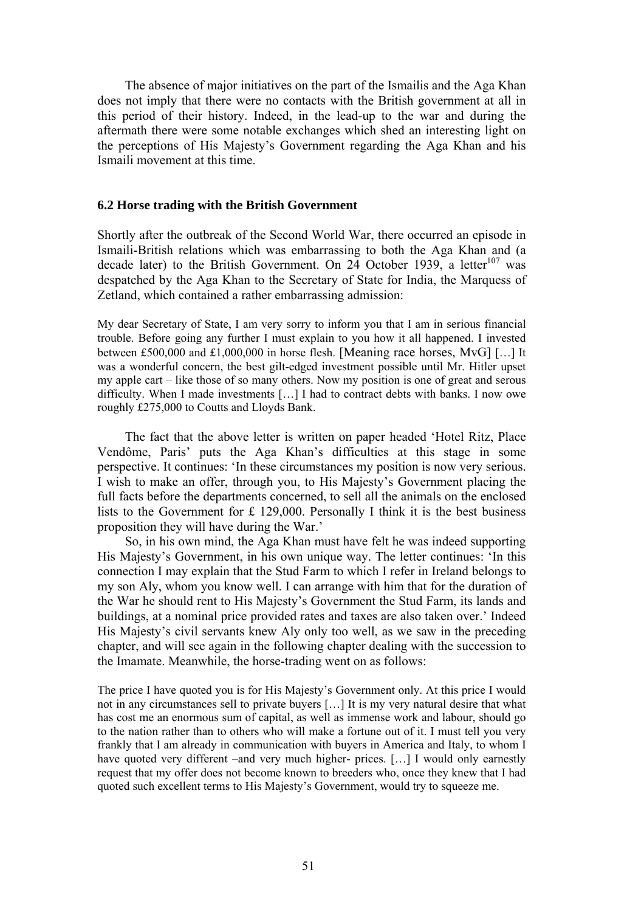The absence of major initiatives on the part of the Ismailis and the Aga Khan does not imply that there were no contacts with the British government at all in this period of their history. Indeed, in the lead-up to the war and during the aftermath there were some notable exchanges which shed an interesting light on the perceptions of His Majesty's Government regarding the Aga Khan and his Ismaili movement at this time.

### 6.2 Horse trading with the British Government

Shortly after the outbreak of the Second World War, there occurred an episode in Ismaili-British relations which was embarrassing to both the Aga Khan and (a decade later) to the British Government. On 24 October 1939, a letter[107] was despatched by the Aga Khan to the Secretary of State for India, the Marquess of Zetland, which contained a rather embarrassing admission:

> My dear Secretary of State, I am very sorry to inform you that I am in serious financial trouble. Before going any further I must explain to you how it all happened. I invested between £500,000 and £1,000,000 in horse flesh. [Meaning race horses, MvG] […] It was a wonderful concern, the best gilt-edged investment possible until Mr. Hitler upset my apple cart – like those of so many others. Now my position is one of great and serous difficulty. When I made investments […] I had to contract debts with banks. I now owe roughly £275,000 to Coutts and Lloyds Bank.

The fact that the above letter is written on paper headed 'Hotel Ritz, Place Vendôme, Paris' puts the Aga Khan's difficulties at this stage in some perspective. It continues: 'In these circumstances my position is now very serious. I wish to make an offer, through you, to His Majesty's Government placing the full facts before the departments concerned, to sell all the animals on the enclosed lists to the Government for £ 129,000. Personally I think it is the best business proposition they will have during the War.'

So, in his own mind, the Aga Khan must have felt he was indeed supporting His Majesty's Government, in his own unique way. The letter continues: 'In this connection I may explain that the Stud Farm to which I refer in Ireland belongs to my son Aly, whom you know well. I can arrange with him that for the duration of the War he should rent to His Majesty's Government the Stud Farm, its lands and buildings, at a nominal price provided rates and taxes are also taken over.' Indeed His Majesty's civil servants knew Aly only too well, as we saw in the preceding chapter, and will see again in the following chapter dealing with the succession to the Imamate. Meanwhile, the horse-trading went on as follows:

> The price I have quoted you is for His Majesty's Government only. At this price I would not in any circumstances sell to private buyers […] It is my very natural desire that what has cost me an enormous sum of capital, as well as immense work and labour, should go to the nation rather than to others who will make a fortune out of it. I must tell you very frankly that I am already in communication with buyers in America and Italy, to whom I have quoted very different –and very much higher- prices. […] I would only earnestly request that my offer does not become known to breeders who, once they knew that I had quoted such excellent terms to His Majesty's Government, would try to squeeze me.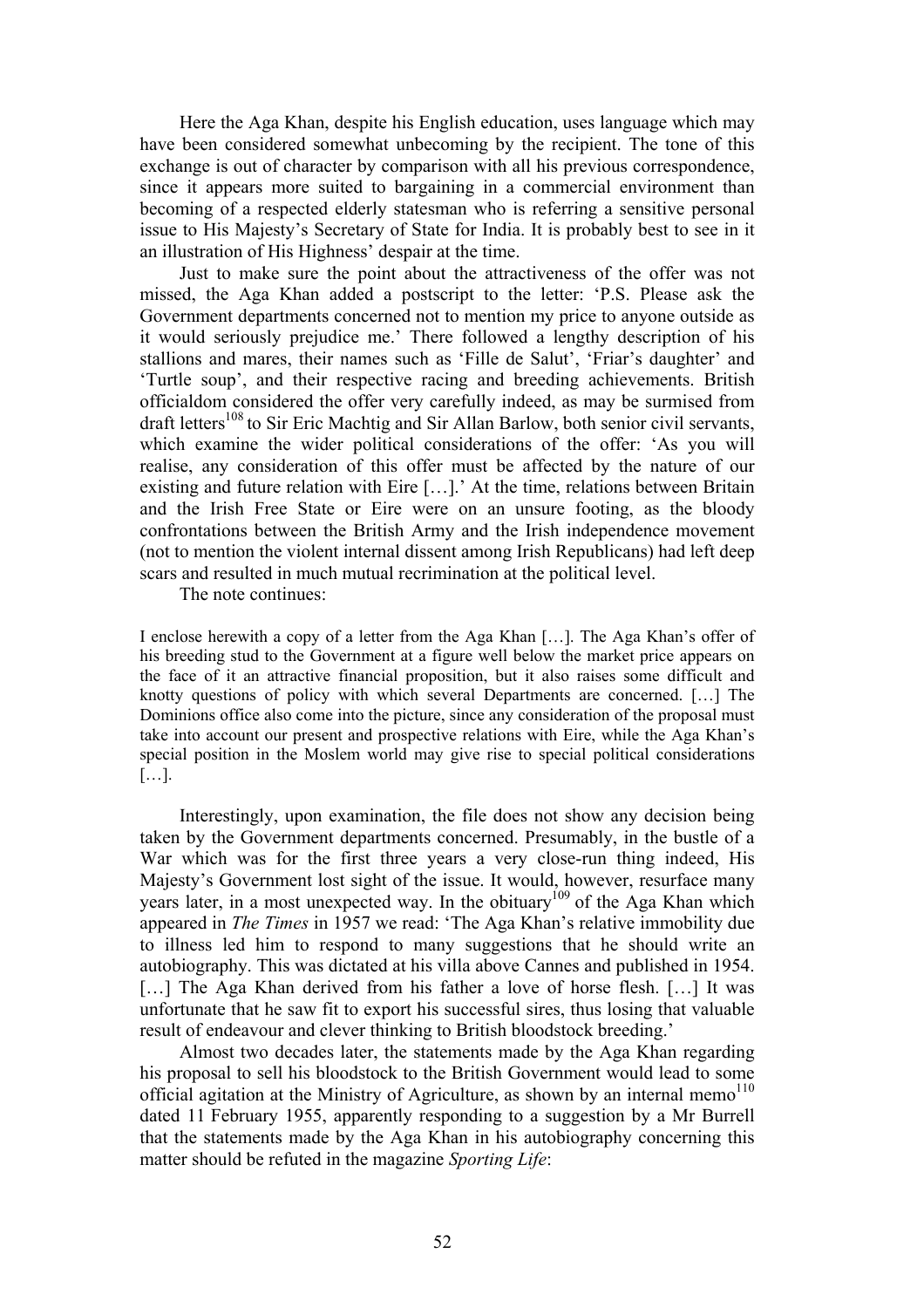Here the Aga Khan, despite his English education, uses language which may have been considered somewhat unbecoming by the recipient. The tone of this exchange is out of character by comparison with all his previous correspondence, since it appears more suited to bargaining in a commercial environment than becoming of a respected elderly statesman who is referring a sensitive personal issue to His Majesty's Secretary of State for India. It is probably best to see in it an illustration of His Highness' despair at the time.

Just to make sure the point about the attractiveness of the offer was not missed, the Aga Khan added a postscript to the letter: 'P.S. Please ask the Government departments concerned not to mention my price to anyone outside as it would seriously prejudice me.' There followed a lengthy description of his stallions and mares, their names such as 'Fille de Salut', 'Friar's daughter' and 'Turtle soup', and their respective racing and breeding achievements. British officialdom considered the offer very carefully indeed, as may be surmised from draft letters[108] to Sir Eric Machtig and Sir Allan Barlow, both senior civil servants, which examine the wider political considerations of the offer: 'As you will realise, any consideration of this offer must be affected by the nature of our existing and future relation with Eire […].' At the time, relations between Britain and the Irish Free State or Eire were on an unsure footing, as the bloody confrontations between the British Army and the Irish independence movement (not to mention the violent internal dissent among Irish Republicans) had left deep scars and resulted in much mutual recrimination at the political level.

The note continues:

> I enclose herewith a copy of a letter from the Aga Khan […]. The Aga Khan's offer of his breeding stud to the Government at a figure well below the market price appears on the face of it an attractive financial proposition, but it also raises some difficult and knotty questions of policy with which several Departments are concerned. […] The Dominions office also come into the picture, since any consideration of the proposal must take into account our present and prospective relations with Eire, while the Aga Khan's special position in the Moslem world may give rise to special political considerations […].

Interestingly, upon examination, the file does not show any decision being taken by the Government departments concerned. Presumably, in the bustle of a War which was for the first three years a very close-run thing indeed, His Majesty's Government lost sight of the issue. It would, however, resurface many years later, in a most unexpected way. In the obituary[109] of the Aga Khan which appeared in *The Times* in 1957 we read: 'The Aga Khan's relative immobility due to illness led him to respond to many suggestions that he should write an autobiography. This was dictated at his villa above Cannes and published in 1954. […] The Aga Khan derived from his father a love of horse flesh. […] It was unfortunate that he saw fit to export his successful sires, thus losing that valuable result of endeavour and clever thinking to British bloodstock breeding.'

Almost two decades later, the statements made by the Aga Khan regarding his proposal to sell his bloodstock to the British Government would lead to some official agitation at the Ministry of Agriculture, as shown by an internal memo[110] dated 11 February 1955, apparently responding to a suggestion by a Mr Burrell that the statements made by the Aga Khan in his autobiography concerning this matter should be refuted in the magazine *Sporting Life*: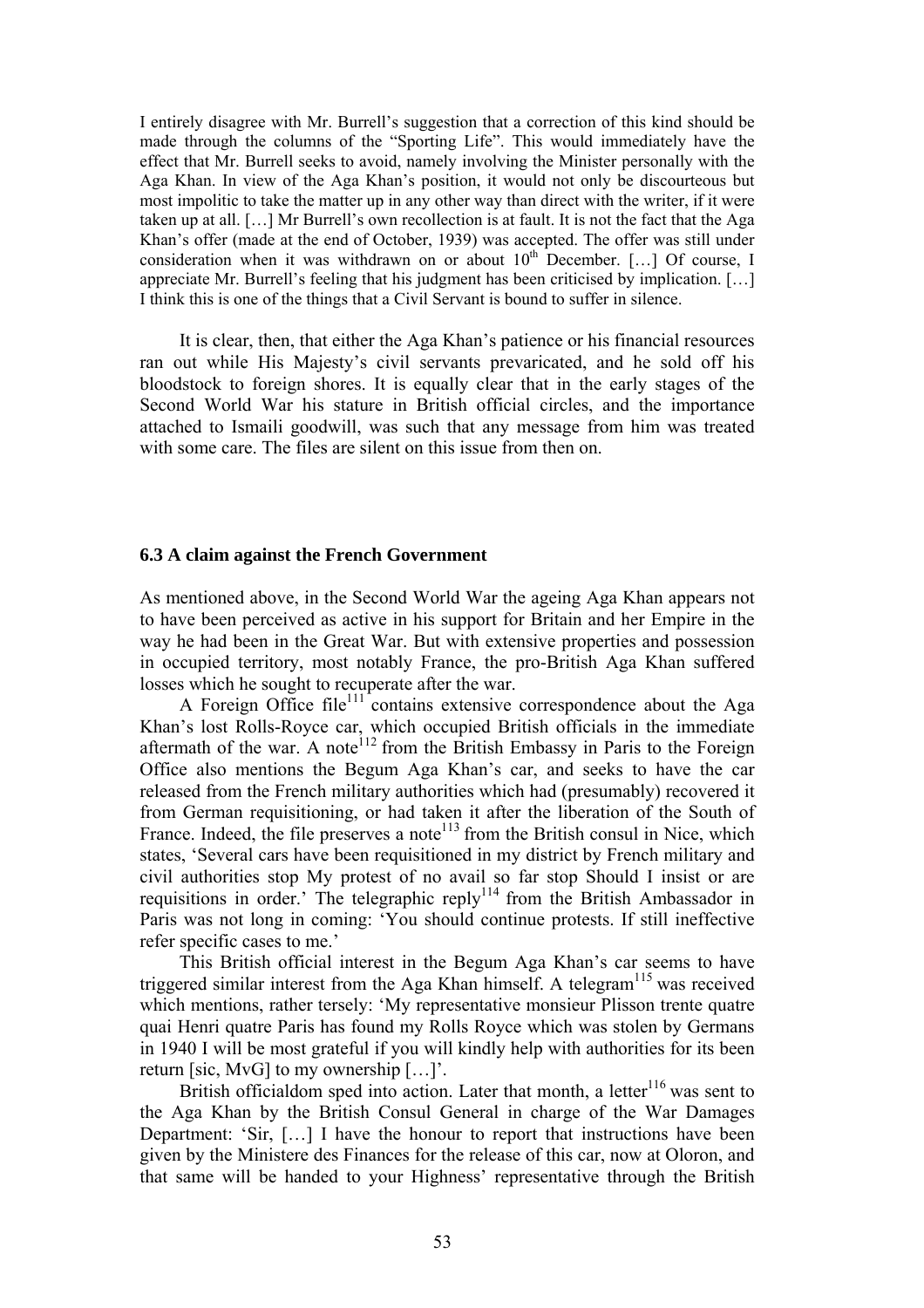I entirely disagree with Mr. Burrell's suggestion that a correction of this kind should be made through the columns of the "Sporting Life". This would immediately have the effect that Mr. Burrell seeks to avoid, namely involving the Minister personally with the Aga Khan. In view of the Aga Khan's position, it would not only be discourteous but most impolitic to take the matter up in any other way than direct with the writer, if it were taken up at all. […] Mr Burrell's own recollection is at fault. It is not the fact that the Aga Khan's offer (made at the end of October, 1939) was accepted. The offer was still under consideration when it was withdrawn on or about 10th December. […] Of course, I appreciate Mr. Burrell's feeling that his judgment has been criticised by implication. […] I think this is one of the things that a Civil Servant is bound to suffer in silence.

It is clear, then, that either the Aga Khan's patience or his financial resources ran out while His Majesty's civil servants prevaricated, and he sold off his bloodstock to foreign shores. It is equally clear that in the early stages of the Second World War his stature in British official circles, and the importance attached to Ismaili goodwill, was such that any message from him was treated with some care. The files are silent on this issue from then on.

### 6.3 A claim against the French Government

As mentioned above, in the Second World War the ageing Aga Khan appears not to have been perceived as active in his support for Britain and her Empire in the way he had been in the Great War. But with extensive properties and possession in occupied territory, most notably France, the pro-British Aga Khan suffered losses which he sought to recuperate after the war.

A Foreign Office file[111] contains extensive correspondence about the Aga Khan's lost Rolls-Royce car, which occupied British officials in the immediate aftermath of the war. A note[112] from the British Embassy in Paris to the Foreign Office also mentions the Begum Aga Khan's car, and seeks to have the car released from the French military authorities which had (presumably) recovered it from German requisitioning, or had taken it after the liberation of the South of France. Indeed, the file preserves a note[113] from the British consul in Nice, which states, 'Several cars have been requisitioned in my district by French military and civil authorities stop My protest of no avail so far stop Should I insist or are requisitions in order.' The telegraphic reply[114] from the British Ambassador in Paris was not long in coming: 'You should continue protests. If still ineffective refer specific cases to me.'

This British official interest in the Begum Aga Khan's car seems to have triggered similar interest from the Aga Khan himself. A telegram[115] was received which mentions, rather tersely: 'My representative monsieur Plisson trente quatre quai Henri quatre Paris has found my Rolls Royce which was stolen by Germans in 1940 I will be most grateful if you will kindly help with authorities for its been return [sic, MvG] to my ownership […]'.

British officialdom sped into action. Later that month, a letter[116] was sent to the Aga Khan by the British Consul General in charge of the War Damages Department: 'Sir, […] I have the honour to report that instructions have been given by the Ministere des Finances for the release of this car, now at Oloron, and that same will be handed to your Highness' representative through the British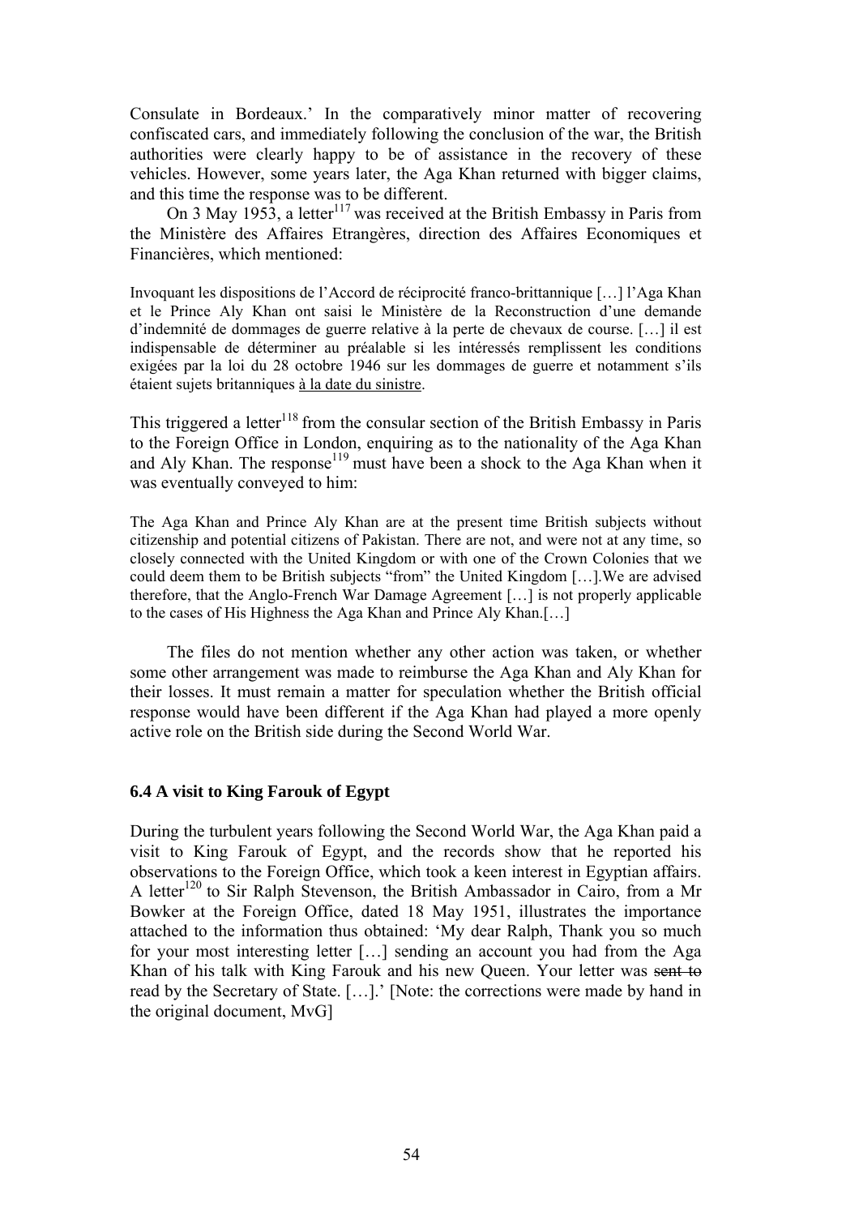Consulate in Bordeaux.' In the comparatively minor matter of recovering confiscated cars, and immediately following the conclusion of the war, the British authorities were clearly happy to be of assistance in the recovery of these vehicles. However, some years later, the Aga Khan returned with bigger claims, and this time the response was to be different.

On 3 May 1953, a letter[117] was received at the British Embassy in Paris from the Ministère des Affaires Etrangères, direction des Affaires Economiques et Financières, which mentioned:

> Invoquant les dispositions de l'Accord de réciprocité franco-brittannique […] l'Aga Khan et le Prince Aly Khan ont saisi le Ministère de la Reconstruction d'une demande d'indemnité de dommages de guerre relative à la perte de chevaux de course. […] il est indispensable de déterminer au préalable si les intéressés remplissent les conditions exigées par la loi du 28 octobre 1946 sur les dommages de guerre et notamment s'ils étaient sujets britanniques <u>à la date du sinistre</u>.

This triggered a letter[118] from the consular section of the British Embassy in Paris to the Foreign Office in London, enquiring as to the nationality of the Aga Khan and Aly Khan. The response[119] must have been a shock to the Aga Khan when it was eventually conveyed to him:

> The Aga Khan and Prince Aly Khan are at the present time British subjects without citizenship and potential citizens of Pakistan. There are not, and were not at any time, so closely connected with the United Kingdom or with one of the Crown Colonies that we could deem them to be British subjects "from" the United Kingdom […].We are advised therefore, that the Anglo-French War Damage Agreement […] is not properly applicable to the cases of His Highness the Aga Khan and Prince Aly Khan.[…]

The files do not mention whether any other action was taken, or whether some other arrangement was made to reimburse the Aga Khan and Aly Khan for their losses. It must remain a matter for speculation whether the British official response would have been different if the Aga Khan had played a more openly active role on the British side during the Second World War.

### 6.4 A visit to King Farouk of Egypt

During the turbulent years following the Second World War, the Aga Khan paid a visit to King Farouk of Egypt, and the records show that he reported his observations to the Foreign Office, which took a keen interest in Egyptian affairs. A letter[120] to Sir Ralph Stevenson, the British Ambassador in Cairo, from a Mr Bowker at the Foreign Office, dated 18 May 1951, illustrates the importance attached to the information thus obtained: 'My dear Ralph, Thank you so much for your most interesting letter […] sending an account you had from the Aga Khan of his talk with King Farouk and his new Queen. Your letter was ~~sent to~~ read by the Secretary of State. […].' [Note: the corrections were made by hand in the original document, MvG]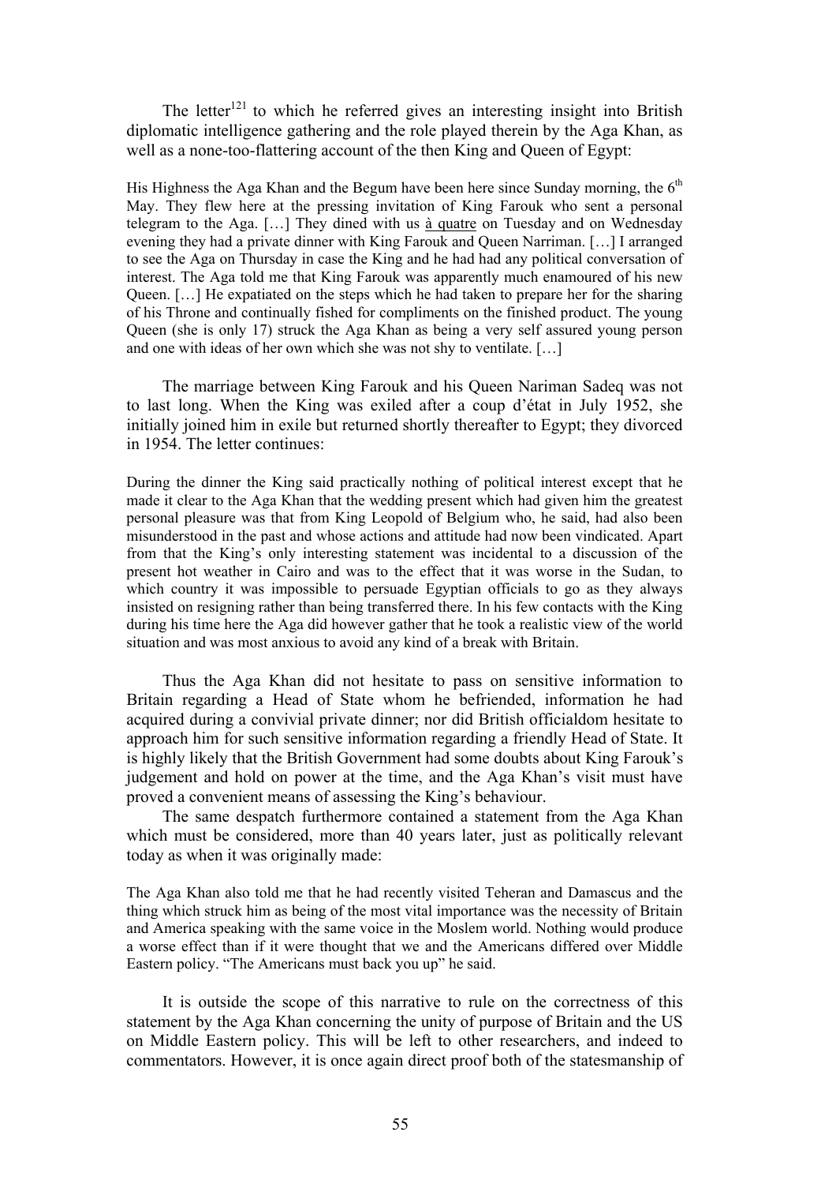The letter[121] to which he referred gives an interesting insight into British diplomatic intelligence gathering and the role played therein by the Aga Khan, as well as a none-too-flattering account of the then King and Queen of Egypt:

> His Highness the Aga Khan and the Begum have been here since Sunday morning, the 6th May. They flew here at the pressing invitation of King Farouk who sent a personal telegram to the Aga. […] They dined with us à quatre on Tuesday and on Wednesday evening they had a private dinner with King Farouk and Queen Narriman. […] I arranged to see the Aga on Thursday in case the King and he had had any political conversation of interest. The Aga told me that King Farouk was apparently much enamoured of his new Queen. […] He expatiated on the steps which he had taken to prepare her for the sharing of his Throne and continually fished for compliments on the finished product. The young Queen (she is only 17) struck the Aga Khan as being a very self assured young person and one with ideas of her own which she was not shy to ventilate. […]

The marriage between King Farouk and his Queen Nariman Sadeq was not to last long. When the King was exiled after a coup d'état in July 1952, she initially joined him in exile but returned shortly thereafter to Egypt; they divorced in 1954. The letter continues:

> During the dinner the King said practically nothing of political interest except that he made it clear to the Aga Khan that the wedding present which had given him the greatest personal pleasure was that from King Leopold of Belgium who, he said, had also been misunderstood in the past and whose actions and attitude had now been vindicated. Apart from that the King's only interesting statement was incidental to a discussion of the present hot weather in Cairo and was to the effect that it was worse in the Sudan, to which country it was impossible to persuade Egyptian officials to go as they always insisted on resigning rather than being transferred there. In his few contacts with the King during his time here the Aga did however gather that he took a realistic view of the world situation and was most anxious to avoid any kind of a break with Britain.

Thus the Aga Khan did not hesitate to pass on sensitive information to Britain regarding a Head of State whom he befriended, information he had acquired during a convivial private dinner; nor did British officialdom hesitate to approach him for such sensitive information regarding a friendly Head of State. It is highly likely that the British Government had some doubts about King Farouk's judgement and hold on power at the time, and the Aga Khan's visit must have proved a convenient means of assessing the King's behaviour.

The same despatch furthermore contained a statement from the Aga Khan which must be considered, more than 40 years later, just as politically relevant today as when it was originally made:

> The Aga Khan also told me that he had recently visited Teheran and Damascus and the thing which struck him as being of the most vital importance was the necessity of Britain and America speaking with the same voice in the Moslem world. Nothing would produce a worse effect than if it were thought that we and the Americans differed over Middle Eastern policy. "The Americans must back you up" he said.

It is outside the scope of this narrative to rule on the correctness of this statement by the Aga Khan concerning the unity of purpose of Britain and the US on Middle Eastern policy. This will be left to other researchers, and indeed to commentators. However, it is once again direct proof both of the statesmanship of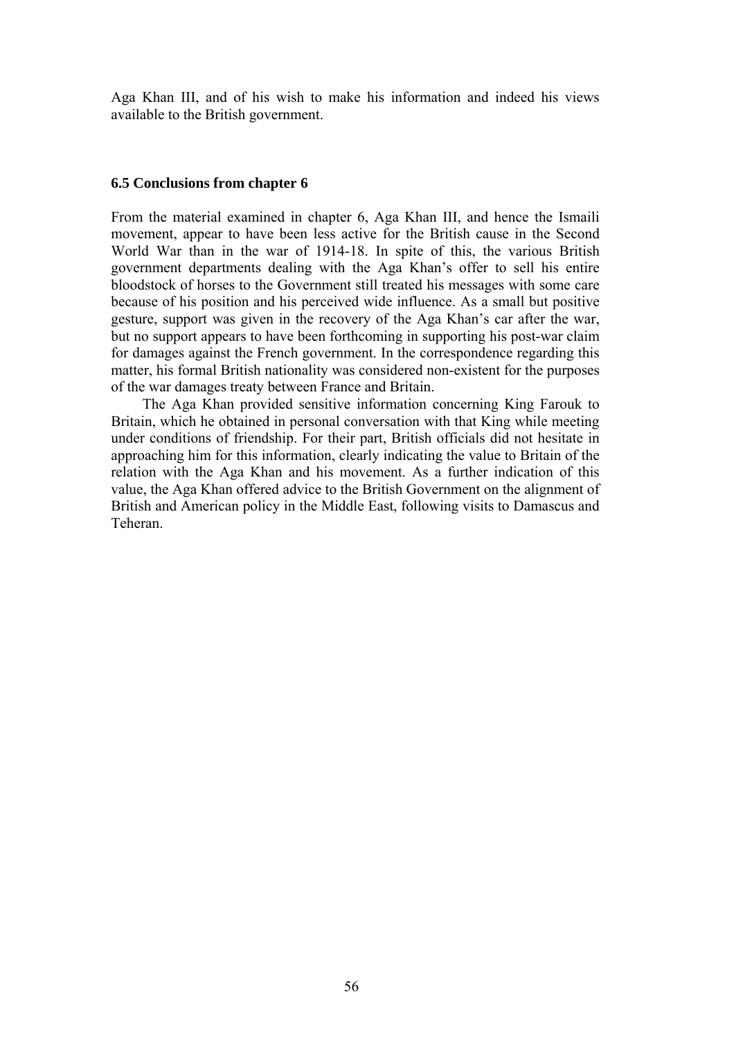Aga Khan III, and of his wish to make his information and indeed his views available to the British government.

### 6.5 Conclusions from chapter 6

From the material examined in chapter 6, Aga Khan III, and hence the Ismaili movement, appear to have been less active for the British cause in the Second World War than in the war of 1914-18. In spite of this, the various British government departments dealing with the Aga Khan's offer to sell his entire bloodstock of horses to the Government still treated his messages with some care because of his position and his perceived wide influence. As a small but positive gesture, support was given in the recovery of the Aga Khan's car after the war, but no support appears to have been forthcoming in supporting his post-war claim for damages against the French government. In the correspondence regarding this matter, his formal British nationality was considered non-existent for the purposes of the war damages treaty between France and Britain.

The Aga Khan provided sensitive information concerning King Farouk to Britain, which he obtained in personal conversation with that King while meeting under conditions of friendship. For their part, British officials did not hesitate in approaching him for this information, clearly indicating the value to Britain of the relation with the Aga Khan and his movement. As a further indication of this value, the Aga Khan offered advice to the British Government on the alignment of British and American policy in the Middle East, following visits to Damascus and Teheran.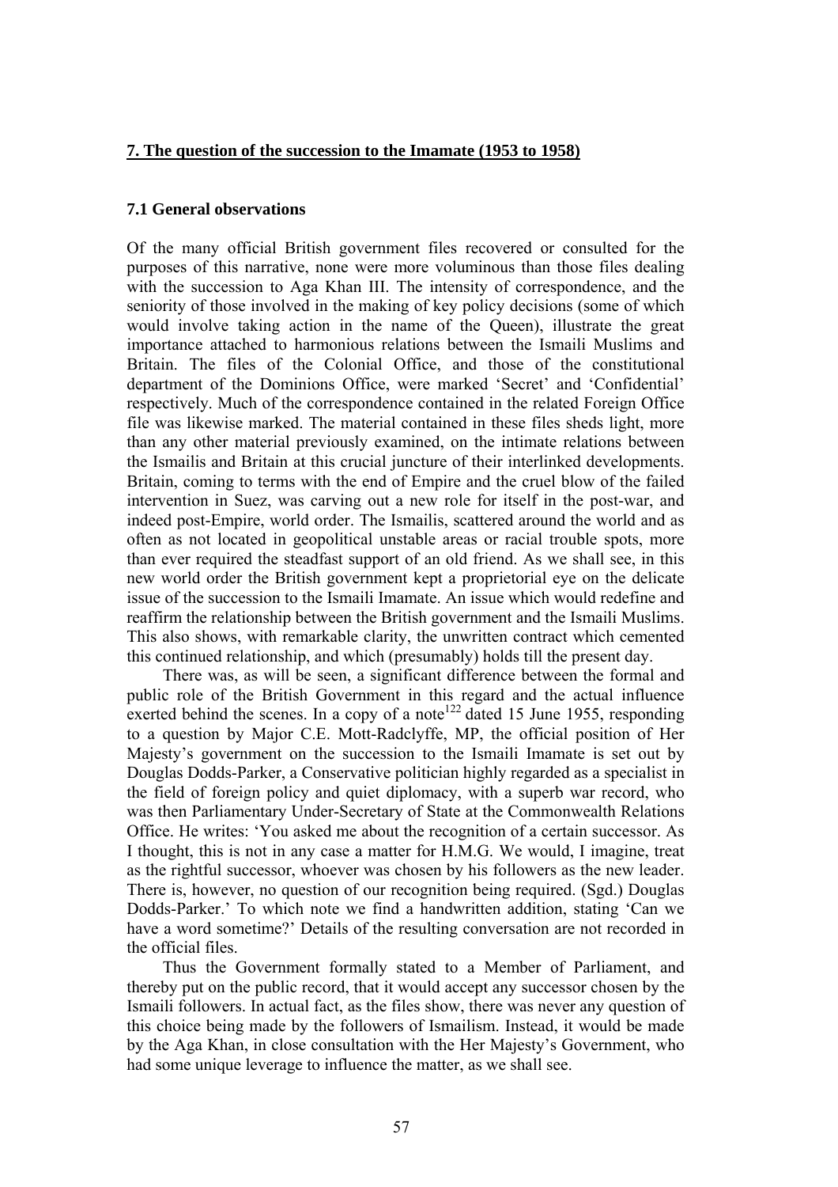## 7. The question of the succession to the Imamate (1953 to 1958)

### 7.1 General observations

Of the many official British government files recovered or consulted for the purposes of this narrative, none were more voluminous than those files dealing with the succession to Aga Khan III. The intensity of correspondence, and the seniority of those involved in the making of key policy decisions (some of which would involve taking action in the name of the Queen), illustrate the great importance attached to harmonious relations between the Ismaili Muslims and Britain. The files of the Colonial Office, and those of the constitutional department of the Dominions Office, were marked 'Secret' and 'Confidential' respectively. Much of the correspondence contained in the related Foreign Office file was likewise marked. The material contained in these files sheds light, more than any other material previously examined, on the intimate relations between the Ismailis and Britain at this crucial juncture of their interlinked developments. Britain, coming to terms with the end of Empire and the cruel blow of the failed intervention in Suez, was carving out a new role for itself in the post-war, and indeed post-Empire, world order. The Ismailis, scattered around the world and as often as not located in geopolitical unstable areas or racial trouble spots, more than ever required the steadfast support of an old friend. As we shall see, in this new world order the British government kept a proprietorial eye on the delicate issue of the succession to the Ismaili Imamate. An issue which would redefine and reaffirm the relationship between the British government and the Ismaili Muslims. This also shows, with remarkable clarity, the unwritten contract which cemented this continued relationship, and which (presumably) holds till the present day.

There was, as will be seen, a significant difference between the formal and public role of the British Government in this regard and the actual influence exerted behind the scenes. In a copy of a note[122] dated 15 June 1955, responding to a question by Major C.E. Mott-Radclyffe, MP, the official position of Her Majesty's government on the succession to the Ismaili Imamate is set out by Douglas Dodds-Parker, a Conservative politician highly regarded as a specialist in the field of foreign policy and quiet diplomacy, with a superb war record, who was then Parliamentary Under-Secretary of State at the Commonwealth Relations Office. He writes: 'You asked me about the recognition of a certain successor. As I thought, this is not in any case a matter for H.M.G. We would, I imagine, treat as the rightful successor, whoever was chosen by his followers as the new leader. There is, however, no question of our recognition being required. (Sgd.) Douglas Dodds-Parker.' To which note we find a handwritten addition, stating 'Can we have a word sometime?' Details of the resulting conversation are not recorded in the official files.

Thus the Government formally stated to a Member of Parliament, and thereby put on the public record, that it would accept any successor chosen by the Ismaili followers. In actual fact, as the files show, there was never any question of this choice being made by the followers of Ismailism. Instead, it would be made by the Aga Khan, in close consultation with the Her Majesty's Government, who had some unique leverage to influence the matter, as we shall see.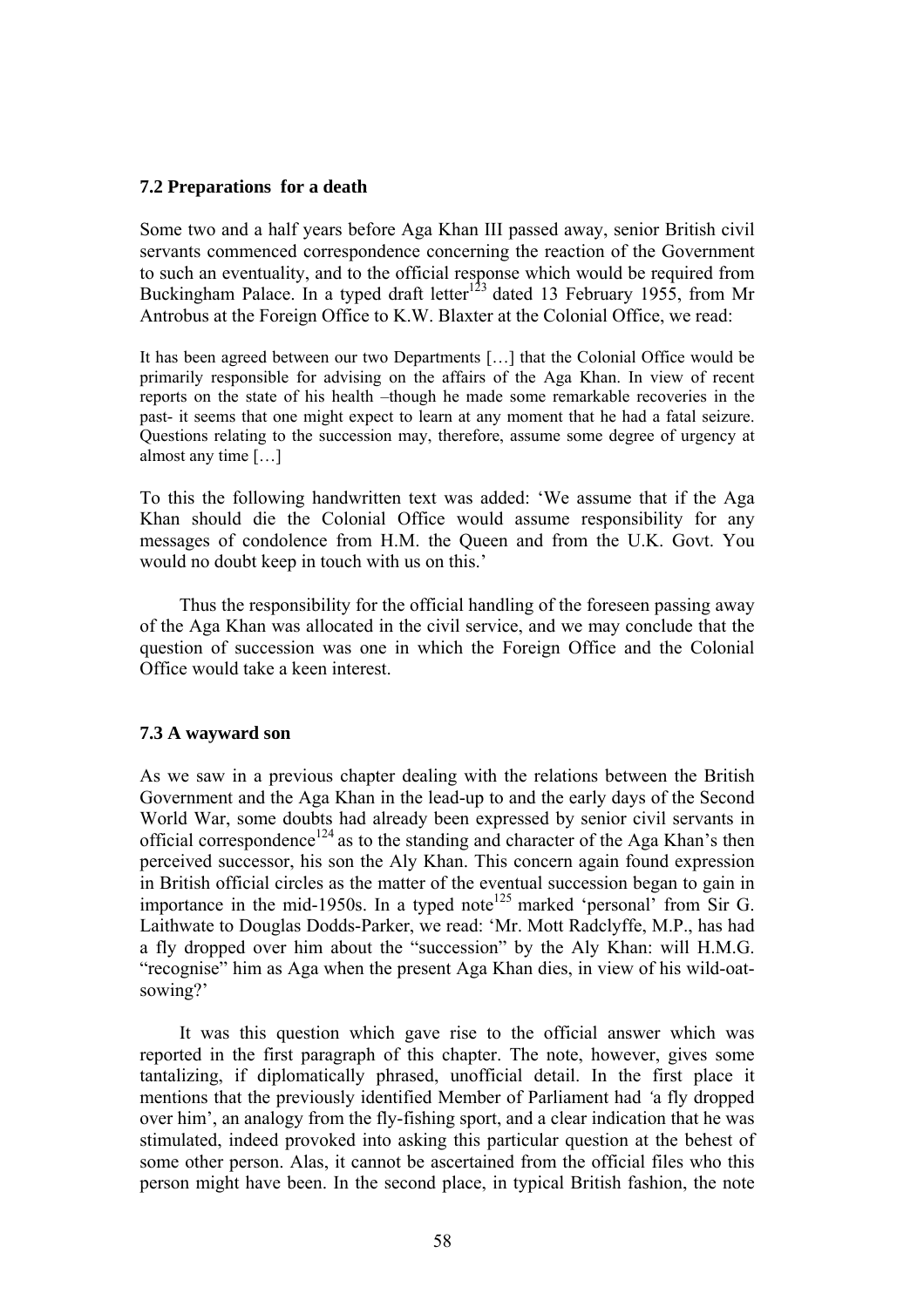### 7.2 Preparations for a death

Some two and a half years before Aga Khan III passed away, senior British civil servants commenced correspondence concerning the reaction of the Government to such an eventuality, and to the official response which would be required from Buckingham Palace. In a typed draft letter[123] dated 13 February 1955, from Mr Antrobus at the Foreign Office to K.W. Blaxter at the Colonial Office, we read:

> It has been agreed between our two Departments […] that the Colonial Office would be primarily responsible for advising on the affairs of the Aga Khan. In view of recent reports on the state of his health –though he made some remarkable recoveries in the past- it seems that one might expect to learn at any moment that he had a fatal seizure. Questions relating to the succession may, therefore, assume some degree of urgency at almost any time […]

To this the following handwritten text was added: 'We assume that if the Aga Khan should die the Colonial Office would assume responsibility for any messages of condolence from H.M. the Queen and from the U.K. Govt. You would no doubt keep in touch with us on this.'

Thus the responsibility for the official handling of the foreseen passing away of the Aga Khan was allocated in the civil service, and we may conclude that the question of succession was one in which the Foreign Office and the Colonial Office would take a keen interest.

### 7.3 A wayward son

As we saw in a previous chapter dealing with the relations between the British Government and the Aga Khan in the lead-up to and the early days of the Second World War, some doubts had already been expressed by senior civil servants in official correspondence[124] as to the standing and character of the Aga Khan's then perceived successor, his son the Aly Khan. This concern again found expression in British official circles as the matter of the eventual succession began to gain in importance in the mid-1950s. In a typed note[125] marked 'personal' from Sir G. Laithwate to Douglas Dodds-Parker, we read: 'Mr. Mott Radclyffe, M.P., has had a fly dropped over him about the "succession" by the Aly Khan: will H.M.G. "recognise" him as Aga when the present Aga Khan dies, in view of his wild-oat-sowing?'

It was this question which gave rise to the official answer which was reported in the first paragraph of this chapter. The note, however, gives some tantalizing, if diplomatically phrased, unofficial detail. In the first place it mentions that the previously identified Member of Parliament had *'*a fly dropped over him', an analogy from the fly-fishing sport, and a clear indication that he was stimulated, indeed provoked into asking this particular question at the behest of some other person. Alas, it cannot be ascertained from the official files who this person might have been. In the second place, in typical British fashion, the note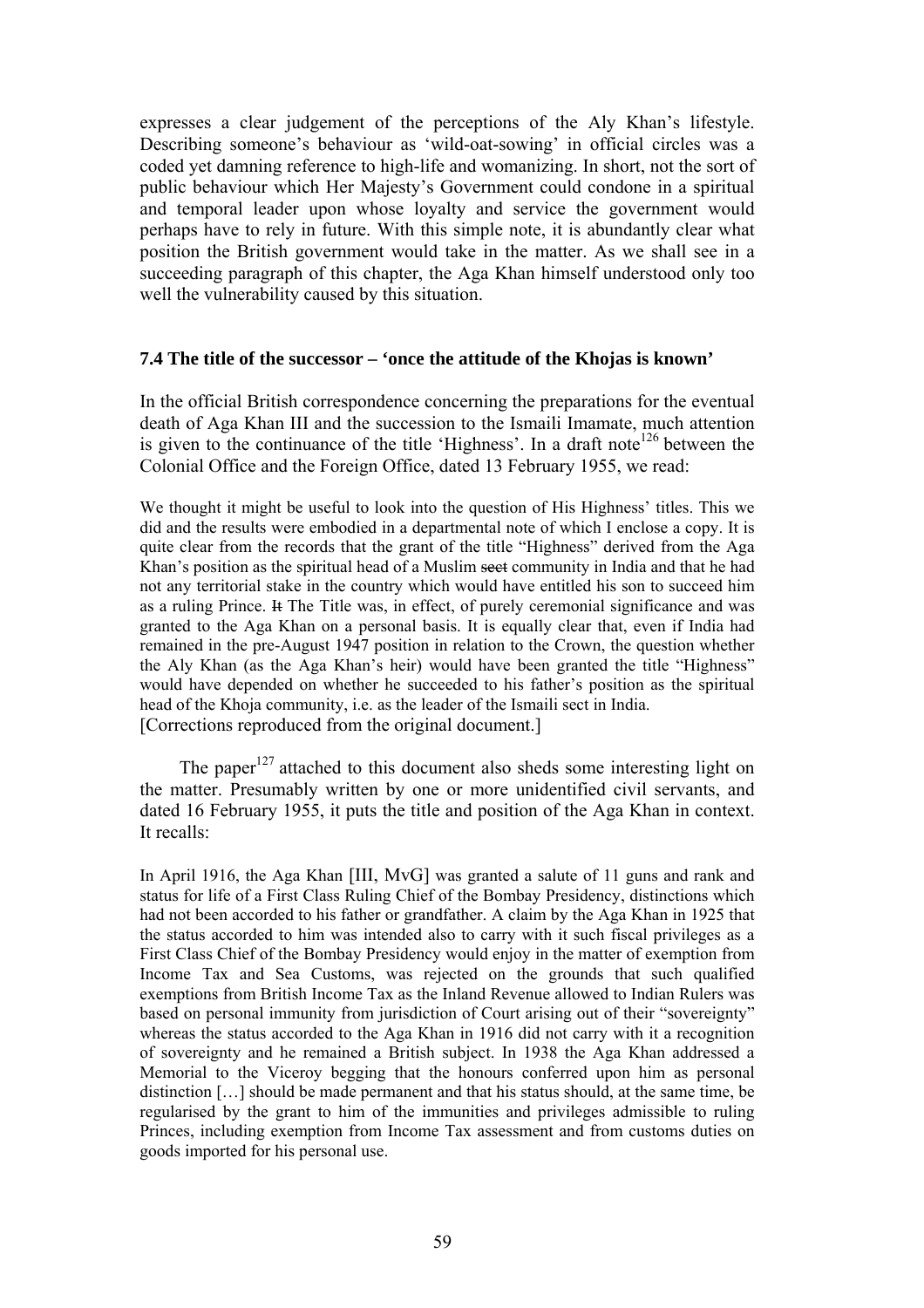expresses a clear judgement of the perceptions of the Aly Khan's lifestyle. Describing someone's behaviour as 'wild-oat-sowing' in official circles was a coded yet damning reference to high-life and womanizing. In short, not the sort of public behaviour which Her Majesty's Government could condone in a spiritual and temporal leader upon whose loyalty and service the government would perhaps have to rely in future. With this simple note, it is abundantly clear what position the British government would take in the matter. As we shall see in a succeeding paragraph of this chapter, the Aga Khan himself understood only too well the vulnerability caused by this situation.

### 7.4 The title of the successor – 'once the attitude of the Khojas is known'

In the official British correspondence concerning the preparations for the eventual death of Aga Khan III and the succession to the Ismaili Imamate, much attention is given to the continuance of the title 'Highness'. In a draft note[126] between the Colonial Office and the Foreign Office, dated 13 February 1955, we read:

> We thought it might be useful to look into the question of His Highness' titles. This we did and the results were embodied in a departmental note of which I enclose a copy. It is quite clear from the records that the grant of the title "Highness" derived from the Aga Khan's position as the spiritual head of a Muslim ~~sect~~ community in India and that he had not any territorial stake in the country which would have entitled his son to succeed him as a ruling Prince. ~~It~~ The Title was, in effect, of purely ceremonial significance and was granted to the Aga Khan on a personal basis. It is equally clear that, even if India had remained in the pre-August 1947 position in relation to the Crown, the question whether the Aly Khan (as the Aga Khan's heir) would have been granted the title "Highness" would have depended on whether he succeeded to his father's position as the spiritual head of the Khoja community, i.e. as the leader of the Ismaili sect in India.
> [Corrections reproduced from the original document.]

The paper[127] attached to this document also sheds some interesting light on the matter. Presumably written by one or more unidentified civil servants, and dated 16 February 1955, it puts the title and position of the Aga Khan in context. It recalls:

> In April 1916, the Aga Khan [III, MvG] was granted a salute of 11 guns and rank and status for life of a First Class Ruling Chief of the Bombay Presidency, distinctions which had not been accorded to his father or grandfather. A claim by the Aga Khan in 1925 that the status accorded to him was intended also to carry with it such fiscal privileges as a First Class Chief of the Bombay Presidency would enjoy in the matter of exemption from Income Tax and Sea Customs, was rejected on the grounds that such qualified exemptions from British Income Tax as the Inland Revenue allowed to Indian Rulers was based on personal immunity from jurisdiction of Court arising out of their "sovereignty" whereas the status accorded to the Aga Khan in 1916 did not carry with it a recognition of sovereignty and he remained a British subject. In 1938 the Aga Khan addressed a Memorial to the Viceroy begging that the honours conferred upon him as personal distinction […] should be made permanent and that his status should, at the same time, be regularised by the grant to him of the immunities and privileges admissible to ruling Princes, including exemption from Income Tax assessment and from customs duties on goods imported for his personal use.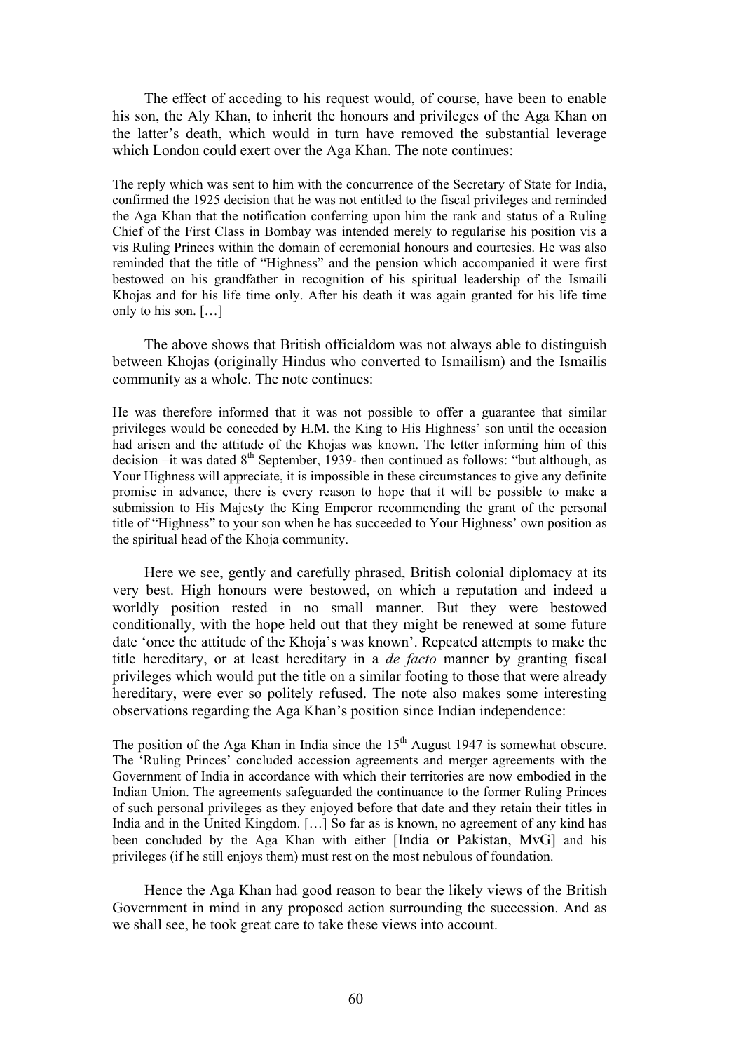The effect of acceding to his request would, of course, have been to enable his son, the Aly Khan, to inherit the honours and privileges of the Aga Khan on the latter's death, which would in turn have removed the substantial leverage which London could exert over the Aga Khan. The note continues:

> The reply which was sent to him with the concurrence of the Secretary of State for India, confirmed the 1925 decision that he was not entitled to the fiscal privileges and reminded the Aga Khan that the notification conferring upon him the rank and status of a Ruling Chief of the First Class in Bombay was intended merely to regularise his position vis a vis Ruling Princes within the domain of ceremonial honours and courtesies. He was also reminded that the title of "Highness" and the pension which accompanied it were first bestowed on his grandfather in recognition of his spiritual leadership of the Ismaili Khojas and for his life time only. After his death it was again granted for his life time only to his son. […]

The above shows that British officialdom was not always able to distinguish between Khojas (originally Hindus who converted to Ismailism) and the Ismailis community as a whole. The note continues:

> He was therefore informed that it was not possible to offer a guarantee that similar privileges would be conceded by H.M. the King to His Highness' son until the occasion had arisen and the attitude of the Khojas was known. The letter informing him of this decision –it was dated 8th September, 1939- then continued as follows: "but although, as Your Highness will appreciate, it is impossible in these circumstances to give any definite promise in advance, there is every reason to hope that it will be possible to make a submission to His Majesty the King Emperor recommending the grant of the personal title of "Highness" to your son when he has succeeded to Your Highness' own position as the spiritual head of the Khoja community.

Here we see, gently and carefully phrased, British colonial diplomacy at its very best. High honours were bestowed, on which a reputation and indeed a worldly position rested in no small manner. But they were bestowed conditionally, with the hope held out that they might be renewed at some future date 'once the attitude of the Khoja's was known'. Repeated attempts to make the title hereditary, or at least hereditary in a *de facto* manner by granting fiscal privileges which would put the title on a similar footing to those that were already hereditary, were ever so politely refused. The note also makes some interesting observations regarding the Aga Khan's position since Indian independence:

> The position of the Aga Khan in India since the 15th August 1947 is somewhat obscure. The 'Ruling Princes' concluded accession agreements and merger agreements with the Government of India in accordance with which their territories are now embodied in the Indian Union. The agreements safeguarded the continuance to the former Ruling Princes of such personal privileges as they enjoyed before that date and they retain their titles in India and in the United Kingdom. […] So far as is known, no agreement of any kind has been concluded by the Aga Khan with either [India or Pakistan, MvG] and his privileges (if he still enjoys them) must rest on the most nebulous of foundation.

Hence the Aga Khan had good reason to bear the likely views of the British Government in mind in any proposed action surrounding the succession. And as we shall see, he took great care to take these views into account.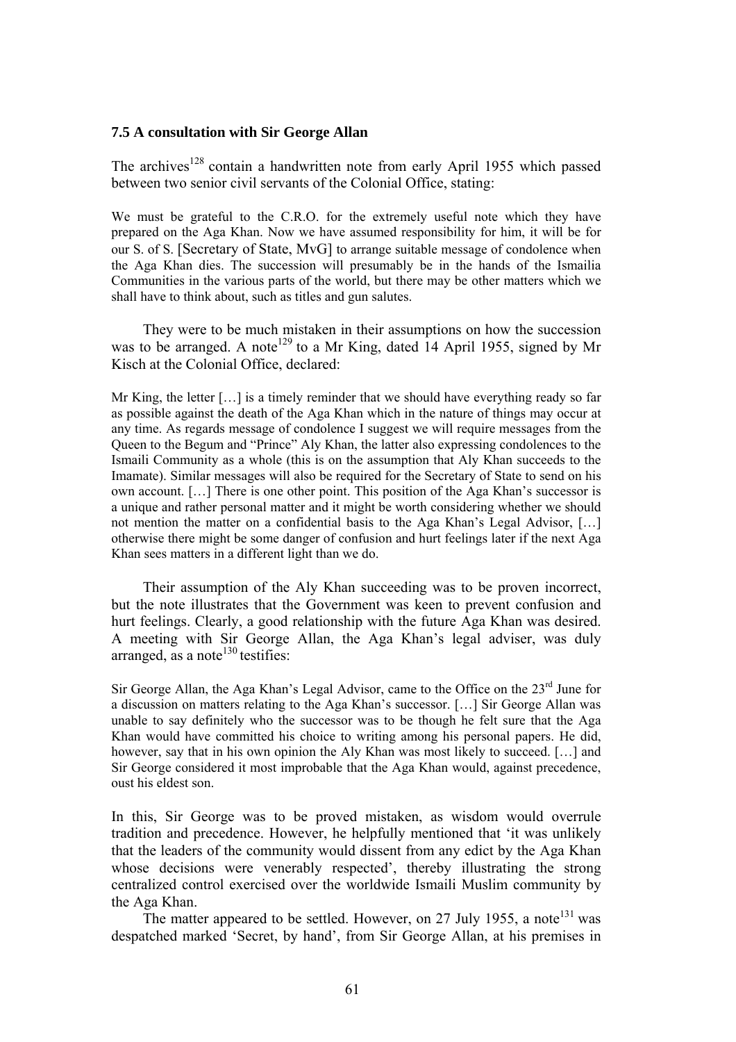### 7.5 A consultation with Sir George Allan

The archives[128] contain a handwritten note from early April 1955 which passed between two senior civil servants of the Colonial Office, stating:

> We must be grateful to the C.R.O. for the extremely useful note which they have prepared on the Aga Khan. Now we have assumed responsibility for him, it will be for our S. of S. [Secretary of State, MvG] to arrange suitable message of condolence when the Aga Khan dies. The succession will presumably be in the hands of the Ismailia Communities in the various parts of the world, but there may be other matters which we shall have to think about, such as titles and gun salutes.

They were to be much mistaken in their assumptions on how the succession was to be arranged. A note[129] to a Mr King, dated 14 April 1955, signed by Mr Kisch at the Colonial Office, declared:

> Mr King, the letter […] is a timely reminder that we should have everything ready so far as possible against the death of the Aga Khan which in the nature of things may occur at any time. As regards message of condolence I suggest we will require messages from the Queen to the Begum and "Prince" Aly Khan, the latter also expressing condolences to the Ismaili Community as a whole (this is on the assumption that Aly Khan succeeds to the Imamate). Similar messages will also be required for the Secretary of State to send on his own account. […] There is one other point. This position of the Aga Khan's successor is a unique and rather personal matter and it might be worth considering whether we should not mention the matter on a confidential basis to the Aga Khan's Legal Advisor, […] otherwise there might be some danger of confusion and hurt feelings later if the next Aga Khan sees matters in a different light than we do.

Their assumption of the Aly Khan succeeding was to be proven incorrect, but the note illustrates that the Government was keen to prevent confusion and hurt feelings. Clearly, a good relationship with the future Aga Khan was desired. A meeting with Sir George Allan, the Aga Khan's legal adviser, was duly arranged, as a note[130] testifies:

> Sir George Allan, the Aga Khan's Legal Advisor, came to the Office on the 23rd June for a discussion on matters relating to the Aga Khan's successor. […] Sir George Allan was unable to say definitely who the successor was to be though he felt sure that the Aga Khan would have committed his choice to writing among his personal papers. He did, however, say that in his own opinion the Aly Khan was most likely to succeed. […] and Sir George considered it most improbable that the Aga Khan would, against precedence, oust his eldest son.

In this, Sir George was to be proved mistaken, as wisdom would overrule tradition and precedence. However, he helpfully mentioned that 'it was unlikely that the leaders of the community would dissent from any edict by the Aga Khan whose decisions were venerably respected', thereby illustrating the strong centralized control exercised over the worldwide Ismaili Muslim community by the Aga Khan.

The matter appeared to be settled. However, on 27 July 1955, a note[131] was despatched marked 'Secret, by hand', from Sir George Allan, at his premises in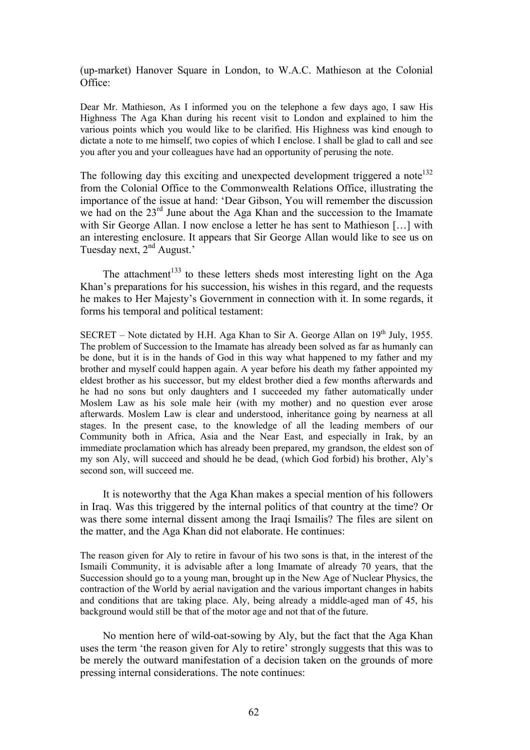(up-market) Hanover Square in London, to W.A.C. Mathieson at the Colonial Office:

> Dear Mr. Mathieson, As I informed you on the telephone a few days ago, I saw His Highness The Aga Khan during his recent visit to London and explained to him the various points which you would like to be clarified. His Highness was kind enough to dictate a note to me himself, two copies of which I enclose. I shall be glad to call and see you after you and your colleagues have had an opportunity of perusing the note.

The following day this exciting and unexpected development triggered a note[132] from the Colonial Office to the Commonwealth Relations Office, illustrating the importance of the issue at hand: 'Dear Gibson, You will remember the discussion we had on the 23rd June about the Aga Khan and the succession to the Imamate with Sir George Allan. I now enclose a letter he has sent to Mathieson […] with an interesting enclosure. It appears that Sir George Allan would like to see us on Tuesday next, 2nd August.'

The attachment[133] to these letters sheds most interesting light on the Aga Khan's preparations for his succession, his wishes in this regard, and the requests he makes to Her Majesty's Government in connection with it. In some regards, it forms his temporal and political testament:

> SECRET – Note dictated by H.H. Aga Khan to Sir A. George Allan on 19th July, 1955. The problem of Succession to the Imamate has already been solved as far as humanly can be done, but it is in the hands of God in this way what happened to my father and my brother and myself could happen again. A year before his death my father appointed my eldest brother as his successor, but my eldest brother died a few months afterwards and he had no sons but only daughters and I succeeded my father automatically under Moslem Law as his sole male heir (with my mother) and no question ever arose afterwards. Moslem Law is clear and understood, inheritance going by nearness at all stages. In the present case, to the knowledge of all the leading members of our Community both in Africa, Asia and the Near East, and especially in Irak, by an immediate proclamation which has already been prepared, my grandson, the eldest son of my son Aly, will succeed and should he be dead, (which God forbid) his brother, Aly's second son, will succeed me.

It is noteworthy that the Aga Khan makes a special mention of his followers in Iraq. Was this triggered by the internal politics of that country at the time? Or was there some internal dissent among the Iraqi Ismailis? The files are silent on the matter, and the Aga Khan did not elaborate. He continues:

> The reason given for Aly to retire in favour of his two sons is that, in the interest of the Ismaili Community, it is advisable after a long Imamate of already 70 years, that the Succession should go to a young man, brought up in the New Age of Nuclear Physics, the contraction of the World by aerial navigation and the various important changes in habits and conditions that are taking place. Aly, being already a middle-aged man of 45, his background would still be that of the motor age and not that of the future.

No mention here of wild-oat-sowing by Aly, but the fact that the Aga Khan uses the term 'the reason given for Aly to retire' strongly suggests that this was to be merely the outward manifestation of a decision taken on the grounds of more pressing internal considerations. The note continues: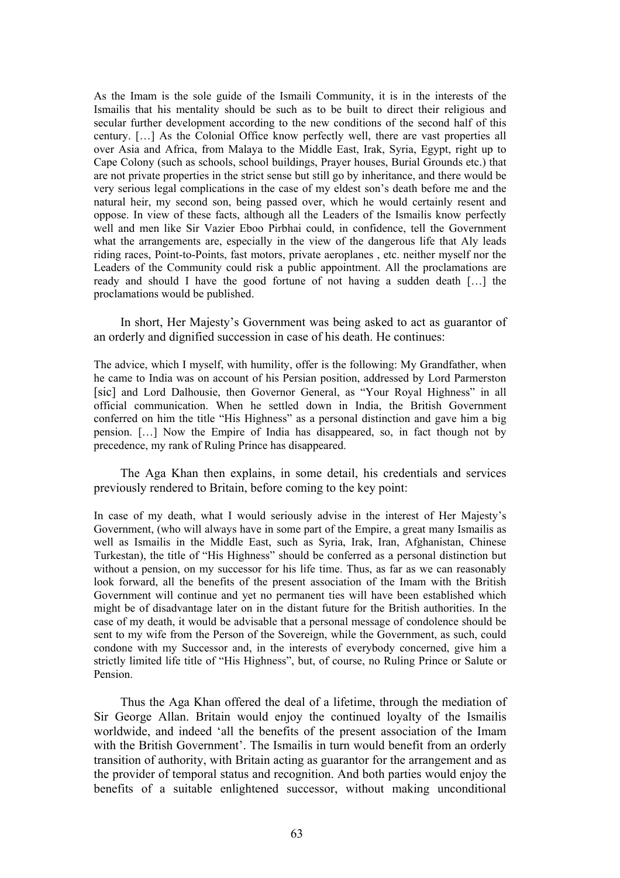> As the Imam is the sole guide of the Ismaili Community, it is in the interests of the Ismailis that his mentality should be such as to be built to direct their religious and secular further development according to the new conditions of the second half of this century. […] As the Colonial Office know perfectly well, there are vast properties all over Asia and Africa, from Malaya to the Middle East, Irak, Syria, Egypt, right up to Cape Colony (such as schools, school buildings, Prayer houses, Burial Grounds etc.) that are not private properties in the strict sense but still go by inheritance, and there would be very serious legal complications in the case of my eldest son's death before me and the natural heir, my second son, being passed over, which he would certainly resent and oppose. In view of these facts, although all the Leaders of the Ismailis know perfectly well and men like Sir Vazier Eboo Pirbhai could, in confidence, tell the Government what the arrangements are, especially in the view of the dangerous life that Aly leads riding races, Point-to-Points, fast motors, private aeroplanes , etc. neither myself nor the Leaders of the Community could risk a public appointment. All the proclamations are ready and should I have the good fortune of not having a sudden death […] the proclamations would be published.

In short, Her Majesty's Government was being asked to act as guarantor of an orderly and dignified succession in case of his death. He continues:

> The advice, which I myself, with humility, offer is the following: My Grandfather, when he came to India was on account of his Persian position, addressed by Lord Parmerston [sic] and Lord Dalhousie, then Governor General, as "Your Royal Highness" in all official communication. When he settled down in India, the British Government conferred on him the title "His Highness" as a personal distinction and gave him a big pension. […] Now the Empire of India has disappeared, so, in fact though not by precedence, my rank of Ruling Prince has disappeared.

The Aga Khan then explains, in some detail, his credentials and services previously rendered to Britain, before coming to the key point:

> In case of my death, what I would seriously advise in the interest of Her Majesty's Government, (who will always have in some part of the Empire, a great many Ismailis as well as Ismailis in the Middle East, such as Syria, Irak, Iran, Afghanistan, Chinese Turkestan), the title of "His Highness" should be conferred as a personal distinction but without a pension, on my successor for his life time. Thus, as far as we can reasonably look forward, all the benefits of the present association of the Imam with the British Government will continue and yet no permanent ties will have been established which might be of disadvantage later on in the distant future for the British authorities. In the case of my death, it would be advisable that a personal message of condolence should be sent to my wife from the Person of the Sovereign, while the Government, as such, could condone with my Successor and, in the interests of everybody concerned, give him a strictly limited life title of "His Highness", but, of course, no Ruling Prince or Salute or Pension.

Thus the Aga Khan offered the deal of a lifetime, through the mediation of Sir George Allan. Britain would enjoy the continued loyalty of the Ismailis worldwide, and indeed 'all the benefits of the present association of the Imam with the British Government'. The Ismailis in turn would benefit from an orderly transition of authority, with Britain acting as guarantor for the arrangement and as the provider of temporal status and recognition. And both parties would enjoy the benefits of a suitable enlightened successor, without making unconditional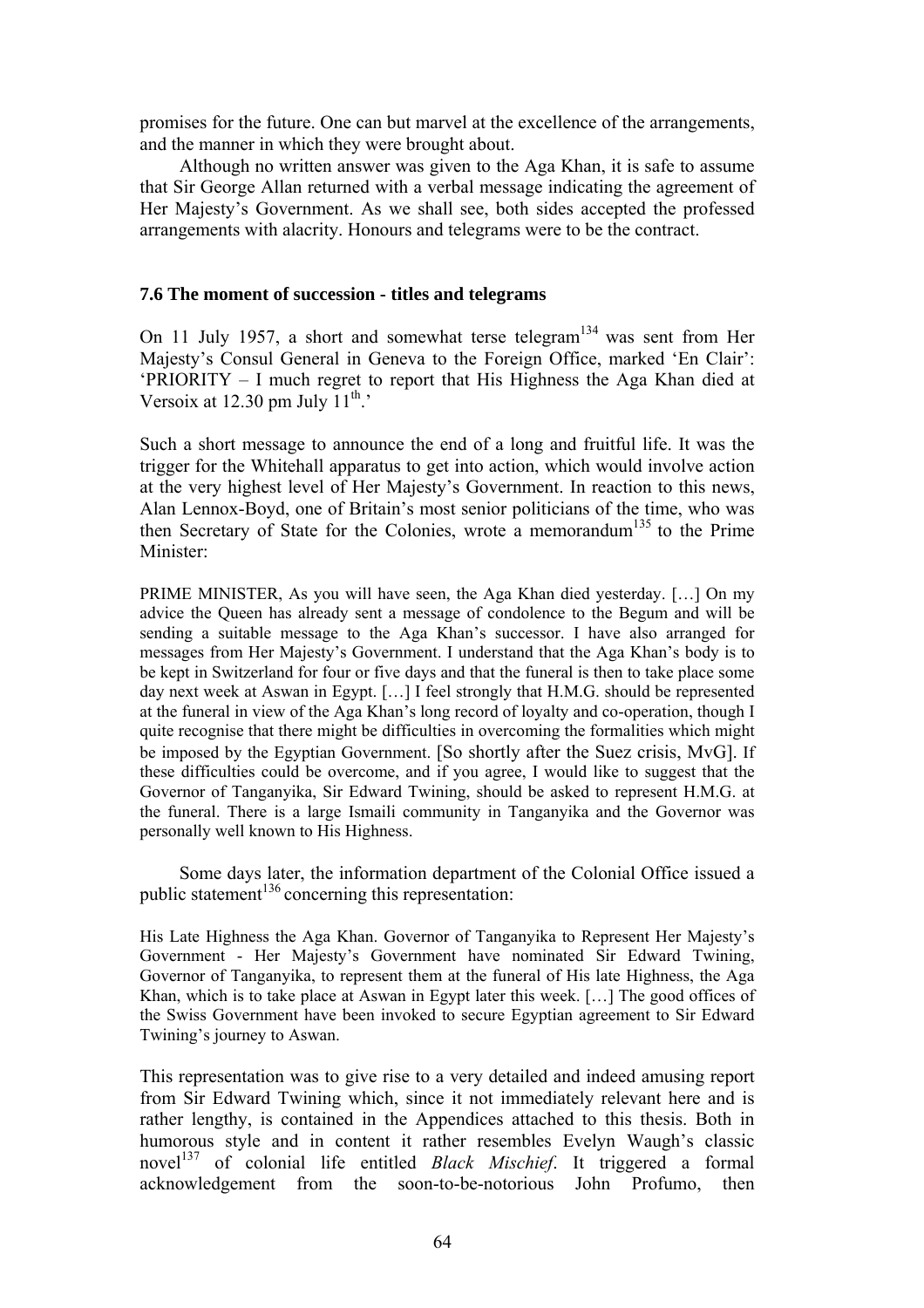promises for the future. One can but marvel at the excellence of the arrangements, and the manner in which they were brought about.

Although no written answer was given to the Aga Khan, it is safe to assume that Sir George Allan returned with a verbal message indicating the agreement of Her Majesty's Government. As we shall see, both sides accepted the professed arrangements with alacrity. Honours and telegrams were to be the contract.

### 7.6 The moment of succession - titles and telegrams

On 11 July 1957, a short and somewhat terse telegram[134] was sent from Her Majesty's Consul General in Geneva to the Foreign Office, marked 'En Clair': 'PRIORITY – I much regret to report that His Highness the Aga Khan died at Versoix at 12.30 pm July 11th.'

Such a short message to announce the end of a long and fruitful life. It was the trigger for the Whitehall apparatus to get into action, which would involve action at the very highest level of Her Majesty's Government. In reaction to this news, Alan Lennox-Boyd, one of Britain's most senior politicians of the time, who was then Secretary of State for the Colonies, wrote a memorandum[135] to the Prime Minister:

> PRIME MINISTER, As you will have seen, the Aga Khan died yesterday. […] On my advice the Queen has already sent a message of condolence to the Begum and will be sending a suitable message to the Aga Khan's successor. I have also arranged for messages from Her Majesty's Government. I understand that the Aga Khan's body is to be kept in Switzerland for four or five days and that the funeral is then to take place some day next week at Aswan in Egypt. […] I feel strongly that H.M.G. should be represented at the funeral in view of the Aga Khan's long record of loyalty and co-operation, though I quite recognise that there might be difficulties in overcoming the formalities which might be imposed by the Egyptian Government. [So shortly after the Suez crisis, MvG]. If these difficulties could be overcome, and if you agree, I would like to suggest that the Governor of Tanganyika, Sir Edward Twining, should be asked to represent H.M.G. at the funeral. There is a large Ismaili community in Tanganyika and the Governor was personally well known to His Highness.

Some days later, the information department of the Colonial Office issued a public statement[136] concerning this representation:

> His Late Highness the Aga Khan. Governor of Tanganyika to Represent Her Majesty's Government - Her Majesty's Government have nominated Sir Edward Twining, Governor of Tanganyika, to represent them at the funeral of His late Highness, the Aga Khan, which is to take place at Aswan in Egypt later this week. […] The good offices of the Swiss Government have been invoked to secure Egyptian agreement to Sir Edward Twining's journey to Aswan.

This representation was to give rise to a very detailed and indeed amusing report from Sir Edward Twining which, since it not immediately relevant here and is rather lengthy, is contained in the Appendices attached to this thesis. Both in humorous style and in content it rather resembles Evelyn Waugh's classic novel[137] of colonial life entitled *Black Mischief*. It triggered a formal acknowledgement from the soon-to-be-notorious John Profumo, then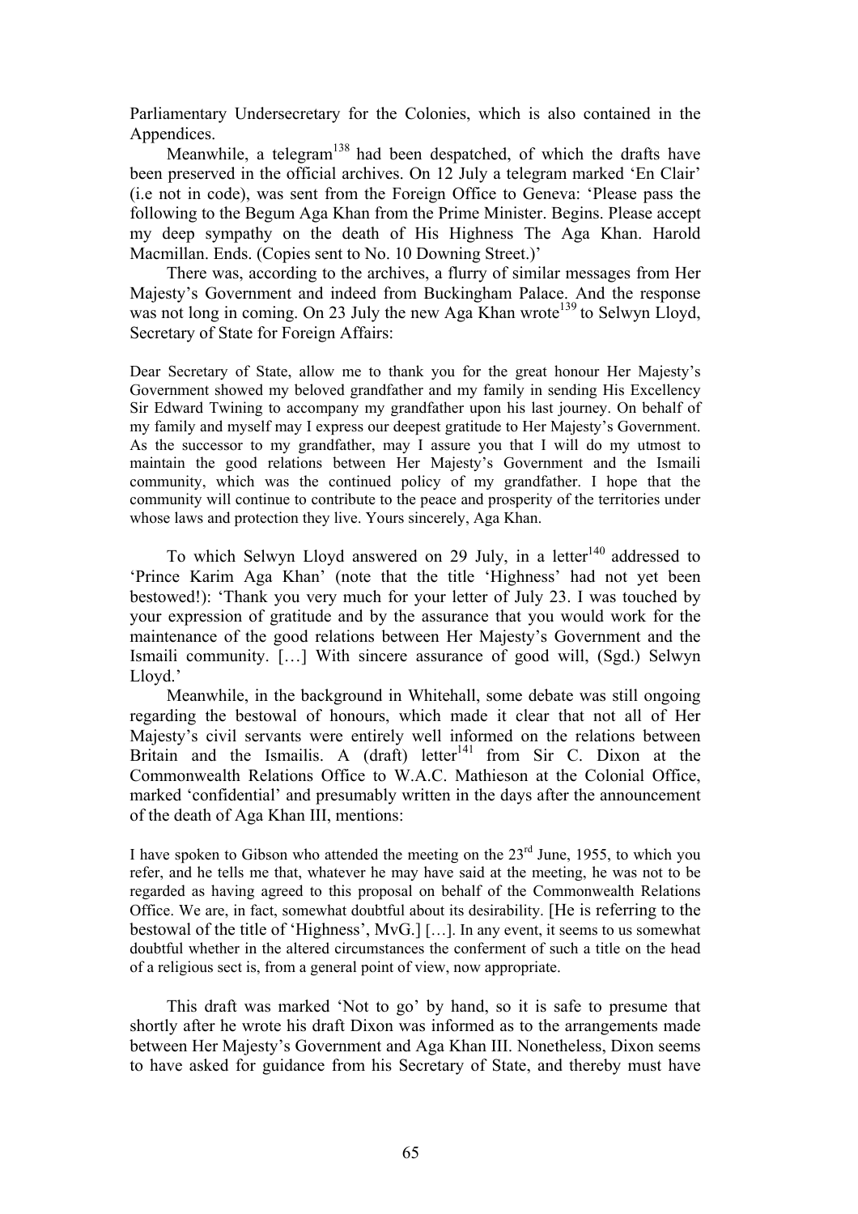Parliamentary Undersecretary for the Colonies, which is also contained in the Appendices.

Meanwhile, a telegram[138] had been despatched, of which the drafts have been preserved in the official archives. On 12 July a telegram marked 'En Clair' (i.e not in code), was sent from the Foreign Office to Geneva: 'Please pass the following to the Begum Aga Khan from the Prime Minister. Begins. Please accept my deep sympathy on the death of His Highness The Aga Khan. Harold Macmillan. Ends. (Copies sent to No. 10 Downing Street.)'

There was, according to the archives, a flurry of similar messages from Her Majesty's Government and indeed from Buckingham Palace. And the response was not long in coming. On 23 July the new Aga Khan wrote[139] to Selwyn Lloyd, Secretary of State for Foreign Affairs:

> Dear Secretary of State, allow me to thank you for the great honour Her Majesty's Government showed my beloved grandfather and my family in sending His Excellency Sir Edward Twining to accompany my grandfather upon his last journey. On behalf of my family and myself may I express our deepest gratitude to Her Majesty's Government. As the successor to my grandfather, may I assure you that I will do my utmost to maintain the good relations between Her Majesty's Government and the Ismaili community, which was the continued policy of my grandfather. I hope that the community will continue to contribute to the peace and prosperity of the territories under whose laws and protection they live. Yours sincerely, Aga Khan.

To which Selwyn Lloyd answered on 29 July, in a letter[140] addressed to 'Prince Karim Aga Khan' (note that the title 'Highness' had not yet been bestowed!): 'Thank you very much for your letter of July 23. I was touched by your expression of gratitude and by the assurance that you would work for the maintenance of the good relations between Her Majesty's Government and the Ismaili community. […] With sincere assurance of good will, (Sgd.) Selwyn Lloyd.'

Meanwhile, in the background in Whitehall, some debate was still ongoing regarding the bestowal of honours, which made it clear that not all of Her Majesty's civil servants were entirely well informed on the relations between Britain and the Ismailis. A (draft) letter[141] from Sir C. Dixon at the Commonwealth Relations Office to W.A.C. Mathieson at the Colonial Office, marked 'confidential' and presumably written in the days after the announcement of the death of Aga Khan III, mentions:

> I have spoken to Gibson who attended the meeting on the 23rd June, 1955, to which you refer, and he tells me that, whatever he may have said at the meeting, he was not to be regarded as having agreed to this proposal on behalf of the Commonwealth Relations Office. We are, in fact, somewhat doubtful about its desirability. [He is referring to the bestowal of the title of 'Highness', MvG.] […]. In any event, it seems to us somewhat doubtful whether in the altered circumstances the conferment of such a title on the head of a religious sect is, from a general point of view, now appropriate.

This draft was marked 'Not to go' by hand, so it is safe to presume that shortly after he wrote his draft Dixon was informed as to the arrangements made between Her Majesty's Government and Aga Khan III. Nonetheless, Dixon seems to have asked for guidance from his Secretary of State, and thereby must have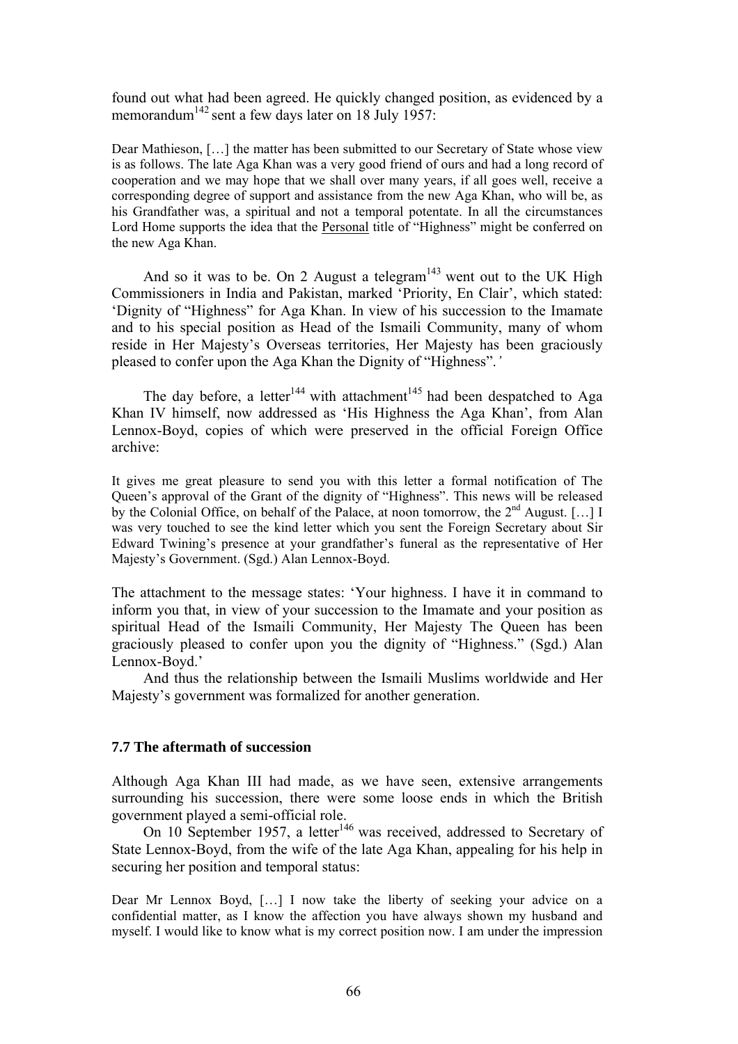found out what had been agreed. He quickly changed position, as evidenced by a memorandum[142] sent a few days later on 18 July 1957:

> Dear Mathieson, […] the matter has been submitted to our Secretary of State whose view is as follows. The late Aga Khan was a very good friend of ours and had a long record of cooperation and we may hope that we shall over many years, if all goes well, receive a corresponding degree of support and assistance from the new Aga Khan, who will be, as his Grandfather was, a spiritual and not a temporal potentate. In all the circumstances Lord Home supports the idea that the Personal title of "Highness" might be conferred on the new Aga Khan.

And so it was to be. On 2 August a telegram[143] went out to the UK High Commissioners in India and Pakistan, marked 'Priority, En Clair', which stated: 'Dignity of "Highness" for Aga Khan. In view of his succession to the Imamate and to his special position as Head of the Ismaili Community, many of whom reside in Her Majesty's Overseas territories, Her Majesty has been graciously pleased to confer upon the Aga Khan the Dignity of "Highness".'

The day before, a letter[144] with attachment[145] had been despatched to Aga Khan IV himself, now addressed as 'His Highness the Aga Khan', from Alan Lennox-Boyd, copies of which were preserved in the official Foreign Office archive:

> It gives me great pleasure to send you with this letter a formal notification of The Queen's approval of the Grant of the dignity of "Highness". This news will be released by the Colonial Office, on behalf of the Palace, at noon tomorrow, the 2nd August. […] I was very touched to see the kind letter which you sent the Foreign Secretary about Sir Edward Twining's presence at your grandfather's funeral as the representative of Her Majesty's Government. (Sgd.) Alan Lennox-Boyd.

The attachment to the message states: 'Your highness. I have it in command to inform you that, in view of your succession to the Imamate and your position as spiritual Head of the Ismaili Community, Her Majesty The Queen has been graciously pleased to confer upon you the dignity of "Highness." (Sgd.) Alan Lennox-Boyd.'

And thus the relationship between the Ismaili Muslims worldwide and Her Majesty's government was formalized for another generation.

### 7.7 The aftermath of succession

Although Aga Khan III had made, as we have seen, extensive arrangements surrounding his succession, there were some loose ends in which the British government played a semi-official role.

On 10 September 1957, a letter[146] was received, addressed to Secretary of State Lennox-Boyd, from the wife of the late Aga Khan, appealing for his help in securing her position and temporal status:

> Dear Mr Lennox Boyd, […] I now take the liberty of seeking your advice on a confidential matter, as I know the affection you have always shown my husband and myself. I would like to know what is my correct position now. I am under the impression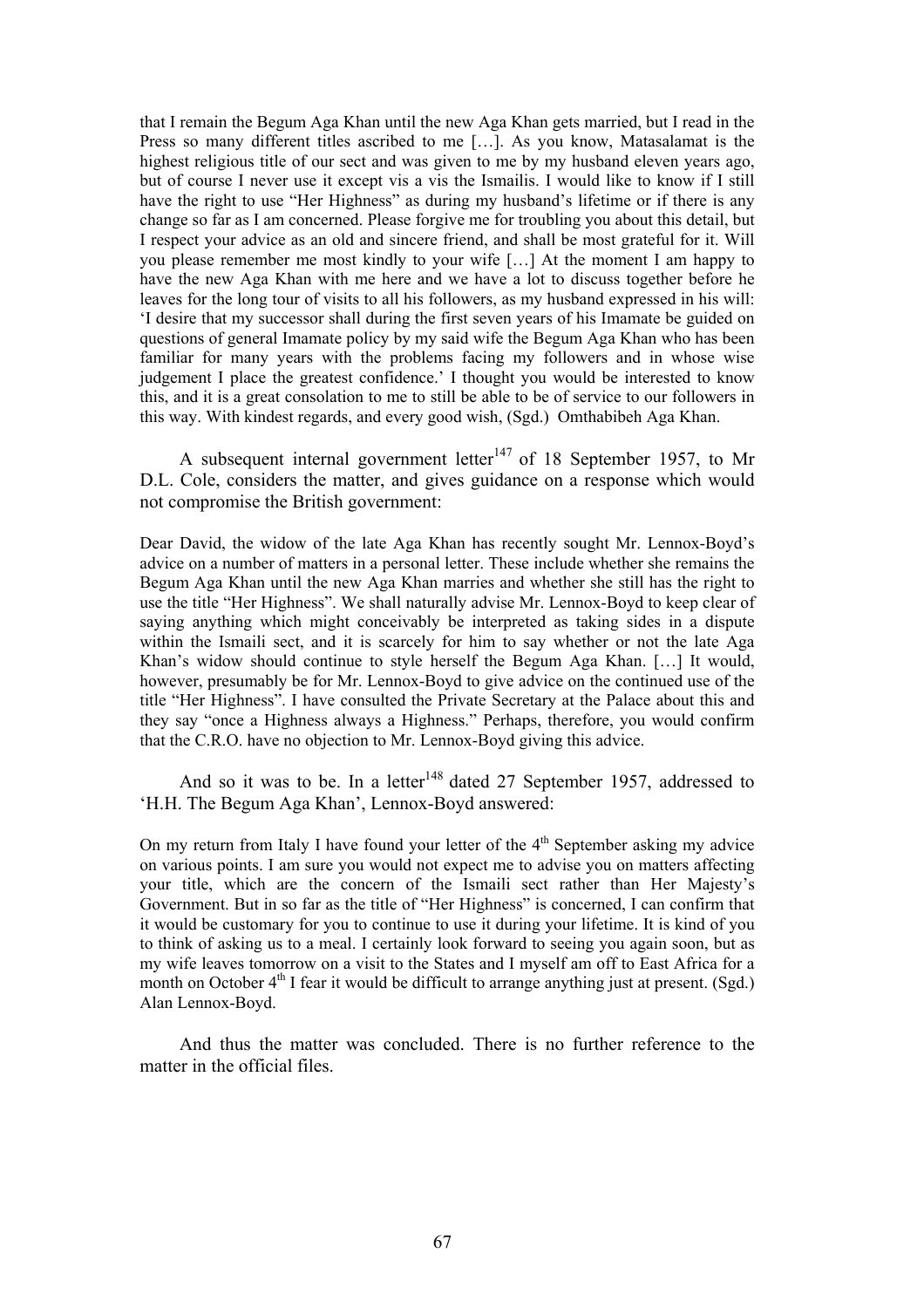that I remain the Begum Aga Khan until the new Aga Khan gets married, but I read in the Press so many different titles ascribed to me […]. As you know, Matasalamat is the highest religious title of our sect and was given to me by my husband eleven years ago, but of course I never use it except vis a vis the Ismailis. I would like to know if I still have the right to use "Her Highness" as during my husband's lifetime or if there is any change so far as I am concerned. Please forgive me for troubling you about this detail, but I respect your advice as an old and sincere friend, and shall be most grateful for it. Will you please remember me most kindly to your wife […] At the moment I am happy to have the new Aga Khan with me here and we have a lot to discuss together before he leaves for the long tour of visits to all his followers, as my husband expressed in his will: 'I desire that my successor shall during the first seven years of his Imamate be guided on questions of general Imamate policy by my said wife the Begum Aga Khan who has been familiar for many years with the problems facing my followers and in whose wise judgement I place the greatest confidence.' I thought you would be interested to know this, and it is a great consolation to me to still be able to be of service to our followers in this way. With kindest regards, and every good wish, (Sgd.) Omthabibeh Aga Khan.

A subsequent internal government letter[147] of 18 September 1957, to Mr D.L. Cole, considers the matter, and gives guidance on a response which would not compromise the British government:

Dear David, the widow of the late Aga Khan has recently sought Mr. Lennox-Boyd's advice on a number of matters in a personal letter. These include whether she remains the Begum Aga Khan until the new Aga Khan marries and whether she still has the right to use the title "Her Highness". We shall naturally advise Mr. Lennox-Boyd to keep clear of saying anything which might conceivably be interpreted as taking sides in a dispute within the Ismaili sect, and it is scarcely for him to say whether or not the late Aga Khan's widow should continue to style herself the Begum Aga Khan. […] It would, however, presumably be for Mr. Lennox-Boyd to give advice on the continued use of the title "Her Highness". I have consulted the Private Secretary at the Palace about this and they say "once a Highness always a Highness." Perhaps, therefore, you would confirm that the C.R.O. have no objection to Mr. Lennox-Boyd giving this advice.

And so it was to be. In a letter[148] dated 27 September 1957, addressed to 'H.H. The Begum Aga Khan', Lennox-Boyd answered:

On my return from Italy I have found your letter of the 4th September asking my advice on various points. I am sure you would not expect me to advise you on matters affecting your title, which are the concern of the Ismaili sect rather than Her Majesty's Government. But in so far as the title of "Her Highness" is concerned, I can confirm that it would be customary for you to continue to use it during your lifetime. It is kind of you to think of asking us to a meal. I certainly look forward to seeing you again soon, but as my wife leaves tomorrow on a visit to the States and I myself am off to East Africa for a month on October 4th I fear it would be difficult to arrange anything just at present. (Sgd.) Alan Lennox-Boyd.

And thus the matter was concluded. There is no further reference to the matter in the official files.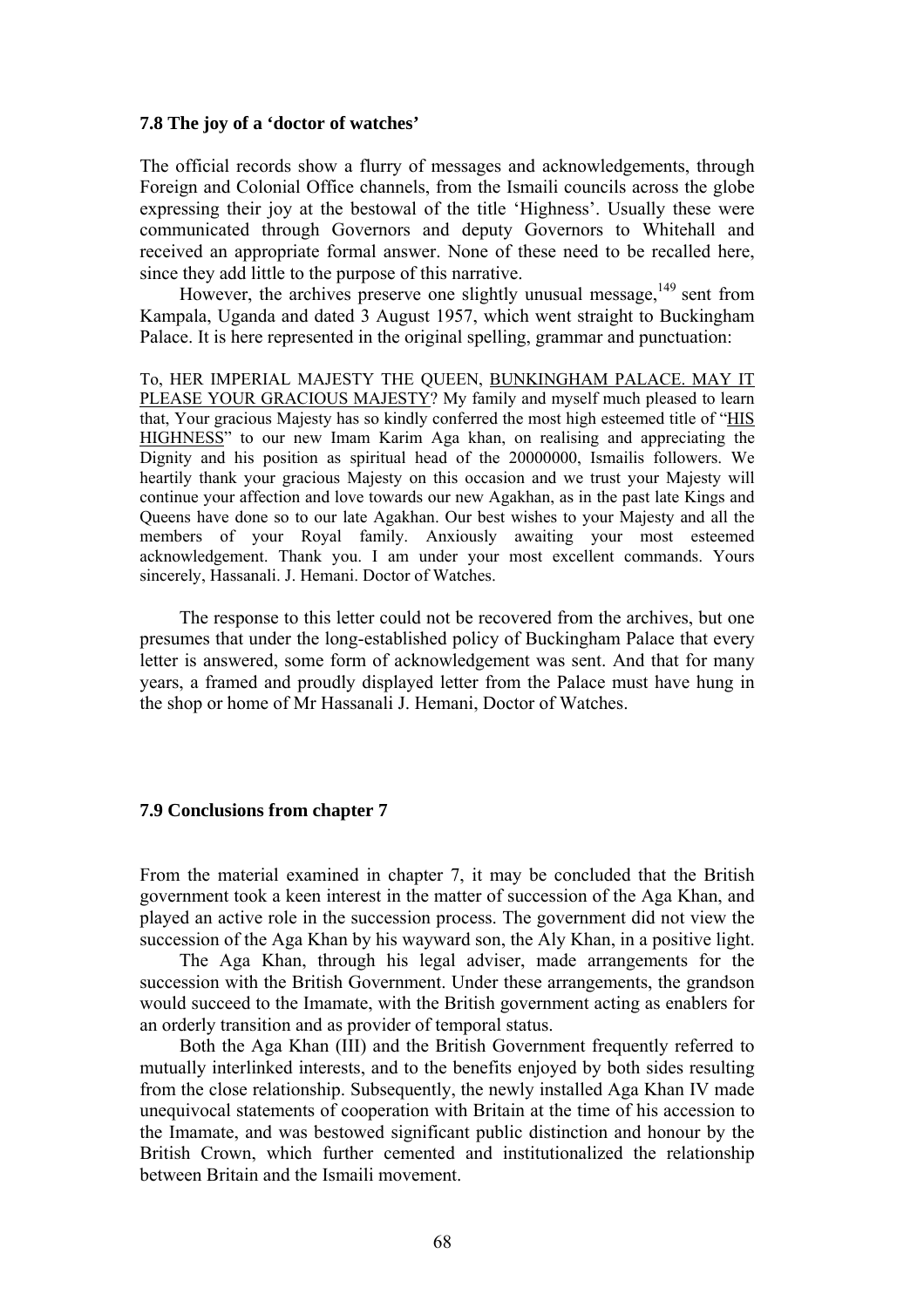### 7.8 The joy of a 'doctor of watches'

The official records show a flurry of messages and acknowledgements, through Foreign and Colonial Office channels, from the Ismaili councils across the globe expressing their joy at the bestowal of the title 'Highness'. Usually these were communicated through Governors and deputy Governors to Whitehall and received an appropriate formal answer. None of these need to be recalled here, since they add little to the purpose of this narrative.

However, the archives preserve one slightly unusual message,[149] sent from Kampala, Uganda and dated 3 August 1957, which went straight to Buckingham Palace. It is here represented in the original spelling, grammar and punctuation:

> To, HER IMPERIAL MAJESTY THE QUEEN, <u>BUNKINGHAM PALACE. MAY IT PLEASE YOUR GRACIOUS MAJESTY</u>? My family and myself much pleased to learn that, Your gracious Majesty has so kindly conferred the most high esteemed title of "<u>HIS HIGHNESS</u>" to our new Imam Karim Aga khan, on realising and appreciating the Dignity and his position as spiritual head of the 20000000, Ismailis followers. We heartily thank your gracious Majesty on this occasion and we trust your Majesty will continue your affection and love towards our new Agakhan, as in the past late Kings and Queens have done so to our late Agakhan. Our best wishes to your Majesty and all the members of your Royal family. Anxiously awaiting your most esteemed acknowledgement. Thank you. I am under your most excellent commands. Yours sincerely, Hassanali. J. Hemani. Doctor of Watches.

The response to this letter could not be recovered from the archives, but one presumes that under the long-established policy of Buckingham Palace that every letter is answered, some form of acknowledgement was sent. And that for many years, a framed and proudly displayed letter from the Palace must have hung in the shop or home of Mr Hassanali J. Hemani, Doctor of Watches.

### 7.9 Conclusions from chapter 7

From the material examined in chapter 7, it may be concluded that the British government took a keen interest in the matter of succession of the Aga Khan, and played an active role in the succession process. The government did not view the succession of the Aga Khan by his wayward son, the Aly Khan, in a positive light.

The Aga Khan, through his legal adviser, made arrangements for the succession with the British Government. Under these arrangements, the grandson would succeed to the Imamate, with the British government acting as enablers for an orderly transition and as provider of temporal status.

Both the Aga Khan (III) and the British Government frequently referred to mutually interlinked interests, and to the benefits enjoyed by both sides resulting from the close relationship. Subsequently, the newly installed Aga Khan IV made unequivocal statements of cooperation with Britain at the time of his accession to the Imamate, and was bestowed significant public distinction and honour by the British Crown, which further cemented and institutionalized the relationship between Britain and the Ismaili movement.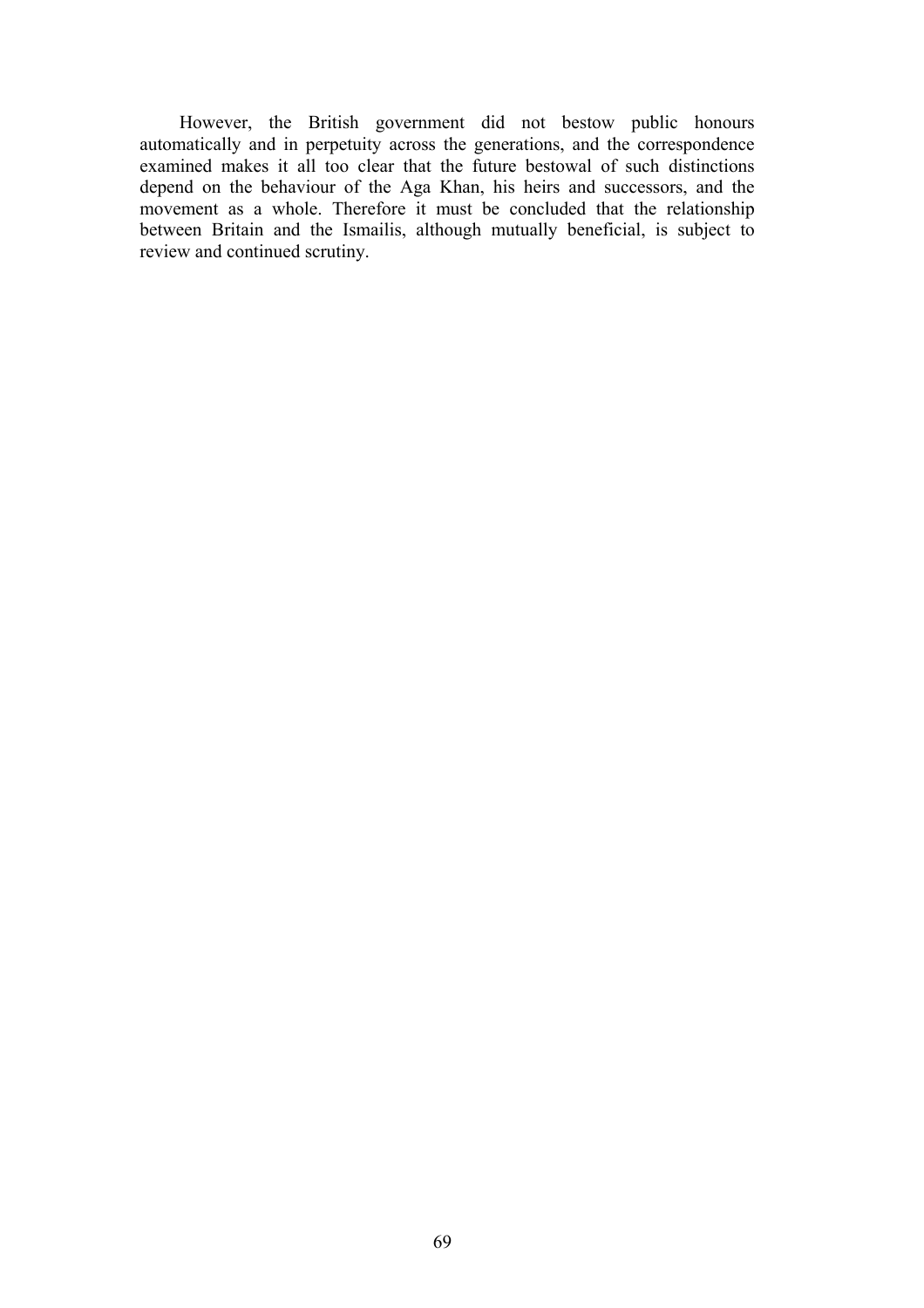However, the British government did not bestow public honours automatically and in perpetuity across the generations, and the correspondence examined makes it all too clear that the future bestowal of such distinctions depend on the behaviour of the Aga Khan, his heirs and successors, and the movement as a whole. Therefore it must be concluded that the relationship between Britain and the Ismailis, although mutually beneficial, is subject to review and continued scrutiny.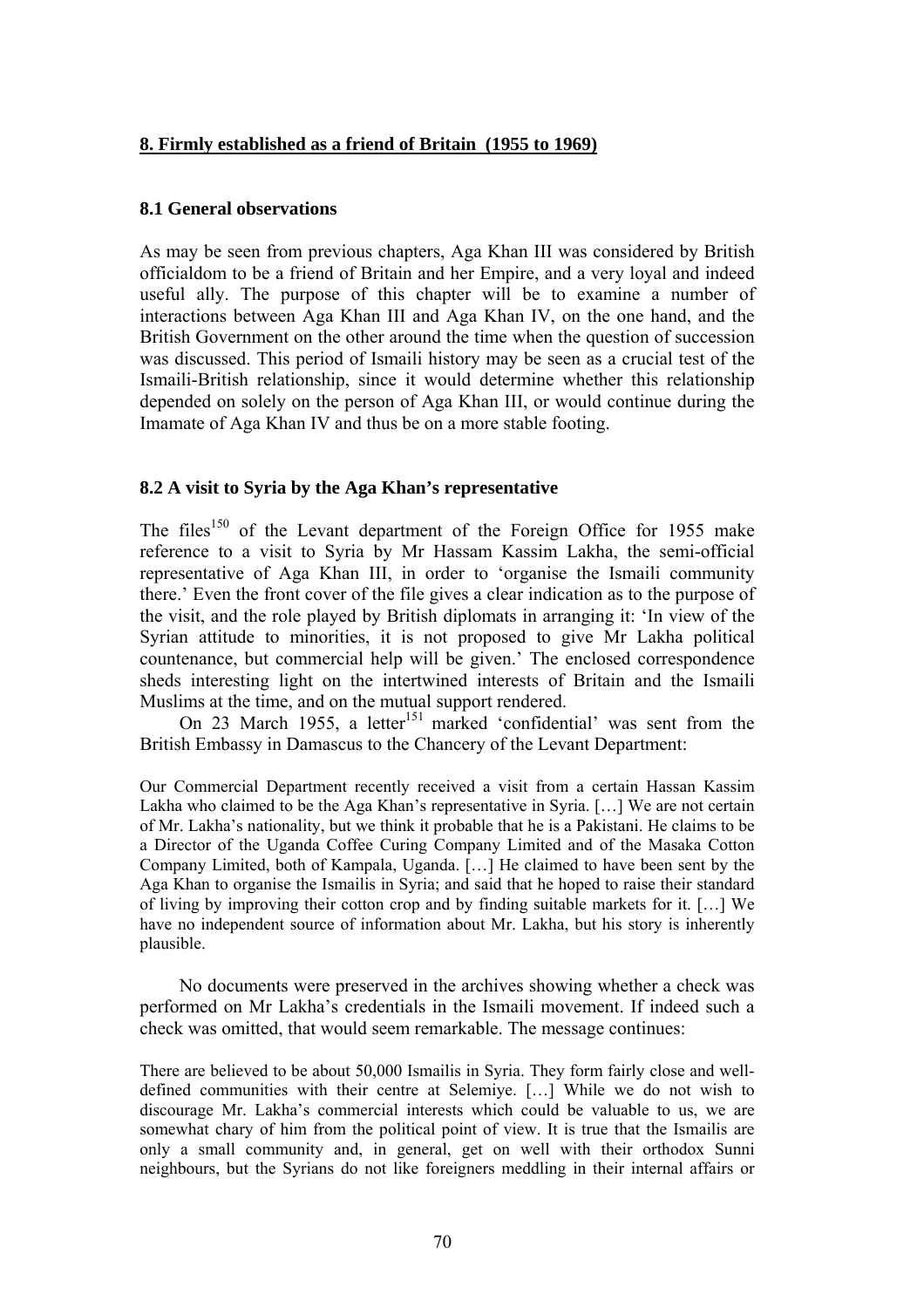## 8. Firmly established as a friend of Britain (1955 to 1969)

### 8.1 General observations

As may be seen from previous chapters, Aga Khan III was considered by British officialdom to be a friend of Britain and her Empire, and a very loyal and indeed useful ally. The purpose of this chapter will be to examine a number of interactions between Aga Khan III and Aga Khan IV, on the one hand, and the British Government on the other around the time when the question of succession was discussed. This period of Ismaili history may be seen as a crucial test of the Ismaili-British relationship, since it would determine whether this relationship depended on solely on the person of Aga Khan III, or would continue during the Imamate of Aga Khan IV and thus be on a more stable footing.

### 8.2 A visit to Syria by the Aga Khan's representative

The files[150] of the Levant department of the Foreign Office for 1955 make reference to a visit to Syria by Mr Hassam Kassim Lakha, the semi-official representative of Aga Khan III, in order to 'organise the Ismaili community there.' Even the front cover of the file gives a clear indication as to the purpose of the visit, and the role played by British diplomats in arranging it: 'In view of the Syrian attitude to minorities, it is not proposed to give Mr Lakha political countenance, but commercial help will be given.' The enclosed correspondence sheds interesting light on the intertwined interests of Britain and the Ismaili Muslims at the time, and on the mutual support rendered.

On 23 March 1955, a letter[151] marked 'confidential' was sent from the British Embassy in Damascus to the Chancery of the Levant Department:

> Our Commercial Department recently received a visit from a certain Hassan Kassim Lakha who claimed to be the Aga Khan's representative in Syria. […] We are not certain of Mr. Lakha's nationality, but we think it probable that he is a Pakistani. He claims to be a Director of the Uganda Coffee Curing Company Limited and of the Masaka Cotton Company Limited, both of Kampala, Uganda. […] He claimed to have been sent by the Aga Khan to organise the Ismailis in Syria; and said that he hoped to raise their standard of living by improving their cotton crop and by finding suitable markets for it. […] We have no independent source of information about Mr. Lakha, but his story is inherently plausible.

No documents were preserved in the archives showing whether a check was performed on Mr Lakha's credentials in the Ismaili movement. If indeed such a check was omitted, that would seem remarkable. The message continues:

> There are believed to be about 50,000 Ismailis in Syria. They form fairly close and well-defined communities with their centre at Selemiye. […] While we do not wish to discourage Mr. Lakha's commercial interests which could be valuable to us, we are somewhat chary of him from the political point of view. It is true that the Ismailis are only a small community and, in general, get on well with their orthodox Sunni neighbours, but the Syrians do not like foreigners meddling in their internal affairs or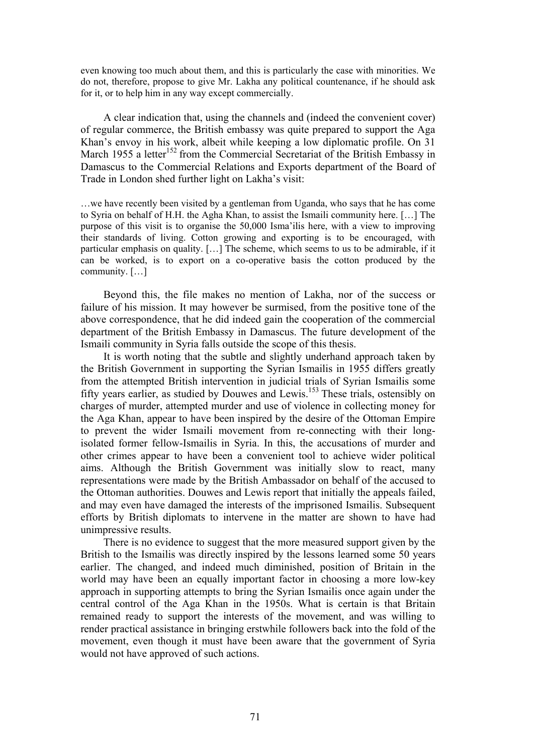even knowing too much about them, and this is particularly the case with minorities. We do not, therefore, propose to give Mr. Lakha any political countenance, if he should ask for it, or to help him in any way except commercially.

A clear indication that, using the channels and (indeed the convenient cover) of regular commerce, the British embassy was quite prepared to support the Aga Khan's envoy in his work, albeit while keeping a low diplomatic profile. On 31 March 1955 a letter[152] from the Commercial Secretariat of the British Embassy in Damascus to the Commercial Relations and Exports department of the Board of Trade in London shed further light on Lakha's visit:

…we have recently been visited by a gentleman from Uganda, who says that he has come to Syria on behalf of H.H. the Agha Khan, to assist the Ismaili community here. […] The purpose of this visit is to organise the 50,000 Isma'ilis here, with a view to improving their standards of living. Cotton growing and exporting is to be encouraged, with particular emphasis on quality. […] The scheme, which seems to us to be admirable, if it can be worked, is to export on a co-operative basis the cotton produced by the community. […]

Beyond this, the file makes no mention of Lakha, nor of the success or failure of his mission. It may however be surmised, from the positive tone of the above correspondence, that he did indeed gain the cooperation of the commercial department of the British Embassy in Damascus. The future development of the Ismaili community in Syria falls outside the scope of this thesis.

It is worth noting that the subtle and slightly underhand approach taken by the British Government in supporting the Syrian Ismailis in 1955 differs greatly from the attempted British intervention in judicial trials of Syrian Ismailis some fifty years earlier, as studied by Douwes and Lewis.[153] These trials, ostensibly on charges of murder, attempted murder and use of violence in collecting money for the Aga Khan, appear to have been inspired by the desire of the Ottoman Empire to prevent the wider Ismaili movement from re-connecting with their long-isolated former fellow-Ismailis in Syria. In this, the accusations of murder and other crimes appear to have been a convenient tool to achieve wider political aims. Although the British Government was initially slow to react, many representations were made by the British Ambassador on behalf of the accused to the Ottoman authorities. Douwes and Lewis report that initially the appeals failed, and may even have damaged the interests of the imprisoned Ismailis. Subsequent efforts by British diplomats to intervene in the matter are shown to have had unimpressive results.

There is no evidence to suggest that the more measured support given by the British to the Ismailis was directly inspired by the lessons learned some 50 years earlier. The changed, and indeed much diminished, position of Britain in the world may have been an equally important factor in choosing a more low-key approach in supporting attempts to bring the Syrian Ismailis once again under the central control of the Aga Khan in the 1950s. What is certain is that Britain remained ready to support the interests of the movement, and was willing to render practical assistance in bringing erstwhile followers back into the fold of the movement, even though it must have been aware that the government of Syria would not have approved of such actions.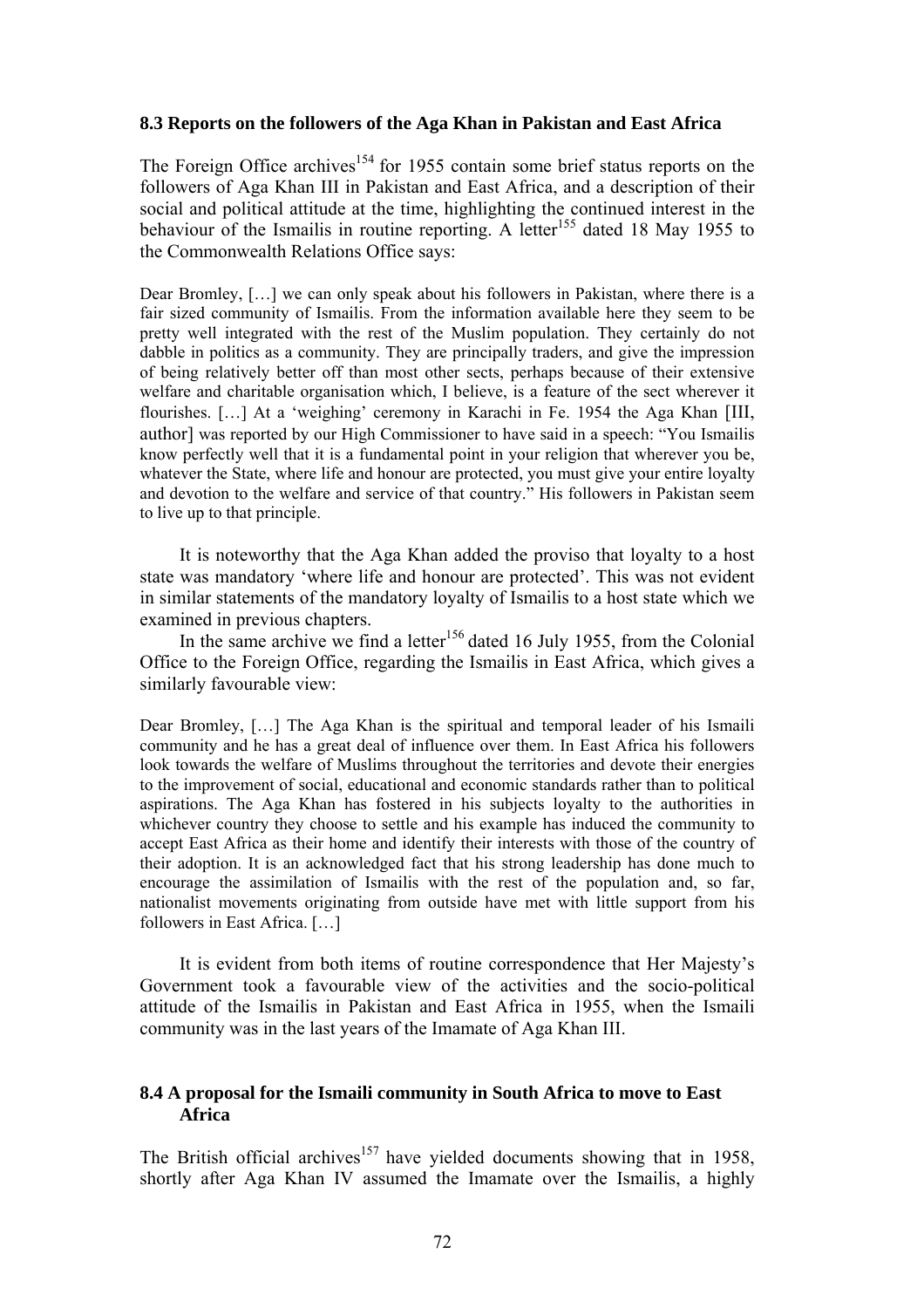### 8.3 Reports on the followers of the Aga Khan in Pakistan and East Africa

The Foreign Office archives[154] for 1955 contain some brief status reports on the followers of Aga Khan III in Pakistan and East Africa, and a description of their social and political attitude at the time, highlighting the continued interest in the behaviour of the Ismailis in routine reporting. A letter[155] dated 18 May 1955 to the Commonwealth Relations Office says:

> Dear Bromley, […] we can only speak about his followers in Pakistan, where there is a fair sized community of Ismailis. From the information available here they seem to be pretty well integrated with the rest of the Muslim population. They certainly do not dabble in politics as a community. They are principally traders, and give the impression of being relatively better off than most other sects, perhaps because of their extensive welfare and charitable organisation which, I believe, is a feature of the sect wherever it flourishes. […] At a 'weighing' ceremony in Karachi in Fe. 1954 the Aga Khan [III, author] was reported by our High Commissioner to have said in a speech: "You Ismailis know perfectly well that it is a fundamental point in your religion that wherever you be, whatever the State, where life and honour are protected, you must give your entire loyalty and devotion to the welfare and service of that country." His followers in Pakistan seem to live up to that principle.

It is noteworthy that the Aga Khan added the proviso that loyalty to a host state was mandatory 'where life and honour are protected'. This was not evident in similar statements of the mandatory loyalty of Ismailis to a host state which we examined in previous chapters.

In the same archive we find a letter[156] dated 16 July 1955, from the Colonial Office to the Foreign Office, regarding the Ismailis in East Africa, which gives a similarly favourable view:

> Dear Bromley, […] The Aga Khan is the spiritual and temporal leader of his Ismaili community and he has a great deal of influence over them. In East Africa his followers look towards the welfare of Muslims throughout the territories and devote their energies to the improvement of social, educational and economic standards rather than to political aspirations. The Aga Khan has fostered in his subjects loyalty to the authorities in whichever country they choose to settle and his example has induced the community to accept East Africa as their home and identify their interests with those of the country of their adoption. It is an acknowledged fact that his strong leadership has done much to encourage the assimilation of Ismailis with the rest of the population and, so far, nationalist movements originating from outside have met with little support from his followers in East Africa. […]

It is evident from both items of routine correspondence that Her Majesty's Government took a favourable view of the activities and the socio-political attitude of the Ismailis in Pakistan and East Africa in 1955, when the Ismaili community was in the last years of the Imamate of Aga Khan III.

### 8.4 A proposal for the Ismaili community in South Africa to move to East Africa

The British official archives[157] have yielded documents showing that in 1958, shortly after Aga Khan IV assumed the Imamate over the Ismailis, a highly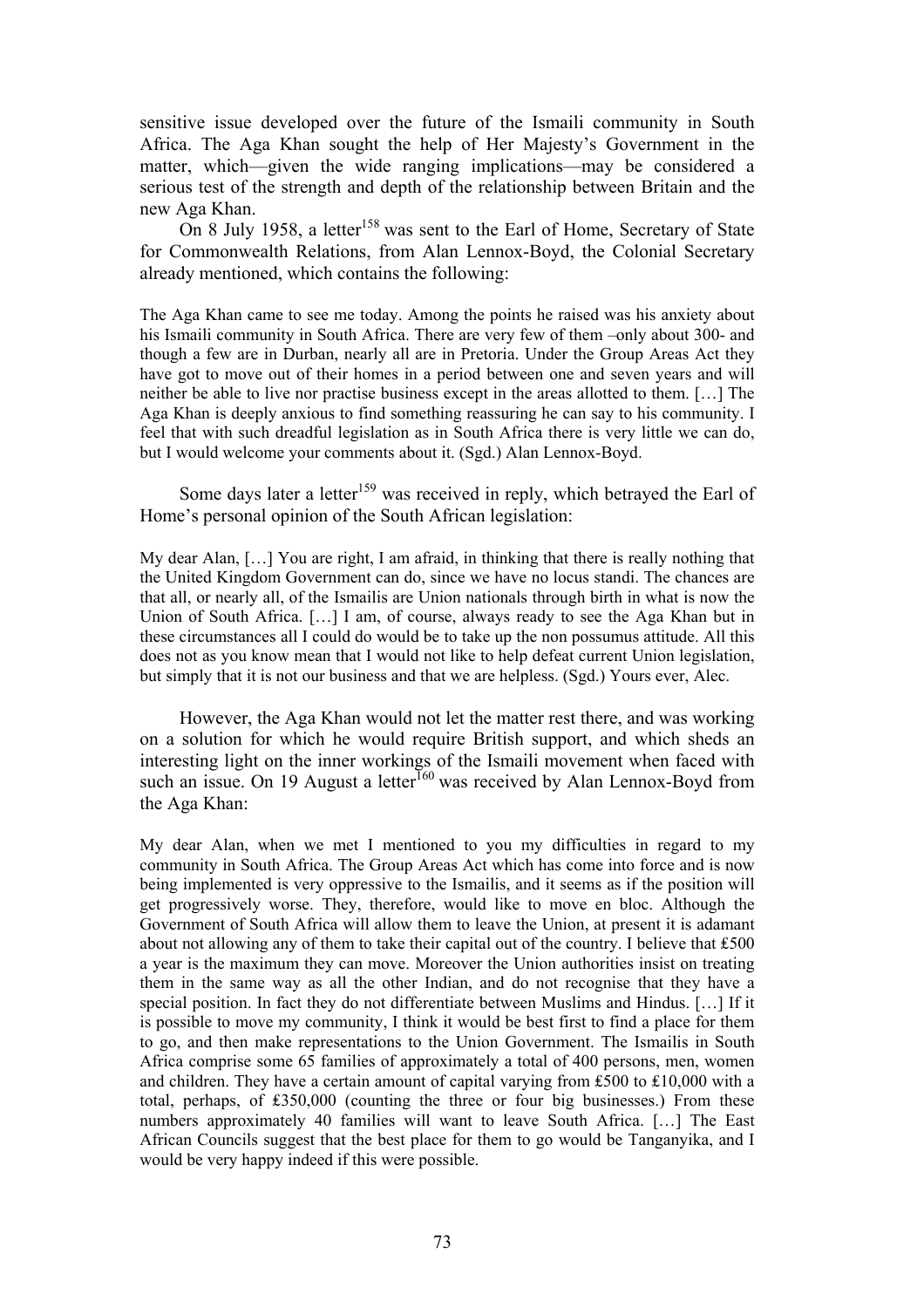sensitive issue developed over the future of the Ismaili community in South Africa. The Aga Khan sought the help of Her Majesty's Government in the matter, which—given the wide ranging implications—may be considered a serious test of the strength and depth of the relationship between Britain and the new Aga Khan.

On 8 July 1958, a letter[158] was sent to the Earl of Home, Secretary of State for Commonwealth Relations, from Alan Lennox-Boyd, the Colonial Secretary already mentioned, which contains the following:

> The Aga Khan came to see me today. Among the points he raised was his anxiety about his Ismaili community in South Africa. There are very few of them –only about 300- and though a few are in Durban, nearly all are in Pretoria. Under the Group Areas Act they have got to move out of their homes in a period between one and seven years and will neither be able to live nor practise business except in the areas allotted to them. […] The Aga Khan is deeply anxious to find something reassuring he can say to his community. I feel that with such dreadful legislation as in South Africa there is very little we can do, but I would welcome your comments about it. (Sgd.) Alan Lennox-Boyd.

Some days later a letter[159] was received in reply, which betrayed the Earl of Home's personal opinion of the South African legislation:

> My dear Alan, […] You are right, I am afraid, in thinking that there is really nothing that the United Kingdom Government can do, since we have no locus standi. The chances are that all, or nearly all, of the Ismailis are Union nationals through birth in what is now the Union of South Africa. […] I am, of course, always ready to see the Aga Khan but in these circumstances all I could do would be to take up the non possumus attitude. All this does not as you know mean that I would not like to help defeat current Union legislation, but simply that it is not our business and that we are helpless. (Sgd.) Yours ever, Alec.

However, the Aga Khan would not let the matter rest there, and was working on a solution for which he would require British support, and which sheds an interesting light on the inner workings of the Ismaili movement when faced with such an issue. On 19 August a letter[160] was received by Alan Lennox-Boyd from the Aga Khan:

> My dear Alan, when we met I mentioned to you my difficulties in regard to my community in South Africa. The Group Areas Act which has come into force and is now being implemented is very oppressive to the Ismailis, and it seems as if the position will get progressively worse. They, therefore, would like to move en bloc. Although the Government of South Africa will allow them to leave the Union, at present it is adamant about not allowing any of them to take their capital out of the country. I believe that £500 a year is the maximum they can move. Moreover the Union authorities insist on treating them in the same way as all the other Indian, and do not recognise that they have a special position. In fact they do not differentiate between Muslims and Hindus. […] If it is possible to move my community, I think it would be best first to find a place for them to go, and then make representations to the Union Government. The Ismailis in South Africa comprise some 65 families of approximately a total of 400 persons, men, women and children. They have a certain amount of capital varying from £500 to £10,000 with a total, perhaps, of £350,000 (counting the three or four big businesses.) From these numbers approximately 40 families will want to leave South Africa. […] The East African Councils suggest that the best place for them to go would be Tanganyika, and I would be very happy indeed if this were possible.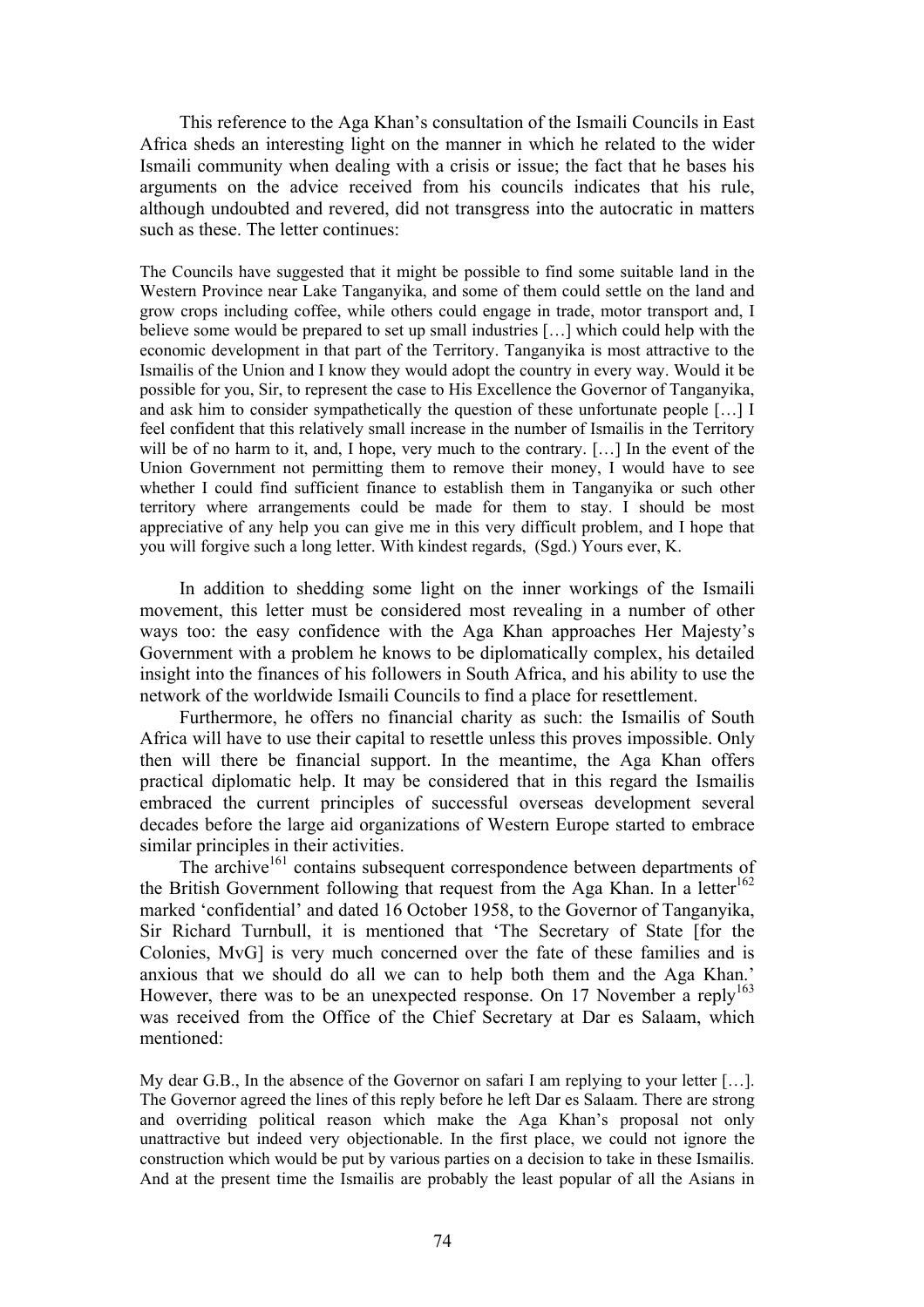This reference to the Aga Khan's consultation of the Ismaili Councils in East Africa sheds an interesting light on the manner in which he related to the wider Ismaili community when dealing with a crisis or issue; the fact that he bases his arguments on the advice received from his councils indicates that his rule, although undoubted and revered, did not transgress into the autocratic in matters such as these. The letter continues:

> The Councils have suggested that it might be possible to find some suitable land in the Western Province near Lake Tanganyika, and some of them could settle on the land and grow crops including coffee, while others could engage in trade, motor transport and, I believe some would be prepared to set up small industries […] which could help with the economic development in that part of the Territory. Tanganyika is most attractive to the Ismailis of the Union and I know they would adopt the country in every way. Would it be possible for you, Sir, to represent the case to His Excellence the Governor of Tanganyika, and ask him to consider sympathetically the question of these unfortunate people […] I feel confident that this relatively small increase in the number of Ismailis in the Territory will be of no harm to it, and, I hope, very much to the contrary. […] In the event of the Union Government not permitting them to remove their money, I would have to see whether I could find sufficient finance to establish them in Tanganyika or such other territory where arrangements could be made for them to stay. I should be most appreciative of any help you can give me in this very difficult problem, and I hope that you will forgive such a long letter. With kindest regards, (Sgd.) Yours ever, K.

In addition to shedding some light on the inner workings of the Ismaili movement, this letter must be considered most revealing in a number of other ways too: the easy confidence with the Aga Khan approaches Her Majesty's Government with a problem he knows to be diplomatically complex, his detailed insight into the finances of his followers in South Africa, and his ability to use the network of the worldwide Ismaili Councils to find a place for resettlement.

Furthermore, he offers no financial charity as such: the Ismailis of South Africa will have to use their capital to resettle unless this proves impossible. Only then will there be financial support. In the meantime, the Aga Khan offers practical diplomatic help. It may be considered that in this regard the Ismailis embraced the current principles of successful overseas development several decades before the large aid organizations of Western Europe started to embrace similar principles in their activities.

The archive[161] contains subsequent correspondence between departments of the British Government following that request from the Aga Khan. In a letter[162] marked 'confidential' and dated 16 October 1958, to the Governor of Tanganyika, Sir Richard Turnbull, it is mentioned that 'The Secretary of State [for the Colonies, MvG] is very much concerned over the fate of these families and is anxious that we should do all we can to help both them and the Aga Khan.' However, there was to be an unexpected response. On 17 November a reply[163] was received from the Office of the Chief Secretary at Dar es Salaam, which mentioned:

> My dear G.B., In the absence of the Governor on safari I am replying to your letter […]. The Governor agreed the lines of this reply before he left Dar es Salaam. There are strong and overriding political reason which make the Aga Khan's proposal not only unattractive but indeed very objectionable. In the first place, we could not ignore the construction which would be put by various parties on a decision to take in these Ismailis. And at the present time the Ismailis are probably the least popular of all the Asians in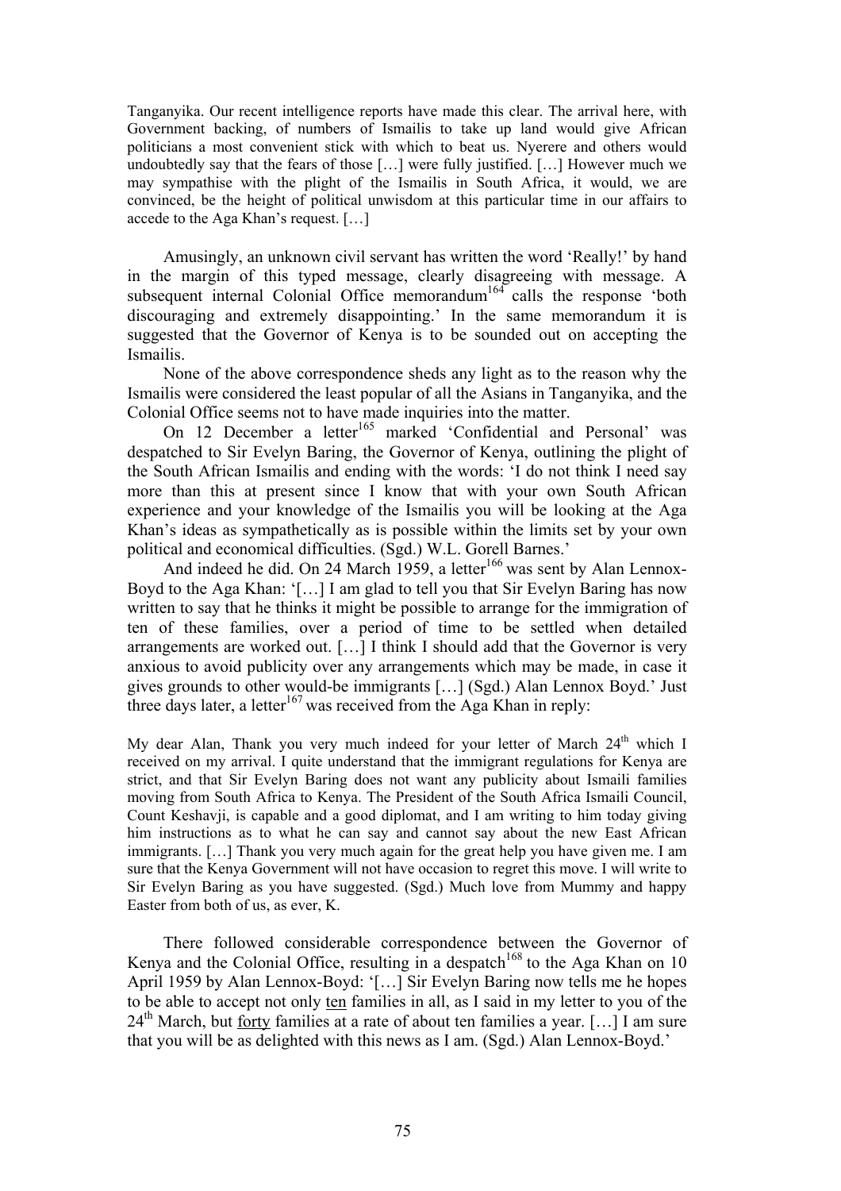> Tanganyika. Our recent intelligence reports have made this clear. The arrival here, with Government backing, of numbers of Ismailis to take up land would give African politicians a most convenient stick with which to beat us. Nyerere and others would undoubtedly say that the fears of those […] were fully justified. […] However much we may sympathise with the plight of the Ismailis in South Africa, it would, we are convinced, be the height of political unwisdom at this particular time in our affairs to accede to the Aga Khan's request. […]

Amusingly, an unknown civil servant has written the word 'Really!' by hand in the margin of this typed message, clearly disagreeing with message. A subsequent internal Colonial Office memorandum[164] calls the response 'both discouraging and extremely disappointing.' In the same memorandum it is suggested that the Governor of Kenya is to be sounded out on accepting the Ismailis.

None of the above correspondence sheds any light as to the reason why the Ismailis were considered the least popular of all the Asians in Tanganyika, and the Colonial Office seems not to have made inquiries into the matter.

On 12 December a letter[165] marked 'Confidential and Personal' was despatched to Sir Evelyn Baring, the Governor of Kenya, outlining the plight of the South African Ismailis and ending with the words: 'I do not think I need say more than this at present since I know that with your own South African experience and your knowledge of the Ismailis you will be looking at the Aga Khan's ideas as sympathetically as is possible within the limits set by your own political and economical difficulties. (Sgd.) W.L. Gorell Barnes.'

And indeed he did. On 24 March 1959, a letter[166] was sent by Alan Lennox-Boyd to the Aga Khan: '[…] I am glad to tell you that Sir Evelyn Baring has now written to say that he thinks it might be possible to arrange for the immigration of ten of these families, over a period of time to be settled when detailed arrangements are worked out. […] I think I should add that the Governor is very anxious to avoid publicity over any arrangements which may be made, in case it gives grounds to other would-be immigrants […] (Sgd.) Alan Lennox Boyd.' Just three days later, a letter[167] was received from the Aga Khan in reply:

> My dear Alan, Thank you very much indeed for your letter of March 24th which I received on my arrival. I quite understand that the immigrant regulations for Kenya are strict, and that Sir Evelyn Baring does not want any publicity about Ismaili families moving from South Africa to Kenya. The President of the South Africa Ismaili Council, Count Keshavji, is capable and a good diplomat, and I am writing to him today giving him instructions as to what he can say and cannot say about the new East African immigrants. […] Thank you very much again for the great help you have given me. I am sure that the Kenya Government will not have occasion to regret this move. I will write to Sir Evelyn Baring as you have suggested. (Sgd.) Much love from Mummy and happy Easter from both of us, as ever, K.

There followed considerable correspondence between the Governor of Kenya and the Colonial Office, resulting in a despatch[168] to the Aga Khan on 10 April 1959 by Alan Lennox-Boyd: '[…] Sir Evelyn Baring now tells me he hopes to be able to accept not only <u>ten</u> families in all, as I said in my letter to you of the 24th March, but <u>forty</u> families at a rate of about ten families a year. […] I am sure that you will be as delighted with this news as I am. (Sgd.) Alan Lennox-Boyd.'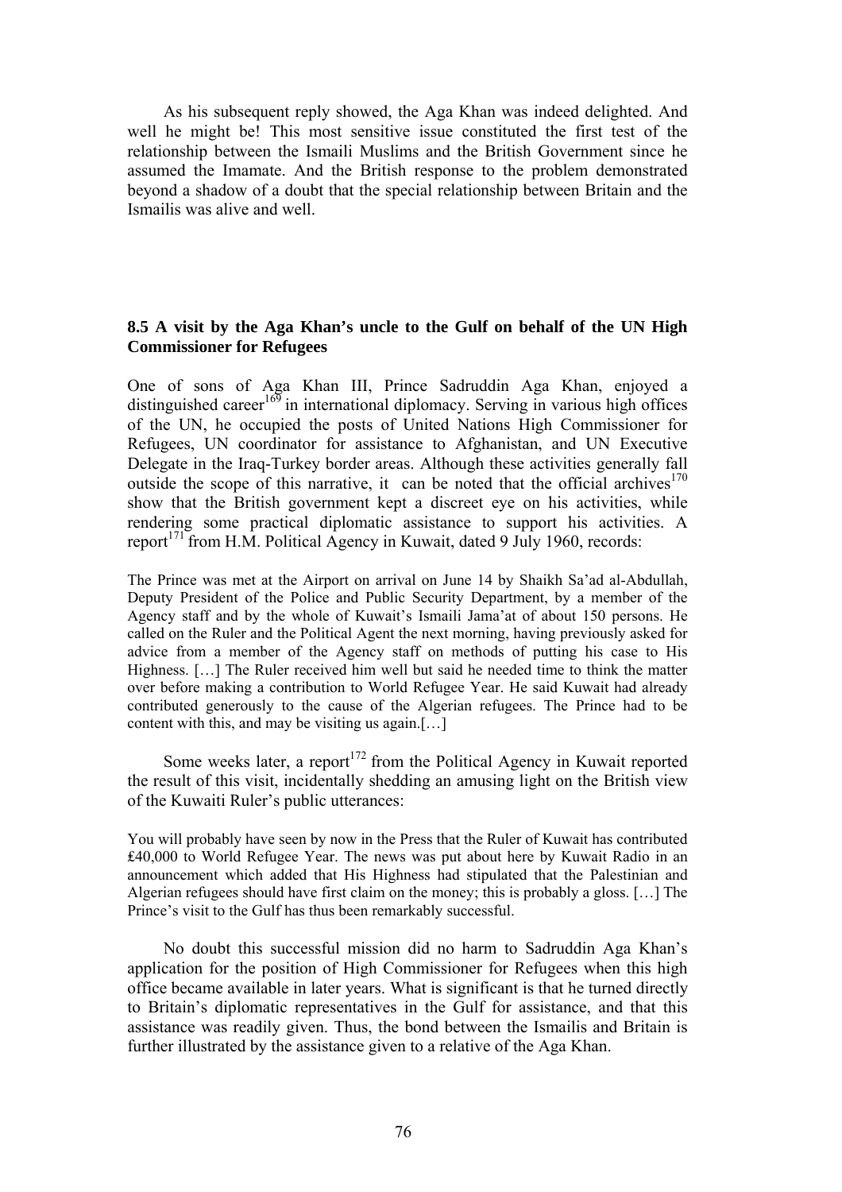As his subsequent reply showed, the Aga Khan was indeed delighted. And well he might be! This most sensitive issue constituted the first test of the relationship between the Ismaili Muslims and the British Government since he assumed the Imamate. And the British response to the problem demonstrated beyond a shadow of a doubt that the special relationship between Britain and the Ismailis was alive and well.

### 8.5 A visit by the Aga Khan's uncle to the Gulf on behalf of the UN High Commissioner for Refugees

One of sons of Aga Khan III, Prince Sadruddin Aga Khan, enjoyed a distinguished career[169] in international diplomacy. Serving in various high offices of the UN, he occupied the posts of United Nations High Commissioner for Refugees, UN coordinator for assistance to Afghanistan, and UN Executive Delegate in the Iraq-Turkey border areas. Although these activities generally fall outside the scope of this narrative, it can be noted that the official archives[170] show that the British government kept a discreet eye on his activities, while rendering some practical diplomatic assistance to support his activities. A report[171] from H.M. Political Agency in Kuwait, dated 9 July 1960, records:

> The Prince was met at the Airport on arrival on June 14 by Shaikh Sa'ad al-Abdullah, Deputy President of the Police and Public Security Department, by a member of the Agency staff and by the whole of Kuwait's Ismaili Jama'at of about 150 persons. He called on the Ruler and the Political Agent the next morning, having previously asked for advice from a member of the Agency staff on methods of putting his case to His Highness. […] The Ruler received him well but said he needed time to think the matter over before making a contribution to World Refugee Year. He said Kuwait had already contributed generously to the cause of the Algerian refugees. The Prince had to be content with this, and may be visiting us again.[…]

Some weeks later, a report[172] from the Political Agency in Kuwait reported the result of this visit, incidentally shedding an amusing light on the British view of the Kuwaiti Ruler's public utterances:

> You will probably have seen by now in the Press that the Ruler of Kuwait has contributed ₤40,000 to World Refugee Year. The news was put about here by Kuwait Radio in an announcement which added that His Highness had stipulated that the Palestinian and Algerian refugees should have first claim on the money; this is probably a gloss. […] The Prince's visit to the Gulf has thus been remarkably successful.

No doubt this successful mission did no harm to Sadruddin Aga Khan's application for the position of High Commissioner for Refugees when this high office became available in later years. What is significant is that he turned directly to Britain's diplomatic representatives in the Gulf for assistance, and that this assistance was readily given. Thus, the bond between the Ismailis and Britain is further illustrated by the assistance given to a relative of the Aga Khan.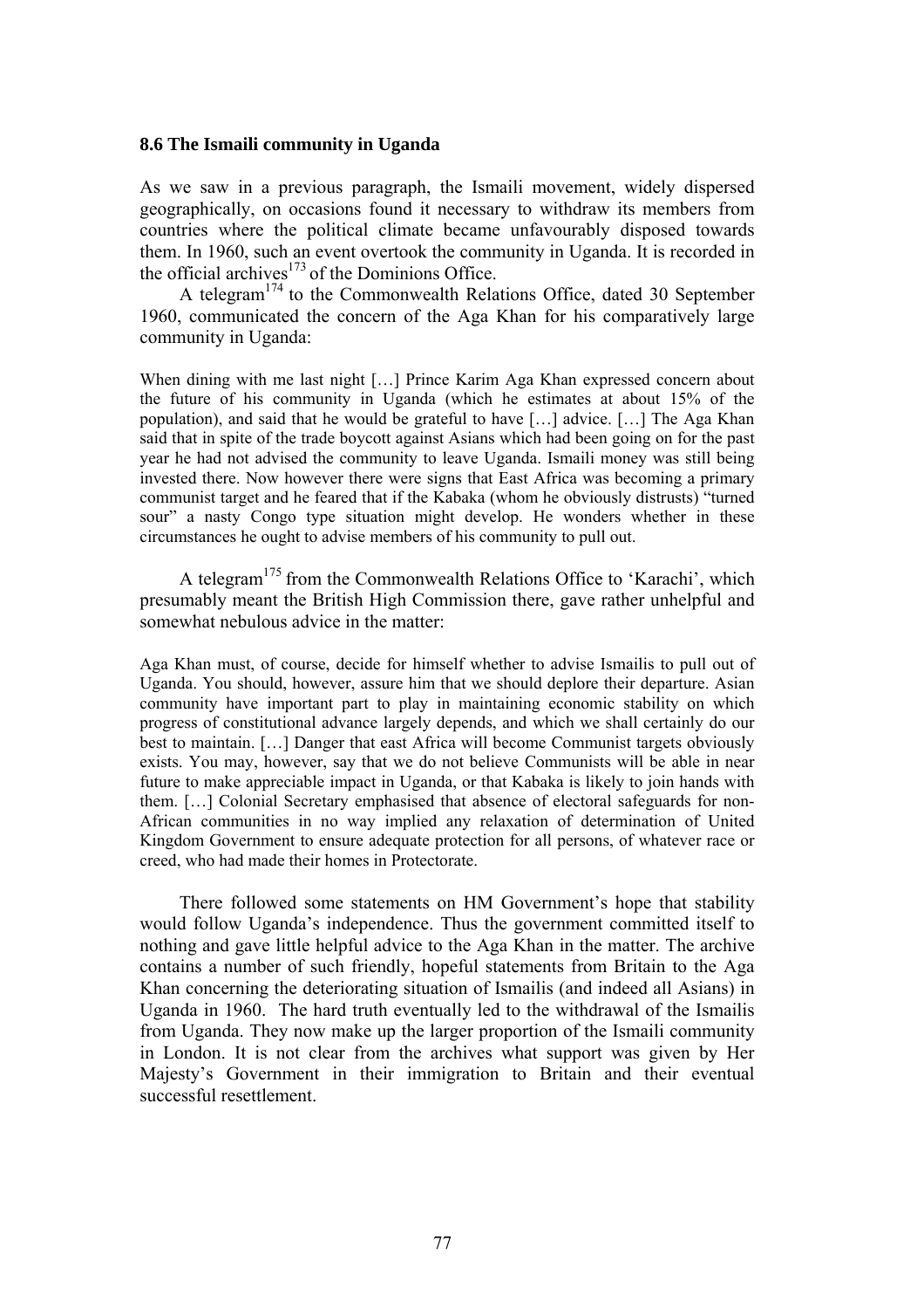**8.6 The Ismaili community in Uganda**

As we saw in a previous paragraph, the Ismaili movement, widely dispersed geographically, on occasions found it necessary to withdraw its members from countries where the political climate became unfavourably disposed towards them. In 1960, such an event overtook the community in Uganda. It is recorded in the official archives[173] of the Dominions Office.

A telegram[174] to the Commonwealth Relations Office, dated 30 September 1960, communicated the concern of the Aga Khan for his comparatively large community in Uganda:

> When dining with me last night […] Prince Karim Aga Khan expressed concern about the future of his community in Uganda (which he estimates at about 15% of the population), and said that he would be grateful to have […] advice. […] The Aga Khan said that in spite of the trade boycott against Asians which had been going on for the past year he had not advised the community to leave Uganda. Ismaili money was still being invested there. Now however there were signs that East Africa was becoming a primary communist target and he feared that if the Kabaka (whom he obviously distrusts) "turned sour" a nasty Congo type situation might develop. He wonders whether in these circumstances he ought to advise members of his community to pull out.

A telegram[175] from the Commonwealth Relations Office to 'Karachi', which presumably meant the British High Commission there, gave rather unhelpful and somewhat nebulous advice in the matter:

> Aga Khan must, of course, decide for himself whether to advise Ismailis to pull out of Uganda. You should, however, assure him that we should deplore their departure. Asian community have important part to play in maintaining economic stability on which progress of constitutional advance largely depends, and which we shall certainly do our best to maintain. […] Danger that east Africa will become Communist targets obviously exists. You may, however, say that we do not believe Communists will be able in near future to make appreciable impact in Uganda, or that Kabaka is likely to join hands with them. […] Colonial Secretary emphasised that absence of electoral safeguards for non-African communities in no way implied any relaxation of determination of United Kingdom Government to ensure adequate protection for all persons, of whatever race or creed, who had made their homes in Protectorate.

There followed some statements on HM Government's hope that stability would follow Uganda's independence. Thus the government committed itself to nothing and gave little helpful advice to the Aga Khan in the matter. The archive contains a number of such friendly, hopeful statements from Britain to the Aga Khan concerning the deteriorating situation of Ismailis (and indeed all Asians) in Uganda in 1960. The hard truth eventually led to the withdrawal of the Ismailis from Uganda. They now make up the larger proportion of the Ismaili community in London. It is not clear from the archives what support was given by Her Majesty's Government in their immigration to Britain and their eventual successful resettlement.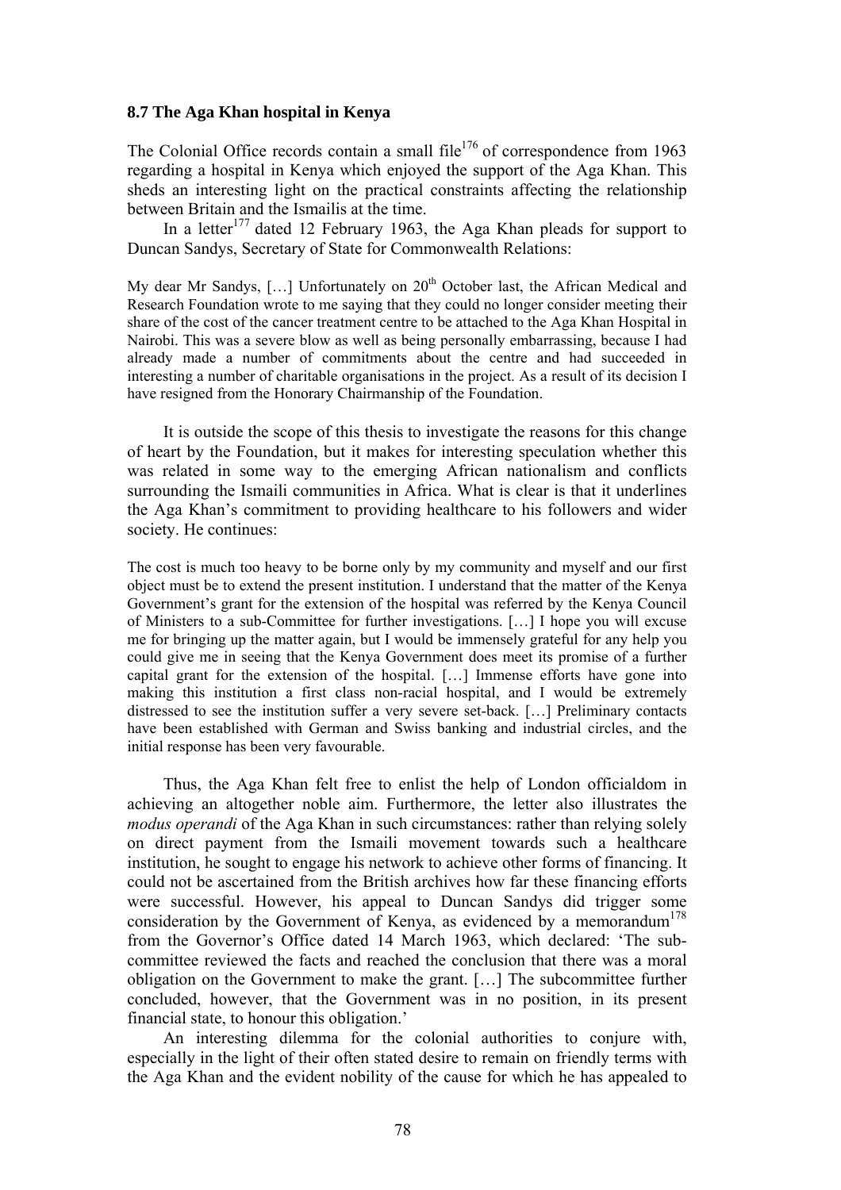### 8.7 The Aga Khan hospital in Kenya

The Colonial Office records contain a small file[176] of correspondence from 1963 regarding a hospital in Kenya which enjoyed the support of the Aga Khan. This sheds an interesting light on the practical constraints affecting the relationship between Britain and the Ismailis at the time.

In a letter[177] dated 12 February 1963, the Aga Khan pleads for support to Duncan Sandys, Secretary of State for Commonwealth Relations:

> My dear Mr Sandys, […] Unfortunately on 20th October last, the African Medical and Research Foundation wrote to me saying that they could no longer consider meeting their share of the cost of the cancer treatment centre to be attached to the Aga Khan Hospital in Nairobi. This was a severe blow as well as being personally embarrassing, because I had already made a number of commitments about the centre and had succeeded in interesting a number of charitable organisations in the project. As a result of its decision I have resigned from the Honorary Chairmanship of the Foundation.

It is outside the scope of this thesis to investigate the reasons for this change of heart by the Foundation, but it makes for interesting speculation whether this was related in some way to the emerging African nationalism and conflicts surrounding the Ismaili communities in Africa. What is clear is that it underlines the Aga Khan's commitment to providing healthcare to his followers and wider society. He continues:

> The cost is much too heavy to be borne only by my community and myself and our first object must be to extend the present institution. I understand that the matter of the Kenya Government's grant for the extension of the hospital was referred by the Kenya Council of Ministers to a sub-Committee for further investigations. […] I hope you will excuse me for bringing up the matter again, but I would be immensely grateful for any help you could give me in seeing that the Kenya Government does meet its promise of a further capital grant for the extension of the hospital. […] Immense efforts have gone into making this institution a first class non-racial hospital, and I would be extremely distressed to see the institution suffer a very severe set-back. […] Preliminary contacts have been established with German and Swiss banking and industrial circles, and the initial response has been very favourable.

Thus, the Aga Khan felt free to enlist the help of London officialdom in achieving an altogether noble aim. Furthermore, the letter also illustrates the *modus operandi* of the Aga Khan in such circumstances: rather than relying solely on direct payment from the Ismaili movement towards such a healthcare institution, he sought to engage his network to achieve other forms of financing. It could not be ascertained from the British archives how far these financing efforts were successful. However, his appeal to Duncan Sandys did trigger some consideration by the Government of Kenya, as evidenced by a memorandum[178] from the Governor's Office dated 14 March 1963, which declared: 'The sub-committee reviewed the facts and reached the conclusion that there was a moral obligation on the Government to make the grant. […] The subcommittee further concluded, however, that the Government was in no position, in its present financial state, to honour this obligation.'

An interesting dilemma for the colonial authorities to conjure with, especially in the light of their often stated desire to remain on friendly terms with the Aga Khan and the evident nobility of the cause for which he has appealed to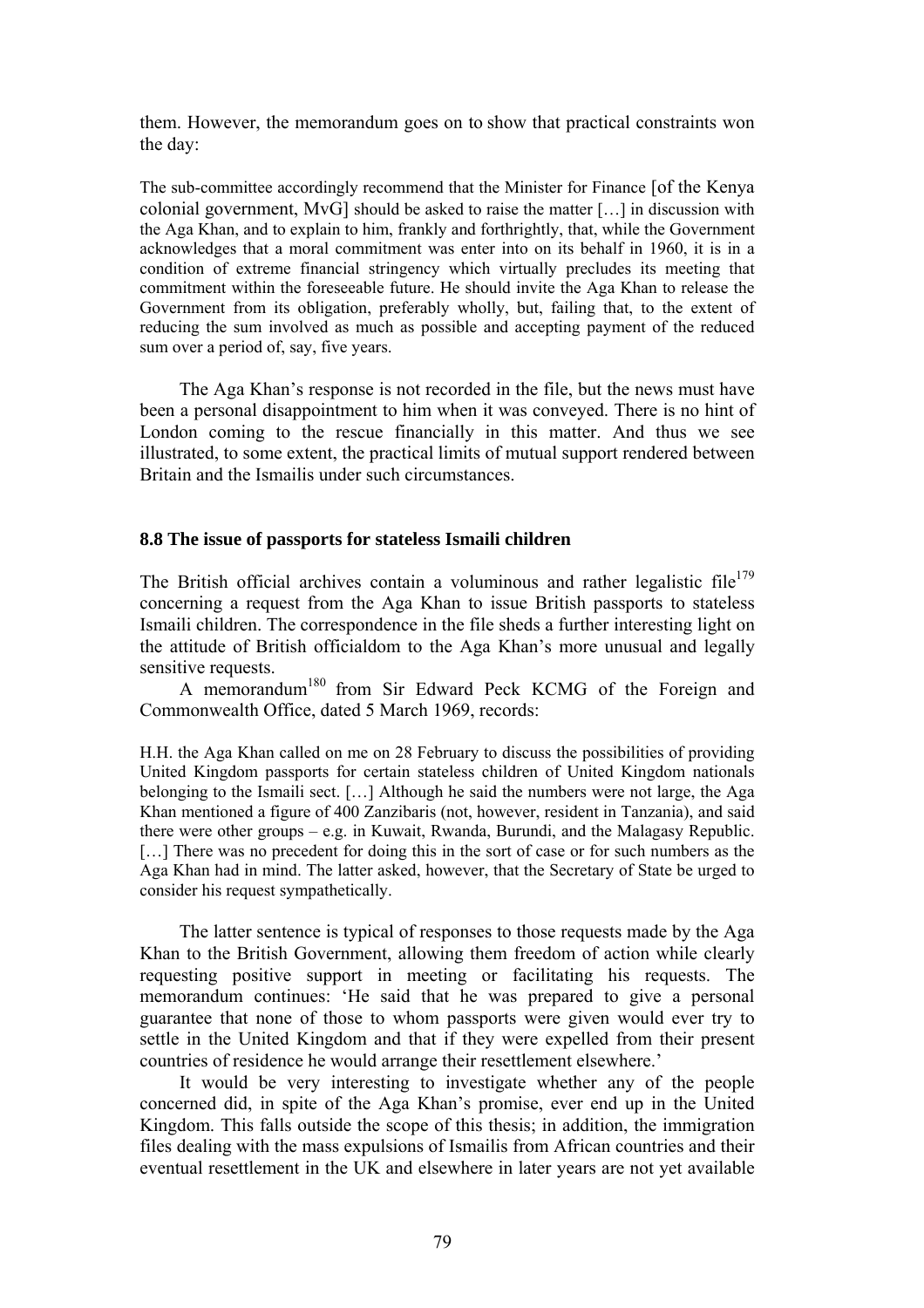them. However, the memorandum goes on to show that practical constraints won the day:

> The sub-committee accordingly recommend that the Minister for Finance [of the Kenya colonial government, MvG] should be asked to raise the matter […] in discussion with the Aga Khan, and to explain to him, frankly and forthrightly, that, while the Government acknowledges that a moral commitment was enter into on its behalf in 1960, it is in a condition of extreme financial stringency which virtually precludes its meeting that commitment within the foreseeable future. He should invite the Aga Khan to release the Government from its obligation, preferably wholly, but, failing that, to the extent of reducing the sum involved as much as possible and accepting payment of the reduced sum over a period of, say, five years.

The Aga Khan's response is not recorded in the file, but the news must have been a personal disappointment to him when it was conveyed. There is no hint of London coming to the rescue financially in this matter. And thus we see illustrated, to some extent, the practical limits of mutual support rendered between Britain and the Ismailis under such circumstances.

### 8.8 The issue of passports for stateless Ismaili children

The British official archives contain a voluminous and rather legalistic file[179] concerning a request from the Aga Khan to issue British passports to stateless Ismaili children. The correspondence in the file sheds a further interesting light on the attitude of British officialdom to the Aga Khan's more unusual and legally sensitive requests.

A memorandum[180] from Sir Edward Peck KCMG of the Foreign and Commonwealth Office, dated 5 March 1969, records:

> H.H. the Aga Khan called on me on 28 February to discuss the possibilities of providing United Kingdom passports for certain stateless children of United Kingdom nationals belonging to the Ismaili sect. […] Although he said the numbers were not large, the Aga Khan mentioned a figure of 400 Zanzibaris (not, however, resident in Tanzania), and said there were other groups – e.g. in Kuwait, Rwanda, Burundi, and the Malagasy Republic. […] There was no precedent for doing this in the sort of case or for such numbers as the Aga Khan had in mind. The latter asked, however, that the Secretary of State be urged to consider his request sympathetically.

The latter sentence is typical of responses to those requests made by the Aga Khan to the British Government, allowing them freedom of action while clearly requesting positive support in meeting or facilitating his requests. The memorandum continues: 'He said that he was prepared to give a personal guarantee that none of those to whom passports were given would ever try to settle in the United Kingdom and that if they were expelled from their present countries of residence he would arrange their resettlement elsewhere.'

It would be very interesting to investigate whether any of the people concerned did, in spite of the Aga Khan's promise, ever end up in the United Kingdom. This falls outside the scope of this thesis; in addition, the immigration files dealing with the mass expulsions of Ismailis from African countries and their eventual resettlement in the UK and elsewhere in later years are not yet available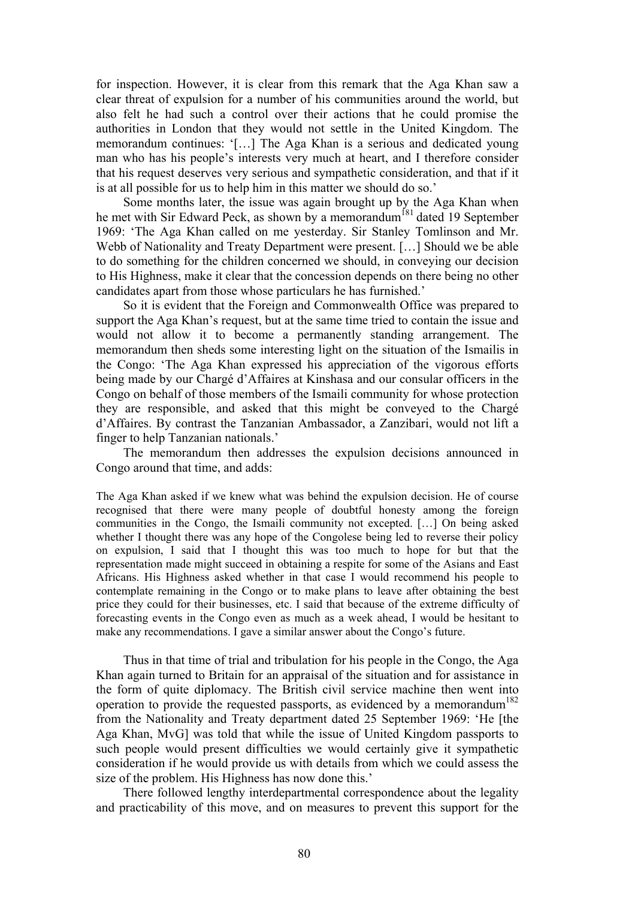for inspection. However, it is clear from this remark that the Aga Khan saw a clear threat of expulsion for a number of his communities around the world, but also felt he had such a control over their actions that he could promise the authorities in London that they would not settle in the United Kingdom. The memorandum continues: '[…] The Aga Khan is a serious and dedicated young man who has his people's interests very much at heart, and I therefore consider that his request deserves very serious and sympathetic consideration, and that if it is at all possible for us to help him in this matter we should do so.'

Some months later, the issue was again brought up by the Aga Khan when he met with Sir Edward Peck, as shown by a memorandum[181] dated 19 September 1969: 'The Aga Khan called on me yesterday. Sir Stanley Tomlinson and Mr. Webb of Nationality and Treaty Department were present. […] Should we be able to do something for the children concerned we should, in conveying our decision to His Highness, make it clear that the concession depends on there being no other candidates apart from those whose particulars he has furnished.'

So it is evident that the Foreign and Commonwealth Office was prepared to support the Aga Khan's request, but at the same time tried to contain the issue and would not allow it to become a permanently standing arrangement. The memorandum then sheds some interesting light on the situation of the Ismailis in the Congo: 'The Aga Khan expressed his appreciation of the vigorous efforts being made by our Chargé d'Affaires at Kinshasa and our consular officers in the Congo on behalf of those members of the Ismaili community for whose protection they are responsible, and asked that this might be conveyed to the Chargé d'Affaires. By contrast the Tanzanian Ambassador, a Zanzibari, would not lift a finger to help Tanzanian nationals.'

The memorandum then addresses the expulsion decisions announced in Congo around that time, and adds:

> The Aga Khan asked if we knew what was behind the expulsion decision. He of course recognised that there were many people of doubtful honesty among the foreign communities in the Congo, the Ismaili community not excepted. […] On being asked whether I thought there was any hope of the Congolese being led to reverse their policy on expulsion, I said that I thought this was too much to hope for but that the representation made might succeed in obtaining a respite for some of the Asians and East Africans. His Highness asked whether in that case I would recommend his people to contemplate remaining in the Congo or to make plans to leave after obtaining the best price they could for their businesses, etc. I said that because of the extreme difficulty of forecasting events in the Congo even as much as a week ahead, I would be hesitant to make any recommendations. I gave a similar answer about the Congo's future.

Thus in that time of trial and tribulation for his people in the Congo, the Aga Khan again turned to Britain for an appraisal of the situation and for assistance in the form of quite diplomacy. The British civil service machine then went into operation to provide the requested passports, as evidenced by a memorandum[182] from the Nationality and Treaty department dated 25 September 1969: 'He [the Aga Khan, MvG] was told that while the issue of United Kingdom passports to such people would present difficulties we would certainly give it sympathetic consideration if he would provide us with details from which we could assess the size of the problem. His Highness has now done this.'

There followed lengthy interdepartmental correspondence about the legality and practicability of this move, and on measures to prevent this support for the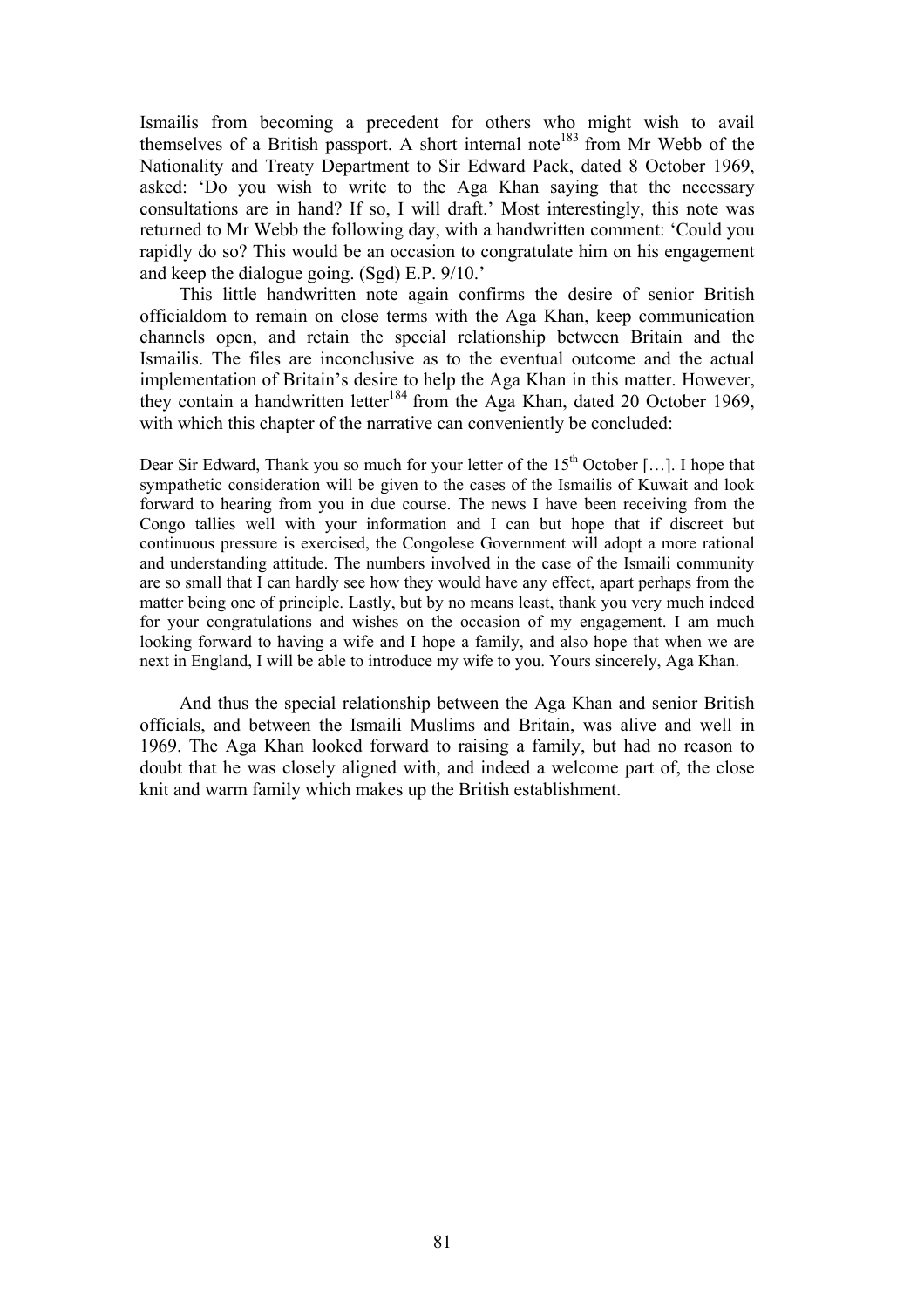Ismailis from becoming a precedent for others who might wish to avail themselves of a British passport. A short internal note[183] from Mr Webb of the Nationality and Treaty Department to Sir Edward Pack, dated 8 October 1969, asked: 'Do you wish to write to the Aga Khan saying that the necessary consultations are in hand? If so, I will draft.' Most interestingly, this note was returned to Mr Webb the following day, with a handwritten comment: 'Could you rapidly do so? This would be an occasion to congratulate him on his engagement and keep the dialogue going. (Sgd) E.P. 9/10.'

This little handwritten note again confirms the desire of senior British officialdom to remain on close terms with the Aga Khan, keep communication channels open, and retain the special relationship between Britain and the Ismailis. The files are inconclusive as to the eventual outcome and the actual implementation of Britain's desire to help the Aga Khan in this matter. However, they contain a handwritten letter[184] from the Aga Khan, dated 20 October 1969, with which this chapter of the narrative can conveniently be concluded:

> Dear Sir Edward, Thank you so much for your letter of the 15th October […]. I hope that sympathetic consideration will be given to the cases of the Ismailis of Kuwait and look forward to hearing from you in due course. The news I have been receiving from the Congo tallies well with your information and I can but hope that if discreet but continuous pressure is exercised, the Congolese Government will adopt a more rational and understanding attitude. The numbers involved in the case of the Ismaili community are so small that I can hardly see how they would have any effect, apart perhaps from the matter being one of principle. Lastly, but by no means least, thank you very much indeed for your congratulations and wishes on the occasion of my engagement. I am much looking forward to having a wife and I hope a family, and also hope that when we are next in England, I will be able to introduce my wife to you. Yours sincerely, Aga Khan.

And thus the special relationship between the Aga Khan and senior British officials, and between the Ismaili Muslims and Britain, was alive and well in 1969. The Aga Khan looked forward to raising a family, but had no reason to doubt that he was closely aligned with, and indeed a welcome part of, the close knit and warm family which makes up the British establishment.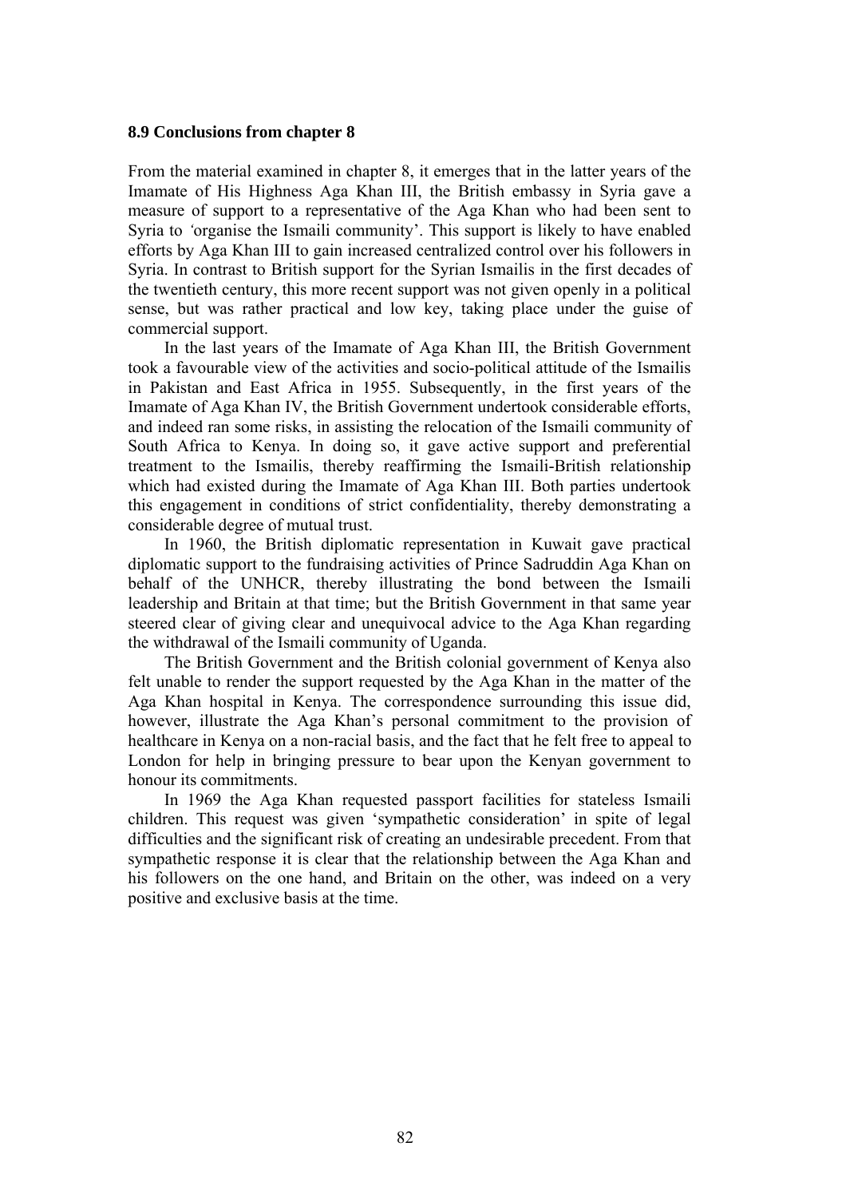### 8.9 Conclusions from chapter 8

From the material examined in chapter 8, it emerges that in the latter years of the Imamate of His Highness Aga Khan III, the British embassy in Syria gave a measure of support to a representative of the Aga Khan who had been sent to Syria to *'*organise the Ismaili community'. This support is likely to have enabled efforts by Aga Khan III to gain increased centralized control over his followers in Syria. In contrast to British support for the Syrian Ismailis in the first decades of the twentieth century, this more recent support was not given openly in a political sense, but was rather practical and low key, taking place under the guise of commercial support.

In the last years of the Imamate of Aga Khan III, the British Government took a favourable view of the activities and socio-political attitude of the Ismailis in Pakistan and East Africa in 1955. Subsequently, in the first years of the Imamate of Aga Khan IV, the British Government undertook considerable efforts, and indeed ran some risks, in assisting the relocation of the Ismaili community of South Africa to Kenya. In doing so, it gave active support and preferential treatment to the Ismailis, thereby reaffirming the Ismaili-British relationship which had existed during the Imamate of Aga Khan III. Both parties undertook this engagement in conditions of strict confidentiality, thereby demonstrating a considerable degree of mutual trust.

In 1960, the British diplomatic representation in Kuwait gave practical diplomatic support to the fundraising activities of Prince Sadruddin Aga Khan on behalf of the UNHCR, thereby illustrating the bond between the Ismaili leadership and Britain at that time; but the British Government in that same year steered clear of giving clear and unequivocal advice to the Aga Khan regarding the withdrawal of the Ismaili community of Uganda.

The British Government and the British colonial government of Kenya also felt unable to render the support requested by the Aga Khan in the matter of the Aga Khan hospital in Kenya. The correspondence surrounding this issue did, however, illustrate the Aga Khan's personal commitment to the provision of healthcare in Kenya on a non-racial basis, and the fact that he felt free to appeal to London for help in bringing pressure to bear upon the Kenyan government to honour its commitments.

In 1969 the Aga Khan requested passport facilities for stateless Ismaili children. This request was given 'sympathetic consideration' in spite of legal difficulties and the significant risk of creating an undesirable precedent. From that sympathetic response it is clear that the relationship between the Aga Khan and his followers on the one hand, and Britain on the other, was indeed on a very positive and exclusive basis at the time.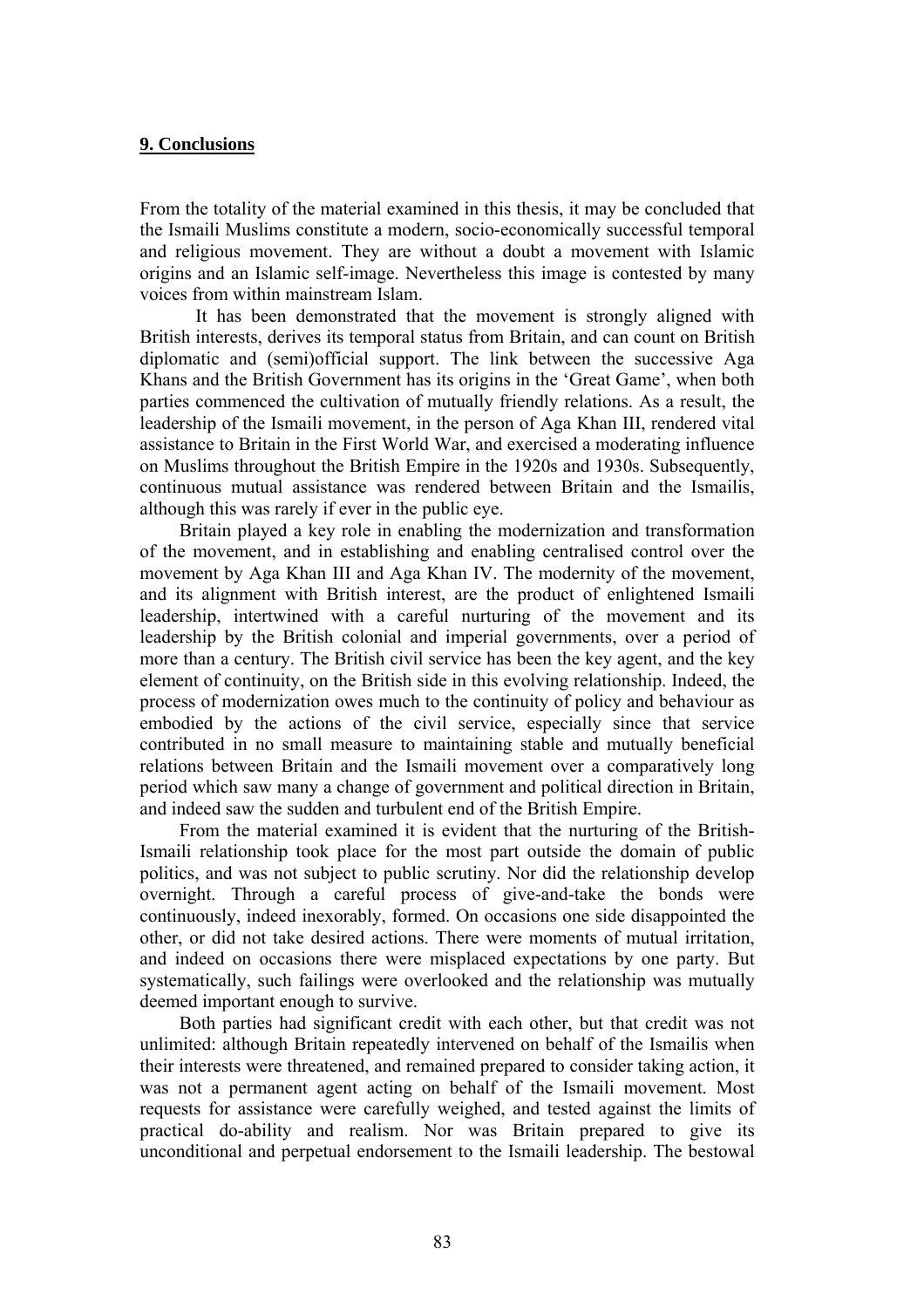## 9. Conclusions

From the totality of the material examined in this thesis, it may be concluded that the Ismaili Muslims constitute a modern, socio-economically successful temporal and religious movement. They are without a doubt a movement with Islamic origins and an Islamic self-image. Nevertheless this image is contested by many voices from within mainstream Islam.

It has been demonstrated that the movement is strongly aligned with British interests, derives its temporal status from Britain, and can count on British diplomatic and (semi)official support. The link between the successive Aga Khans and the British Government has its origins in the 'Great Game', when both parties commenced the cultivation of mutually friendly relations. As a result, the leadership of the Ismaili movement, in the person of Aga Khan III, rendered vital assistance to Britain in the First World War, and exercised a moderating influence on Muslims throughout the British Empire in the 1920s and 1930s. Subsequently, continuous mutual assistance was rendered between Britain and the Ismailis, although this was rarely if ever in the public eye.

Britain played a key role in enabling the modernization and transformation of the movement, and in establishing and enabling centralised control over the movement by Aga Khan III and Aga Khan IV. The modernity of the movement, and its alignment with British interest, are the product of enlightened Ismaili leadership, intertwined with a careful nurturing of the movement and its leadership by the British colonial and imperial governments, over a period of more than a century. The British civil service has been the key agent, and the key element of continuity, on the British side in this evolving relationship. Indeed, the process of modernization owes much to the continuity of policy and behaviour as embodied by the actions of the civil service, especially since that service contributed in no small measure to maintaining stable and mutually beneficial relations between Britain and the Ismaili movement over a comparatively long period which saw many a change of government and political direction in Britain, and indeed saw the sudden and turbulent end of the British Empire.

From the material examined it is evident that the nurturing of the British-Ismaili relationship took place for the most part outside the domain of public politics, and was not subject to public scrutiny. Nor did the relationship develop overnight. Through a careful process of give-and-take the bonds were continuously, indeed inexorably, formed. On occasions one side disappointed the other, or did not take desired actions. There were moments of mutual irritation, and indeed on occasions there were misplaced expectations by one party. But systematically, such failings were overlooked and the relationship was mutually deemed important enough to survive.

Both parties had significant credit with each other, but that credit was not unlimited: although Britain repeatedly intervened on behalf of the Ismailis when their interests were threatened, and remained prepared to consider taking action, it was not a permanent agent acting on behalf of the Ismaili movement. Most requests for assistance were carefully weighed, and tested against the limits of practical do-ability and realism. Nor was Britain prepared to give its unconditional and perpetual endorsement to the Ismaili leadership. The bestowal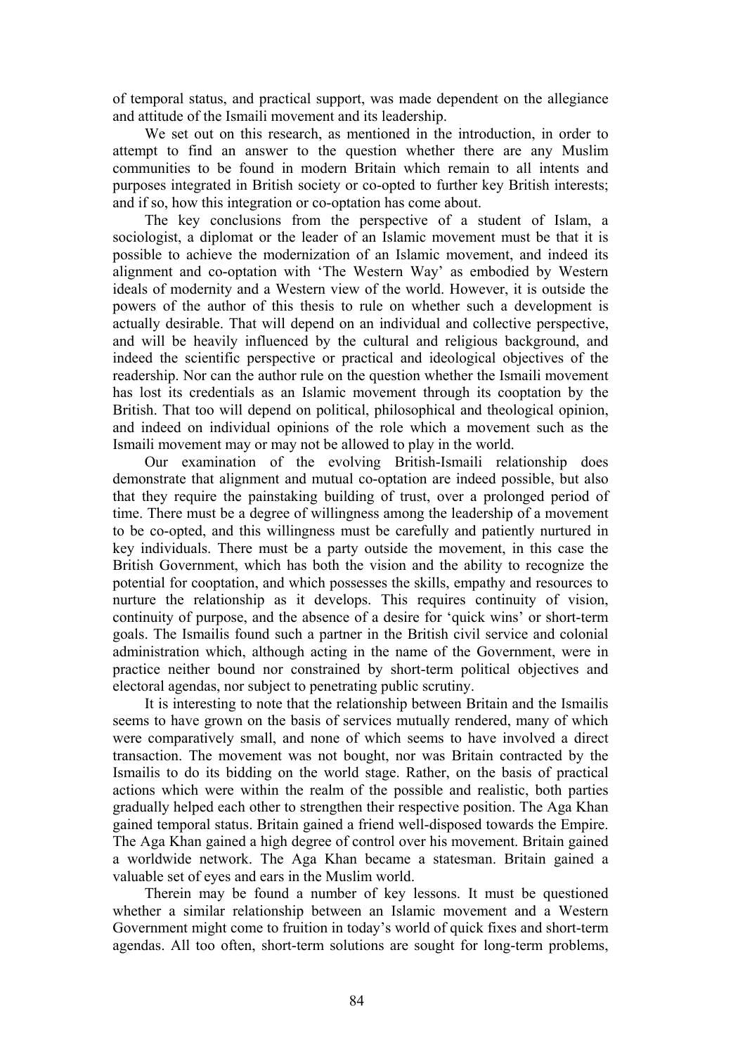of temporal status, and practical support, was made dependent on the allegiance and attitude of the Ismaili movement and its leadership.

We set out on this research, as mentioned in the introduction, in order to attempt to find an answer to the question whether there are any Muslim communities to be found in modern Britain which remain to all intents and purposes integrated in British society or co-opted to further key British interests; and if so, how this integration or co-optation has come about.

The key conclusions from the perspective of a student of Islam, a sociologist, a diplomat or the leader of an Islamic movement must be that it is possible to achieve the modernization of an Islamic movement, and indeed its alignment and co-optation with 'The Western Way' as embodied by Western ideals of modernity and a Western view of the world. However, it is outside the powers of the author of this thesis to rule on whether such a development is actually desirable. That will depend on an individual and collective perspective, and will be heavily influenced by the cultural and religious background, and indeed the scientific perspective or practical and ideological objectives of the readership. Nor can the author rule on the question whether the Ismaili movement has lost its credentials as an Islamic movement through its cooptation by the British. That too will depend on political, philosophical and theological opinion, and indeed on individual opinions of the role which a movement such as the Ismaili movement may or may not be allowed to play in the world.

Our examination of the evolving British-Ismaili relationship does demonstrate that alignment and mutual co-optation are indeed possible, but also that they require the painstaking building of trust, over a prolonged period of time. There must be a degree of willingness among the leadership of a movement to be co-opted, and this willingness must be carefully and patiently nurtured in key individuals. There must be a party outside the movement, in this case the British Government, which has both the vision and the ability to recognize the potential for cooptation, and which possesses the skills, empathy and resources to nurture the relationship as it develops. This requires continuity of vision, continuity of purpose, and the absence of a desire for 'quick wins' or short-term goals. The Ismailis found such a partner in the British civil service and colonial administration which, although acting in the name of the Government, were in practice neither bound nor constrained by short-term political objectives and electoral agendas, nor subject to penetrating public scrutiny.

It is interesting to note that the relationship between Britain and the Ismailis seems to have grown on the basis of services mutually rendered, many of which were comparatively small, and none of which seems to have involved a direct transaction. The movement was not bought, nor was Britain contracted by the Ismailis to do its bidding on the world stage. Rather, on the basis of practical actions which were within the realm of the possible and realistic, both parties gradually helped each other to strengthen their respective position. The Aga Khan gained temporal status. Britain gained a friend well-disposed towards the Empire. The Aga Khan gained a high degree of control over his movement. Britain gained a worldwide network. The Aga Khan became a statesman. Britain gained a valuable set of eyes and ears in the Muslim world.

Therein may be found a number of key lessons. It must be questioned whether a similar relationship between an Islamic movement and a Western Government might come to fruition in today's world of quick fixes and short-term agendas. All too often, short-term solutions are sought for long-term problems,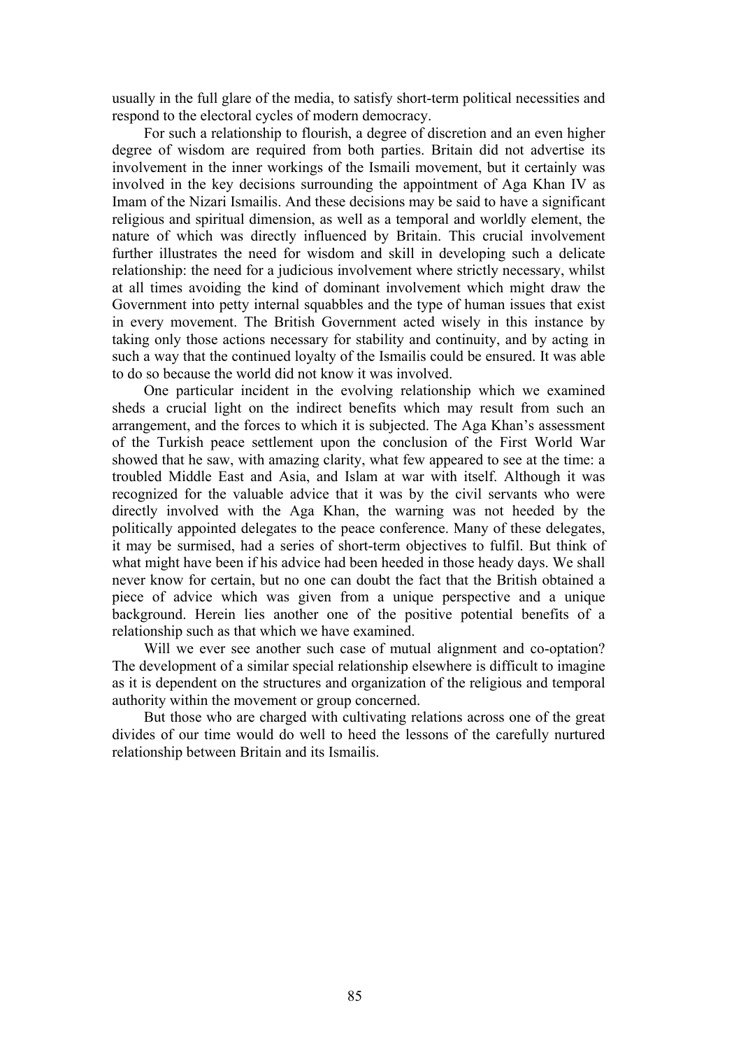usually in the full glare of the media, to satisfy short-term political necessities and respond to the electoral cycles of modern democracy.

For such a relationship to flourish, a degree of discretion and an even higher degree of wisdom are required from both parties. Britain did not advertise its involvement in the inner workings of the Ismaili movement, but it certainly was involved in the key decisions surrounding the appointment of Aga Khan IV as Imam of the Nizari Ismailis. And these decisions may be said to have a significant religious and spiritual dimension, as well as a temporal and worldly element, the nature of which was directly influenced by Britain. This crucial involvement further illustrates the need for wisdom and skill in developing such a delicate relationship: the need for a judicious involvement where strictly necessary, whilst at all times avoiding the kind of dominant involvement which might draw the Government into petty internal squabbles and the type of human issues that exist in every movement. The British Government acted wisely in this instance by taking only those actions necessary for stability and continuity, and by acting in such a way that the continued loyalty of the Ismailis could be ensured. It was able to do so because the world did not know it was involved.

One particular incident in the evolving relationship which we examined sheds a crucial light on the indirect benefits which may result from such an arrangement, and the forces to which it is subjected. The Aga Khan's assessment of the Turkish peace settlement upon the conclusion of the First World War showed that he saw, with amazing clarity, what few appeared to see at the time: a troubled Middle East and Asia, and Islam at war with itself. Although it was recognized for the valuable advice that it was by the civil servants who were directly involved with the Aga Khan, the warning was not heeded by the politically appointed delegates to the peace conference. Many of these delegates, it may be surmised, had a series of short-term objectives to fulfil. But think of what might have been if his advice had been heeded in those heady days. We shall never know for certain, but no one can doubt the fact that the British obtained a piece of advice which was given from a unique perspective and a unique background. Herein lies another one of the positive potential benefits of a relationship such as that which we have examined.

Will we ever see another such case of mutual alignment and co-optation? The development of a similar special relationship elsewhere is difficult to imagine as it is dependent on the structures and organization of the religious and temporal authority within the movement or group concerned.

But those who are charged with cultivating relations across one of the great divides of our time would do well to heed the lessons of the carefully nurtured relationship between Britain and its Ismailis.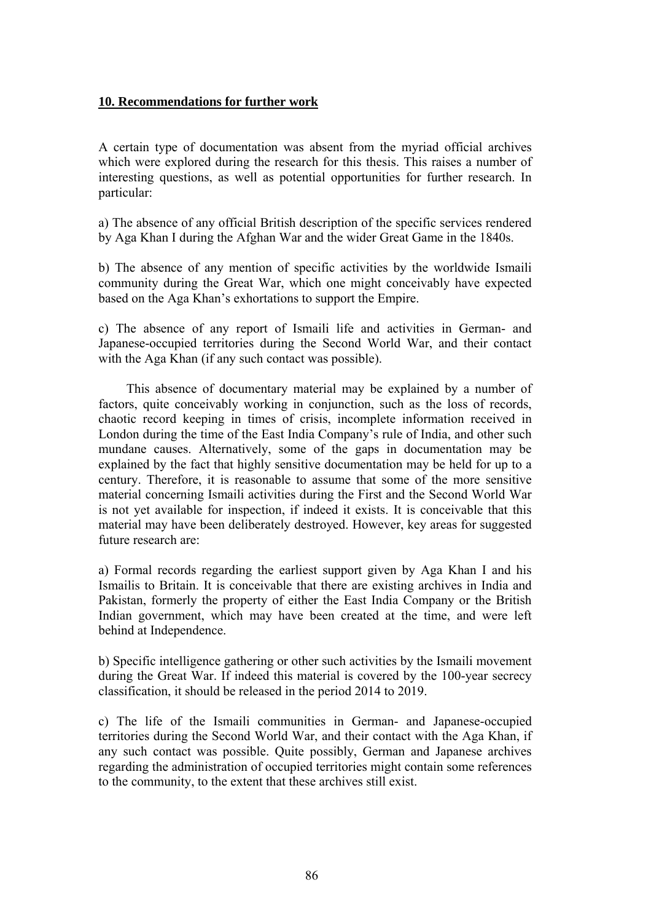## 10. Recommendations for further work

A certain type of documentation was absent from the myriad official archives which were explored during the research for this thesis. This raises a number of interesting questions, as well as potential opportunities for further research. In particular:

a) The absence of any official British description of the specific services rendered by Aga Khan I during the Afghan War and the wider Great Game in the 1840s.

b) The absence of any mention of specific activities by the worldwide Ismaili community during the Great War, which one might conceivably have expected based on the Aga Khan's exhortations to support the Empire.

c) The absence of any report of Ismaili life and activities in German- and Japanese-occupied territories during the Second World War, and their contact with the Aga Khan (if any such contact was possible).

This absence of documentary material may be explained by a number of factors, quite conceivably working in conjunction, such as the loss of records, chaotic record keeping in times of crisis, incomplete information received in London during the time of the East India Company's rule of India, and other such mundane causes. Alternatively, some of the gaps in documentation may be explained by the fact that highly sensitive documentation may be held for up to a century. Therefore, it is reasonable to assume that some of the more sensitive material concerning Ismaili activities during the First and the Second World War is not yet available for inspection, if indeed it exists. It is conceivable that this material may have been deliberately destroyed. However, key areas for suggested future research are:

a) Formal records regarding the earliest support given by Aga Khan I and his Ismailis to Britain. It is conceivable that there are existing archives in India and Pakistan, formerly the property of either the East India Company or the British Indian government, which may have been created at the time, and were left behind at Independence.

b) Specific intelligence gathering or other such activities by the Ismaili movement during the Great War. If indeed this material is covered by the 100-year secrecy classification, it should be released in the period 2014 to 2019.

c) The life of the Ismaili communities in German- and Japanese-occupied territories during the Second World War, and their contact with the Aga Khan, if any such contact was possible. Quite possibly, German and Japanese archives regarding the administration of occupied territories might contain some references to the community, to the extent that these archives still exist.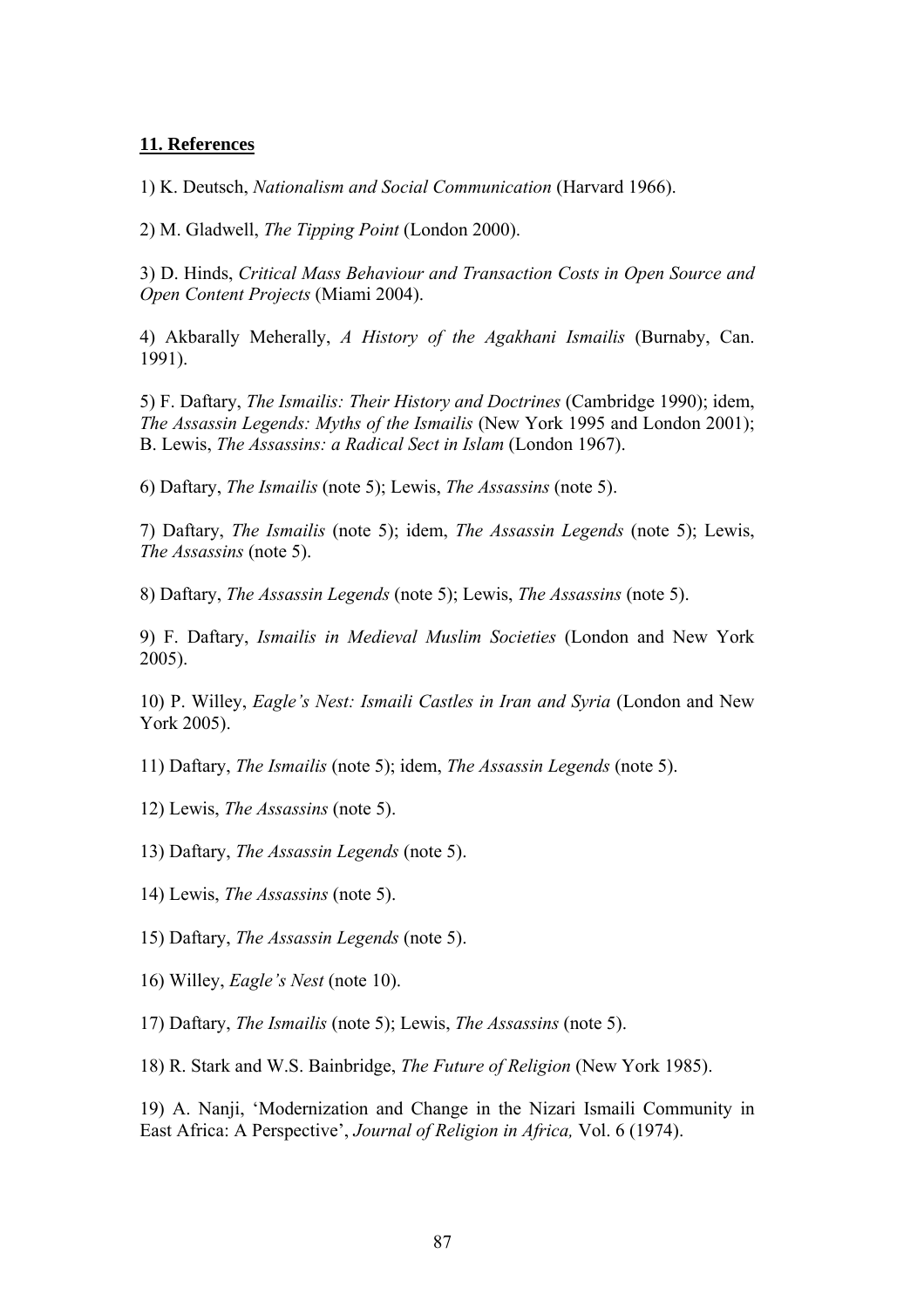## **11. References**

1) K. Deutsch, *Nationalism and Social Communication* (Harvard 1966).

2) M. Gladwell, *The Tipping Point* (London 2000).

3) D. Hinds, *Critical Mass Behaviour and Transaction Costs in Open Source and Open Content Projects* (Miami 2004).

4) Akbarally Meherally, *A History of the Agakhani Ismailis* (Burnaby, Can. 1991).

5) F. Daftary, *The Ismailis: Their History and Doctrines* (Cambridge 1990); idem, *The Assassin Legends: Myths of the Ismailis* (New York 1995 and London 2001); B. Lewis, *The Assassins: a Radical Sect in Islam* (London 1967).

6) Daftary, *The Ismailis* (note 5); Lewis, *The Assassins* (note 5).

7) Daftary, *The Ismailis* (note 5); idem, *The Assassin Legends* (note 5); Lewis, *The Assassins* (note 5).

8) Daftary, *The Assassin Legends* (note 5); Lewis, *The Assassins* (note 5).

9) F. Daftary, *Ismailis in Medieval Muslim Societies* (London and New York 2005).

10) P. Willey, *Eagle's Nest: Ismaili Castles in Iran and Syria* (London and New York 2005).

11) Daftary, *The Ismailis* (note 5); idem, *The Assassin Legends* (note 5).

12) Lewis, *The Assassins* (note 5).

13) Daftary, *The Assassin Legends* (note 5).

14) Lewis, *The Assassins* (note 5).

15) Daftary, *The Assassin Legends* (note 5).

16) Willey, *Eagle's Nest* (note 10).

17) Daftary, *The Ismailis* (note 5); Lewis, *The Assassins* (note 5).

18) R. Stark and W.S. Bainbridge, *The Future of Religion* (New York 1985).

19) A. Nanji, 'Modernization and Change in the Nizari Ismaili Community in East Africa: A Perspective', *Journal of Religion in Africa,* Vol. 6 (1974).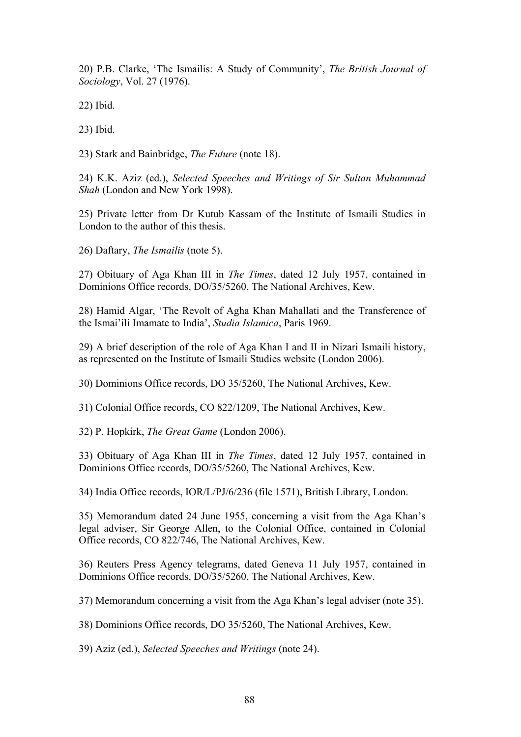20) P.B. Clarke, 'The Ismailis: A Study of Community', *The British Journal of Sociology*, Vol. 27 (1976).

22) Ibid.

23) Ibid.

23) Stark and Bainbridge, *The Future* (note 18).

24) K.K. Aziz (ed.), *Selected Speeches and Writings of Sir Sultan Muhammad Shah* (London and New York 1998).

25) Private letter from Dr Kutub Kassam of the Institute of Ismaili Studies in London to the author of this thesis.

26) Daftary, *The Ismailis* (note 5).

27) Obituary of Aga Khan III in *The Times*, dated 12 July 1957, contained in Dominions Office records, DO/35/5260, The National Archives, Kew.

28) Hamid Algar, 'The Revolt of Agha Khan Mahallati and the Transference of the Ismai'ili Imamate to India', *Studia Islamica*, Paris 1969.

29) A brief description of the role of Aga Khan I and II in Nizari Ismaili history, as represented on the Institute of Ismaili Studies website (London 2006).

30) Dominions Office records, DO 35/5260, The National Archives, Kew.

31) Colonial Office records, CO 822/1209, The National Archives, Kew.

32) P. Hopkirk, *The Great Game* (London 2006).

33) Obituary of Aga Khan III in *The Times*, dated 12 July 1957, contained in Dominions Office records, DO/35/5260, The National Archives, Kew.

34) India Office records, IOR/L/PJ/6/236 (file 1571), British Library, London.

35) Memorandum dated 24 June 1955, concerning a visit from the Aga Khan's legal adviser, Sir George Allen, to the Colonial Office, contained in Colonial Office records, CO 822/746, The National Archives, Kew.

36) Reuters Press Agency telegrams, dated Geneva 11 July 1957, contained in Dominions Office records, DO/35/5260, The National Archives, Kew.

37) Memorandum concerning a visit from the Aga Khan's legal adviser (note 35).

38) Dominions Office records, DO 35/5260, The National Archives, Kew.

39) Aziz (ed.), *Selected Speeches and Writings* (note 24).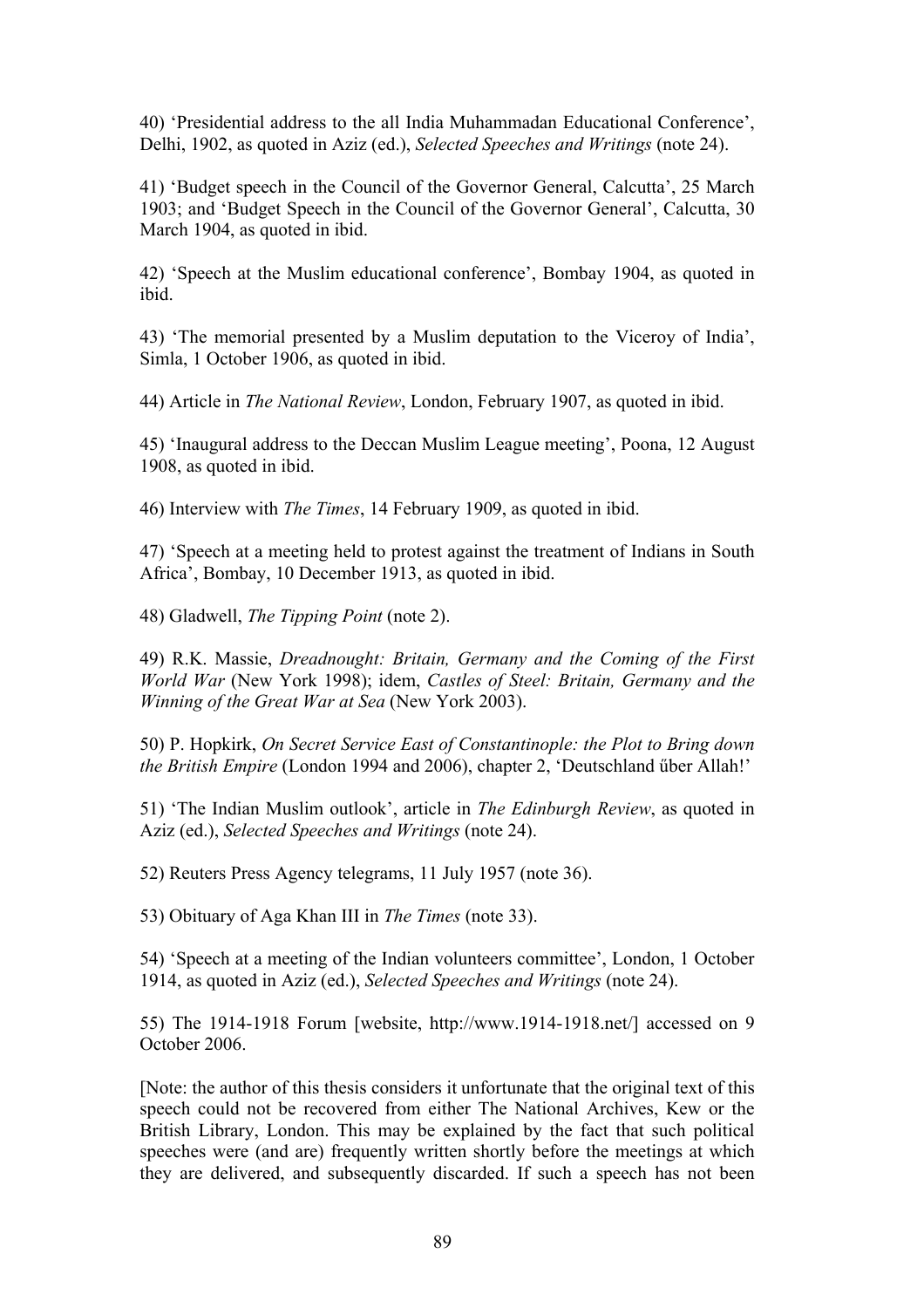40) 'Presidential address to the all India Muhammadan Educational Conference', Delhi, 1902, as quoted in Aziz (ed.), *Selected Speeches and Writings* (note 24).

41) 'Budget speech in the Council of the Governor General, Calcutta', 25 March 1903; and 'Budget Speech in the Council of the Governor General', Calcutta, 30 March 1904, as quoted in ibid.

42) 'Speech at the Muslim educational conference', Bombay 1904, as quoted in ibid.

43) 'The memorial presented by a Muslim deputation to the Viceroy of India', Simla, 1 October 1906, as quoted in ibid.

44) Article in *The National Review*, London, February 1907, as quoted in ibid.

45) 'Inaugural address to the Deccan Muslim League meeting', Poona, 12 August 1908, as quoted in ibid.

46) Interview with *The Times*, 14 February 1909, as quoted in ibid.

47) 'Speech at a meeting held to protest against the treatment of Indians in South Africa', Bombay, 10 December 1913, as quoted in ibid.

48) Gladwell, *The Tipping Point* (note 2).

49) R.K. Massie, *Dreadnought: Britain, Germany and the Coming of the First World War* (New York 1998); idem, *Castles of Steel: Britain, Germany and the Winning of the Great War at Sea* (New York 2003).

50) P. Hopkirk, *On Secret Service East of Constantinople: the Plot to Bring down the British Empire* (London 1994 and 2006), chapter 2, 'Deutschland űber Allah!'

51) 'The Indian Muslim outlook', article in *The Edinburgh Review*, as quoted in Aziz (ed.), *Selected Speeches and Writings* (note 24).

52) Reuters Press Agency telegrams, 11 July 1957 (note 36).

53) Obituary of Aga Khan III in *The Times* (note 33).

54) 'Speech at a meeting of the Indian volunteers committee', London, 1 October 1914, as quoted in Aziz (ed.), *Selected Speeches and Writings* (note 24).

55) The 1914-1918 Forum [website, http://www.1914-1918.net/] accessed on 9 October 2006.

[Note: the author of this thesis considers it unfortunate that the original text of this speech could not be recovered from either The National Archives, Kew or the British Library, London. This may be explained by the fact that such political speeches were (and are) frequently written shortly before the meetings at which they are delivered, and subsequently discarded. If such a speech has not been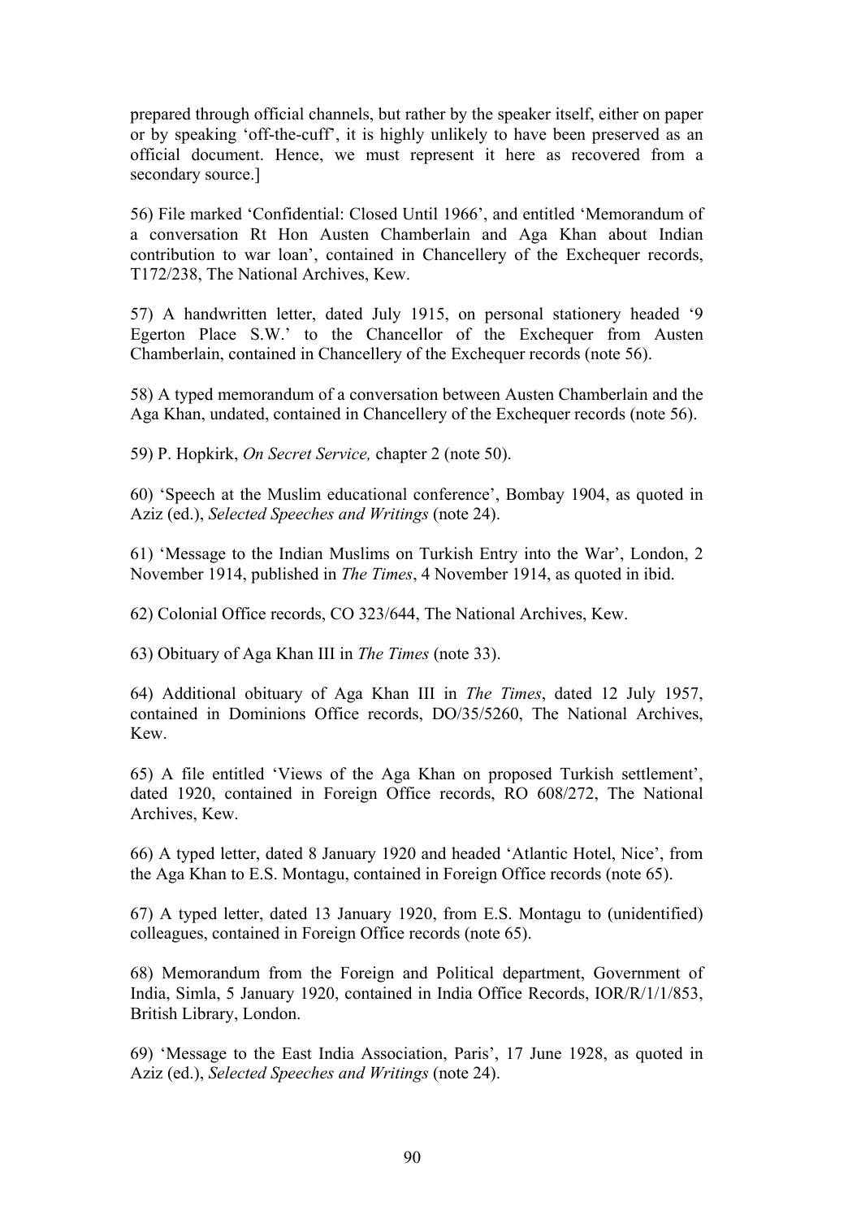prepared through official channels, but rather by the speaker itself, either on paper or by speaking 'off-the-cuff', it is highly unlikely to have been preserved as an official document. Hence, we must represent it here as recovered from a secondary source.]

56) File marked 'Confidential: Closed Until 1966', and entitled 'Memorandum of a conversation Rt Hon Austen Chamberlain and Aga Khan about Indian contribution to war loan', contained in Chancellery of the Exchequer records, T172/238, The National Archives, Kew.

57) A handwritten letter, dated July 1915, on personal stationery headed '9 Egerton Place S.W.' to the Chancellor of the Exchequer from Austen Chamberlain, contained in Chancellery of the Exchequer records (note 56).

58) A typed memorandum of a conversation between Austen Chamberlain and the Aga Khan, undated, contained in Chancellery of the Exchequer records (note 56).

59) P. Hopkirk, *On Secret Service,* chapter 2 (note 50).

60) 'Speech at the Muslim educational conference', Bombay 1904, as quoted in Aziz (ed.), *Selected Speeches and Writings* (note 24).

61) 'Message to the Indian Muslims on Turkish Entry into the War', London, 2 November 1914, published in *The Times*, 4 November 1914, as quoted in ibid.

62) Colonial Office records, CO 323/644, The National Archives, Kew.

63) Obituary of Aga Khan III in *The Times* (note 33).

64) Additional obituary of Aga Khan III in *The Times*, dated 12 July 1957, contained in Dominions Office records, DO/35/5260, The National Archives, Kew.

65) A file entitled 'Views of the Aga Khan on proposed Turkish settlement', dated 1920, contained in Foreign Office records, RO 608/272, The National Archives, Kew.

66) A typed letter, dated 8 January 1920 and headed 'Atlantic Hotel, Nice', from the Aga Khan to E.S. Montagu, contained in Foreign Office records (note 65).

67) A typed letter, dated 13 January 1920, from E.S. Montagu to (unidentified) colleagues, contained in Foreign Office records (note 65).

68) Memorandum from the Foreign and Political department, Government of India, Simla, 5 January 1920, contained in India Office Records, IOR/R/1/1/853, British Library, London.

69) 'Message to the East India Association, Paris', 17 June 1928, as quoted in Aziz (ed.), *Selected Speeches and Writings* (note 24).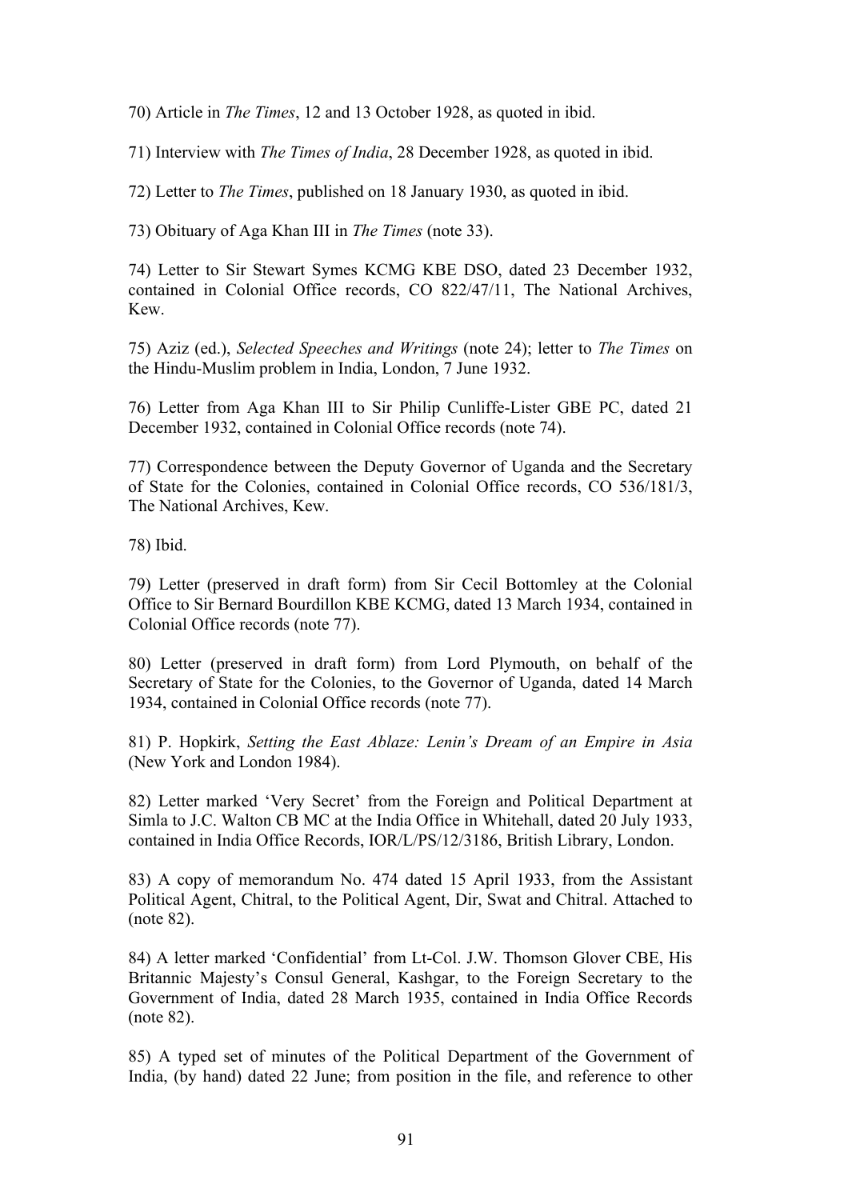70) Article in *The Times*, 12 and 13 October 1928, as quoted in ibid.

71) Interview with *The Times of India*, 28 December 1928, as quoted in ibid.

72) Letter to *The Times*, published on 18 January 1930, as quoted in ibid.

73) Obituary of Aga Khan III in *The Times* (note 33).

74) Letter to Sir Stewart Symes KCMG KBE DSO, dated 23 December 1932, contained in Colonial Office records, CO 822/47/11, The National Archives, Kew.

75) Aziz (ed.), *Selected Speeches and Writings* (note 24); letter to *The Times* on the Hindu-Muslim problem in India, London, 7 June 1932.

76) Letter from Aga Khan III to Sir Philip Cunliffe-Lister GBE PC, dated 21 December 1932, contained in Colonial Office records (note 74).

77) Correspondence between the Deputy Governor of Uganda and the Secretary of State for the Colonies, contained in Colonial Office records, CO 536/181/3, The National Archives, Kew.

78) Ibid.

79) Letter (preserved in draft form) from Sir Cecil Bottomley at the Colonial Office to Sir Bernard Bourdillon KBE KCMG, dated 13 March 1934, contained in Colonial Office records (note 77).

80) Letter (preserved in draft form) from Lord Plymouth, on behalf of the Secretary of State for the Colonies, to the Governor of Uganda, dated 14 March 1934, contained in Colonial Office records (note 77).

81) P. Hopkirk, *Setting the East Ablaze: Lenin's Dream of an Empire in Asia* (New York and London 1984).

82) Letter marked 'Very Secret' from the Foreign and Political Department at Simla to J.C. Walton CB MC at the India Office in Whitehall, dated 20 July 1933, contained in India Office Records, IOR/L/PS/12/3186, British Library, London.

83) A copy of memorandum No. 474 dated 15 April 1933, from the Assistant Political Agent, Chitral, to the Political Agent, Dir, Swat and Chitral. Attached to (note 82).

84) A letter marked 'Confidential' from Lt-Col. J.W. Thomson Glover CBE, His Britannic Majesty's Consul General, Kashgar, to the Foreign Secretary to the Government of India, dated 28 March 1935, contained in India Office Records (note 82).

85) A typed set of minutes of the Political Department of the Government of India, (by hand) dated 22 June; from position in the file, and reference to other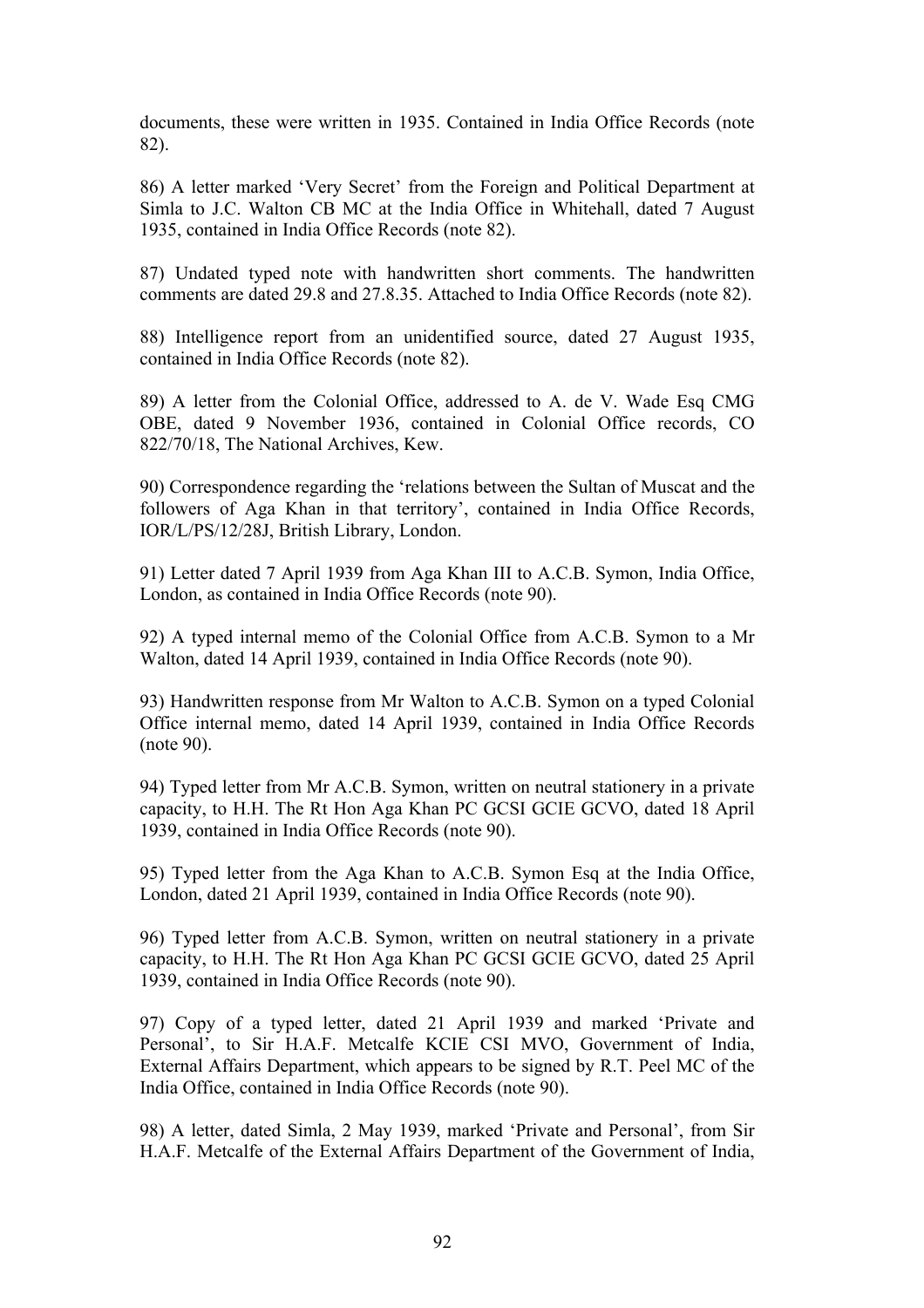documents, these were written in 1935. Contained in India Office Records (note 82).

86) A letter marked 'Very Secret' from the Foreign and Political Department at Simla to J.C. Walton CB MC at the India Office in Whitehall, dated 7 August 1935, contained in India Office Records (note 82).

87) Undated typed note with handwritten short comments. The handwritten comments are dated 29.8 and 27.8.35. Attached to India Office Records (note 82).

88) Intelligence report from an unidentified source, dated 27 August 1935, contained in India Office Records (note 82).

89) A letter from the Colonial Office, addressed to A. de V. Wade Esq CMG OBE, dated 9 November 1936, contained in Colonial Office records, CO 822/70/18, The National Archives, Kew.

90) Correspondence regarding the 'relations between the Sultan of Muscat and the followers of Aga Khan in that territory', contained in India Office Records, IOR/L/PS/12/28J, British Library, London.

91) Letter dated 7 April 1939 from Aga Khan III to A.C.B. Symon, India Office, London, as contained in India Office Records (note 90).

92) A typed internal memo of the Colonial Office from A.C.B. Symon to a Mr Walton, dated 14 April 1939, contained in India Office Records (note 90).

93) Handwritten response from Mr Walton to A.C.B. Symon on a typed Colonial Office internal memo, dated 14 April 1939, contained in India Office Records (note 90).

94) Typed letter from Mr A.C.B. Symon, written on neutral stationery in a private capacity, to H.H. The Rt Hon Aga Khan PC GCSI GCIE GCVO, dated 18 April 1939, contained in India Office Records (note 90).

95) Typed letter from the Aga Khan to A.C.B. Symon Esq at the India Office, London, dated 21 April 1939, contained in India Office Records (note 90).

96) Typed letter from A.C.B. Symon, written on neutral stationery in a private capacity, to H.H. The Rt Hon Aga Khan PC GCSI GCIE GCVO, dated 25 April 1939, contained in India Office Records (note 90).

97) Copy of a typed letter, dated 21 April 1939 and marked 'Private and Personal', to Sir H.A.F. Metcalfe KCIE CSI MVO, Government of India, External Affairs Department, which appears to be signed by R.T. Peel MC of the India Office, contained in India Office Records (note 90).

98) A letter, dated Simla, 2 May 1939, marked 'Private and Personal', from Sir H.A.F. Metcalfe of the External Affairs Department of the Government of India,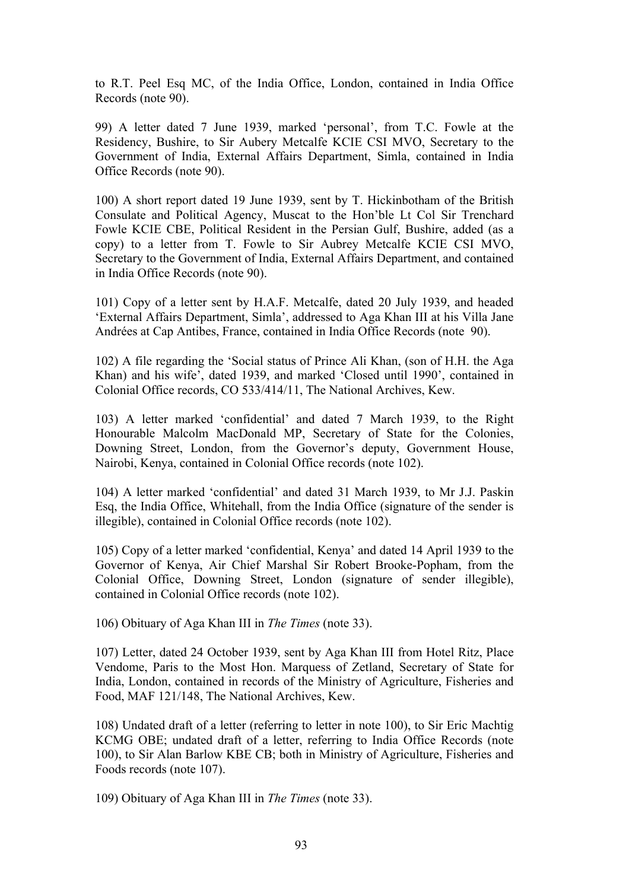to R.T. Peel Esq MC, of the India Office, London, contained in India Office Records (note 90).

99) A letter dated 7 June 1939, marked 'personal', from T.C. Fowle at the Residency, Bushire, to Sir Aubery Metcalfe KCIE CSI MVO, Secretary to the Government of India, External Affairs Department, Simla, contained in India Office Records (note 90).

100) A short report dated 19 June 1939, sent by T. Hickinbotham of the British Consulate and Political Agency, Muscat to the Hon'ble Lt Col Sir Trenchard Fowle KCIE CBE, Political Resident in the Persian Gulf, Bushire, added (as a copy) to a letter from T. Fowle to Sir Aubrey Metcalfe KCIE CSI MVO, Secretary to the Government of India, External Affairs Department, and contained in India Office Records (note 90).

101) Copy of a letter sent by H.A.F. Metcalfe, dated 20 July 1939, and headed 'External Affairs Department, Simla', addressed to Aga Khan III at his Villa Jane Andrées at Cap Antibes, France, contained in India Office Records (note 90).

102) A file regarding the 'Social status of Prince Ali Khan, (son of H.H. the Aga Khan) and his wife', dated 1939, and marked 'Closed until 1990', contained in Colonial Office records, CO 533/414/11, The National Archives, Kew.

103) A letter marked 'confidential' and dated 7 March 1939, to the Right Honourable Malcolm MacDonald MP, Secretary of State for the Colonies, Downing Street, London, from the Governor's deputy, Government House, Nairobi, Kenya, contained in Colonial Office records (note 102).

104) A letter marked 'confidential' and dated 31 March 1939, to Mr J.J. Paskin Esq, the India Office, Whitehall, from the India Office (signature of the sender is illegible), contained in Colonial Office records (note 102).

105) Copy of a letter marked 'confidential, Kenya' and dated 14 April 1939 to the Governor of Kenya, Air Chief Marshal Sir Robert Brooke-Popham, from the Colonial Office, Downing Street, London (signature of sender illegible), contained in Colonial Office records (note 102).

106) Obituary of Aga Khan III in *The Times* (note 33).

107) Letter, dated 24 October 1939, sent by Aga Khan III from Hotel Ritz, Place Vendome, Paris to the Most Hon. Marquess of Zetland, Secretary of State for India, London, contained in records of the Ministry of Agriculture, Fisheries and Food, MAF 121/148, The National Archives, Kew.

108) Undated draft of a letter (referring to letter in note 100), to Sir Eric Machtig KCMG OBE; undated draft of a letter, referring to India Office Records (note 100), to Sir Alan Barlow KBE CB; both in Ministry of Agriculture, Fisheries and Foods records (note 107).

109) Obituary of Aga Khan III in *The Times* (note 33).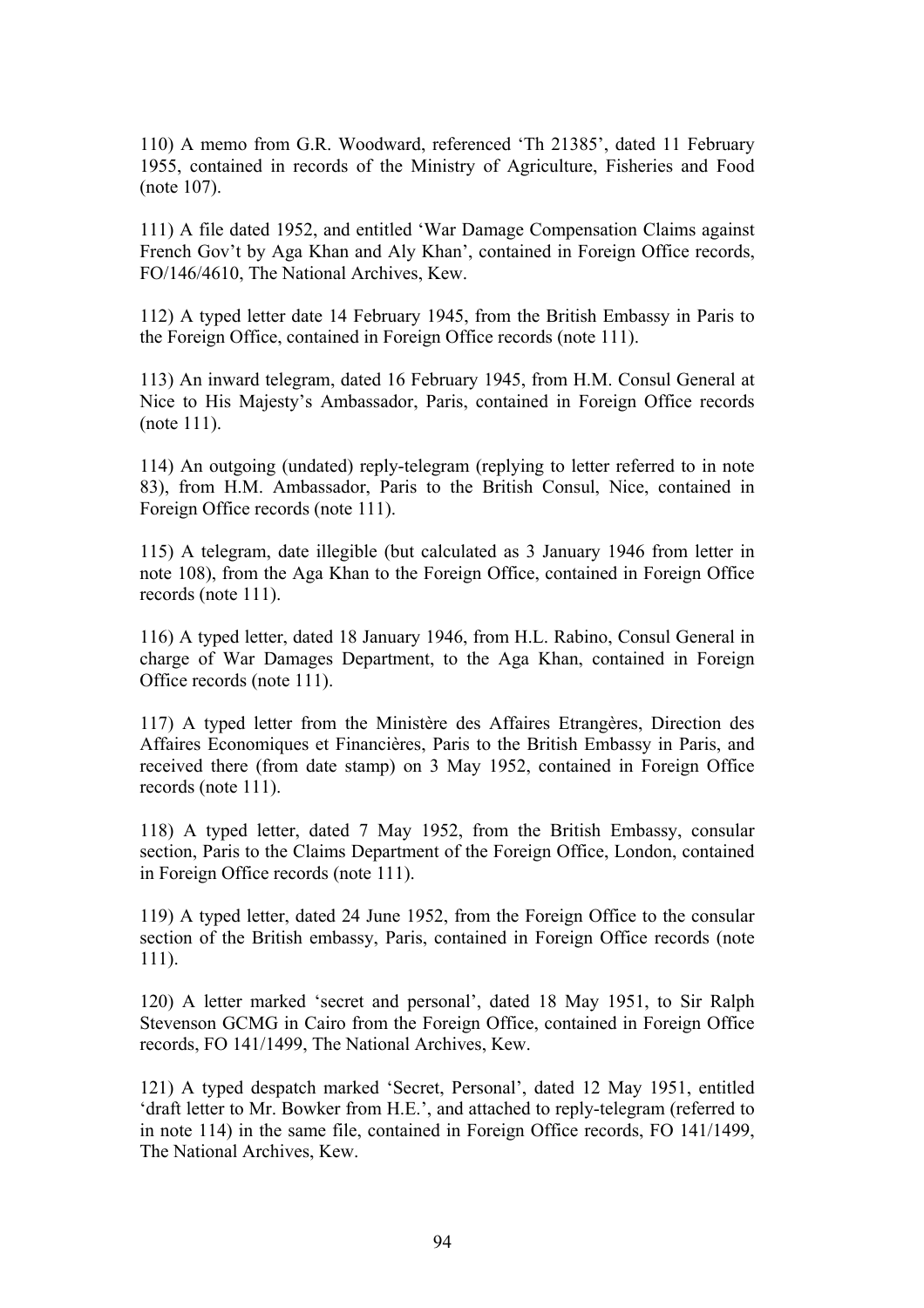110) A memo from G.R. Woodward, referenced 'Th 21385', dated 11 February 1955, contained in records of the Ministry of Agriculture, Fisheries and Food (note 107).

111) A file dated 1952, and entitled 'War Damage Compensation Claims against French Gov't by Aga Khan and Aly Khan', contained in Foreign Office records, FO/146/4610, The National Archives, Kew.

112) A typed letter date 14 February 1945, from the British Embassy in Paris to the Foreign Office, contained in Foreign Office records (note 111).

113) An inward telegram, dated 16 February 1945, from H.M. Consul General at Nice to His Majesty's Ambassador, Paris, contained in Foreign Office records (note 111).

114) An outgoing (undated) reply-telegram (replying to letter referred to in note 83), from H.M. Ambassador, Paris to the British Consul, Nice, contained in Foreign Office records (note 111).

115) A telegram, date illegible (but calculated as 3 January 1946 from letter in note 108), from the Aga Khan to the Foreign Office, contained in Foreign Office records (note 111).

116) A typed letter, dated 18 January 1946, from H.L. Rabino, Consul General in charge of War Damages Department, to the Aga Khan, contained in Foreign Office records (note 111).

117) A typed letter from the Ministère des Affaires Etrangères, Direction des Affaires Economiques et Financières, Paris to the British Embassy in Paris, and received there (from date stamp) on 3 May 1952, contained in Foreign Office records (note 111).

118) A typed letter, dated 7 May 1952, from the British Embassy, consular section, Paris to the Claims Department of the Foreign Office, London, contained in Foreign Office records (note 111).

119) A typed letter, dated 24 June 1952, from the Foreign Office to the consular section of the British embassy, Paris, contained in Foreign Office records (note 111).

120) A letter marked 'secret and personal', dated 18 May 1951, to Sir Ralph Stevenson GCMG in Cairo from the Foreign Office, contained in Foreign Office records, FO 141/1499, The National Archives, Kew.

121) A typed despatch marked 'Secret, Personal', dated 12 May 1951, entitled 'draft letter to Mr. Bowker from H.E.', and attached to reply-telegram (referred to in note 114) in the same file, contained in Foreign Office records, FO 141/1499, The National Archives, Kew.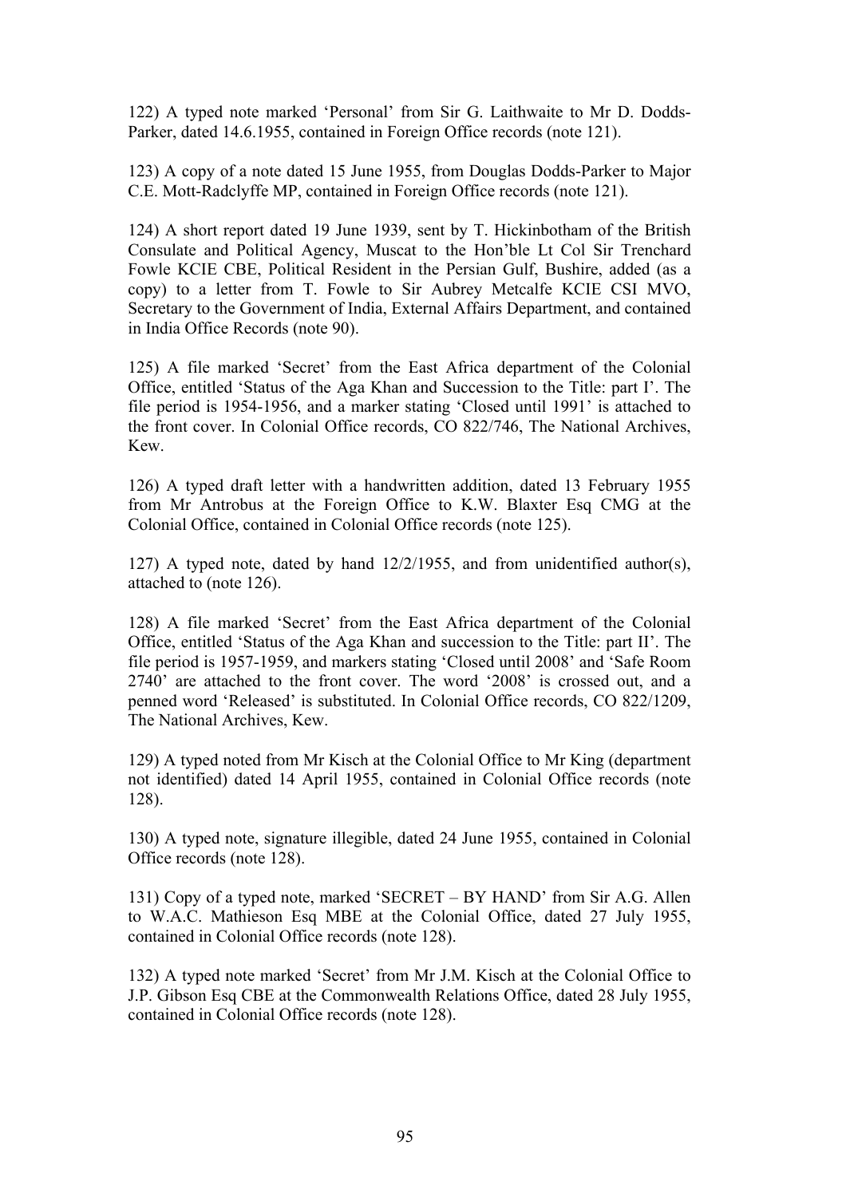122) A typed note marked 'Personal' from Sir G. Laithwaite to Mr D. Dodds-Parker, dated 14.6.1955, contained in Foreign Office records (note 121).

123) A copy of a note dated 15 June 1955, from Douglas Dodds-Parker to Major C.E. Mott-Radclyffe MP, contained in Foreign Office records (note 121).

124) A short report dated 19 June 1939, sent by T. Hickinbotham of the British Consulate and Political Agency, Muscat to the Hon'ble Lt Col Sir Trenchard Fowle KCIE CBE, Political Resident in the Persian Gulf, Bushire, added (as a copy) to a letter from T. Fowle to Sir Aubrey Metcalfe KCIE CSI MVO, Secretary to the Government of India, External Affairs Department, and contained in India Office Records (note 90).

125) A file marked 'Secret' from the East Africa department of the Colonial Office, entitled 'Status of the Aga Khan and Succession to the Title: part I'. The file period is 1954-1956, and a marker stating 'Closed until 1991' is attached to the front cover. In Colonial Office records, CO 822/746, The National Archives, Kew.

126) A typed draft letter with a handwritten addition, dated 13 February 1955 from Mr Antrobus at the Foreign Office to K.W. Blaxter Esq CMG at the Colonial Office, contained in Colonial Office records (note 125).

127) A typed note, dated by hand 12/2/1955, and from unidentified author(s), attached to (note 126).

128) A file marked 'Secret' from the East Africa department of the Colonial Office, entitled 'Status of the Aga Khan and succession to the Title: part II'. The file period is 1957-1959, and markers stating 'Closed until 2008' and 'Safe Room 2740' are attached to the front cover. The word '2008' is crossed out, and a penned word 'Released' is substituted. In Colonial Office records, CO 822/1209, The National Archives, Kew.

129) A typed noted from Mr Kisch at the Colonial Office to Mr King (department not identified) dated 14 April 1955, contained in Colonial Office records (note 128).

130) A typed note, signature illegible, dated 24 June 1955, contained in Colonial Office records (note 128).

131) Copy of a typed note, marked 'SECRET – BY HAND' from Sir A.G. Allen to W.A.C. Mathieson Esq MBE at the Colonial Office, dated 27 July 1955, contained in Colonial Office records (note 128).

132) A typed note marked 'Secret' from Mr J.M. Kisch at the Colonial Office to J.P. Gibson Esq CBE at the Commonwealth Relations Office, dated 28 July 1955, contained in Colonial Office records (note 128).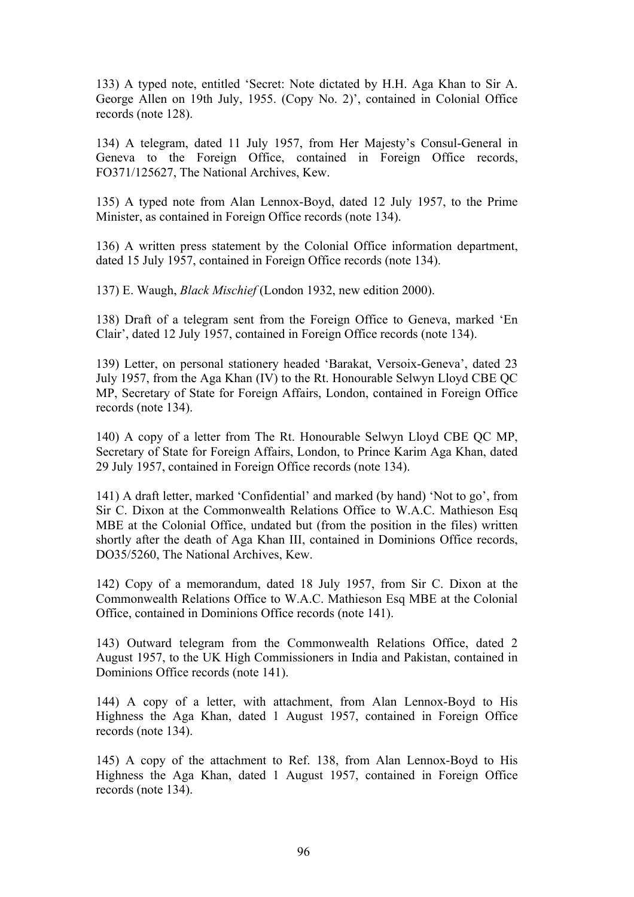133) A typed note, entitled 'Secret: Note dictated by H.H. Aga Khan to Sir A. George Allen on 19th July, 1955. (Copy No. 2)', contained in Colonial Office records (note 128).

134) A telegram, dated 11 July 1957, from Her Majesty's Consul-General in Geneva to the Foreign Office, contained in Foreign Office records, FO371/125627, The National Archives, Kew.

135) A typed note from Alan Lennox-Boyd, dated 12 July 1957, to the Prime Minister, as contained in Foreign Office records (note 134).

136) A written press statement by the Colonial Office information department, dated 15 July 1957, contained in Foreign Office records (note 134).

137) E. Waugh, *Black Mischief* (London 1932, new edition 2000).

138) Draft of a telegram sent from the Foreign Office to Geneva, marked 'En Clair', dated 12 July 1957, contained in Foreign Office records (note 134).

139) Letter, on personal stationery headed 'Barakat, Versoix-Geneva', dated 23 July 1957, from the Aga Khan (IV) to the Rt. Honourable Selwyn Lloyd CBE QC MP, Secretary of State for Foreign Affairs, London, contained in Foreign Office records (note 134).

140) A copy of a letter from The Rt. Honourable Selwyn Lloyd CBE QC MP, Secretary of State for Foreign Affairs, London, to Prince Karim Aga Khan, dated 29 July 1957, contained in Foreign Office records (note 134).

141) A draft letter, marked 'Confidential' and marked (by hand) 'Not to go', from Sir C. Dixon at the Commonwealth Relations Office to W.A.C. Mathieson Esq MBE at the Colonial Office, undated but (from the position in the files) written shortly after the death of Aga Khan III, contained in Dominions Office records, DO35/5260, The National Archives, Kew.

142) Copy of a memorandum, dated 18 July 1957, from Sir C. Dixon at the Commonwealth Relations Office to W.A.C. Mathieson Esq MBE at the Colonial Office, contained in Dominions Office records (note 141).

143) Outward telegram from the Commonwealth Relations Office, dated 2 August 1957, to the UK High Commissioners in India and Pakistan, contained in Dominions Office records (note 141).

144) A copy of a letter, with attachment, from Alan Lennox-Boyd to His Highness the Aga Khan, dated 1 August 1957, contained in Foreign Office records (note 134).

145) A copy of the attachment to Ref. 138, from Alan Lennox-Boyd to His Highness the Aga Khan, dated 1 August 1957, contained in Foreign Office records (note 134).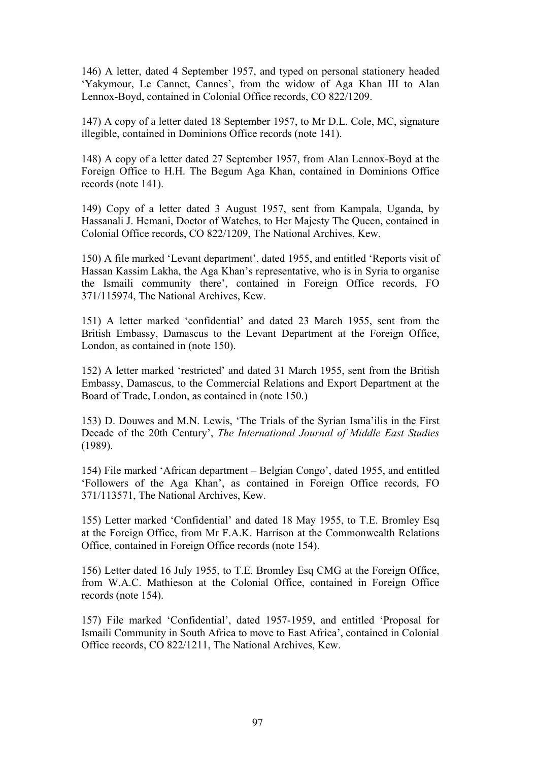146) A letter, dated 4 September 1957, and typed on personal stationery headed 'Yakymour, Le Cannet, Cannes', from the widow of Aga Khan III to Alan Lennox-Boyd, contained in Colonial Office records, CO 822/1209.

147) A copy of a letter dated 18 September 1957, to Mr D.L. Cole, MC, signature illegible, contained in Dominions Office records (note 141).

148) A copy of a letter dated 27 September 1957, from Alan Lennox-Boyd at the Foreign Office to H.H. The Begum Aga Khan, contained in Dominions Office records (note 141).

149) Copy of a letter dated 3 August 1957, sent from Kampala, Uganda, by Hassanali J. Hemani, Doctor of Watches, to Her Majesty The Queen, contained in Colonial Office records, CO 822/1209, The National Archives, Kew.

150) A file marked 'Levant department', dated 1955, and entitled 'Reports visit of Hassan Kassim Lakha, the Aga Khan's representative, who is in Syria to organise the Ismaili community there', contained in Foreign Office records, FO 371/115974, The National Archives, Kew.

151) A letter marked 'confidential' and dated 23 March 1955, sent from the British Embassy, Damascus to the Levant Department at the Foreign Office, London, as contained in (note 150).

152) A letter marked 'restricted' and dated 31 March 1955, sent from the British Embassy, Damascus, to the Commercial Relations and Export Department at the Board of Trade, London, as contained in (note 150.)

153) D. Douwes and M.N. Lewis, 'The Trials of the Syrian Isma'ilis in the First Decade of the 20th Century', *The International Journal of Middle East Studies* (1989).

154) File marked 'African department – Belgian Congo', dated 1955, and entitled 'Followers of the Aga Khan', as contained in Foreign Office records, FO 371/113571, The National Archives, Kew.

155) Letter marked 'Confidential' and dated 18 May 1955, to T.E. Bromley Esq at the Foreign Office, from Mr F.A.K. Harrison at the Commonwealth Relations Office, contained in Foreign Office records (note 154).

156) Letter dated 16 July 1955, to T.E. Bromley Esq CMG at the Foreign Office, from W.A.C. Mathieson at the Colonial Office, contained in Foreign Office records (note 154).

157) File marked 'Confidential', dated 1957-1959, and entitled 'Proposal for Ismaili Community in South Africa to move to East Africa', contained in Colonial Office records, CO 822/1211, The National Archives, Kew.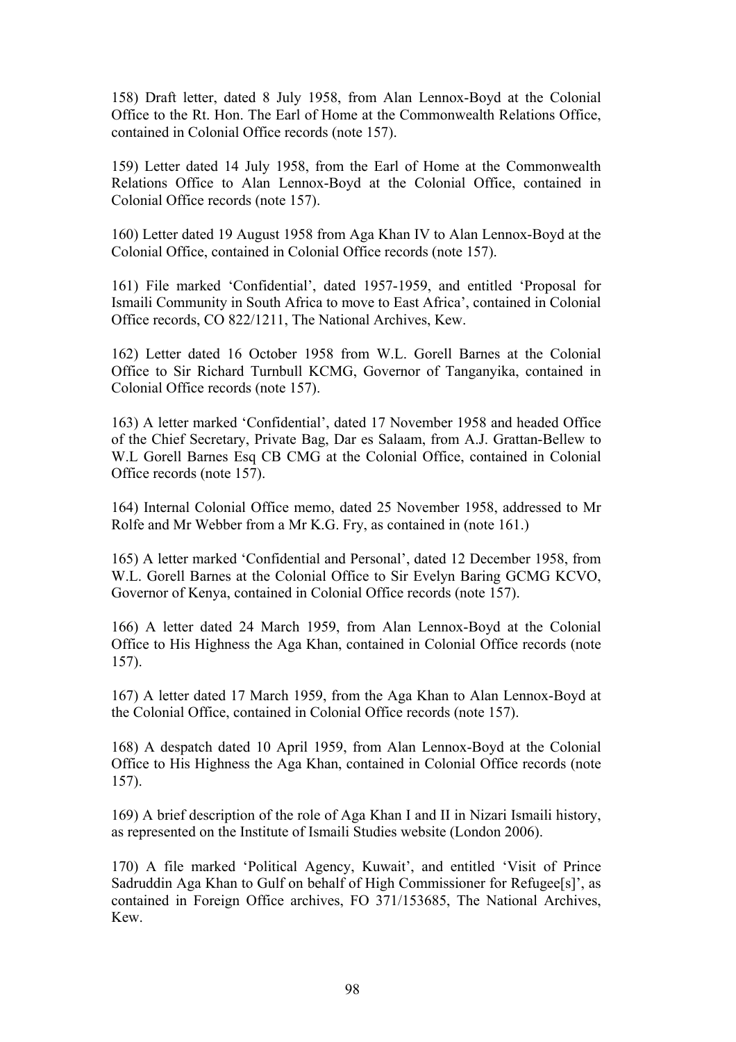158) Draft letter, dated 8 July 1958, from Alan Lennox-Boyd at the Colonial Office to the Rt. Hon. The Earl of Home at the Commonwealth Relations Office, contained in Colonial Office records (note 157).

159) Letter dated 14 July 1958, from the Earl of Home at the Commonwealth Relations Office to Alan Lennox-Boyd at the Colonial Office, contained in Colonial Office records (note 157).

160) Letter dated 19 August 1958 from Aga Khan IV to Alan Lennox-Boyd at the Colonial Office, contained in Colonial Office records (note 157).

161) File marked 'Confidential', dated 1957-1959, and entitled 'Proposal for Ismaili Community in South Africa to move to East Africa', contained in Colonial Office records, CO 822/1211, The National Archives, Kew.

162) Letter dated 16 October 1958 from W.L. Gorell Barnes at the Colonial Office to Sir Richard Turnbull KCMG, Governor of Tanganyika, contained in Colonial Office records (note 157).

163) A letter marked 'Confidential', dated 17 November 1958 and headed Office of the Chief Secretary, Private Bag, Dar es Salaam, from A.J. Grattan-Bellew to W.L Gorell Barnes Esq CB CMG at the Colonial Office, contained in Colonial Office records (note 157).

164) Internal Colonial Office memo, dated 25 November 1958, addressed to Mr Rolfe and Mr Webber from a Mr K.G. Fry, as contained in (note 161.)

165) A letter marked 'Confidential and Personal', dated 12 December 1958, from W.L. Gorell Barnes at the Colonial Office to Sir Evelyn Baring GCMG KCVO, Governor of Kenya, contained in Colonial Office records (note 157).

166) A letter dated 24 March 1959, from Alan Lennox-Boyd at the Colonial Office to His Highness the Aga Khan, contained in Colonial Office records (note 157).

167) A letter dated 17 March 1959, from the Aga Khan to Alan Lennox-Boyd at the Colonial Office, contained in Colonial Office records (note 157).

168) A despatch dated 10 April 1959, from Alan Lennox-Boyd at the Colonial Office to His Highness the Aga Khan, contained in Colonial Office records (note 157).

169) A brief description of the role of Aga Khan I and II in Nizari Ismaili history, as represented on the Institute of Ismaili Studies website (London 2006).

170) A file marked 'Political Agency, Kuwait', and entitled 'Visit of Prince Sadruddin Aga Khan to Gulf on behalf of High Commissioner for Refugee[s]', as contained in Foreign Office archives, FO 371/153685, The National Archives, Kew.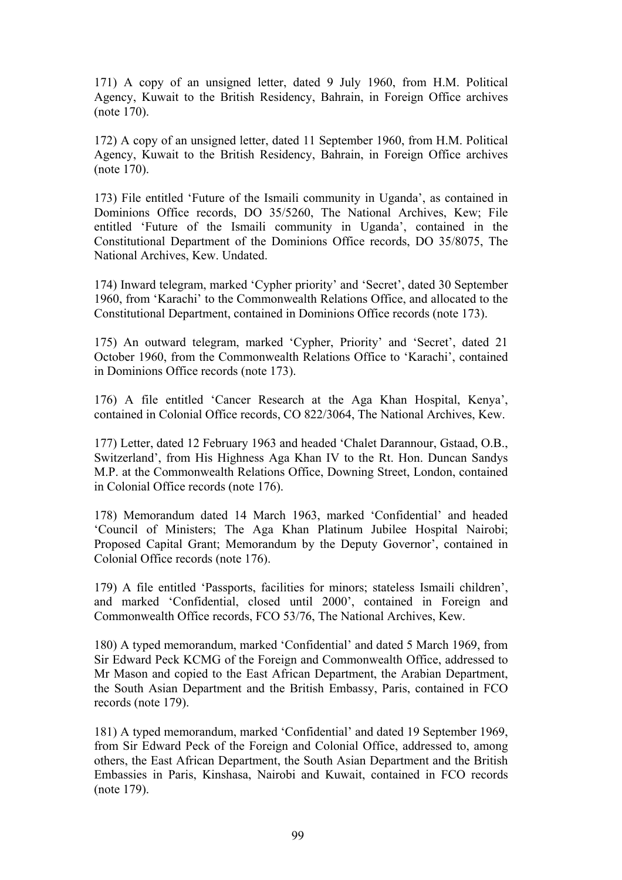171) A copy of an unsigned letter, dated 9 July 1960, from H.M. Political Agency, Kuwait to the British Residency, Bahrain, in Foreign Office archives (note 170).

172) A copy of an unsigned letter, dated 11 September 1960, from H.M. Political Agency, Kuwait to the British Residency, Bahrain, in Foreign Office archives (note 170).

173) File entitled 'Future of the Ismaili community in Uganda', as contained in Dominions Office records, DO 35/5260, The National Archives, Kew; File entitled 'Future of the Ismaili community in Uganda', contained in the Constitutional Department of the Dominions Office records, DO 35/8075, The National Archives, Kew. Undated.

174) Inward telegram, marked 'Cypher priority' and 'Secret', dated 30 September 1960, from 'Karachi' to the Commonwealth Relations Office, and allocated to the Constitutional Department, contained in Dominions Office records (note 173).

175) An outward telegram, marked 'Cypher, Priority' and 'Secret', dated 21 October 1960, from the Commonwealth Relations Office to 'Karachi', contained in Dominions Office records (note 173).

176) A file entitled 'Cancer Research at the Aga Khan Hospital, Kenya', contained in Colonial Office records, CO 822/3064, The National Archives, Kew.

177) Letter, dated 12 February 1963 and headed 'Chalet Darannour, Gstaad, O.B., Switzerland', from His Highness Aga Khan IV to the Rt. Hon. Duncan Sandys M.P. at the Commonwealth Relations Office, Downing Street, London, contained in Colonial Office records (note 176).

178) Memorandum dated 14 March 1963, marked 'Confidential' and headed 'Council of Ministers; The Aga Khan Platinum Jubilee Hospital Nairobi; Proposed Capital Grant; Memorandum by the Deputy Governor', contained in Colonial Office records (note 176).

179) A file entitled 'Passports, facilities for minors; stateless Ismaili children', and marked 'Confidential, closed until 2000', contained in Foreign and Commonwealth Office records, FCO 53/76, The National Archives, Kew.

180) A typed memorandum, marked 'Confidential' and dated 5 March 1969, from Sir Edward Peck KCMG of the Foreign and Commonwealth Office, addressed to Mr Mason and copied to the East African Department, the Arabian Department, the South Asian Department and the British Embassy, Paris, contained in FCO records (note 179).

181) A typed memorandum, marked 'Confidential' and dated 19 September 1969, from Sir Edward Peck of the Foreign and Colonial Office, addressed to, among others, the East African Department, the South Asian Department and the British Embassies in Paris, Kinshasa, Nairobi and Kuwait, contained in FCO records (note 179).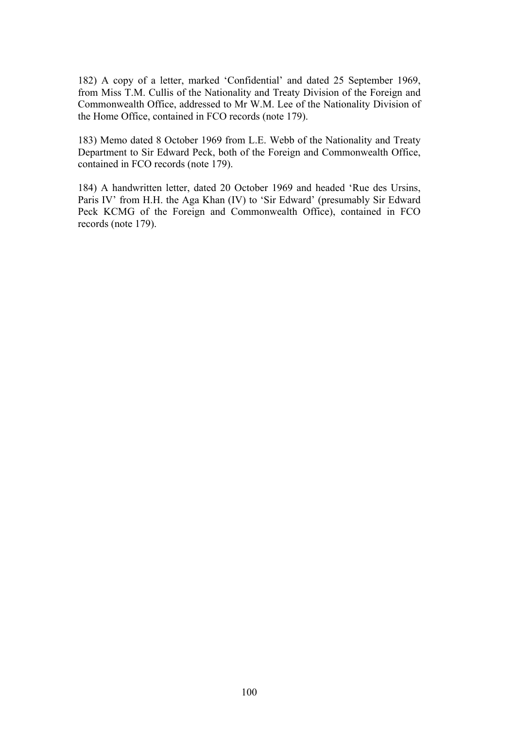182) A copy of a letter, marked 'Confidential' and dated 25 September 1969, from Miss T.M. Cullis of the Nationality and Treaty Division of the Foreign and Commonwealth Office, addressed to Mr W.M. Lee of the Nationality Division of the Home Office, contained in FCO records (note 179).

183) Memo dated 8 October 1969 from L.E. Webb of the Nationality and Treaty Department to Sir Edward Peck, both of the Foreign and Commonwealth Office, contained in FCO records (note 179).

184) A handwritten letter, dated 20 October 1969 and headed 'Rue des Ursins, Paris IV' from H.H. the Aga Khan (IV) to 'Sir Edward' (presumably Sir Edward Peck KCMG of the Foreign and Commonwealth Office), contained in FCO records (note 179).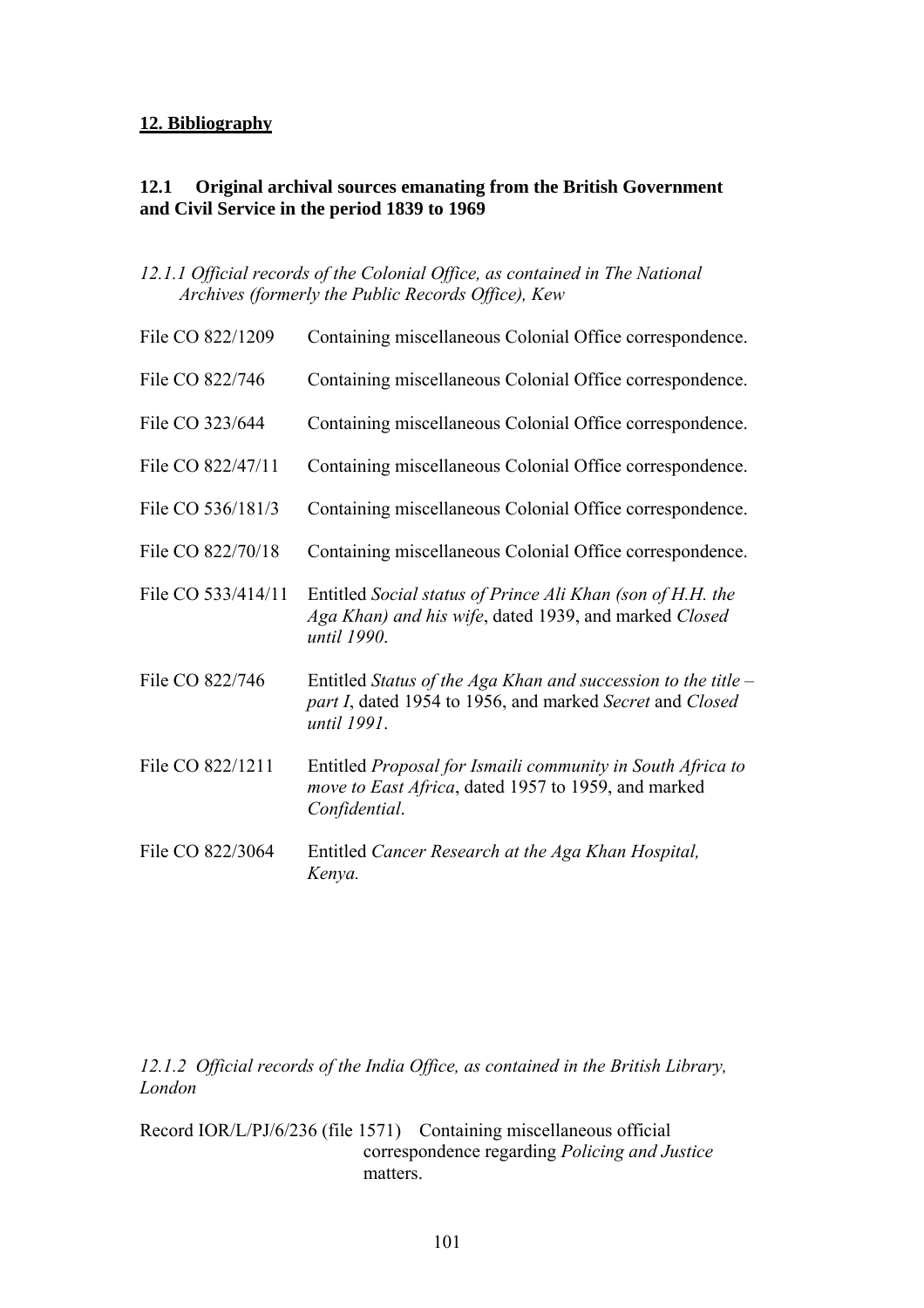## 12. Bibliography

### 12.1 Original archival sources emanating from the British Government and Civil Service in the period 1839 to 1969

*12.1.1 Official records of the Colonial Office, as contained in The National Archives (formerly the Public Records Office), Kew*

File CO 822/1209 Containing miscellaneous Colonial Office correspondence.

File CO 822/746 Containing miscellaneous Colonial Office correspondence.

File CO 323/644 Containing miscellaneous Colonial Office correspondence.

File CO 822/47/11 Containing miscellaneous Colonial Office correspondence.

File CO 536/181/3 Containing miscellaneous Colonial Office correspondence.

File CO 822/70/18 Containing miscellaneous Colonial Office correspondence.

File CO 533/414/11 Entitled *Social status of Prince Ali Khan (son of H.H. the Aga Khan) and his wife*, dated 1939, and marked *Closed until 1990*.

File CO 822/746 Entitled *Status of the Aga Khan and succession to the title – part I*, dated 1954 to 1956, and marked *Secret* and *Closed until 1991*.

File CO 822/1211 Entitled *Proposal for Ismaili community in South Africa to move to East Africa*, dated 1957 to 1959, and marked *Confidential*.

File CO 822/3064 Entitled *Cancer Research at the Aga Khan Hospital, Kenya.*

*12.1.2 Official records of the India Office, as contained in the British Library, London*

Record IOR/L/PJ/6/236 (file 1571) Containing miscellaneous official correspondence regarding *Policing and Justice* matters.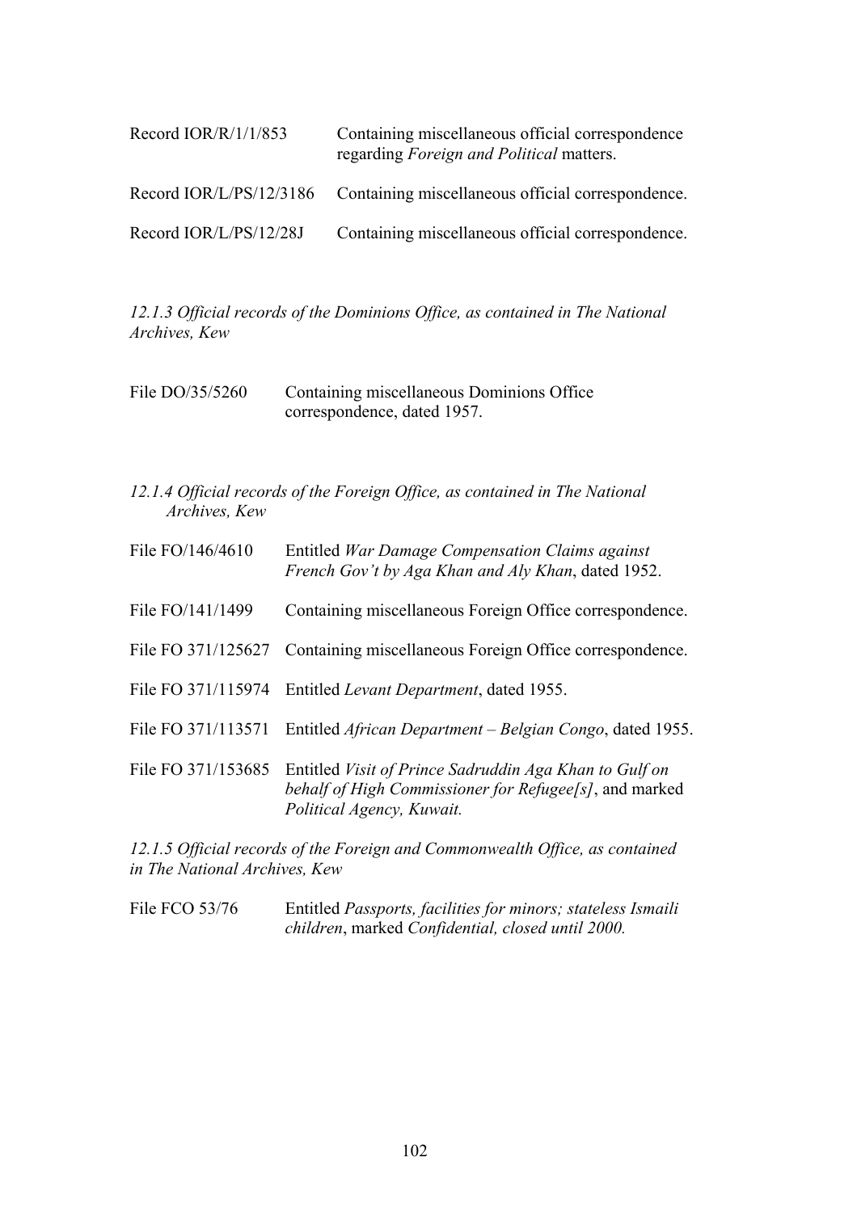| | |
|---|---|
| Record IOR/R/1/1/853 | Containing miscellaneous official correspondence regarding *Foreign and Political* matters. |
| Record IOR/L/PS/12/3186 | Containing miscellaneous official correspondence. |
| Record IOR/L/PS/12/28J | Containing miscellaneous official correspondence. |

*12.1.3 Official records of the Dominions Office, as contained in The National Archives, Kew*

| | |
|---|---|
| File DO/35/5260 | Containing miscellaneous Dominions Office correspondence, dated 1957. |

*12.1.4 Official records of the Foreign Office, as contained in The National Archives, Kew*

| | |
|---|---|
| File FO/146/4610 | Entitled *War Damage Compensation Claims against French Gov't by Aga Khan and Aly Khan*, dated 1952. |
| File FO/141/1499 | Containing miscellaneous Foreign Office correspondence. |
| File FO 371/125627 | Containing miscellaneous Foreign Office correspondence. |
| File FO 371/115974 | Entitled *Levant Department*, dated 1955. |
| File FO 371/113571 | Entitled *African Department – Belgian Congo*, dated 1955. |
| File FO 371/153685 | Entitled *Visit of Prince Sadruddin Aga Khan to Gulf on behalf of High Commissioner for Refugee[s]*, and marked *Political Agency, Kuwait.* |

*12.1.5 Official records of the Foreign and Commonwealth Office, as contained in The National Archives, Kew*

| | |
|---|---|
| File FCO 53/76 | Entitled *Passports, facilities for minors; stateless Ismaili children*, marked *Confidential, closed until 2000.* |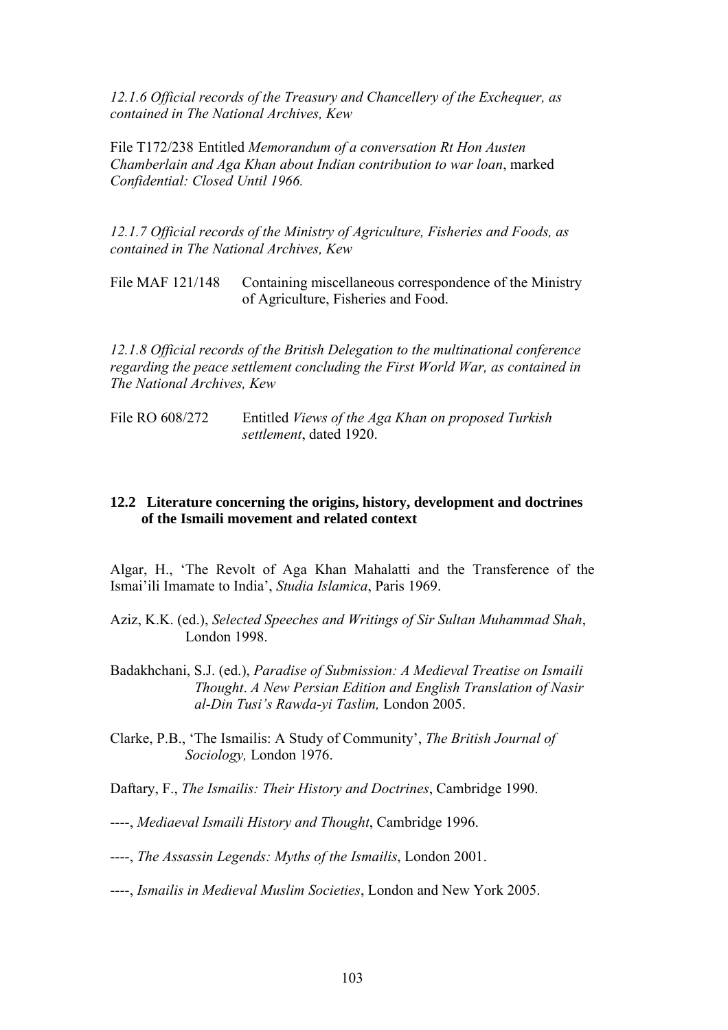*12.1.6 Official records of the Treasury and Chancellery of the Exchequer, as contained in The National Archives, Kew*

File T172/238 Entitled *Memorandum of a conversation Rt Hon Austen Chamberlain and Aga Khan about Indian contribution to war loan*, marked *Confidential: Closed Until 1966.*

*12.1.7 Official records of the Ministry of Agriculture, Fisheries and Foods, as contained in The National Archives, Kew*

File MAF 121/148 Containing miscellaneous correspondence of the Ministry of Agriculture, Fisheries and Food.

*12.1.8 Official records of the British Delegation to the multinational conference regarding the peace settlement concluding the First World War, as contained in The National Archives, Kew*

File RO 608/272 Entitled *Views of the Aga Khan on proposed Turkish settlement*, dated 1920.

## 12.2 Literature concerning the origins, history, development and doctrines of the Ismaili movement and related context

Algar, H., 'The Revolt of Aga Khan Mahalatti and the Transference of the Ismai'ili Imamate to India', *Studia Islamica*, Paris 1969.

Aziz, K.K. (ed.), *Selected Speeches and Writings of Sir Sultan Muhammad Shah*, London 1998.

Badakhchani, S.J. (ed.), *Paradise of Submission: A Medieval Treatise on Ismaili Thought. A New Persian Edition and English Translation of Nasir al-Din Tusi's Rawda-yi Taslim,* London 2005.

Clarke, P.B., 'The Ismailis: A Study of Community', *The British Journal of Sociology,* London 1976.

Daftary, F., *The Ismailis: Their History and Doctrines*, Cambridge 1990.

----, *Mediaeval Ismaili History and Thought*, Cambridge 1996.

----, *The Assassin Legends: Myths of the Ismailis*, London 2001.

----, *Ismailis in Medieval Muslim Societies*, London and New York 2005.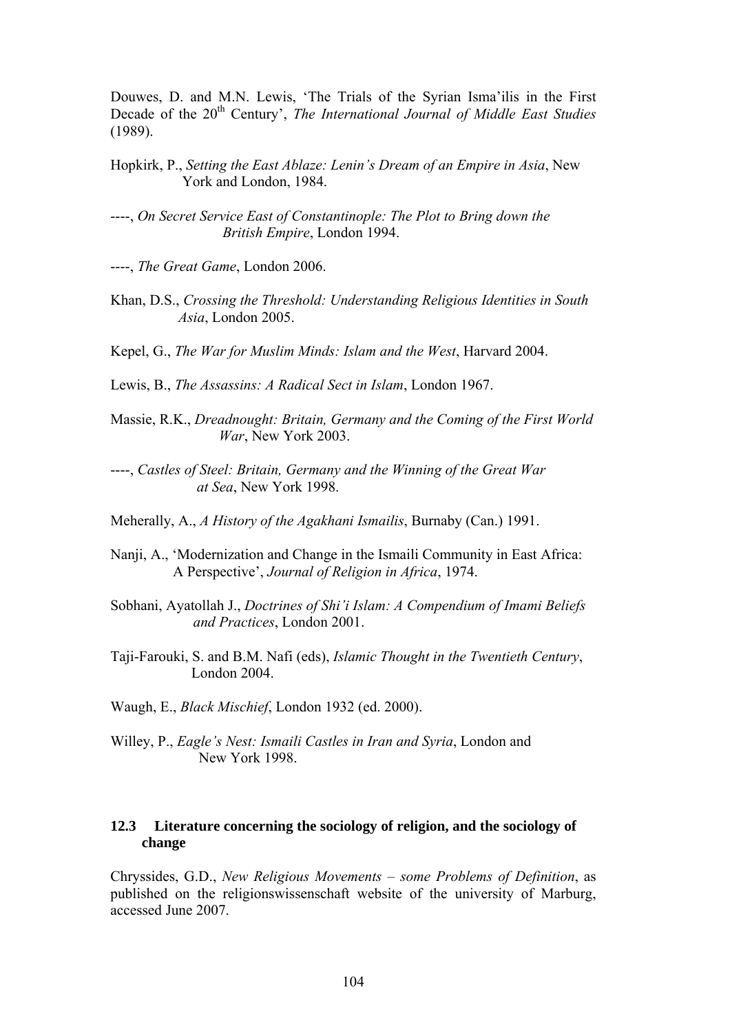Douwes, D. and M.N. Lewis, 'The Trials of the Syrian Isma'ilis in the First Decade of the 20th Century', *The International Journal of Middle East Studies* (1989).

Hopkirk, P., *Setting the East Ablaze: Lenin's Dream of an Empire in Asia*, New York and London, 1984.

----, *On Secret Service East of Constantinople: The Plot to Bring down the British Empire*, London 1994.

----, *The Great Game*, London 2006.

Khan, D.S., *Crossing the Threshold: Understanding Religious Identities in South Asia*, London 2005.

Kepel, G., *The War for Muslim Minds: Islam and the West*, Harvard 2004.

Lewis, B., *The Assassins: A Radical Sect in Islam*, London 1967.

Massie, R.K., *Dreadnought: Britain, Germany and the Coming of the First World War*, New York 2003.

----, *Castles of Steel: Britain, Germany and the Winning of the Great War at Sea*, New York 1998.

Meherally, A., *A History of the Agakhani Ismailis*, Burnaby (Can.) 1991.

Nanji, A., 'Modernization and Change in the Ismaili Community in East Africa: A Perspective', *Journal of Religion in Africa*, 1974.

Sobhani, Ayatollah J., *Doctrines of Shi'i Islam: A Compendium of Imami Beliefs and Practices*, London 2001.

Taji-Farouki, S. and B.M. Nafi (eds), *Islamic Thought in the Twentieth Century*, London 2004.

Waugh, E., *Black Mischief*, London 1932 (ed. 2000).

Willey, P., *Eagle's Nest: Ismaili Castles in Iran and Syria*, London and New York 1998.

### 12.3 Literature concerning the sociology of religion, and the sociology of change

Chryssides, G.D., *New Religious Movements – some Problems of Definition*, as published on the religionswissenschaft website of the university of Marburg, accessed June 2007.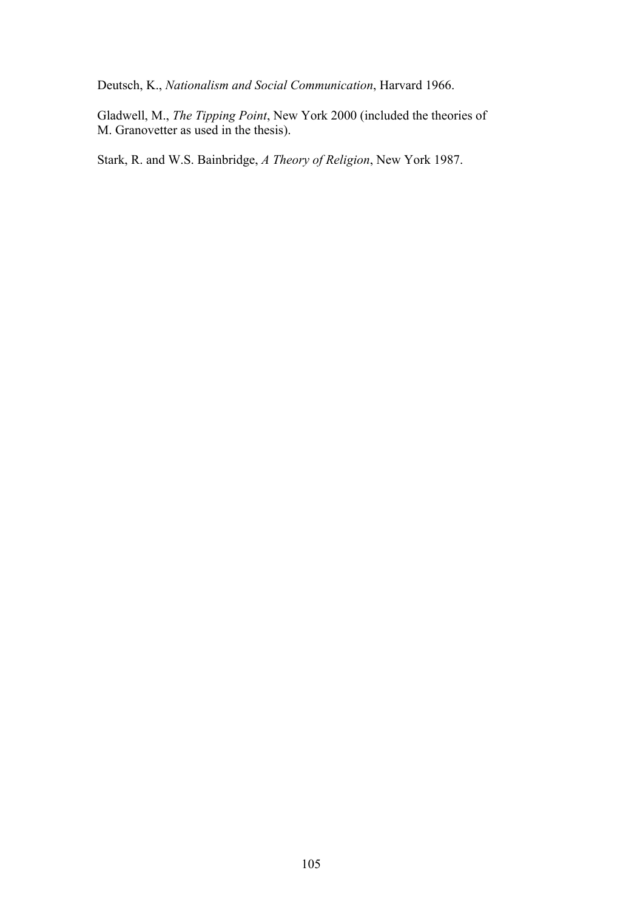Deutsch, K., *Nationalism and Social Communication*, Harvard 1966.

Gladwell, M., *The Tipping Point*, New York 2000 (included the theories of M. Granovetter as used in the thesis).

Stark, R. and W.S. Bainbridge, *A Theory of Religion*, New York 1987.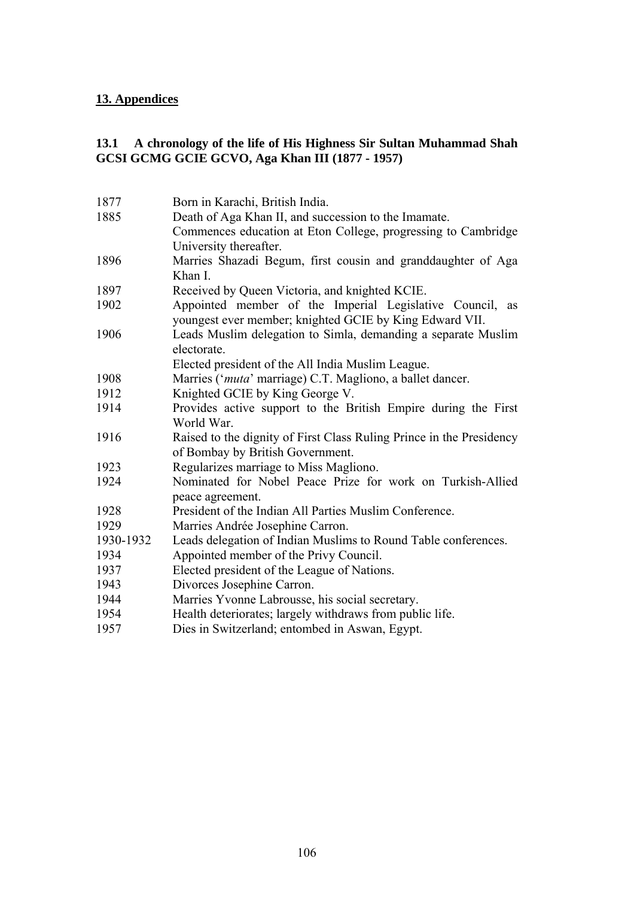## **13. Appendices**

### 13.1 A chronology of the life of His Highness Sir Sultan Muhammad Shah GCSI GCMG GCIE GCVO, Aga Khan III (1877 - 1957)

| | |
|---|---|
| 1877 | Born in Karachi, British India. |
| 1885 | Death of Aga Khan II, and succession to the Imamate. |
| | Commences education at Eton College, progressing to Cambridge University thereafter. |
| 1896 | Marries Shazadi Begum, first cousin and granddaughter of Aga Khan I. |
| 1897 | Received by Queen Victoria, and knighted KCIE. |
| 1902 | Appointed member of the Imperial Legislative Council, as youngest ever member; knighted GCIE by King Edward VII. |
| 1906 | Leads Muslim delegation to Simla, demanding a separate Muslim electorate. |
| | Elected president of the All India Muslim League. |
| 1908 | Marries ('*muta*' marriage) C.T. Magliono, a ballet dancer. |
| 1912 | Knighted GCIE by King George V. |
| 1914 | Provides active support to the British Empire during the First World War. |
| 1916 | Raised to the dignity of First Class Ruling Prince in the Presidency of Bombay by British Government. |
| 1923 | Regularizes marriage to Miss Magliono. |
| 1924 | Nominated for Nobel Peace Prize for work on Turkish-Allied peace agreement. |
| 1928 | President of the Indian All Parties Muslim Conference. |
| 1929 | Marries Andrée Josephine Carron. |
| 1930-1932 | Leads delegation of Indian Muslims to Round Table conferences. |
| 1934 | Appointed member of the Privy Council. |
| 1937 | Elected president of the League of Nations. |
| 1943 | Divorces Josephine Carron. |
| 1944 | Marries Yvonne Labrousse, his social secretary. |
| 1954 | Health deteriorates; largely withdraws from public life. |
| 1957 | Dies in Switzerland; entombed in Aswan, Egypt. |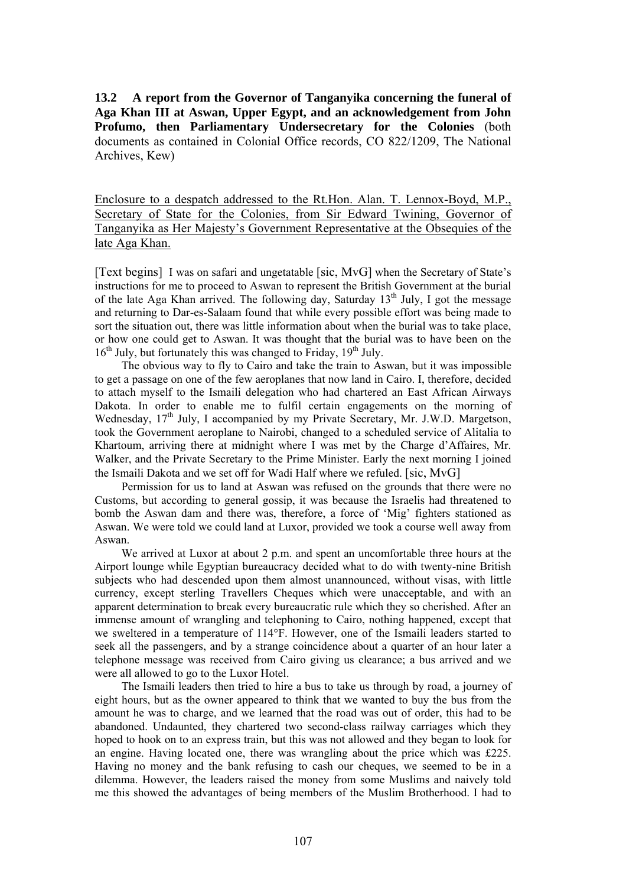**13.2 A report from the Governor of Tanganyika concerning the funeral of Aga Khan III at Aswan, Upper Egypt, and an acknowledgement from John Profumo, then Parliamentary Undersecretary for the Colonies** (both documents as contained in Colonial Office records, CO 822/1209, The National Archives, Kew)

<u>Enclosure to a despatch addressed to the Rt.Hon. Alan. T. Lennox-Boyd, M.P., Secretary of State for the Colonies, from Sir Edward Twining, Governor of Tanganyika as Her Majesty's Government Representative at the Obsequies of the late Aga Khan.</u>

[Text begins] I was on safari and ungetatable [sic, MvG] when the Secretary of State's instructions for me to proceed to Aswan to represent the British Government at the burial of the late Aga Khan arrived. The following day, Saturday 13th July, I got the message and returning to Dar-es-Salaam found that while every possible effort was being made to sort the situation out, there was little information about when the burial was to take place, or how one could get to Aswan. It was thought that the burial was to have been on the 16th July, but fortunately this was changed to Friday, 19th July.

The obvious way to fly to Cairo and take the train to Aswan, but it was impossible to get a passage on one of the few aeroplanes that now land in Cairo. I, therefore, decided to attach myself to the Ismaili delegation who had chartered an East African Airways Dakota. In order to enable me to fulfil certain engagements on the morning of Wednesday, 17th July, I accompanied by my Private Secretary, Mr. J.W.D. Margetson, took the Government aeroplane to Nairobi, changed to a scheduled service of Alitalia to Khartoum, arriving there at midnight where I was met by the Charge d'Affaires, Mr. Walker, and the Private Secretary to the Prime Minister. Early the next morning I joined the Ismaili Dakota and we set off for Wadi Half where we refuled. [sic, MvG]

Permission for us to land at Aswan was refused on the grounds that there were no Customs, but according to general gossip, it was because the Israelis had threatened to bomb the Aswan dam and there was, therefore, a force of 'Mig' fighters stationed as Aswan. We were told we could land at Luxor, provided we took a course well away from Aswan.

We arrived at Luxor at about 2 p.m. and spent an uncomfortable three hours at the Airport lounge while Egyptian bureaucracy decided what to do with twenty-nine British subjects who had descended upon them almost unannounced, without visas, with little currency, except sterling Travellers Cheques which were unacceptable, and with an apparent determination to break every bureaucratic rule which they so cherished. After an immense amount of wrangling and telephoning to Cairo, nothing happened, except that we sweltered in a temperature of 114°F. However, one of the Ismaili leaders started to seek all the passengers, and by a strange coincidence about a quarter of an hour later a telephone message was received from Cairo giving us clearance; a bus arrived and we were all allowed to go to the Luxor Hotel.

The Ismaili leaders then tried to hire a bus to take us through by road, a journey of eight hours, but as the owner appeared to think that we wanted to buy the bus from the amount he was to charge, and we learned that the road was out of order, this had to be abandoned. Undaunted, they chartered two second-class railway carriages which they hoped to hook on to an express train, but this was not allowed and they began to look for an engine. Having located one, there was wrangling about the price which was £225. Having no money and the bank refusing to cash our cheques, we seemed to be in a dilemma. However, the leaders raised the money from some Muslims and naively told me this showed the advantages of being members of the Muslim Brotherhood. I had to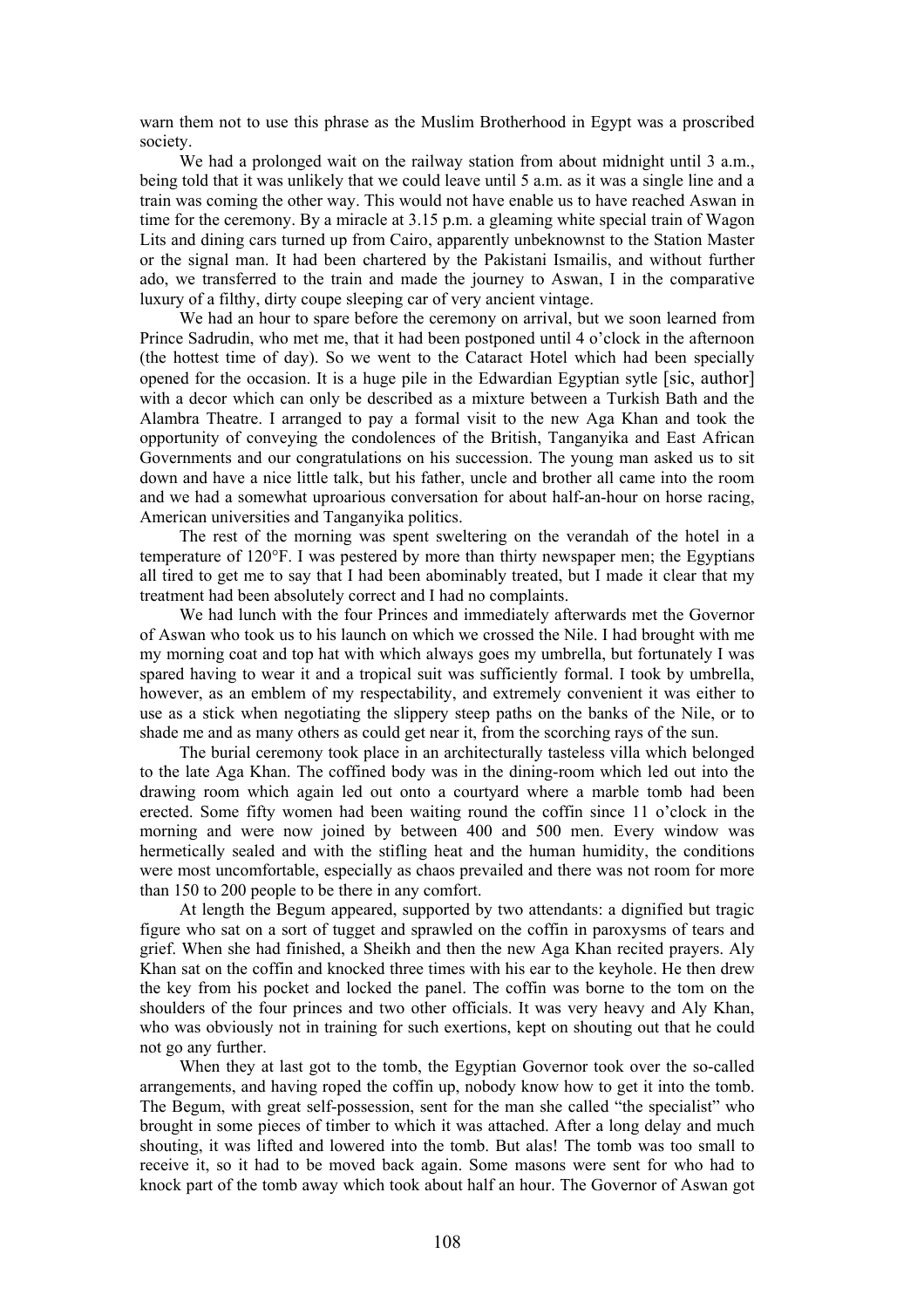warn them not to use this phrase as the Muslim Brotherhood in Egypt was a proscribed society.

We had a prolonged wait on the railway station from about midnight until 3 a.m., being told that it was unlikely that we could leave until 5 a.m. as it was a single line and a train was coming the other way. This would not have enable us to have reached Aswan in time for the ceremony. By a miracle at 3.15 p.m. a gleaming white special train of Wagon Lits and dining cars turned up from Cairo, apparently unbeknownst to the Station Master or the signal man. It had been chartered by the Pakistani Ismailis, and without further ado, we transferred to the train and made the journey to Aswan, I in the comparative luxury of a filthy, dirty coupe sleeping car of very ancient vintage.

We had an hour to spare before the ceremony on arrival, but we soon learned from Prince Sadrudin, who met me, that it had been postponed until 4 o'clock in the afternoon (the hottest time of day). So we went to the Cataract Hotel which had been specially opened for the occasion. It is a huge pile in the Edwardian Egyptian sytle [sic, author] with a decor which can only be described as a mixture between a Turkish Bath and the Alambra Theatre. I arranged to pay a formal visit to the new Aga Khan and took the opportunity of conveying the condolences of the British, Tanganyika and East African Governments and our congratulations on his succession. The young man asked us to sit down and have a nice little talk, but his father, uncle and brother all came into the room and we had a somewhat uproarious conversation for about half-an-hour on horse racing, American universities and Tanganyika politics.

The rest of the morning was spent sweltering on the verandah of the hotel in a temperature of 120°F. I was pestered by more than thirty newspaper men; the Egyptians all tired to get me to say that I had been abominably treated, but I made it clear that my treatment had been absolutely correct and I had no complaints.

We had lunch with the four Princes and immediately afterwards met the Governor of Aswan who took us to his launch on which we crossed the Nile. I had brought with me my morning coat and top hat with which always goes my umbrella, but fortunately I was spared having to wear it and a tropical suit was sufficiently formal. I took by umbrella, however, as an emblem of my respectability, and extremely convenient it was either to use as a stick when negotiating the slippery steep paths on the banks of the Nile, or to shade me and as many others as could get near it, from the scorching rays of the sun.

The burial ceremony took place in an architecturally tasteless villa which belonged to the late Aga Khan. The coffined body was in the dining-room which led out into the drawing room which again led out onto a courtyard where a marble tomb had been erected. Some fifty women had been waiting round the coffin since 11 o'clock in the morning and were now joined by between 400 and 500 men. Every window was hermetically sealed and with the stifling heat and the human humidity, the conditions were most uncomfortable, especially as chaos prevailed and there was not room for more than 150 to 200 people to be there in any comfort.

At length the Begum appeared, supported by two attendants: a dignified but tragic figure who sat on a sort of tugget and sprawled on the coffin in paroxysms of tears and grief. When she had finished, a Sheikh and then the new Aga Khan recited prayers. Aly Khan sat on the coffin and knocked three times with his ear to the keyhole. He then drew the key from his pocket and locked the panel. The coffin was borne to the tom on the shoulders of the four princes and two other officials. It was very heavy and Aly Khan, who was obviously not in training for such exertions, kept on shouting out that he could not go any further.

When they at last got to the tomb, the Egyptian Governor took over the so-called arrangements, and having roped the coffin up, nobody know how to get it into the tomb. The Begum, with great self-possession, sent for the man she called "the specialist" who brought in some pieces of timber to which it was attached. After a long delay and much shouting, it was lifted and lowered into the tomb. But alas! The tomb was too small to receive it, so it had to be moved back again. Some masons were sent for who had to knock part of the tomb away which took about half an hour. The Governor of Aswan got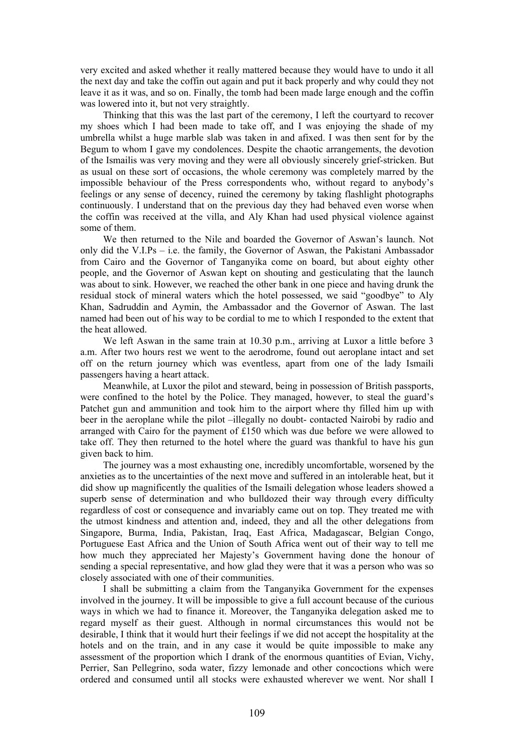very excited and asked whether it really mattered because they would have to undo it all the next day and take the coffin out again and put it back properly and why could they not leave it as it was, and so on. Finally, the tomb had been made large enough and the coffin was lowered into it, but not very straightly.

Thinking that this was the last part of the ceremony, I left the courtyard to recover my shoes which I had been made to take off, and I was enjoying the shade of my umbrella whilst a huge marble slab was taken in and afixed. I was then sent for by the Begum to whom I gave my condolences. Despite the chaotic arrangements, the devotion of the Ismailis was very moving and they were all obviously sincerely grief-stricken. But as usual on these sort of occasions, the whole ceremony was completely marred by the impossible behaviour of the Press correspondents who, without regard to anybody's feelings or any sense of decency, ruined the ceremony by taking flashlight photographs continuously. I understand that on the previous day they had behaved even worse when the coffin was received at the villa, and Aly Khan had used physical violence against some of them.

We then returned to the Nile and boarded the Governor of Aswan's launch. Not only did the V.I.Ps – i.e. the family, the Governor of Aswan, the Pakistani Ambassador from Cairo and the Governor of Tanganyika come on board, but about eighty other people, and the Governor of Aswan kept on shouting and gesticulating that the launch was about to sink. However, we reached the other bank in one piece and having drunk the residual stock of mineral waters which the hotel possessed, we said "goodbye" to Aly Khan, Sadruddin and Aymin, the Ambassador and the Governor of Aswan. The last named had been out of his way to be cordial to me to which I responded to the extent that the heat allowed.

We left Aswan in the same train at 10.30 p.m., arriving at Luxor a little before 3 a.m. After two hours rest we went to the aerodrome, found out aeroplane intact and set off on the return journey which was eventless, apart from one of the lady Ismaili passengers having a heart attack.

Meanwhile, at Luxor the pilot and steward, being in possession of British passports, were confined to the hotel by the Police. They managed, however, to steal the guard's Patchet gun and ammunition and took him to the airport where thy filled him up with beer in the aeroplane while the pilot –illegally no doubt- contacted Nairobi by radio and arranged with Cairo for the payment of £150 which was due before we were allowed to take off. They then returned to the hotel where the guard was thankful to have his gun given back to him.

The journey was a most exhausting one, incredibly uncomfortable, worsened by the anxieties as to the uncertainties of the next move and suffered in an intolerable heat, but it did show up magnificently the qualities of the Ismaili delegation whose leaders showed a superb sense of determination and who bulldozed their way through every difficulty regardless of cost or consequence and invariably came out on top. They treated me with the utmost kindness and attention and, indeed, they and all the other delegations from Singapore, Burma, India, Pakistan, Iraq, East Africa, Madagascar, Belgian Congo, Portuguese East Africa and the Union of South Africa went out of their way to tell me how much they appreciated her Majesty's Government having done the honour of sending a special representative, and how glad they were that it was a person who was so closely associated with one of their communities.

I shall be submitting a claim from the Tanganyika Government for the expenses involved in the journey. It will be impossible to give a full account because of the curious ways in which we had to finance it. Moreover, the Tanganyika delegation asked me to regard myself as their guest. Although in normal circumstances this would not be desirable, I think that it would hurt their feelings if we did not accept the hospitality at the hotels and on the train, and in any case it would be quite impossible to make any assessment of the proportion which I drank of the enormous quantities of Evian, Vichy, Perrier, San Pellegrino, soda water, fizzy lemonade and other concoctions which were ordered and consumed until all stocks were exhausted wherever we went. Nor shall I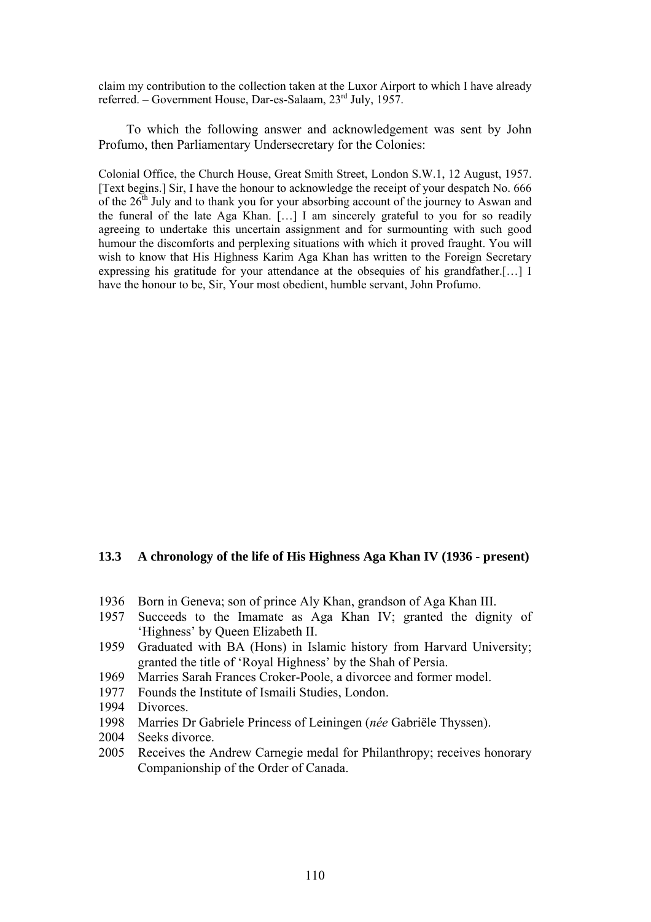claim my contribution to the collection taken at the Luxor Airport to which I have already referred. – Government House, Dar-es-Salaam, 23rd July, 1957.

To which the following answer and acknowledgement was sent by John Profumo, then Parliamentary Undersecretary for the Colonies:

Colonial Office, the Church House, Great Smith Street, London S.W.1, 12 August, 1957. [Text begins.] Sir, I have the honour to acknowledge the receipt of your despatch No. 666 of the 26th July and to thank you for your absorbing account of the journey to Aswan and the funeral of the late Aga Khan. […] I am sincerely grateful to you for so readily agreeing to undertake this uncertain assignment and for surmounting with such good humour the discomforts and perplexing situations with which it proved fraught. You will wish to know that His Highness Karim Aga Khan has written to the Foreign Secretary expressing his gratitude for your attendance at the obsequies of his grandfather.[…] I have the honour to be, Sir, Your most obedient, humble servant, John Profumo.

### 13.3 A chronology of the life of His Highness Aga Khan IV (1936 - present)

1936 Born in Geneva; son of prince Aly Khan, grandson of Aga Khan III.
1957 Succeeds to the Imamate as Aga Khan IV; granted the dignity of 'Highness' by Queen Elizabeth II.
1959 Graduated with BA (Hons) in Islamic history from Harvard University; granted the title of 'Royal Highness' by the Shah of Persia.
1969 Marries Sarah Frances Croker-Poole, a divorcee and former model.
1977 Founds the Institute of Ismaili Studies, London.
1994 Divorces.
1998 Marries Dr Gabriele Princess of Leiningen (*née* Gabriële Thyssen).
2004 Seeks divorce.
2005 Receives the Andrew Carnegie medal for Philanthropy; receives honorary Companionship of the Order of Canada.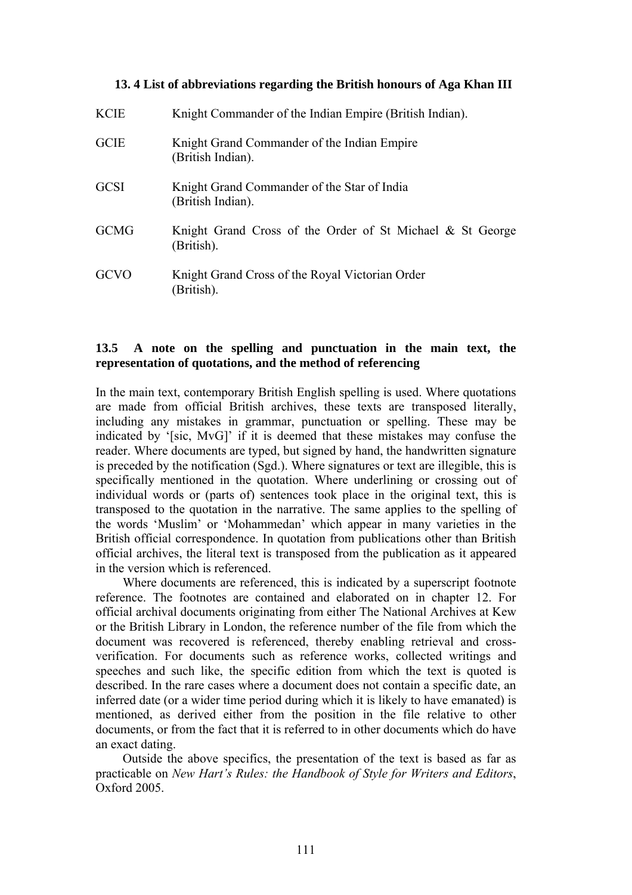### 13. 4 List of abbreviations regarding the British honours of Aga Khan III

| | |
|---|---|
| KCIE | Knight Commander of the Indian Empire (British Indian). |
| GCIE | Knight Grand Commander of the Indian Empire (British Indian). |
| GCSI | Knight Grand Commander of the Star of India (British Indian). |
| GCMG | Knight Grand Cross of the Order of St Michael & St George (British). |
| GCVO | Knight Grand Cross of the Royal Victorian Order (British). |

### 13.5 A note on the spelling and punctuation in the main text, the representation of quotations, and the method of referencing

In the main text, contemporary British English spelling is used. Where quotations are made from official British archives, these texts are transposed literally, including any mistakes in grammar, punctuation or spelling. These may be indicated by '[sic, MvG]' if it is deemed that these mistakes may confuse the reader. Where documents are typed, but signed by hand, the handwritten signature is preceded by the notification (Sgd.). Where signatures or text are illegible, this is specifically mentioned in the quotation. Where underlining or crossing out of individual words or (parts of) sentences took place in the original text, this is transposed to the quotation in the narrative. The same applies to the spelling of the words 'Muslim' or 'Mohammedan' which appear in many varieties in the British official correspondence. In quotation from publications other than British official archives, the literal text is transposed from the publication as it appeared in the version which is referenced.

Where documents are referenced, this is indicated by a superscript footnote reference. The footnotes are contained and elaborated on in chapter 12. For official archival documents originating from either The National Archives at Kew or the British Library in London, the reference number of the file from which the document was recovered is referenced, thereby enabling retrieval and cross-verification. For documents such as reference works, collected writings and speeches and such like, the specific edition from which the text is quoted is described. In the rare cases where a document does not contain a specific date, an inferred date (or a wider time period during which it is likely to have emanated) is mentioned, as derived either from the position in the file relative to other documents, or from the fact that it is referred to in other documents which do have an exact dating.

Outside the above specifics, the presentation of the text is based as far as practicable on *New Hart's Rules: the Handbook of Style for Writers and Editors*, Oxford 2005.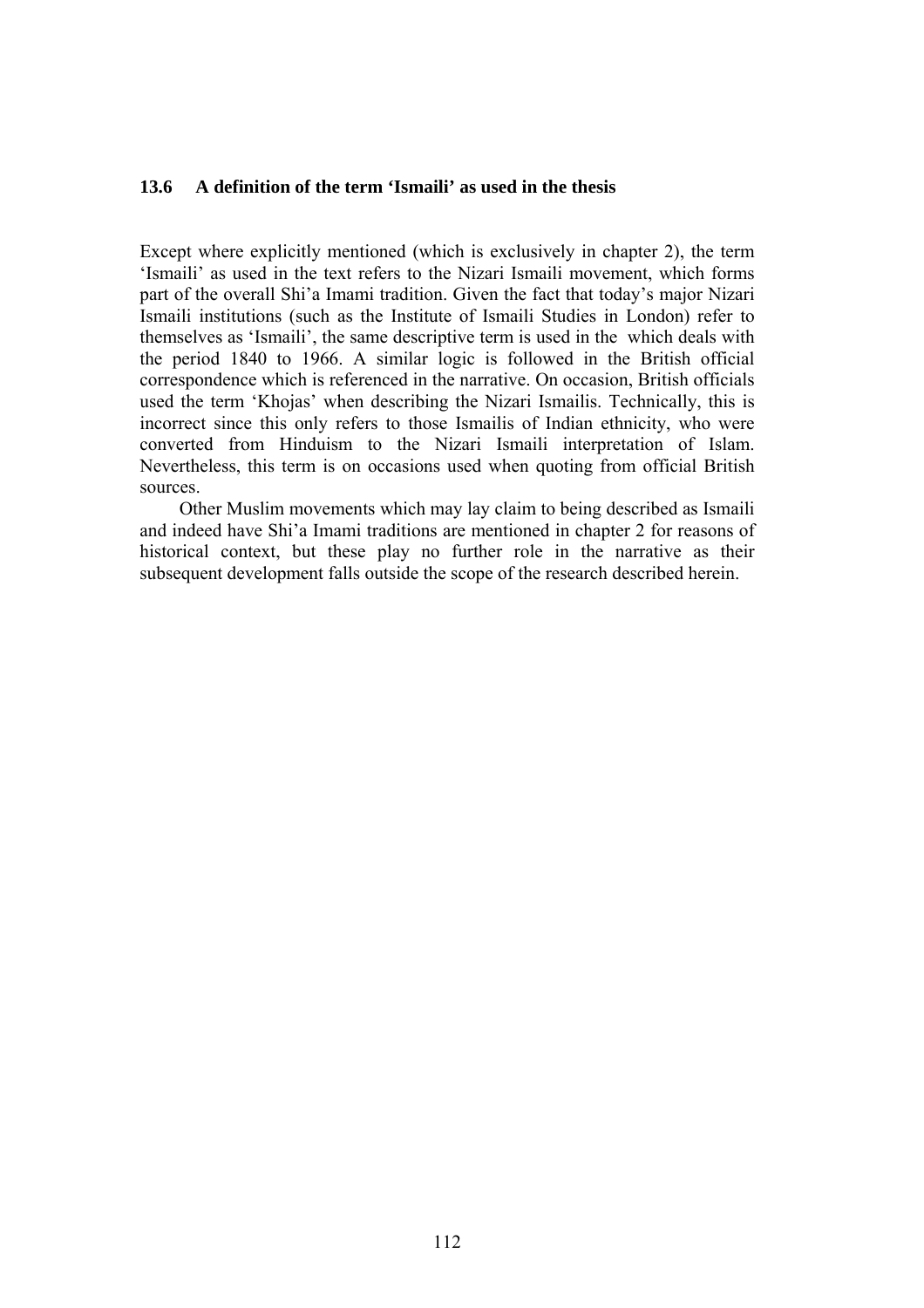### 13.6 A definition of the term 'Ismaili' as used in the thesis

Except where explicitly mentioned (which is exclusively in chapter 2), the term 'Ismaili' as used in the text refers to the Nizari Ismaili movement, which forms part of the overall Shi'a Imami tradition. Given the fact that today's major Nizari Ismaili institutions (such as the Institute of Ismaili Studies in London) refer to themselves as 'Ismaili', the same descriptive term is used in the  which deals with the period 1840 to 1966. A similar logic is followed in the British official correspondence which is referenced in the narrative. On occasion, British officials used the term 'Khojas' when describing the Nizari Ismailis. Technically, this is incorrect since this only refers to those Ismailis of Indian ethnicity, who were converted from Hinduism to the Nizari Ismaili interpretation of Islam. Nevertheless, this term is on occasions used when quoting from official British sources.

Other Muslim movements which may lay claim to being described as Ismaili and indeed have Shi'a Imami traditions are mentioned in chapter 2 for reasons of historical context, but these play no further role in the narrative as their subsequent development falls outside the scope of the research described herein.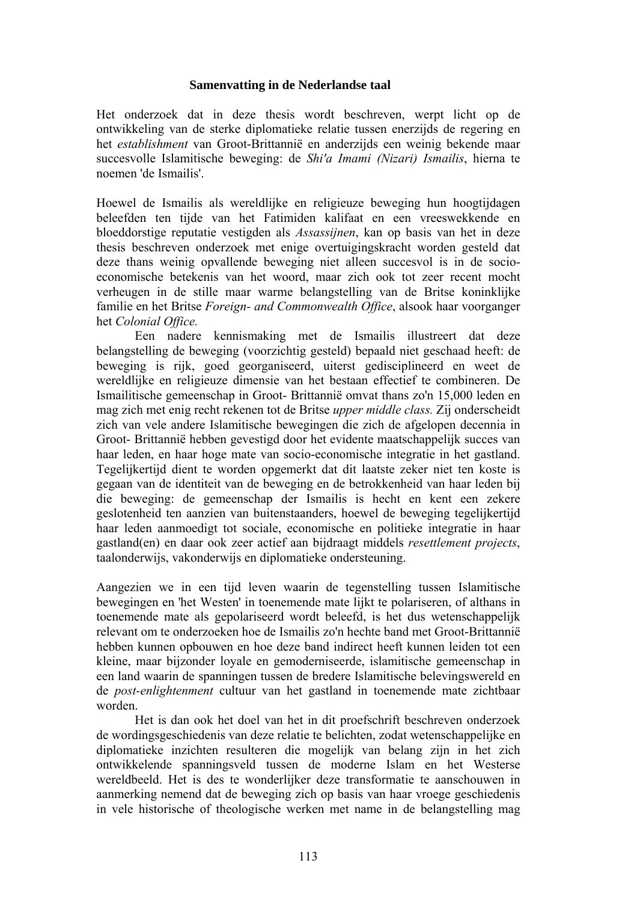**Samenvatting in de Nederlandse taal**

Het onderzoek dat in deze thesis wordt beschreven, werpt licht op de ontwikkeling van de sterke diplomatieke relatie tussen enerzijds de regering en het *establishment* van Groot-Brittannië en anderzijds een weinig bekende maar succesvolle Islamitische beweging: de *Shi'a Imami (Nizari) Ismailis*, hierna te noemen 'de Ismailis'.

Hoewel de Ismailis als wereldlijke en religieuze beweging hun hoogtijdagen beleefden ten tijde van het Fatimiden kalifaat en een vreeswekkende en bloeddorstige reputatie vestigden als *Assassijnen*, kan op basis van het in deze thesis beschreven onderzoek met enige overtuigingskracht worden gesteld dat deze thans weinig opvallende beweging niet alleen succesvol is in de socio-economische betekenis van het woord, maar zich ook tot zeer recent mocht verheugen in de stille maar warme belangstelling van de Britse koninklijke familie en het Britse *Foreign- and Commonwealth Office*, alsook haar voorganger het *Colonial Office.*

Een nadere kennismaking met de Ismailis illustreert dat deze belangstelling de beweging (voorzichtig gesteld) bepaald niet geschaad heeft: de beweging is rijk, goed georganiseerd, uiterst gedisciplineerd en weet de wereldlijke en religieuze dimensie van het bestaan effectief te combineren. De Ismailitische gemeenschap in Groot- Brittannië omvat thans zo'n 15,000 leden en mag zich met enig recht rekenen tot de Britse *upper middle class.* Zij onderscheidt zich van vele andere Islamitische bewegingen die zich de afgelopen decennia in Groot- Brittannië hebben gevestigd door het evidente maatschappelijk succes van haar leden, en haar hoge mate van socio-economische integratie in het gastland. Tegelijkertijd dient te worden opgemerkt dat dit laatste zeker niet ten koste is gegaan van de identiteit van de beweging en de betrokkenheid van haar leden bij die beweging: de gemeenschap der Ismailis is hecht en kent een zekere geslotenheid ten aanzien van buitenstaanders, hoewel de beweging tegelijkertijd haar leden aanmoedigt tot sociale, economische en politieke integratie in haar gastland(en) en daar ook zeer actief aan bijdraagt middels *resettlement projects*, taalonderwijs, vakonderwijs en diplomatieke ondersteuning.

Aangezien we in een tijd leven waarin de tegenstelling tussen Islamitische bewegingen en 'het Westen' in toenemende mate lijkt te polariseren, of althans in toenemende mate als gepolariseerd wordt beleefd, is het dus wetenschappelijk relevant om te onderzoeken hoe de Ismailis zo'n hechte band met Groot-Brittannië hebben kunnen opbouwen en hoe deze band indirect heeft kunnen leiden tot een kleine, maar bijzonder loyale en gemoderniseerde, islamitische gemeenschap in een land waarin de spanningen tussen de bredere Islamitische belevingswereld en de *post-enlightenment* cultuur van het gastland in toenemende mate zichtbaar worden.

Het is dan ook het doel van het in dit proefschrift beschreven onderzoek de wordingsgeschiedenis van deze relatie te belichten, zodat wetenschappelijke en diplomatieke inzichten resulteren die mogelijk van belang zijn in het zich ontwikkelende spanningsveld tussen de moderne Islam en het Westerse wereldbeeld. Het is des te wonderlijker deze transformatie te aanschouwen in aanmerking nemend dat de beweging zich op basis van haar vroege geschiedenis in vele historische of theologische werken met name in de belangstelling mag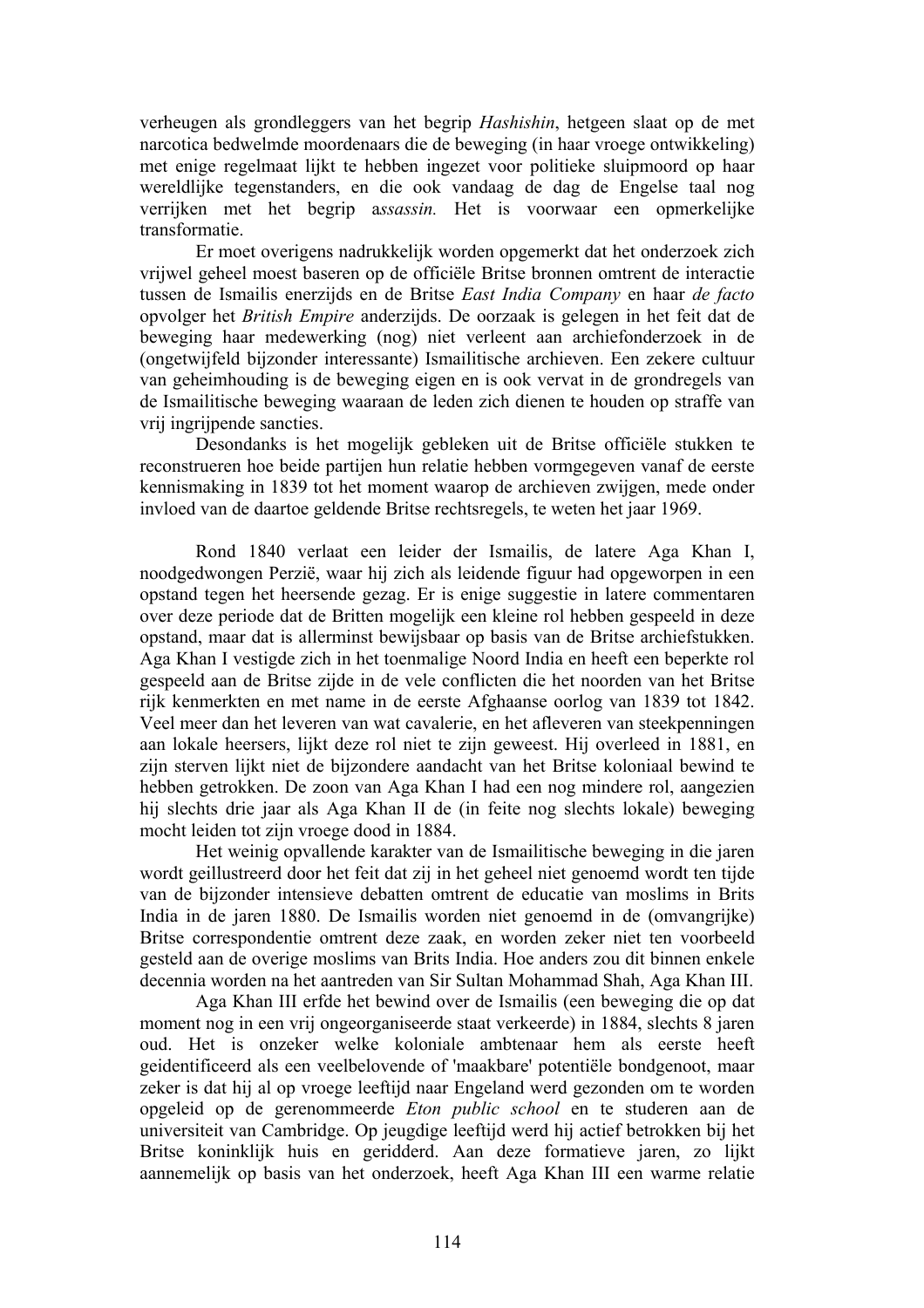verheugen als grondleggers van het begrip *Hashishin*, hetgeen slaat op de met narcotica bedwelmde moordenaars die de beweging (in haar vroege ontwikkeling) met enige regelmaat lijkt te hebben ingezet voor politieke sluipmoord op haar wereldlijke tegenstanders, en die ook vandaag de dag de Engelse taal nog verrijken met het begrip a*ssassin.* Het is voorwaar een opmerkelijke transformatie.

Er moet overigens nadrukkelijk worden opgemerkt dat het onderzoek zich vrijwel geheel moest baseren op de officiële Britse bronnen omtrent de interactie tussen de Ismailis enerzijds en de Britse *East India Company* en haar *de facto* opvolger het *British Empire* anderzijds. De oorzaak is gelegen in het feit dat de beweging haar medewerking (nog) niet verleent aan archiefonderzoek in de (ongetwijfeld bijzonder interessante) Ismailitische archieven. Een zekere cultuur van geheimhouding is de beweging eigen en is ook vervat in de grondregels van de Ismailitische beweging waaraan de leden zich dienen te houden op straffe van vrij ingrijpende sancties.

Desondanks is het mogelijk gebleken uit de Britse officiële stukken te reconstrueren hoe beide partijen hun relatie hebben vormgegeven vanaf de eerste kennismaking in 1839 tot het moment waarop de archieven zwijgen, mede onder invloed van de daartoe geldende Britse rechtsregels, te weten het jaar 1969.

Rond 1840 verlaat een leider der Ismailis, de latere Aga Khan I, noodgedwongen Perzië, waar hij zich als leidende figuur had opgeworpen in een opstand tegen het heersende gezag. Er is enige suggestie in latere commentaren over deze periode dat de Britten mogelijk een kleine rol hebben gespeeld in deze opstand, maar dat is allerminst bewijsbaar op basis van de Britse archiefstukken. Aga Khan I vestigde zich in het toenmalige Noord India en heeft een beperkte rol gespeeld aan de Britse zijde in de vele conflicten die het noorden van het Britse rijk kenmerkten en met name in de eerste Afghaanse oorlog van 1839 tot 1842. Veel meer dan het leveren van wat cavalerie, en het afleveren van steekpenningen aan lokale heersers, lijkt deze rol niet te zijn geweest. Hij overleed in 1881, en zijn sterven lijkt niet de bijzondere aandacht van het Britse koloniaal bewind te hebben getrokken. De zoon van Aga Khan I had een nog mindere rol, aangezien hij slechts drie jaar als Aga Khan II de (in feite nog slechts lokale) beweging mocht leiden tot zijn vroege dood in 1884.

Het weinig opvallende karakter van de Ismailitische beweging in die jaren wordt geillustreerd door het feit dat zij in het geheel niet genoemd wordt ten tijde van de bijzonder intensieve debatten omtrent de educatie van moslims in Brits India in de jaren 1880. De Ismailis worden niet genoemd in de (omvangrijke) Britse correspondentie omtrent deze zaak, en worden zeker niet ten voorbeeld gesteld aan de overige moslims van Brits India. Hoe anders zou dit binnen enkele decennia worden na het aantreden van Sir Sultan Mohammad Shah, Aga Khan III.

Aga Khan III erfde het bewind over de Ismailis (een beweging die op dat moment nog in een vrij ongeorganiseerde staat verkeerde) in 1884, slechts 8 jaren oud. Het is onzeker welke koloniale ambtenaar hem als eerste heeft geidentificeerd als een veelbelovende of 'maakbare' potentiële bondgenoot, maar zeker is dat hij al op vroege leeftijd naar Engeland werd gezonden om te worden opgeleid op de gerenommeerde *Eton public school* en te studeren aan de universiteit van Cambridge. Op jeugdige leeftijd werd hij actief betrokken bij het Britse koninklijk huis en geridderd. Aan deze formatieve jaren, zo lijkt aannemelijk op basis van het onderzoek, heeft Aga Khan III een warme relatie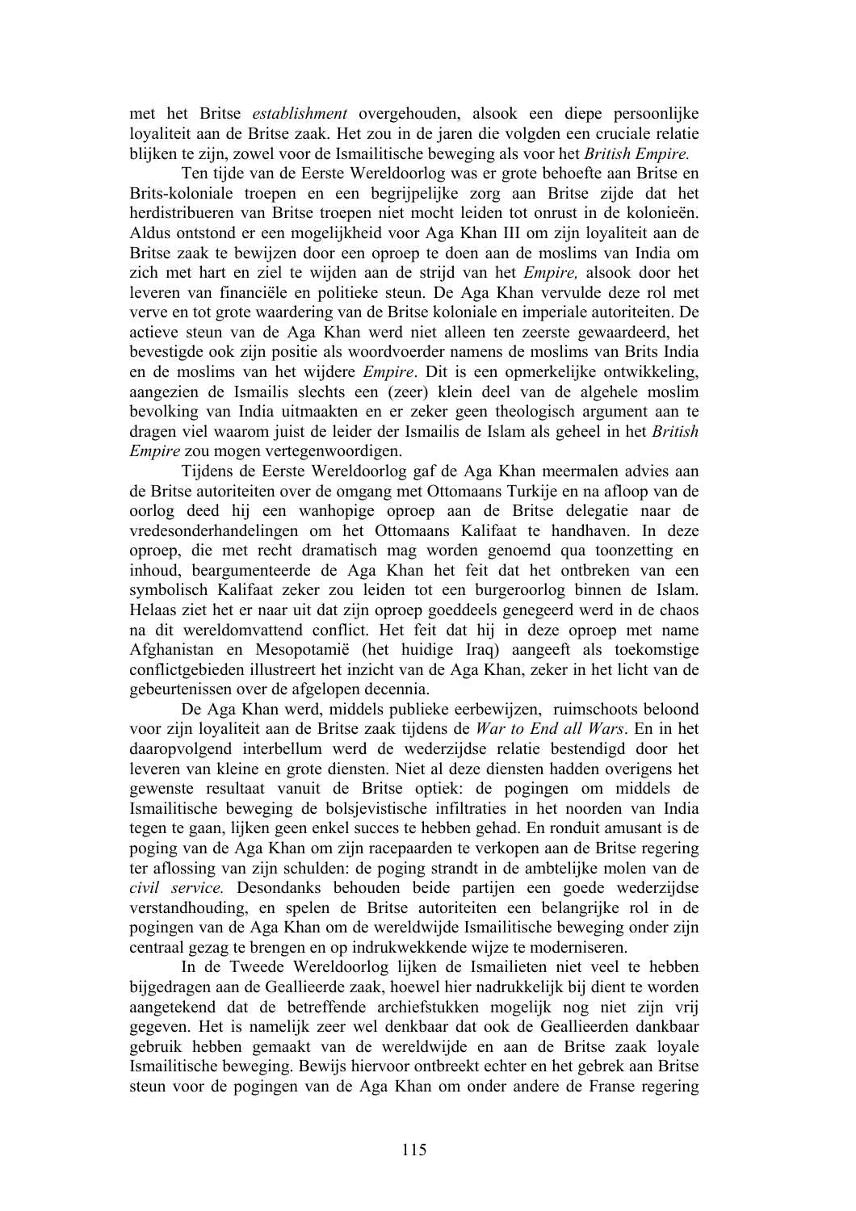met het Britse *establishment* overgehouden, alsook een diepe persoonlijke loyaliteit aan de Britse zaak. Het zou in de jaren die volgden een cruciale relatie blijken te zijn, zowel voor de Ismailitische beweging als voor het *British Empire.*

Ten tijde van de Eerste Wereldoorlog was er grote behoefte aan Britse en Brits-koloniale troepen en een begrijpelijke zorg aan Britse zijde dat het herdistribueren van Britse troepen niet mocht leiden tot onrust in de kolonieën. Aldus ontstond er een mogelijkheid voor Aga Khan III om zijn loyaliteit aan de Britse zaak te bewijzen door een oproep te doen aan de moslims van India om zich met hart en ziel te wijden aan de strijd van het *Empire,* alsook door het leveren van financiële en politieke steun. De Aga Khan vervulde deze rol met verve en tot grote waardering van de Britse koloniale en imperiale autoriteiten. De actieve steun van de Aga Khan werd niet alleen ten zeerste gewaardeerd, het bevestigde ook zijn positie als woordvoerder namens de moslims van Brits India en de moslims van het wijdere *Empire*. Dit is een opmerkelijke ontwikkeling, aangezien de Ismailis slechts een (zeer) klein deel van de algehele moslim bevolking van India uitmaakten en er zeker geen theologisch argument aan te dragen viel waarom juist de leider der Ismailis de Islam als geheel in het *British Empire* zou mogen vertegenwoordigen.

Tijdens de Eerste Wereldoorlog gaf de Aga Khan meermalen advies aan de Britse autoriteiten over de omgang met Ottomaans Turkije en na afloop van de oorlog deed hij een wanhopige oproep aan de Britse delegatie naar de vredesonderhandelingen om het Ottomaans Kalifaat te handhaven. In deze oproep, die met recht dramatisch mag worden genoemd qua toonzetting en inhoud, beargumenteerde de Aga Khan het feit dat het ontbreken van een symbolisch Kalifaat zeker zou leiden tot een burgeroorlog binnen de Islam. Helaas ziet het er naar uit dat zijn oproep goeddeels genegeerd werd in de chaos na dit wereldomvattend conflict. Het feit dat hij in deze oproep met name Afghanistan en Mesopotamië (het huidige Iraq) aangeeft als toekomstige conflictgebieden illustreert het inzicht van de Aga Khan, zeker in het licht van de gebeurtenissen over de afgelopen decennia.

De Aga Khan werd, middels publieke eerbewijzen, ruimschoots beloond voor zijn loyaliteit aan de Britse zaak tijdens de *War to End all Wars*. En in het daaropvolgend interbellum werd de wederzijdse relatie bestendigd door het leveren van kleine en grote diensten. Niet al deze diensten hadden overigens het gewenste resultaat vanuit de Britse optiek: de pogingen om middels de Ismailitische beweging de bolsjevistische infiltraties in het noorden van India tegen te gaan, lijken geen enkel succes te hebben gehad. En ronduit amusant is de poging van de Aga Khan om zijn racepaarden te verkopen aan de Britse regering ter aflossing van zijn schulden: de poging strandt in de ambtelijke molen van de *civil service.* Desondanks behouden beide partijen een goede wederzijdse verstandhouding, en spelen de Britse autoriteiten een belangrijke rol in de pogingen van de Aga Khan om de wereldwijde Ismailitische beweging onder zijn centraal gezag te brengen en op indrukwekkende wijze te moderniseren.

In de Tweede Wereldoorlog lijken de Ismailieten niet veel te hebben bijgedragen aan de Geallieerde zaak, hoewel hier nadrukkelijk bij dient te worden aangetekend dat de betreffende archiefstukken mogelijk nog niet zijn vrij gegeven. Het is namelijk zeer wel denkbaar dat ook de Geallieerden dankbaar gebruik hebben gemaakt van de wereldwijde en aan de Britse zaak loyale Ismailitische beweging. Bewijs hiervoor ontbreekt echter en het gebrek aan Britse steun voor de pogingen van de Aga Khan om onder andere de Franse regering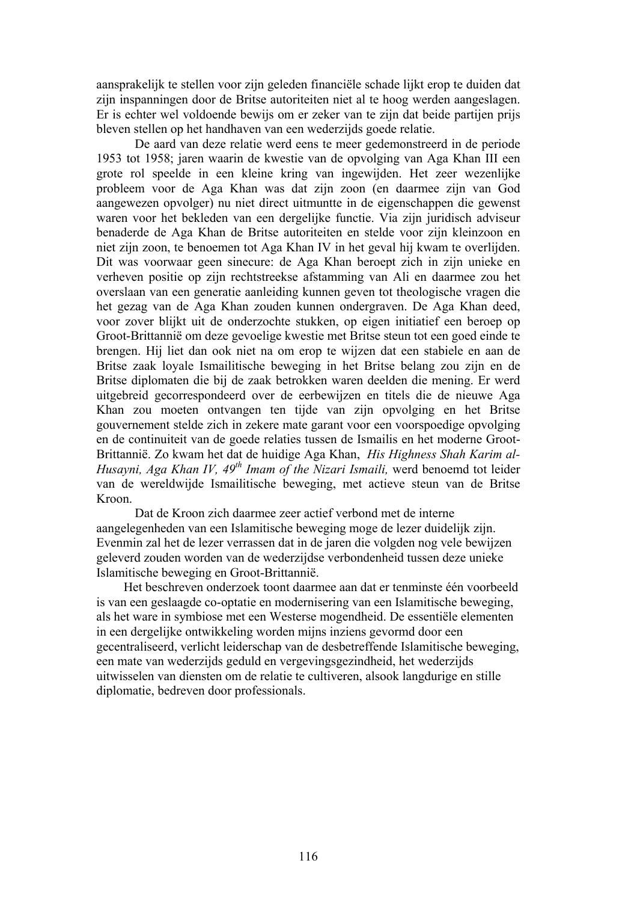aansprakelijk te stellen voor zijn geleden financiële schade lijkt erop te duiden dat zijn inspanningen door de Britse autoriteiten niet al te hoog werden aangeslagen. Er is echter wel voldoende bewijs om er zeker van te zijn dat beide partijen prijs bleven stellen op het handhaven van een wederzijds goede relatie.

De aard van deze relatie werd eens te meer gedemonstreerd in de periode 1953 tot 1958; jaren waarin de kwestie van de opvolging van Aga Khan III een grote rol speelde in een kleine kring van ingewijden. Het zeer wezenlijke probleem voor de Aga Khan was dat zijn zoon (en daarmee zijn van God aangewezen opvolger) nu niet direct uitmuntte in de eigenschappen die gewenst waren voor het bekleden van een dergelijke functie. Via zijn juridisch adviseur benaderde de Aga Khan de Britse autoriteiten en stelde voor zijn kleinzoon en niet zijn zoon, te benoemen tot Aga Khan IV in het geval hij kwam te overlijden. Dit was voorwaar geen sinecure: de Aga Khan beroept zich in zijn unieke en verheven positie op zijn rechtstreekse afstamming van Ali en daarmee zou het overslaan van een generatie aanleiding kunnen geven tot theologische vragen die het gezag van de Aga Khan zouden kunnen ondergraven. De Aga Khan deed, voor zover blijkt uit de onderzochte stukken, op eigen initiatief een beroep op Groot-Brittannië om deze gevoelige kwestie met Britse steun tot een goed einde te brengen. Hij liet dan ook niet na om erop te wijzen dat een stabiele en aan de Britse zaak loyale Ismailitische beweging in het Britse belang zou zijn en de Britse diplomaten die bij de zaak betrokken waren deelden die mening. Er werd uitgebreid gecorrespondeerd over de eerbewijzen en titels die de nieuwe Aga Khan zou moeten ontvangen ten tijde van zijn opvolging en het Britse gouvernement stelde zich in zekere mate garant voor een voorspoedige opvolging en de continuïteit van de goede relaties tussen de Ismailis en het moderne Groot-Brittannië. Zo kwam het dat de huidige Aga Khan, *His Highness Shah Karim al-Husayni, Aga Khan IV, 49th Imam of the Nizari Ismaili,* werd benoemd tot leider van de wereldwijde Ismailitische beweging, met actieve steun van de Britse Kroon.

Dat de Kroon zich daarmee zeer actief verbond met de interne aangelegenheden van een Islamitische beweging moge de lezer duidelijk zijn. Evenmin zal het de lezer verrassen dat in de jaren die volgden nog vele bewijzen geleverd zouden worden van de wederzijdse verbondenheid tussen deze unieke Islamitische beweging en Groot-Brittannië.

Het beschreven onderzoek toont daarmee aan dat er tenminste één voorbeeld is van een geslaagde co-optatie en modernisering van een Islamitische beweging, als het ware in symbiose met een Westerse mogendheid. De essentiële elementen in een dergelijke ontwikkeling worden mijns inziens gevormd door een gecentraliseerd, verlicht leiderschap van de desbetreffende Islamitische beweging, een mate van wederzijds geduld en vergevingsgezindheid, het wederzijds uitwisselen van diensten om de relatie te cultiveren, alsook langdurige en stille diplomatie, bedreven door professionals.